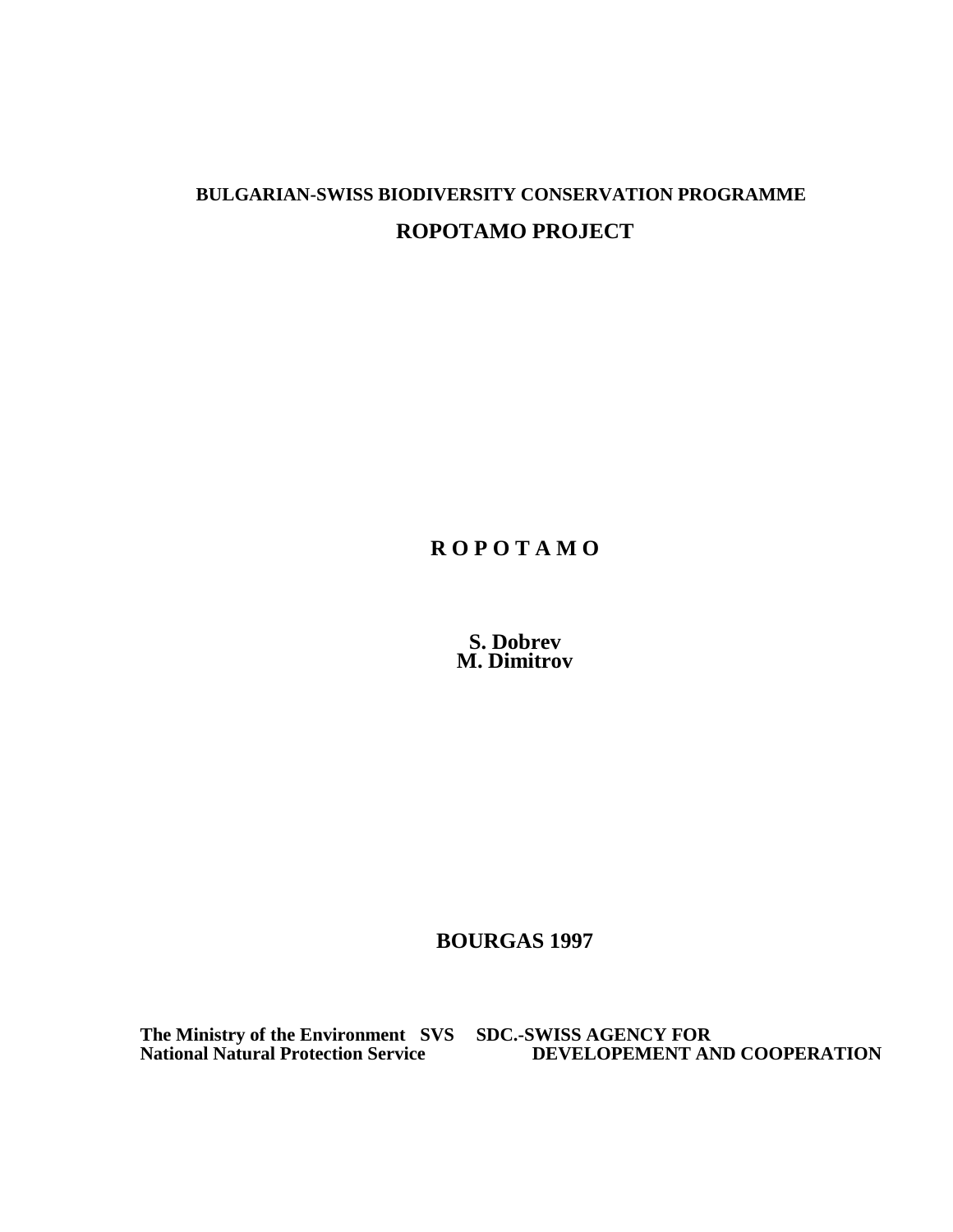**BULGARIAN-SWISS BIODIVERSITY CONSERVATION PROGRAMME**

**ROPOTAMO PROJECT**

# R O P O T A M O

**S. Dobrev**
**M. Dimitrov**

**BOURGAS 1997**

**The Ministry of the Environment SVS SDC.-SWISS AGENCY FOR**
**National Natural Protection Service DEVELOPEMENT AND COOPERATION**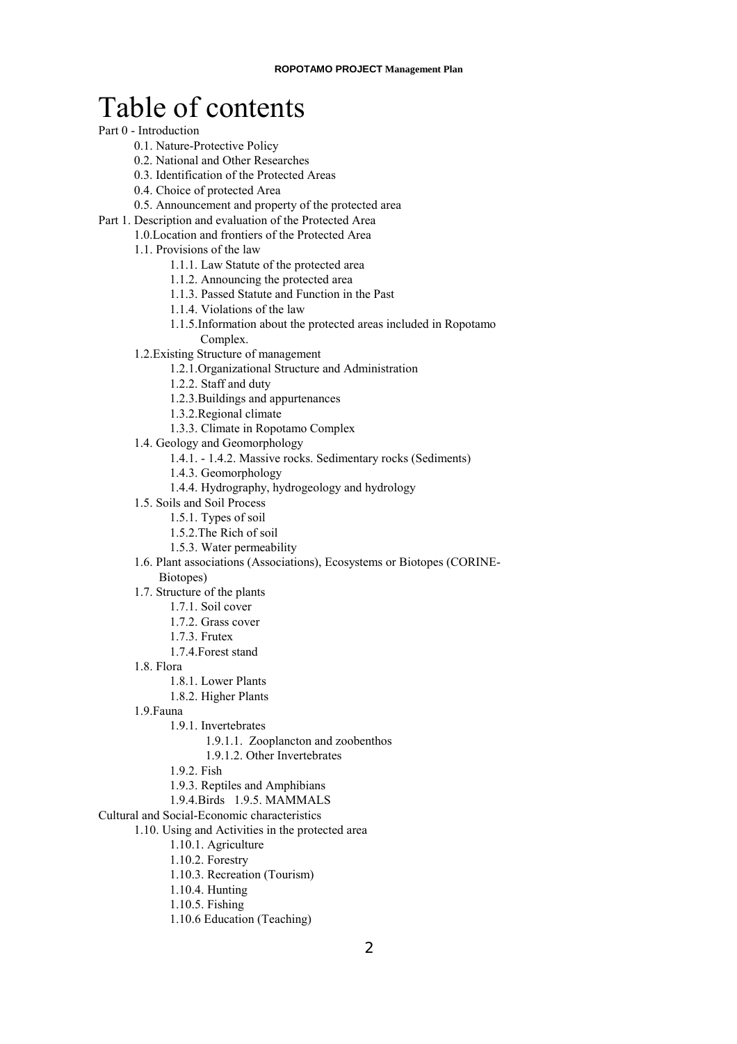# Table of contents

Part 0 - Introduction

- 0.1. Nature-Protective Policy
- 0.2. National and Other Researches
- 0.3. Identification of the Protected Areas
- 0.4. Choice of protected Area
- 0.5. Announcement and property of the protected area

Part 1. Description and evaluation of the Protected Area

- 1.0.Location and frontiers of the Protected Area
- 1.1. Provisions of the law
  - 1.1.1. Law Statute of the protected area
  - 1.1.2. Announcing the protected area
  - 1.1.3. Passed Statute and Function in the Past
  - 1.1.4. Violations of the law
  - 1.1.5.Information about the protected areas included in Ropotamo Complex.
- 1.2.Existing Structure of management
  - 1.2.1.Organizational Structure and Administration
  - 1.2.2. Staff and duty
  - 1.2.3.Buildings and appurtenances
  - 1.3.2.Regional climate
  - 1.3.3. Climate in Ropotamo Complex
- 1.4. Geology and Geomorphology
  - 1.4.1. - 1.4.2. Massive rocks. Sedimentary rocks (Sediments)
  - 1.4.3. Geomorphology
  - 1.4.4. Hydrography, hydrogeology and hydrology
- 1.5. Soils and Soil Process
  - 1.5.1. Types of soil
  - 1.5.2.The Rich of soil
  - 1.5.3. Water permeability
- 1.6. Plant associations (Associations), Ecosystems or Biotopes (CORINE-Biotopes)
- 1.7. Structure of the plants
  - 1.7.1. Soil cover
  - 1.7.2. Grass cover
  - 1.7.3. Frutex
  - 1.7.4.Forest stand
- 1.8. Flora
  - 1.8.1. Lower Plants
  - 1.8.2. Higher Plants
- 1.9.Fauna
  - 1.9.1. Invertebrates
    - 1.9.1.1. Zooplancton and zoobenthos
    - 1.9.1.2. Other Invertebrates
  - 1.9.2. Fish
  - 1.9.3. Reptiles and Amphibians
  - 1.9.4.Birds 1.9.5. MAMMALS

Cultural and Social-Economic characteristics

- 1.10. Using and Activities in the protected area
  - 1.10.1. Agriculture
  - 1.10.2. Forestry
  - 1.10.3. Recreation (Tourism)
  - 1.10.4. Hunting
  - 1.10.5. Fishing
  - 1.10.6 Education (Teaching)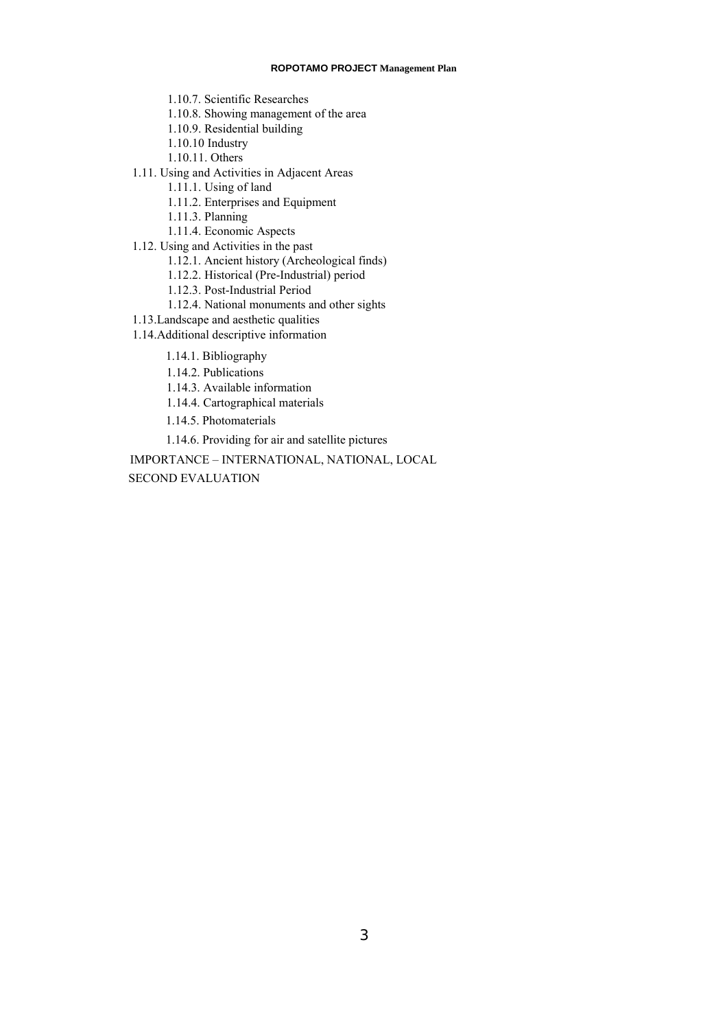- 1.10.7. Scientific Researches
- 1.10.8. Showing management of the area
- 1.10.9. Residential building
- 1.10.10 Industry
- 1.10.11. Others

1.11. Using and Activities in Adjacent Areas

- 1.11.1. Using of land
- 1.11.2. Enterprises and Equipment
- 1.11.3. Planning
- 1.11.4. Economic Aspects

1.12. Using and Activities in the past

- 1.12.1. Ancient history (Archeological finds)
- 1.12.2. Historical (Pre-Industrial) period
- 1.12.3. Post-Industrial Period
- 1.12.4. National monuments and other sights

1.13.Landscape and aesthetic qualities

1.14.Additional descriptive information

- 1.14.1. Bibliography
- 1.14.2. Publications
- 1.14.3. Available information
- 1.14.4. Cartographical materials
- 1.14.5. Photomaterials
- 1.14.6. Providing for air and satellite pictures

IMPORTANCE – INTERNATIONAL, NATIONAL, LOCAL

SECOND EVALUATION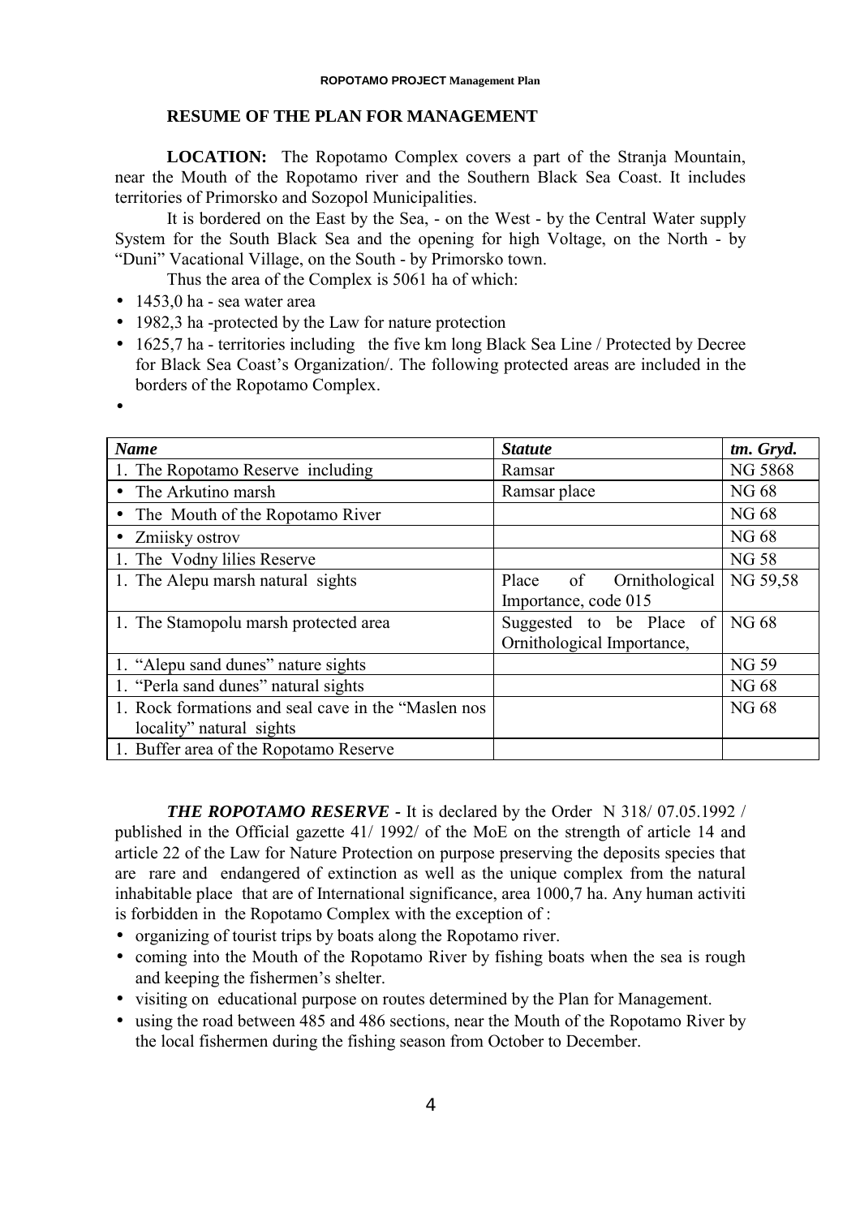## RESUME OF THE PLAN FOR MANAGEMENT

**LOCATION:** The Ropotamo Complex covers a part of the Stranja Mountain, near the Mouth of the Ropotamo river and the Southern Black Sea Coast. It includes territories of Primorsko and Sozopol Municipalities.

It is bordered on the East by the Sea, - on the West - by the Central Water supply System for the South Black Sea and the opening for high Voltage, on the North - by "Duni" Vacational Village, on the South - by Primorsko town.

Thus the area of the Complex is 5061 ha of which:

- 1453,0 ha - sea water area
- 1982,3 ha -protected by the Law for nature protection
- 1625,7 ha - territories including the five km long Black Sea Line / Protected by Decree for Black Sea Coast's Organization/. The following protected areas are included in the borders of the Ropotamo Complex.
-

| ***Name*** | ***Statute*** | ***tm. Gryd.*** |
|---|---|---|
| 1. The Ropotamo Reserve including | Ramsar | NG 5868 |
| • The Arkutino marsh | Ramsar place | NG 68 |
| • The Mouth of the Ropotamo River | | NG 68 |
| • Zmiisky ostrov | | NG 68 |
| 1. The Vodny lilies Reserve | | NG 58 |
| 1. The Alepu marsh natural sights | Place of Ornithological Importance, code 015 | NG 59,58 |
| 1. The Stamopolu marsh protected area | Suggested to be Place of Ornithological Importance, | NG 68 |
| 1. "Alepu sand dunes" nature sights | | NG 59 |
| 1. "Perla sand dunes" natural sights | | NG 68 |
| 1. Rock formations and seal cave in the "Maslen nos locality" natural sights | | NG 68 |
| 1. Buffer area of the Ropotamo Reserve | | |

***THE ROPOTAMO RESERVE*** - It is declared by the Order N 318/ 07.05.1992 / published in the Official gazette 41/ 1992/ of the MoE on the strength of article 14 and article 22 of the Law for Nature Protection on purpose preserving the deposits species that are rare and endangered of extinction as well as the unique complex from the natural inhabitable place that are of International significance, area 1000,7 ha. Any human activiti is forbidden in the Ropotamo Complex with the exception of :

- organizing of tourist trips by boats along the Ropotamo river.
- coming into the Mouth of the Ropotamo River by fishing boats when the sea is rough and keeping the fishermen's shelter.
- visiting on educational purpose on routes determined by the Plan for Management.
- using the road between 485 and 486 sections, near the Mouth of the Ropotamo River by the local fishermen during the fishing season from October to December.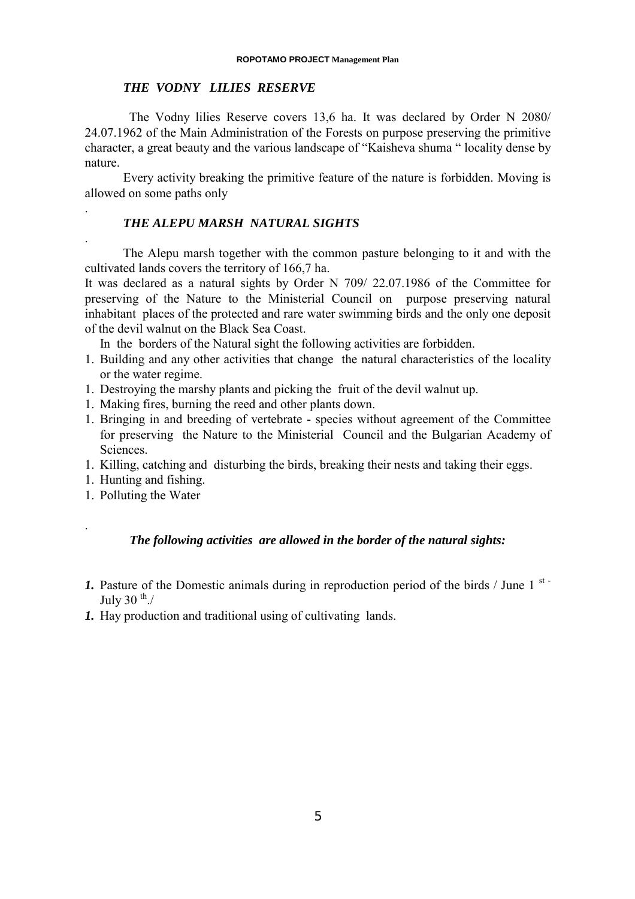### *THE VODNY LILIES RESERVE*

The Vodny lilies Reserve covers 13,6 ha. It was declared by Order N 2080/ 24.07.1962 of the Main Administration of the Forests on purpose preserving the primitive character, a great beauty and the various landscape of "Kaisheva shuma " locality dense by nature.

Every activity breaking the primitive feature of the nature is forbidden. Moving is allowed on some paths only

.

### *THE ALEPU MARSH NATURAL SIGHTS*

.

The Alepu marsh together with the common pasture belonging to it and with the cultivated lands covers the territory of 166,7 ha.

It was declared as a natural sights by Order N 709/ 22.07.1986 of the Committee for preserving of the Nature to the Ministerial Council on purpose preserving natural inhabitant places of the protected and rare water swimming birds and the only one deposit of the devil walnut on the Black Sea Coast.

In the borders of the Natural sight the following activities are forbidden.

1. Building and any other activities that change the natural characteristics of the locality or the water regime.
1. Destroying the marshy plants and picking the fruit of the devil walnut up.
1. Making fires, burning the reed and other plants down.
1. Bringing in and breeding of vertebrate - species without agreement of the Committee for preserving the Nature to the Ministerial Council and the Bulgarian Academy of Sciences.
1. Killing, catching and disturbing the birds, breaking their nests and taking their eggs.
1. Hunting and fishing.
1. Polluting the Water

.

***The following activities are allowed in the border of the natural sights:***

***1.*** Pasture of the Domestic animals during in reproduction period of the birds / June 1 st - July 30 th./

***1.*** Hay production and traditional using of cultivating lands.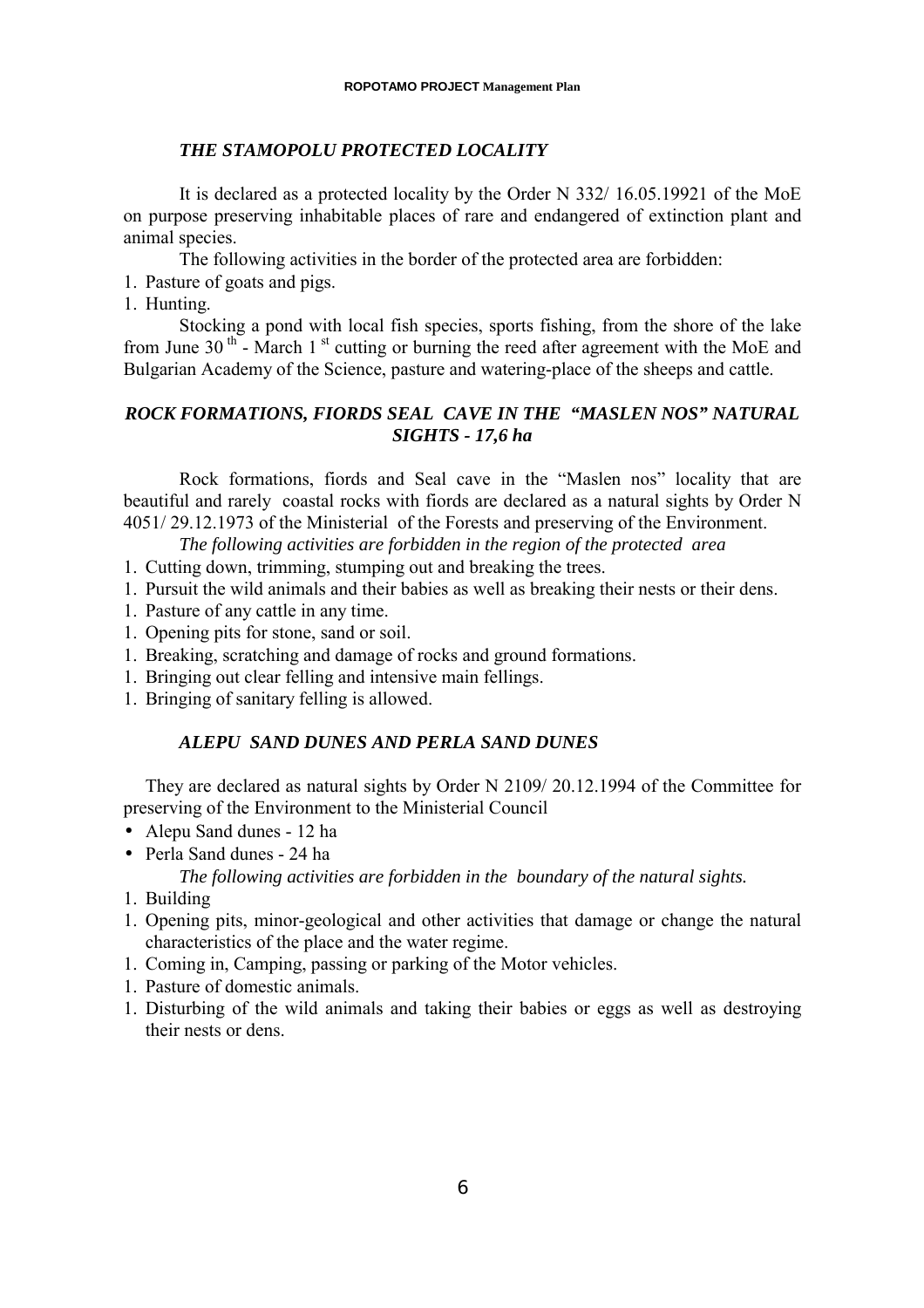### *THE STAMOPOLU PROTECTED LOCALITY*

It is declared as a protected locality by the Order N 332/ 16.05.19921 of the MoE on purpose preserving inhabitable places of rare and endangered of extinction plant and animal species.

The following activities in the border of the protected area are forbidden:

1. Pasture of goats and pigs.
1. Hunting.

Stocking a pond with local fish species, sports fishing, from the shore of the lake from June 30 th - March 1 st cutting or burning the reed after agreement with the MoE and Bulgarian Academy of the Science, pasture and watering-place of the sheeps and cattle.

### *ROCK FORMATIONS, FIORDS SEAL CAVE IN THE "MASLEN NOS" NATURAL SIGHTS - 17,6 ha*

Rock formations, fiords and Seal cave in the "Maslen nos" locality that are beautiful and rarely coastal rocks with fiords are declared as a natural sights by Order N 4051/ 29.12.1973 of the Ministerial of the Forests and preserving of the Environment.

*The following activities are forbidden in the region of the protected area*

1. Cutting down, trimming, stumping out and breaking the trees.
1. Pursuit the wild animals and their babies as well as breaking their nests or their dens.
1. Pasture of any cattle in any time.
1. Opening pits for stone, sand or soil.
1. Breaking, scratching and damage of rocks and ground formations.
1. Bringing out clear felling and intensive main fellings.
1. Bringing of sanitary felling is allowed.

### *ALEPU SAND DUNES AND PERLA SAND DUNES*

They are declared as natural sights by Order N 2109/ 20.12.1994 of the Committee for preserving of the Environment to the Ministerial Council

- Alepu Sand dunes - 12 ha
- Perla Sand dunes - 24 ha

*The following activities are forbidden in the boundary of the natural sights.*

1. Building
1. Opening pits, minor-geological and other activities that damage or change the natural characteristics of the place and the water regime.
1. Coming in, Camping, passing or parking of the Motor vehicles.
1. Pasture of domestic animals.
1. Disturbing of the wild animals and taking their babies or eggs as well as destroying their nests or dens.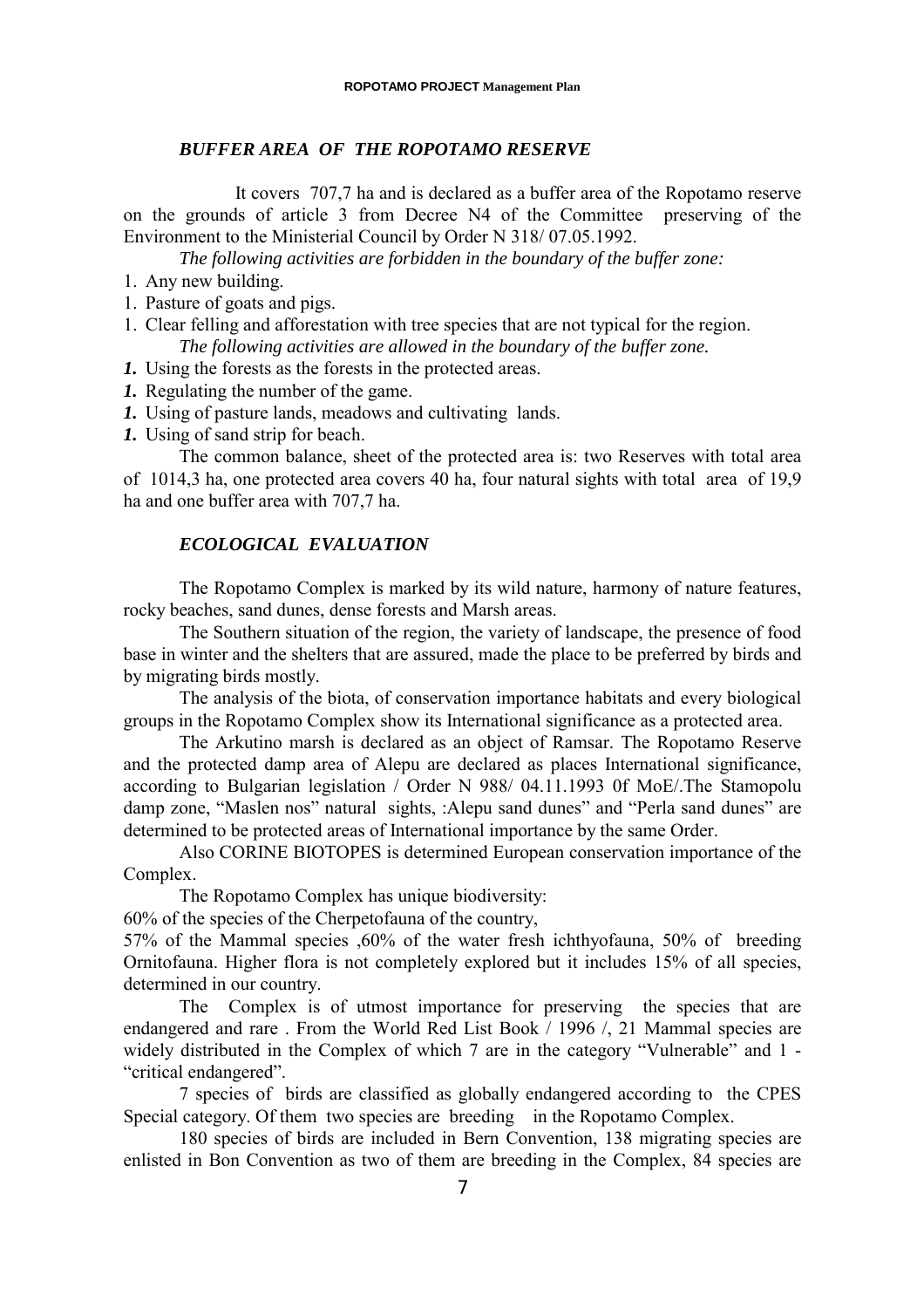### *BUFFER AREA OF THE ROPOTAMO RESERVE*

It covers 707,7 ha and is declared as a buffer area of the Ropotamo reserve on the grounds of article 3 from Decree N4 of the Committee preserving of the Environment to the Ministerial Council by Order N 318/ 07.05.1992.

*The following activities are forbidden in the boundary of the buffer zone:*

1. Any new building.
1. Pasture of goats and pigs.
1. Clear felling and afforestation with tree species that are not typical for the region.

*The following activities are allowed in the boundary of the buffer zone.*

***1.*** Using the forests as the forests in the protected areas.
***1.*** Regulating the number of the game.
***1.*** Using of pasture lands, meadows and cultivating lands.
***1.*** Using of sand strip for beach.

The common balance, sheet of the protected area is: two Reserves with total area of 1014,3 ha, one protected area covers 40 ha, four natural sights with total area of 19,9 ha and one buffer area with 707,7 ha.

### *ECOLOGICAL EVALUATION*

The Ropotamo Complex is marked by its wild nature, harmony of nature features, rocky beaches, sand dunes, dense forests and Marsh areas.

The Southern situation of the region, the variety of landscape, the presence of food base in winter and the shelters that are assured, made the place to be preferred by birds and by migrating birds mostly.

The analysis of the biota, of conservation importance habitats and every biological groups in the Ropotamo Complex show its International significance as a protected area.

The Arkutino marsh is declared as an object of Ramsar. The Ropotamo Reserve and the protected damp area of Alepu are declared as places International significance, according to Bulgarian legislation / Order N 988/ 04.11.1993 0f MoE/.The Stamopolu damp zone, "Maslen nos" natural sights, :Alepu sand dunes" and "Perla sand dunes" are determined to be protected areas of International importance by the same Order.

Also CORINE BIOTOPES is determined European conservation importance of the Complex.

The Ropotamo Complex has unique biodiversity:

60% of the species of the Cherpetofauna of the country,

57% of the Mammal species ,60% of the water fresh ichthyofauna, 50% of breeding Ornitofauna. Higher flora is not completely explored but it includes 15% of all species, determined in our country.

The Complex is of utmost importance for preserving the species that are endangered and rare . From the World Red List Book / 1996 /, 21 Mammal species are widely distributed in the Complex of which 7 are in the category "Vulnerable" and 1 - "critical endangered".

7 species of birds are classified as globally endangered according to the CPES Special category. Of them two species are breeding in the Ropotamo Complex.

180 species of birds are included in Bern Convention, 138 migrating species are enlisted in Bon Convention as two of them are breeding in the Complex, 84 species are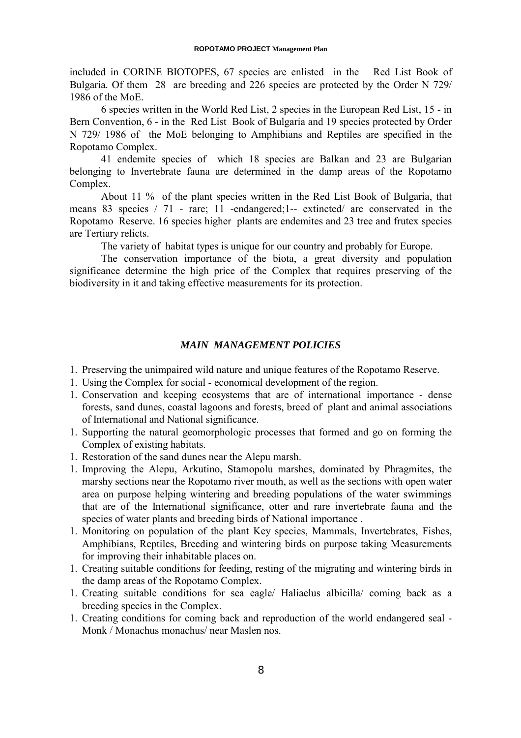included in CORINE BIOTOPES, 67 species are enlisted in the Red List Book of Bulgaria. Of them 28 are breeding and 226 species are protected by the Order N 729/ 1986 of the MoE.

6 species written in the World Red List, 2 species in the European Red List, 15 - in Bern Convention, 6 - in the Red List Book of Bulgaria and 19 species protected by Order N 729/ 1986 of the MoE belonging to Amphibians and Reptiles are specified in the Ropotamo Complex.

41 endemite species of which 18 species are Balkan and 23 are Bulgarian belonging to Invertebrate fauna are determined in the damp areas of the Ropotamo Complex.

About 11 % of the plant species written in the Red List Book of Bulgaria, that means 83 species / 71 - rare; 11 -endangered;1-- extincted/ are conservated in the Ropotamo Reserve. 16 species higher plants are endemites and 23 tree and frutex species are Tertiary relicts.

The variety of habitat types is unique for our country and probably for Europe.

The conservation importance of the biota, a great diversity and population significance determine the high price of the Complex that requires preserving of the biodiversity in it and taking effective measurements for its protection.

### *MAIN MANAGEMENT POLICIES*

1. Preserving the unimpaired wild nature and unique features of the Ropotamo Reserve.
1. Using the Complex for social - economical development of the region.
1. Conservation and keeping ecosystems that are of international importance - dense forests, sand dunes, coastal lagoons and forests, breed of plant and animal associations of International and National significance.
1. Supporting the natural geomorphologic processes that formed and go on forming the Complex of existing habitats.
1. Restoration of the sand dunes near the Alepu marsh.
1. Improving the Alepu, Arkutino, Stamopolu marshes, dominated by Phragmites, the marshy sections near the Ropotamo river mouth, as well as the sections with open water area on purpose helping wintering and breeding populations of the water swimmings that are of the International significance, otter and rare invertebrate fauna and the species of water plants and breeding birds of National importance .
1. Monitoring on population of the plant Key species, Mammals, Invertebrates, Fishes, Amphibians, Reptiles, Breeding and wintering birds on purpose taking Measurements for improving their inhabitable places on.
1. Creating suitable conditions for feeding, resting of the migrating and wintering birds in the damp areas of the Ropotamo Complex.
1. Creating suitable conditions for sea eagle/ Haliaelus albicilla/ coming back as a breeding species in the Complex.
1. Creating conditions for coming back and reproduction of the world endangered seal - Monk / Monachus monachus/ near Maslen nos.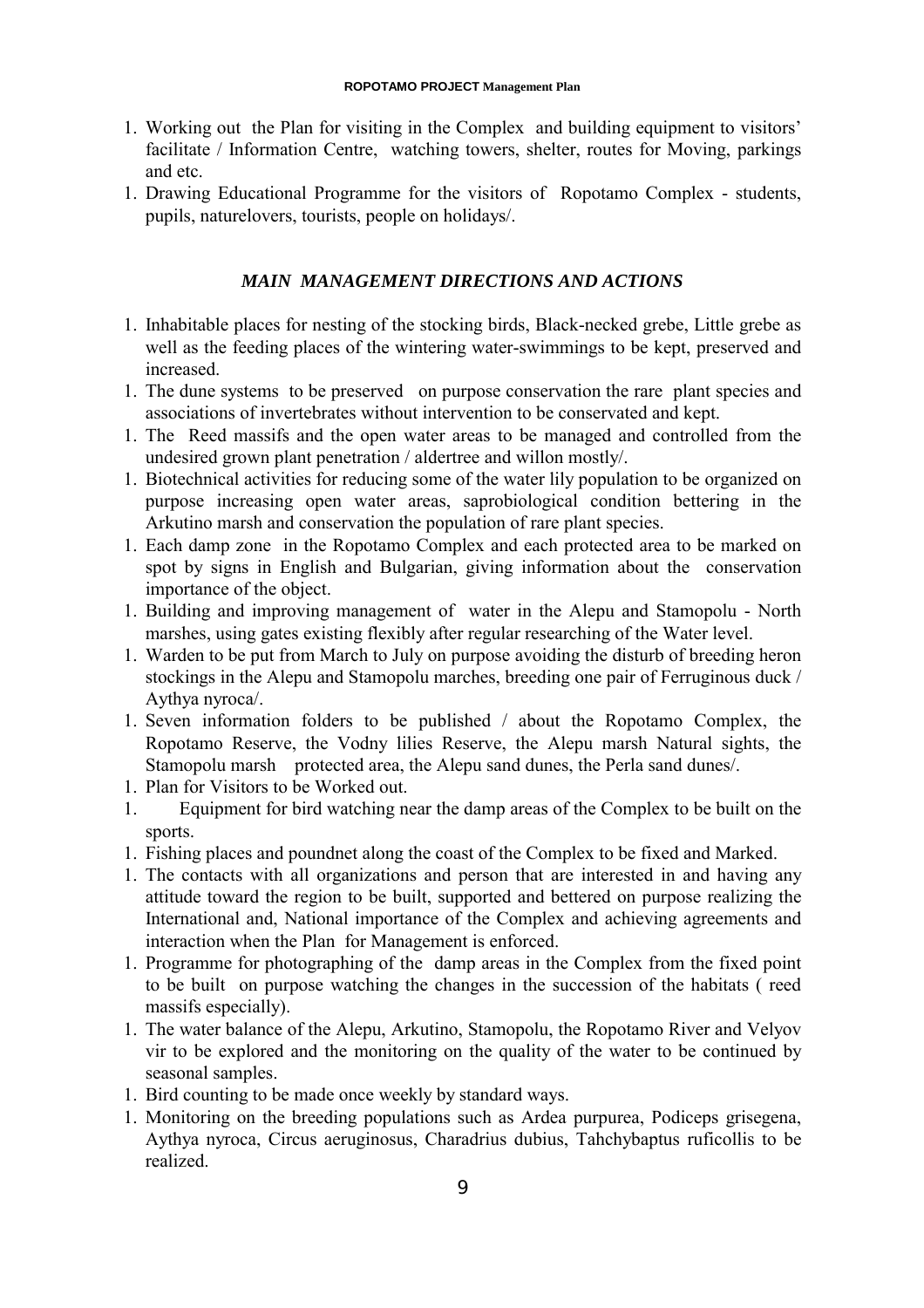1. Working out the Plan for visiting in the Complex and building equipment to visitors' facilitate / Information Centre, watching towers, shelter, routes for Moving, parkings and etc.
1. Drawing Educational Programme for the visitors of Ropotamo Complex - students, pupils, naturelovers, tourists, people on holidays/.

## *MAIN MANAGEMENT DIRECTIONS AND ACTIONS*

1. Inhabitable places for nesting of the stocking birds, Black-necked grebe, Little grebe as well as the feeding places of the wintering water-swimmings to be kept, preserved and increased.
1. The dune systems to be preserved on purpose conservation the rare plant species and associations of invertebrates without intervention to be conservated and kept.
1. The Reed massifs and the open water areas to be managed and controlled from the undesired grown plant penetration / aldertree and willon mostly/.
1. Biotechnical activities for reducing some of the water lily population to be organized on purpose increasing open water areas, saprobiological condition bettering in the Arkutino marsh and conservation the population of rare plant species.
1. Each damp zone in the Ropotamo Complex and each protected area to be marked on spot by signs in English and Bulgarian, giving information about the conservation importance of the object.
1. Building and improving management of water in the Alepu and Stamopolu - North marshes, using gates existing flexibly after regular researching of the Water level.
1. Warden to be put from March to July on purpose avoiding the disturb of breeding heron stockings in the Alepu and Stamopolu marches, breeding one pair of Ferruginous duck / Aythya nyroca/.
1. Seven information folders to be published / about the Ropotamo Complex, the Ropotamo Reserve, the Vodny lilies Reserve, the Alepu marsh Natural sights, the Stamopolu marsh protected area, the Alepu sand dunes, the Perla sand dunes/.
1. Plan for Visitors to be Worked out.
1. Equipment for bird watching near the damp areas of the Complex to be built on the sports.
1. Fishing places and poundnet along the coast of the Complex to be fixed and Marked.
1. The contacts with all organizations and person that are interested in and having any attitude toward the region to be built, supported and bettered on purpose realizing the International and, National importance of the Complex and achieving agreements and interaction when the Plan for Management is enforced.
1. Programme for photographing of the damp areas in the Complex from the fixed point to be built on purpose watching the changes in the succession of the habitats ( reed massifs especially).
1. The water balance of the Alepu, Arkutino, Stamopolu, the Ropotamo River and Velyov vir to be explored and the monitoring on the quality of the water to be continued by seasonal samples.
1. Bird counting to be made once weekly by standard ways.
1. Monitoring on the breeding populations such as Ardea purpurea, Podiceps grisegena, Aythya nyroca, Circus aeruginosus, Charadrius dubius, Tahchybaptus ruficollis to be realized.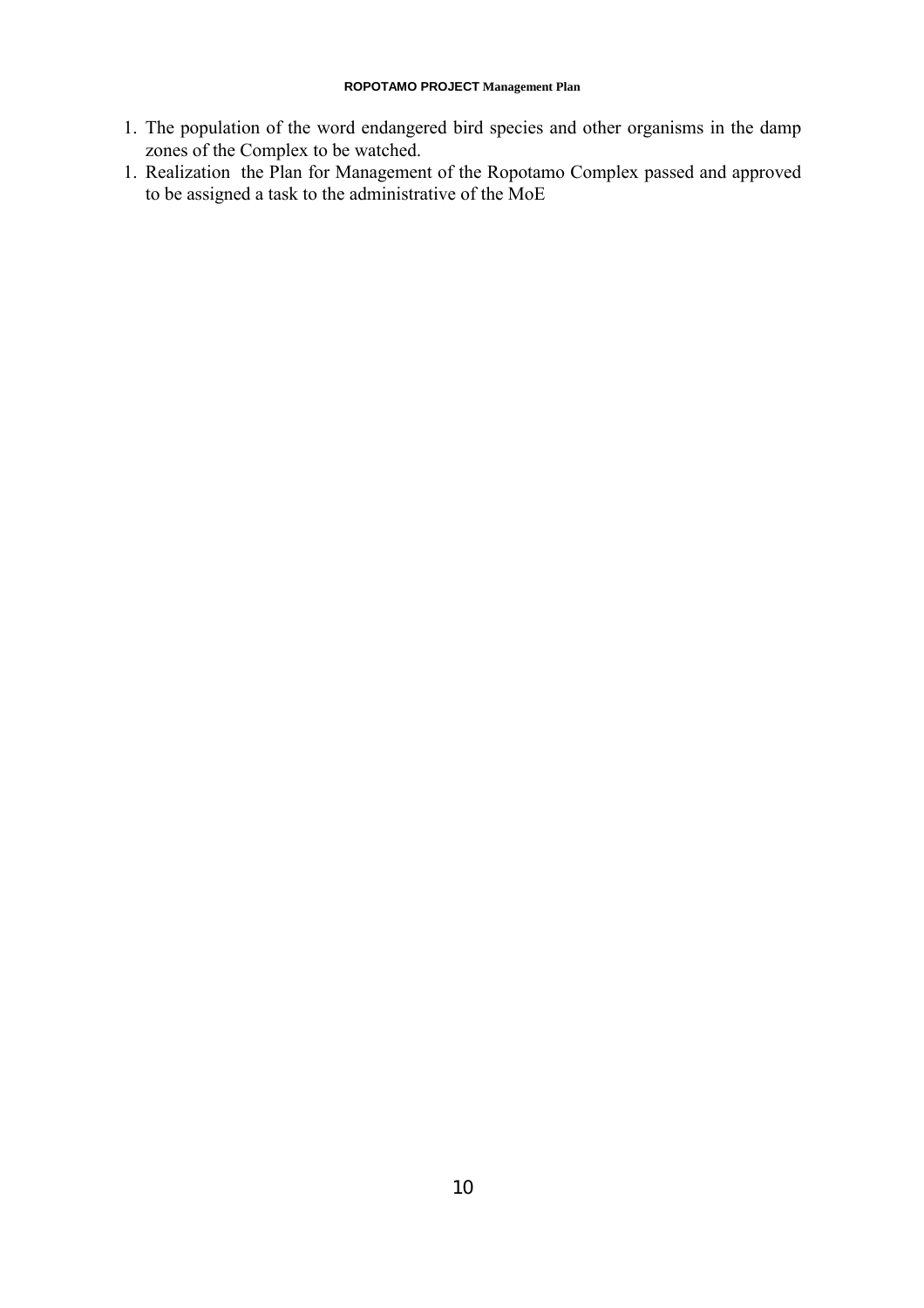1. The population of the word endangered bird species and other organisms in the damp zones of the Complex to be watched.
1. Realization the Plan for Management of the Ropotamo Complex passed and approved to be assigned a task to the administrative of the MoE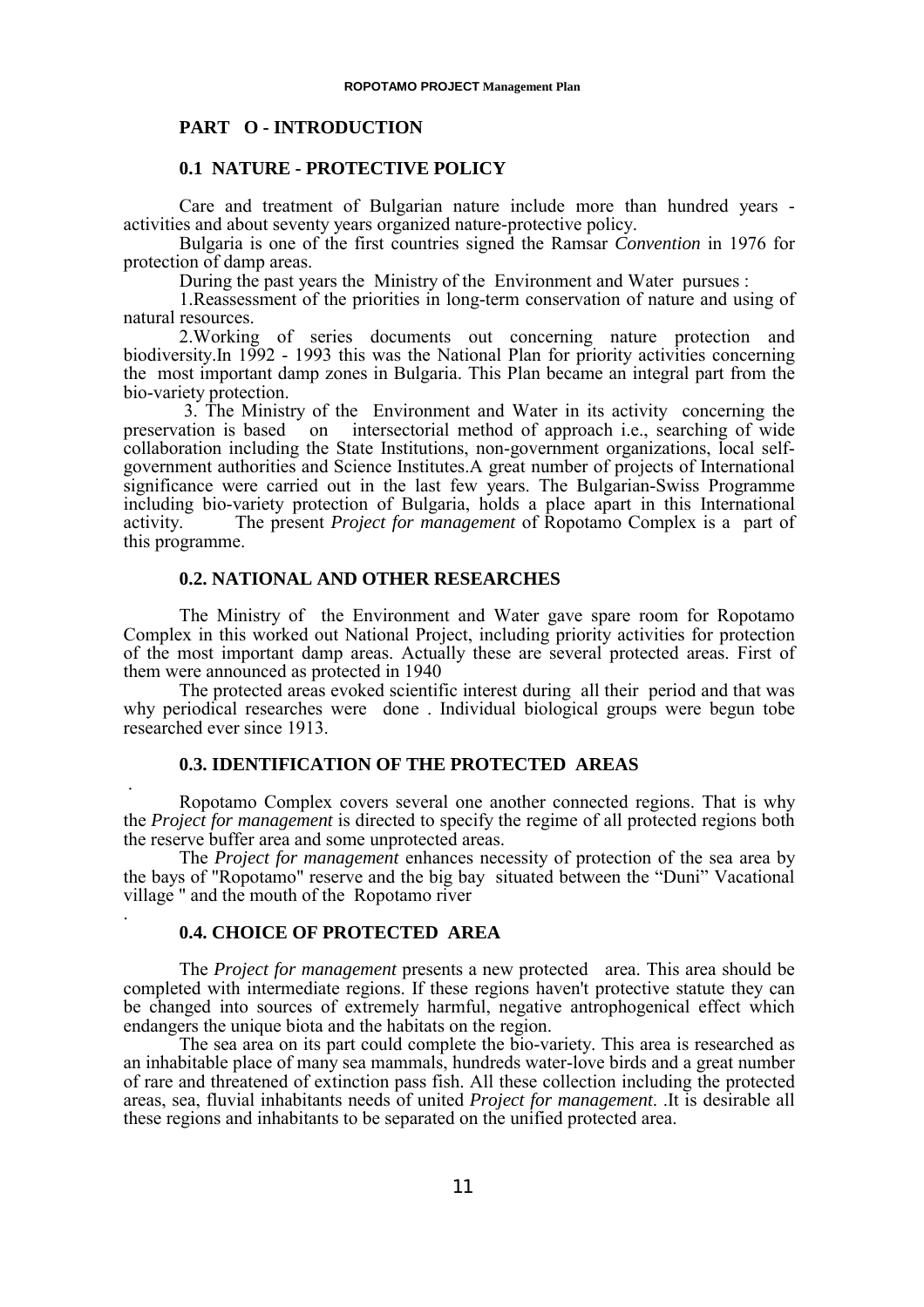## PART O - INTRODUCTION

### 0.1 NATURE - PROTECTIVE POLICY

Care and treatment of Bulgarian nature include more than hundred years - activities and about seventy years organized nature-protective policy.

Bulgaria is one of the first countries signed the Ramsar *Convention* in 1976 for protection of damp areas.

During the past years the Ministry of the Environment and Water pursues :

1.Reassessment of the priorities in long-term conservation of nature and using of natural resources.

2.Working of series documents out concerning nature protection and biodiversity.In 1992 - 1993 this was the National Plan for priority activities concerning the most important damp zones in Bulgaria. This Plan became an integral part from the bio-variety protection.

3. The Ministry of the Environment and Water in its activity concerning the preservation is based on intersectorial method of approach i.e., searching of wide collaboration including the State Institutions, non-government organizations, local self-government authorities and Science Institutes.A great number of projects of International significance were carried out in the last few years. The Bulgarian-Swiss Programme including bio-variety protection of Bulgaria, holds a place apart in this International activity. The present *Project for management* of Ropotamo Complex is a part of this programme.

### 0.2. NATIONAL AND OTHER RESEARCHES

The Ministry of the Environment and Water gave spare room for Ropotamo Complex in this worked out National Project, including priority activities for protection of the most important damp areas. Actually these are several protected areas. First of them were announced as protected in 1940

The protected areas evoked scientific interest during all their period and that was why periodical researches were done . Individual biological groups were begun tobe researched ever since 1913.

### 0.3. IDENTIFICATION OF THE PROTECTED AREAS

.

Ropotamo Complex covers several one another connected regions. That is why the *Project for management* is directed to specify the regime of all protected regions both the reserve buffer area and some unprotected areas.

The *Project for management* enhances necessity of protection of the sea area by the bays of "Ropotamo" reserve and the big bay situated between the “Duni” Vacational village " and the mouth of the Ropotamo river

.

### 0.4. CHOICE OF PROTECTED AREA

The *Project for management* presents a new protected area. This area should be completed with intermediate regions. If these regions haven't protective statute they can be changed into sources of extremely harmful, negative antrophogenical effect which endangers the unique biota and the habitats on the region.

The sea area on its part could complete the bio-variety. This area is researched as an inhabitable place of many sea mammals, hundreds water-love birds and a great number of rare and threatened of extinction pass fish. All these collection including the protected areas, sea, fluvial inhabitants needs of united *Project for management*. .It is desirable all these regions and inhabitants to be separated on the unified protected area.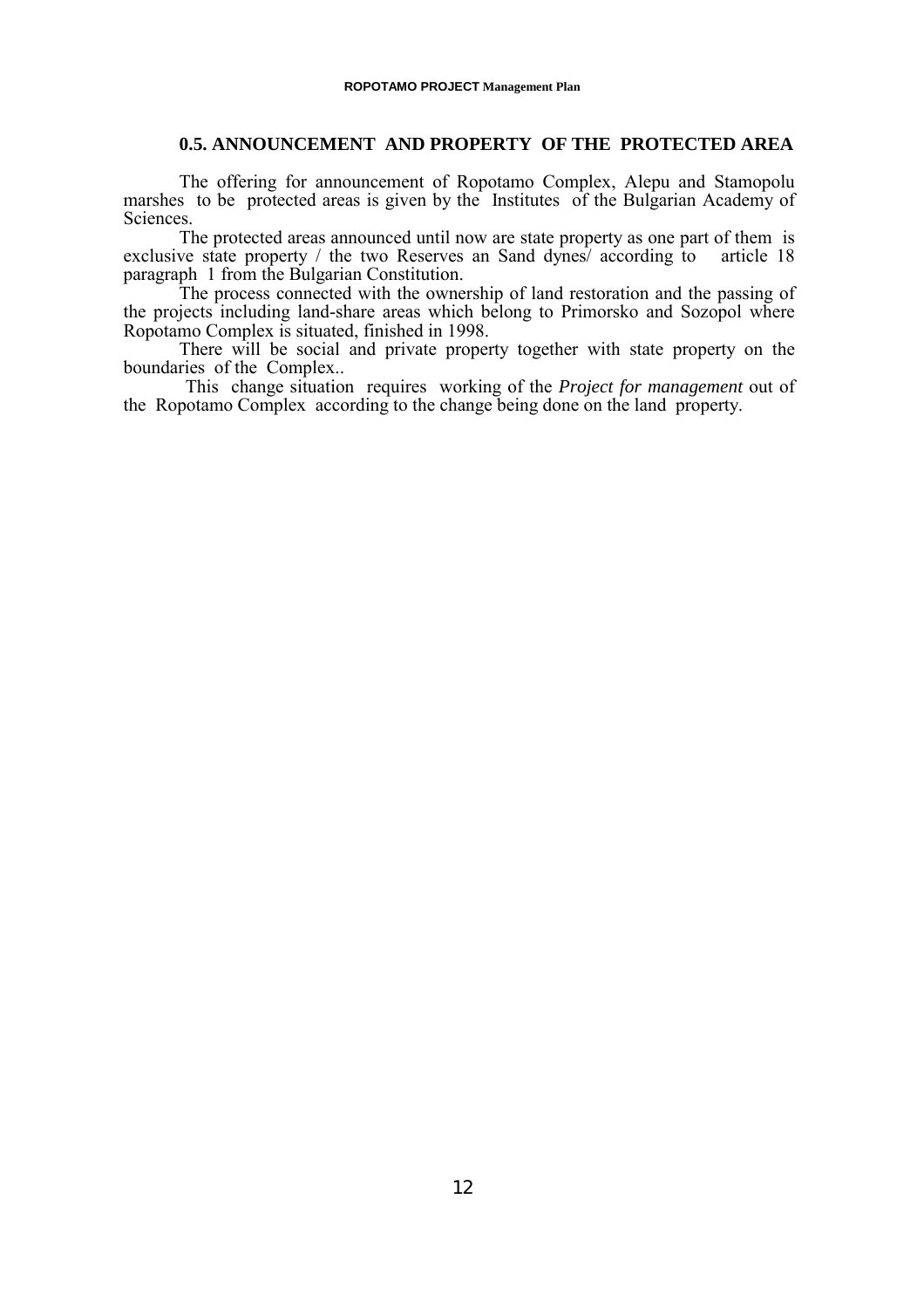## 0.5. ANNOUNCEMENT AND PROPERTY OF THE PROTECTED AREA

The offering for announcement of Ropotamo Complex, Alepu and Stamopolu marshes to be protected areas is given by the Institutes of the Bulgarian Academy of Sciences.

The protected areas announced until now are state property as one part of them is exclusive state property / the two Reserves an Sand dynes/ according to article 18 paragraph 1 from the Bulgarian Constitution.

The process connected with the ownership of land restoration and the passing of the projects including land-share areas which belong to Primorsko and Sozopol where Ropotamo Complex is situated, finished in 1998.

There will be social and private property together with state property on the boundaries of the Complex..

This change situation requires working of the *Project for management* out of the Ropotamo Complex according to the change being done on the land property.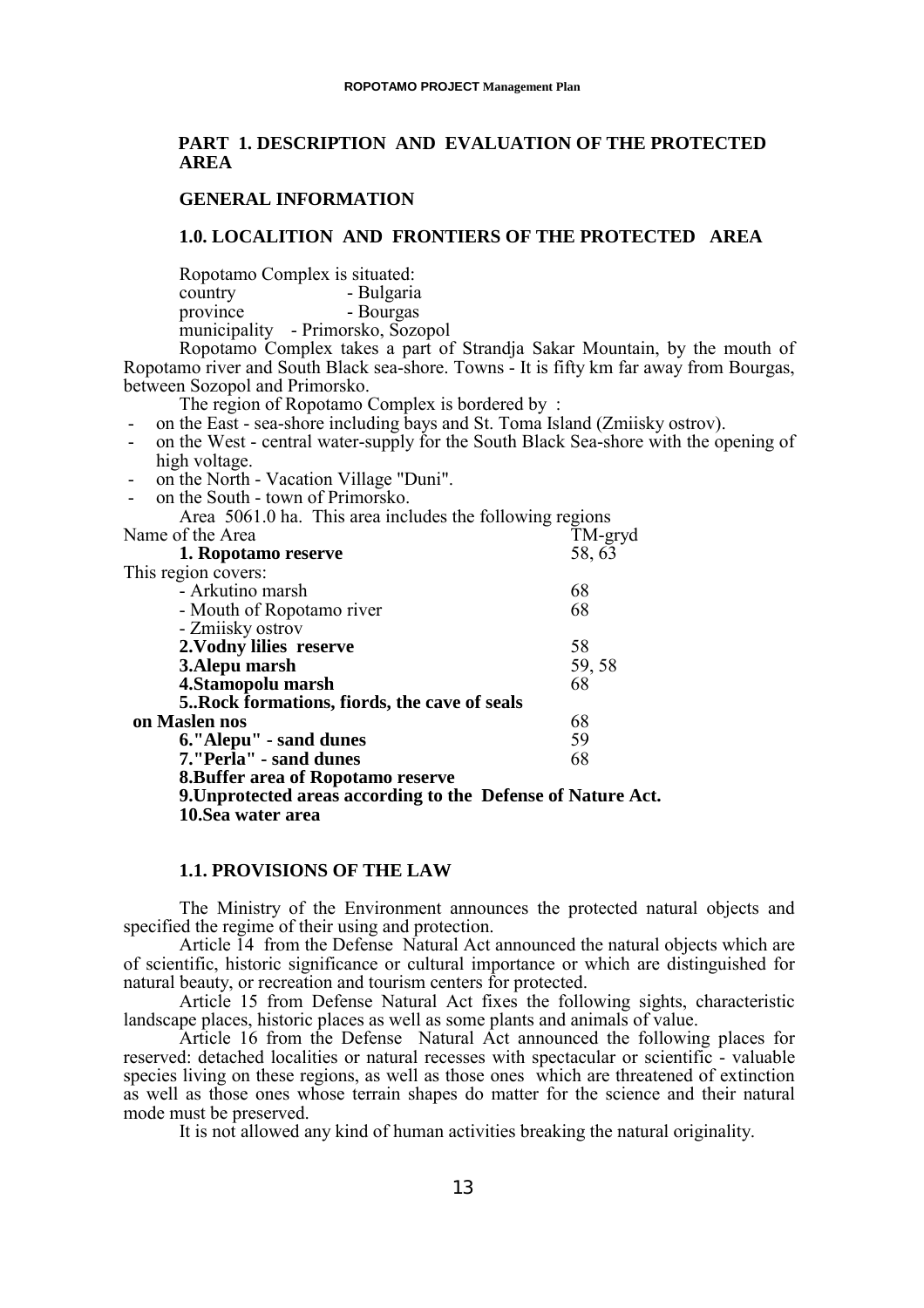# PART 1. DESCRIPTION AND EVALUATION OF THE PROTECTED AREA

## GENERAL INFORMATION

### 1.0. LOCALITION AND FRONTIERS OF THE PROTECTED AREA

Ropotamo Complex is situated:
country - Bulgaria
province - Bourgas
municipality - Primorsko, Sozopol

Ropotamo Complex takes a part of Strandja Sakar Mountain, by the mouth of Ropotamo river and South Black sea-shore. Towns - It is fifty km far away from Bourgas, between Sozopol and Primorsko.

The region of Ropotamo Complex is bordered by :

- on the East - sea-shore including bays and St. Toma Island (Zmiisky ostrov).
- on the West - central water-supply for the South Black Sea-shore with the opening of high voltage.
- on the North - Vacation Village "Duni".
- on the South - town of Primorsko.

Area 5061.0 ha. This area includes the following regions

| Name of the Area | TM-gryd |
|---|---|
| **1. Ropotamo reserve** | 58, 63 |
| This region covers: | |
| - Arkutino marsh | 68 |
| - Mouth of Ropotamo river | 68 |
| - Zmiisky ostrov | |
| **2.Vodny lilies reserve** | 58 |
| **3.Alepu marsh** | 59, 58 |
| **4.Stamopolu marsh** | 68 |
| **5..Rock formations, fiords, the cave of seals on Maslen nos** | 68 |
| **6."Alepu" - sand dunes** | 59 |
| **7."Perla" - sand dunes** | 68 |
| **8.Buffer area of Ropotamo reserve** | |
| **9.Unprotected areas according to the Defense of Nature Act.** | |
| **10.Sea water area** | |

### 1.1. PROVISIONS OF THE LAW

The Ministry of the Environment announces the protected natural objects and specified the regime of their using and protection.

Article 14 from the Defense Natural Act announced the natural objects which are of scientific, historic significance or cultural importance or which are distinguished for natural beauty, or recreation and tourism centers for protected.

Article 15 from Defense Natural Act fixes the following sights, characteristic landscape places, historic places as well as some plants and animals of value.

Article 16 from the Defense Natural Act announced the following places for reserved: detached localities or natural recesses with spectacular or scientific - valuable species living on these regions, as well as those ones which are threatened of extinction as well as those ones whose terrain shapes do matter for the science and their natural mode must be preserved.

It is not allowed any kind of human activities breaking the natural originality.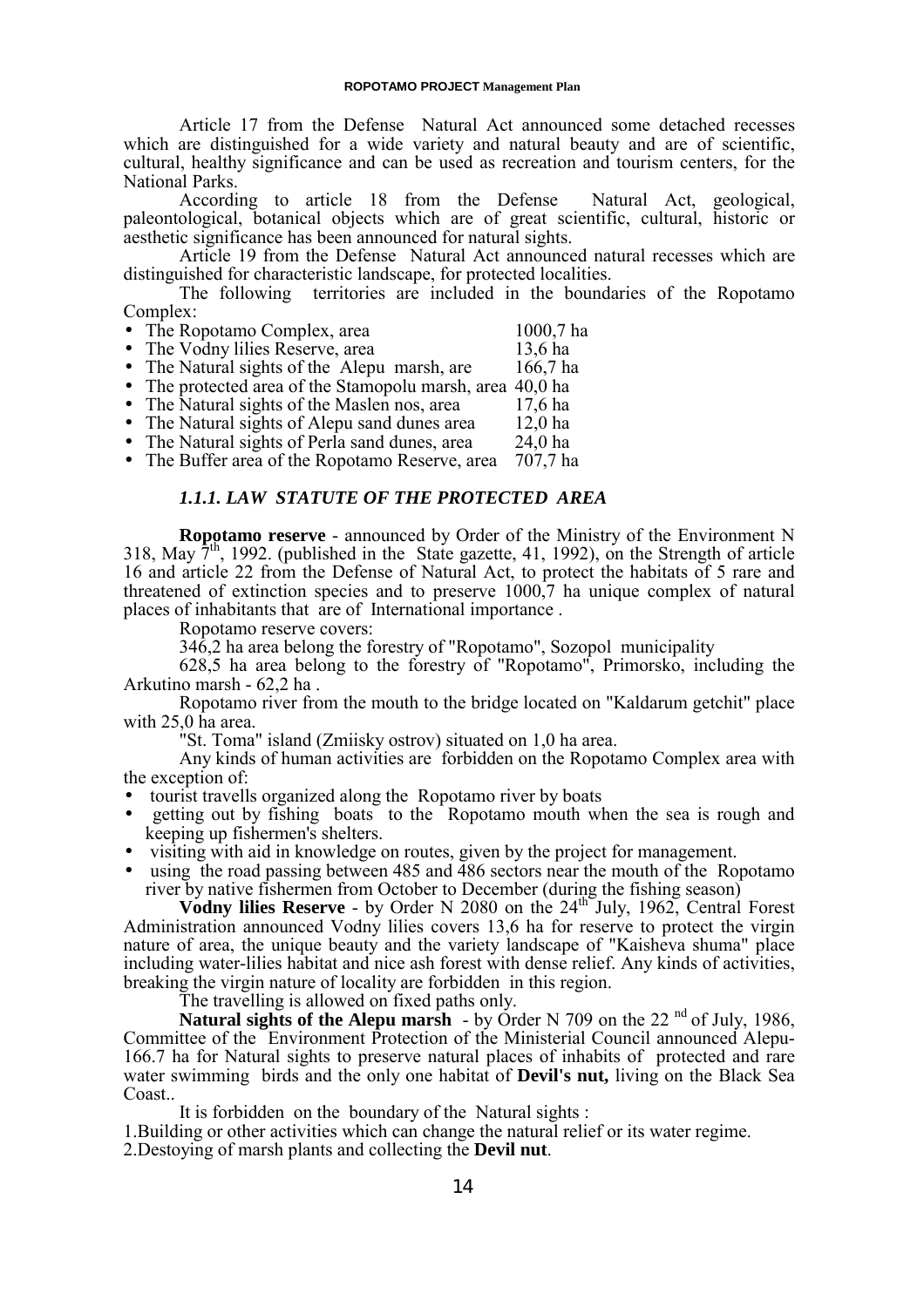Article 17 from the Defense Natural Act announced some detached recesses which are distinguished for a wide variety and natural beauty and are of scientific, cultural, healthy significance and can be used as recreation and tourism centers, for the National Parks.

According to article 18 from the Defense Natural Act, geological, paleontological, botanical objects which are of great scientific, cultural, historic or aesthetic significance has been announced for natural sights.

Article 19 from the Defense Natural Act announced natural recesses which are distinguished for characteristic landscape, for protected localities.

The following territories are included in the boundaries of the Ropotamo Complex:

- The Ropotamo Complex, area 1000,7 ha
- The Vodny lilies Reserve, area 13,6 ha
- The Natural sights of the Alepu marsh, are 166,7 ha
- The protected area of the Stamopolu marsh, area 40,0 ha
- The Natural sights of the Maslen nos, area 17,6 ha
- The Natural sights of Alepu sand dunes area 12,0 ha
- The Natural sights of Perla sand dunes, area 24,0 ha
- The Buffer area of the Ropotamo Reserve, area 707,7 ha

### *1.1.1. LAW STATUTE OF THE PROTECTED AREA*

**Ropotamo reserve** - announced by Order of the Ministry of the Environment N 318, May 7th, 1992. (published in the State gazette, 41, 1992), on the Strength of article 16 and article 22 from the Defense of Natural Act, to protect the habitats of 5 rare and threatened of extinction species and to preserve 1000,7 ha unique complex of natural places of inhabitants that are of International importance .

Ropotamo reserve covers:

346,2 ha area belong the forestry of "Ropotamo", Sozopol municipality

628,5 ha area belong to the forestry of "Ropotamo", Primorsko, including the Arkutino marsh - 62,2 ha .

Ropotamo river from the mouth to the bridge located on "Kaldarum getchit" place with 25,0 ha area.

"St. Toma" island (Zmiisky ostrov) situated on 1,0 ha area.

Any kinds of human activities are forbidden on the Ropotamo Complex area with the exception of:

- tourist travells organized along the Ropotamo river by boats
- getting out by fishing boats to the Ropotamo mouth when the sea is rough and keeping up fishermen's shelters.
- visiting with aid in knowledge on routes, given by the project for management.
- using the road passing between 485 and 486 sectors near the mouth of the Ropotamo river by native fishermen from October to December (during the fishing season)

**Vodny lilies Reserve** - by Order N 2080 on the 24th July, 1962, Central Forest Administration announced Vodny lilies covers 13,6 ha for reserve to protect the virgin nature of area, the unique beauty and the variety landscape of "Kaisheva shuma" place including water-lilies habitat and nice ash forest with dense relief. Any kinds of activities, breaking the virgin nature of locality are forbidden in this region.

The travelling is allowed on fixed paths only.

**Natural sights of the Alepu marsh** - by Order N 709 on the 22 nd of July, 1986, Committee of the Environment Protection of the Ministerial Council announced Alepu-166.7 ha for Natural sights to preserve natural places of inhabits of protected and rare water swimming birds and the only one habitat of **Devil's nut,** living on the Black Sea Coast..

It is forbidden on the boundary of the Natural sights :

1.Building or other activities which can change the natural relief or its water regime.

2.Destoying of marsh plants and collecting the **Devil nut**.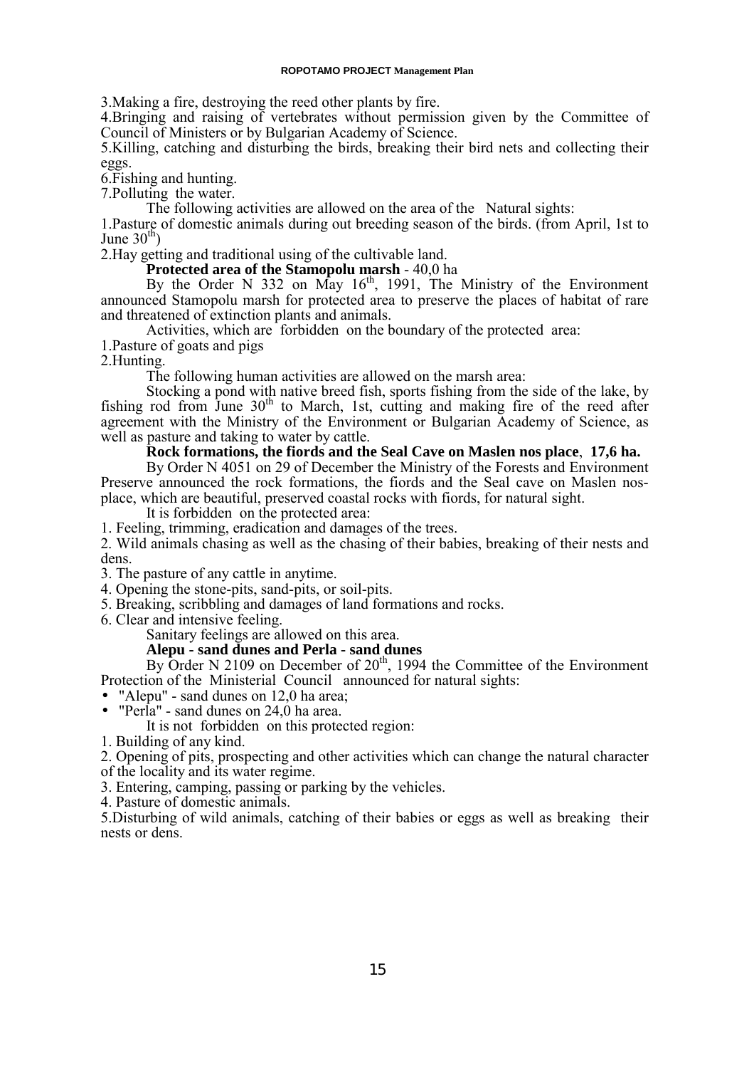3.Making a fire, destroying the reed other plants by fire.

4.Bringing and raising of vertebrates without permission given by the Committee of Council of Ministers or by Bulgarian Academy of Science.

5.Killing, catching and disturbing the birds, breaking their bird nets and collecting their eggs.

6.Fishing and hunting.

7.Polluting the water.

The following activities are allowed on the area of the Natural sights:

1.Pasture of domestic animals during out breeding season of the birds. (from April, 1st to June 30th)

2.Hay getting and traditional using of the cultivable land.

**Protected area of the Stamopolu marsh** - 40,0 ha

By the Order N 332 on May 16th, 1991, The Ministry of the Environment announced Stamopolu marsh for protected area to preserve the places of habitat of rare and threatened of extinction plants and animals.

Activities, which are forbidden on the boundary of the protected area:

1.Pasture of goats and pigs

2.Hunting.

The following human activities are allowed on the marsh area:

Stocking a pond with native breed fish, sports fishing from the side of the lake, by fishing rod from June 30th to March, 1st, cutting and making fire of the reed after agreement with the Ministry of the Environment or Bulgarian Academy of Science, as well as pasture and taking to water by cattle.

**Rock formations, the fiords and the Seal Cave on Maslen nos place**, **17,6 ha.**

By Order N 4051 on 29 of December the Ministry of the Forests and Environment Preserve announced the rock formations, the fiords and the Seal cave on Maslen nos-place, which are beautiful, preserved coastal rocks with fiords, for natural sight.

It is forbidden on the protected area:

1. Feeling, trimming, eradication and damages of the trees.
2. Wild animals chasing as well as the chasing of their babies, breaking of their nests and dens.
3. The pasture of any cattle in anytime.
4. Opening the stone-pits, sand-pits, or soil-pits.
5. Breaking, scribbling and damages of land formations and rocks.
6. Clear and intensive feeling.

Sanitary feelings are allowed on this area.

**Alepu - sand dunes and Perla - sand dunes**

By Order N 2109 on December of 20th, 1994 the Committee of the Environment Protection of the Ministerial Council announced for natural sights:

- "Alepu" - sand dunes on 12,0 ha area;
- "Perla" - sand dunes on 24,0 ha area.

It is not forbidden on this protected region:

1. Building of any kind.
2. Opening of pits, prospecting and other activities which can change the natural character of the locality and its water regime.
3. Entering, camping, passing or parking by the vehicles.
4. Pasture of domestic animals.
5. Disturbing of wild animals, catching of their babies or eggs as well as breaking their nests or dens.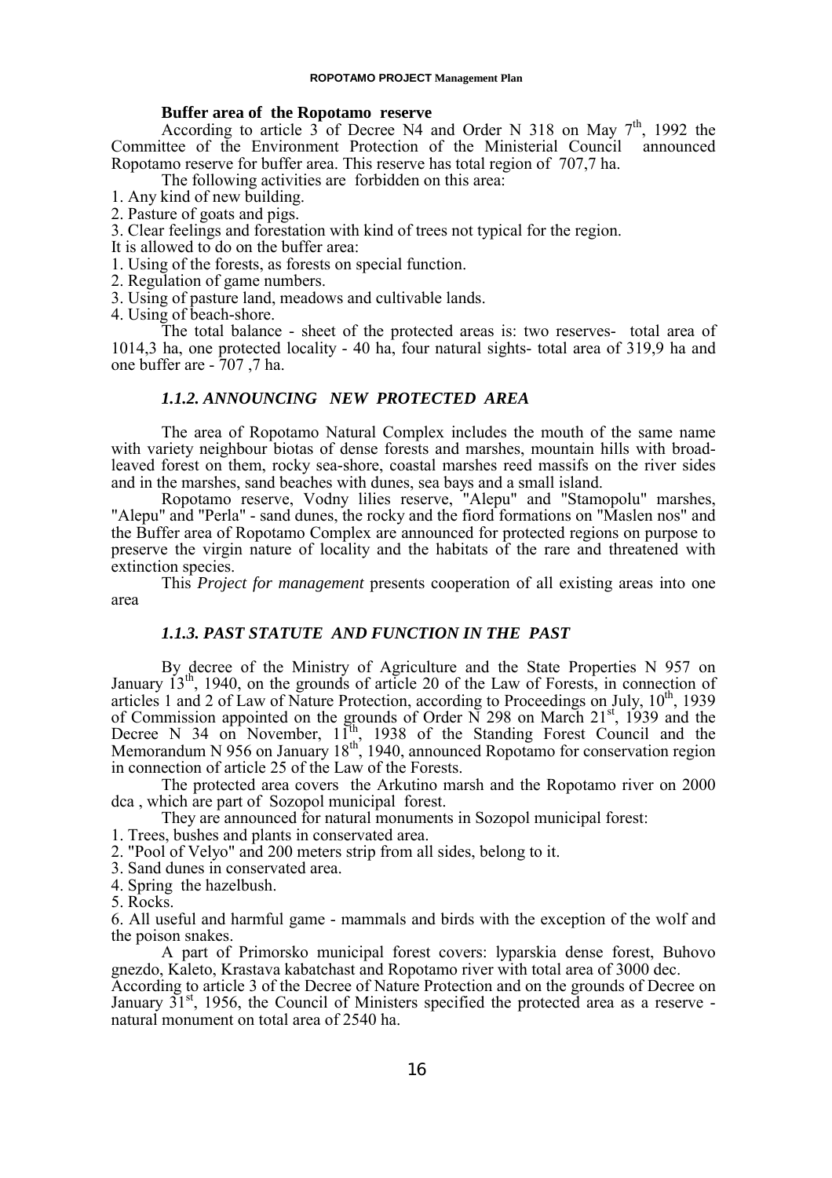**Buffer area of the Ropotamo reserve**

According to article 3 of Decree N4 and Order N 318 on May 7th, 1992 the Committee of the Environment Protection of the Ministerial Council announced Ropotamo reserve for buffer area. This reserve has total region of 707,7 ha.

The following activities are forbidden on this area:

1. Any kind of new building.
2. Pasture of goats and pigs.
3. Clear feelings and forestation with kind of trees not typical for the region.

It is allowed to do on the buffer area:

1. Using of the forests, as forests on special function.
2. Regulation of game numbers.
3. Using of pasture land, meadows and cultivable lands.
4. Using of beach-shore.

The total balance - sheet of the protected areas is: two reserves- total area of 1014,3 ha, one protected locality - 40 ha, four natural sights- total area of 319,9 ha and one buffer are - 707 ,7 ha.

### *1.1.2. ANNOUNCING NEW PROTECTED AREA*

The area of Ropotamo Natural Complex includes the mouth of the same name with variety neighbour biotas of dense forests and marshes, mountain hills with broad-leaved forest on them, rocky sea-shore, coastal marshes reed massifs on the river sides and in the marshes, sand beaches with dunes, sea bays and a small island.

Ropotamo reserve, Vodny lilies reserve, "Alepu" and "Stamopolu" marshes, "Alepu" and "Perla" - sand dunes, the rocky and the fiord formations on "Maslen nos" and the Buffer area of Ropotamo Complex are announced for protected regions on purpose to preserve the virgin nature of locality and the habitats of the rare and threatened with extinction species.

This *Project for management* presents cooperation of all existing areas into one area

### *1.1.3. PAST STATUTE AND FUNCTION IN THE PAST*

By decree of the Ministry of Agriculture and the State Properties N 957 on January 13th, 1940, on the grounds of article 20 of the Law of Forests, in connection of articles 1 and 2 of Law of Nature Protection, according to Proceedings on July, 10th, 1939 of Commission appointed on the grounds of Order N 298 on March 21st, 1939 and the Decree N 34 on November, 11th, 1938 of the Standing Forest Council and the Memorandum N 956 on January 18th, 1940, announced Ropotamo for conservation region in connection of article 25 of the Law of the Forests.

The protected area covers the Arkutino marsh and the Ropotamo river on 2000 dca , which are part of Sozopol municipal forest.

They are announced for natural monuments in Sozopol municipal forest:

1. Trees, bushes and plants in conservated area.
2. "Pool of Velyo" and 200 meters strip from all sides, belong to it.
3. Sand dunes in conservated area.
4. Spring the hazelbush.
5. Rocks.
6. All useful and harmful game - mammals and birds with the exception of the wolf and the poison snakes.

A part of Primorsko municipal forest covers: lyparskia dense forest, Buhovo gnezdo, Kaleto, Krastava kabatchast and Ropotamo river with total area of 3000 dec.

According to article 3 of the Decree of Nature Protection and on the grounds of Decree on January 31st, 1956, the Council of Ministers specified the protected area as a reserve - natural monument on total area of 2540 ha.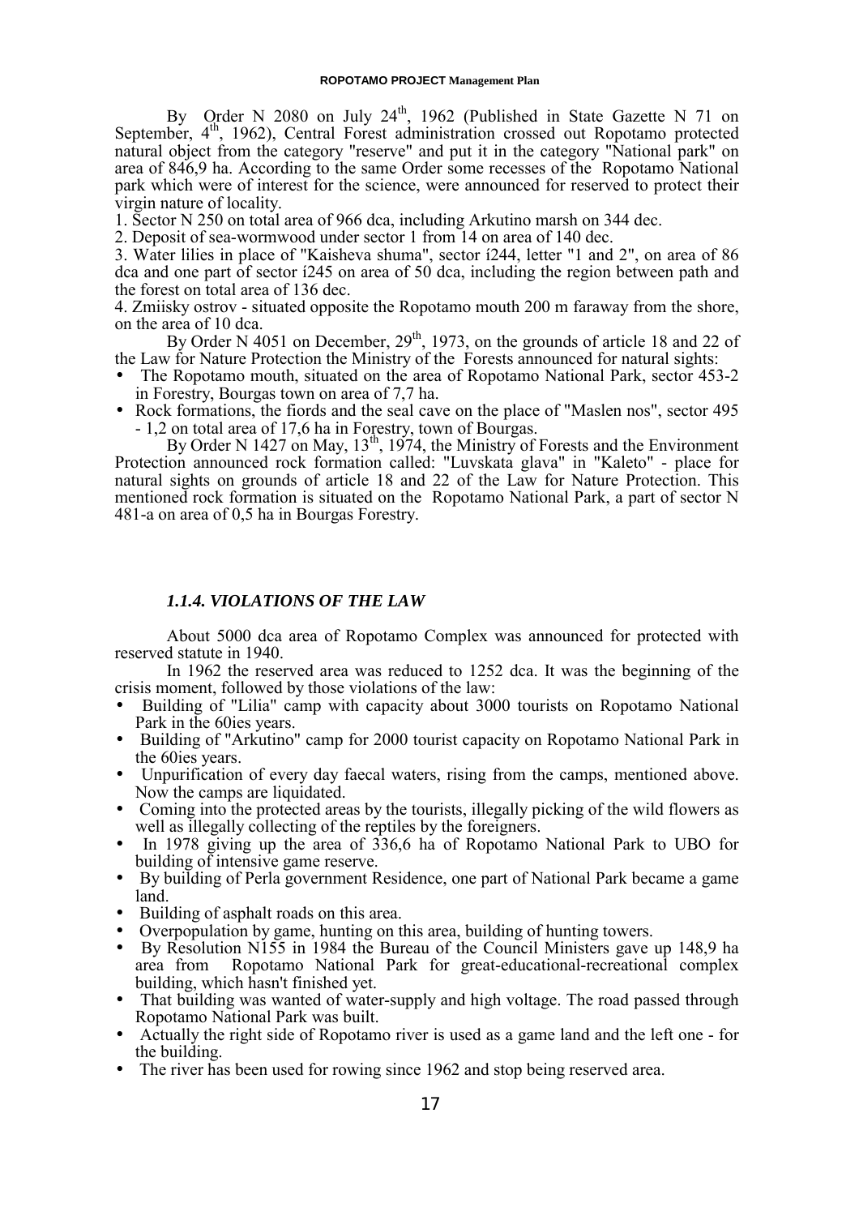By Order N 2080 on July 24th, 1962 (Published in State Gazette N 71 on September, 4th, 1962), Central Forest administration crossed out Ropotamo protected natural object from the category "reserve" and put it in the category "National park" on area of 846,9 ha. According to the same Order some recesses of the Ropotamo National park which were of interest for the science, were announced for reserved to protect their virgin nature of locality.

1. Sector N 250 on total area of 966 dca, including Arkutino marsh on 344 dec.
2. Deposit of sea-wormwood under sector 1 from 14 on area of 140 dec.
3. Water lilies in place of "Kaisheva shuma", sector í244, letter "1 and 2", on area of 86 dca and one part of sector í245 on area of 50 dca, including the region between path and the forest on total area of 136 dec.
4. Zmiisky ostrov - situated opposite the Ropotamo mouth 200 m faraway from the shore, on the area of 10 dca.

By Order N 4051 on December, 29th, 1973, on the grounds of article 18 and 22 of the Law for Nature Protection the Ministry of the Forests announced for natural sights:

- The Ropotamo mouth, situated on the area of Ropotamo National Park, sector 453-2 in Forestry, Bourgas town on area of 7,7 ha.
- Rock formations, the fiords and the seal cave on the place of "Maslen nos", sector 495 - 1,2 on total area of 17,6 ha in Forestry, town of Bourgas.

By Order N 1427 on May, 13th, 1974, the Ministry of Forests and the Environment Protection announced rock formation called: "Luvskata glava" in "Kaleto" - place for natural sights on grounds of article 18 and 22 of the Law for Nature Protection. This mentioned rock formation is situated on the Ropotamo National Park, a part of sector N 481-a on area of 0,5 ha in Bourgas Forestry.

### *1.1.4. VIOLATIONS OF THE LAW*

About 5000 dca area of Ropotamo Complex was announced for protected with reserved statute in 1940.

In 1962 the reserved area was reduced to 1252 dca. It was the beginning of the crisis moment, followed by those violations of the law:

- Building of "Lilia" camp with capacity about 3000 tourists on Ropotamo National Park in the 60ies years.
- Building of "Arkutino" camp for 2000 tourist capacity on Ropotamo National Park in the 60ies years.
- Unpurification of every day faecal waters, rising from the camps, mentioned above. Now the camps are liquidated.
- Coming into the protected areas by the tourists, illegally picking of the wild flowers as well as illegally collecting of the reptiles by the foreigners.
- In 1978 giving up the area of 336,6 ha of Ropotamo National Park to UBO for building of intensive game reserve.
- By building of Perla government Residence, one part of National Park became a game land.
- Building of asphalt roads on this area.
- Overpopulation by game, hunting on this area, building of hunting towers.
- By Resolution N155 in 1984 the Bureau of the Council Ministers gave up 148,9 ha area from Ropotamo National Park for great-educational-recreational complex building, which hasn't finished yet.
- That building was wanted of water-supply and high voltage. The road passed through Ropotamo National Park was built.
- Actually the right side of Ropotamo river is used as a game land and the left one - for the building.
- The river has been used for rowing since 1962 and stop being reserved area.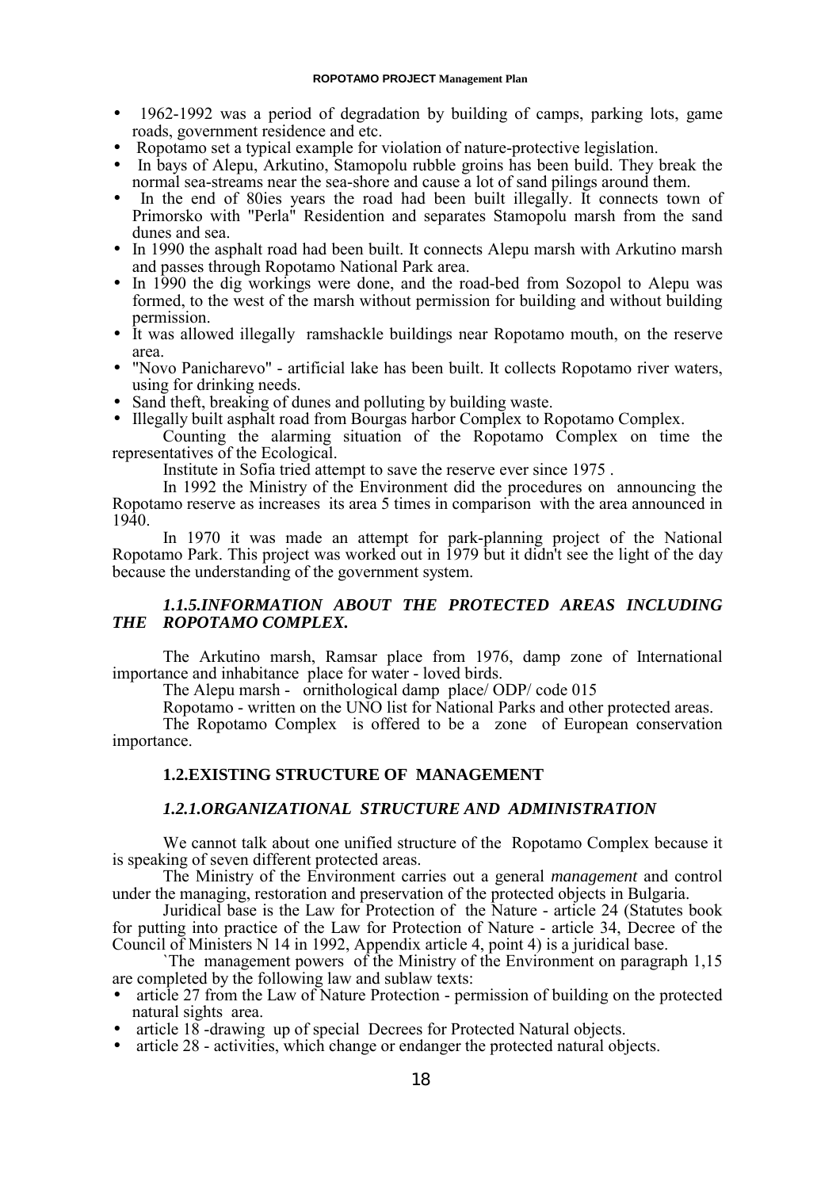- 1962-1992 was a period of degradation by building of camps, parking lots, game roads, government residence and etc.
- Ropotamo set a typical example for violation of nature-protective legislation.
- In bays of Alepu, Arkutino, Stamopolu rubble groins has been build. They break the normal sea-streams near the sea-shore and cause a lot of sand pilings around them.
- In the end of 80ies years the road had been built illegally. It connects town of Primorsko with "Perla" Residention and separates Stamopolu marsh from the sand dunes and sea.
- In 1990 the asphalt road had been built. It connects Alepu marsh with Arkutino marsh and passes through Ropotamo National Park area.
- In 1990 the dig workings were done, and the road-bed from Sozopol to Alepu was formed, to the west of the marsh without permission for building and without building permission.
- It was allowed illegally ramshackle buildings near Ropotamo mouth, on the reserve area.
- "Novo Panicharevo" - artificial lake has been built. It collects Ropotamo river waters, using for drinking needs.
- Sand theft, breaking of dunes and polluting by building waste.
- Illegally built asphalt road from Bourgas harbor Complex to Ropotamo Complex.

Counting the alarming situation of the Ropotamo Complex on time the representatives of the Ecological.

Institute in Sofia tried attempt to save the reserve ever since 1975 .

In 1992 the Ministry of the Environment did the procedures on announcing the Ropotamo reserve as increases its area 5 times in comparison with the area announced in 1940.

In 1970 it was made an attempt for park-planning project of the National Ropotamo Park. This project was worked out in 1979 but it didn't see the light of the day because the understanding of the government system.

### *1.1.5.INFORMATION ABOUT THE PROTECTED AREAS INCLUDING THE ROPOTAMO COMPLEX.*

The Arkutino marsh, Ramsar place from 1976, damp zone of International importance and inhabitance place for water - loved birds.

The Alepu marsh - ornithological damp place/ ODP/ code 015

Ropotamo - written on the UNO list for National Parks and other protected areas.

The Ropotamo Complex is offered to be a zone of European conservation importance.

## 1.2.EXISTING STRUCTURE OF MANAGEMENT

### *1.2.1.ORGANIZATIONAL STRUCTURE AND ADMINISTRATION*

We cannot talk about one unified structure of the Ropotamo Complex because it is speaking of seven different protected areas.

The Ministry of the Environment carries out a general *management* and control under the managing, restoration and preservation of the protected objects in Bulgaria.

Juridical base is the Law for Protection of the Nature - article 24 (Statutes book for putting into practice of the Law for Protection of Nature - article 34, Decree of the Council of Ministers N 14 in 1992, Appendix article 4, point 4) is a juridical base.

`The management powers of the Ministry of the Environment on paragraph 1,15 are completed by the following law and sublaw texts:

- article 27 from the Law of Nature Protection - permission of building on the protected natural sights area.
- article 18 -drawing up of special Decrees for Protected Natural objects.
- article 28 - activities, which change or endanger the protected natural objects.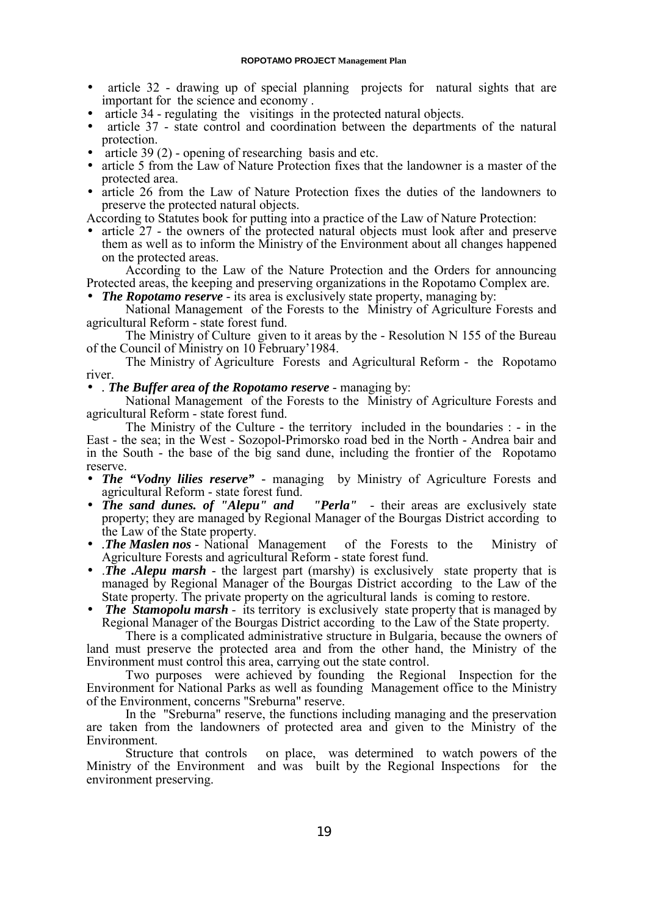- article 32 - drawing up of special planning projects for natural sights that are important for the science and economy .
- article 34 - regulating the visitings in the protected natural objects.
- article 37 - state control and coordination between the departments of the natural protection.
- article 39 (2) - opening of researching basis and etc.
- article 5 from the Law of Nature Protection fixes that the landowner is a master of the protected area.
- article 26 from the Law of Nature Protection fixes the duties of the landowners to preserve the protected natural objects.

According to Statutes book for putting into a practice of the Law of Nature Protection:

- article 27 - the owners of the protected natural objects must look after and preserve them as well as to inform the Ministry of the Environment about all changes happened on the protected areas.

According to the Law of the Nature Protection and the Orders for announcing Protected areas, the keeping and preserving organizations in the Ropotamo Complex are.

- ***The Ropotamo reserve*** - its area is exclusively state property, managing by:

National Management of the Forests to the Ministry of Agriculture Forests and agricultural Reform - state forest fund.

The Ministry of Culture given to it areas by the - Resolution N 155 of the Bureau of the Council of Ministry on 10 February'1984.

The Ministry of Agriculture Forests and Agricultural Reform - the Ropotamo river.

- . ***The Buffer area of the Ropotamo reserve*** - managing by:

National Management of the Forests to the Ministry of Agriculture Forests and agricultural Reform - state forest fund.

The Ministry of the Culture - the territory included in the boundaries : - in the East - the sea; in the West - Sozopol-Primorsko road bed in the North - Andrea bair and in the South - the base of the big sand dune, including the frontier of the Ropotamo reserve.

- ***The "Vodny lilies reserve"*** - managing by Ministry of Agriculture Forests and agricultural Reform - state forest fund.
- ***The sand dunes. of "Alepu" and "Perla"*** - their areas are exclusively state property; they are managed by Regional Manager of the Bourgas District according to the Law of the State property.
- .***The Maslen nos*** - National Management of the Forests to the Ministry of Agriculture Forests and agricultural Reform - state forest fund.
- .***The .Alepu marsh*** - the largest part (marshy) is exclusively state property that is managed by Regional Manager of the Bourgas District according to the Law of the State property. The private property on the agricultural lands is coming to restore.
- ***The Stamopolu marsh*** - its territory is exclusively state property that is managed by Regional Manager of the Bourgas District according to the Law of the State property.

There is a complicated administrative structure in Bulgaria, because the owners of land must preserve the protected area and from the other hand, the Ministry of the Environment must control this area, carrying out the state control.

Two purposes were achieved by founding the Regional Inspection for the Environment for National Parks as well as founding Management office to the Ministry of the Environment, concerns "Sreburna" reserve.

In the "Sreburna" reserve, the functions including managing and the preservation are taken from the landowners of protected area and given to the Ministry of the Environment.

Structure that controls on place, was determined to watch powers of the Ministry of the Environment and was built by the Regional Inspections for the environment preserving.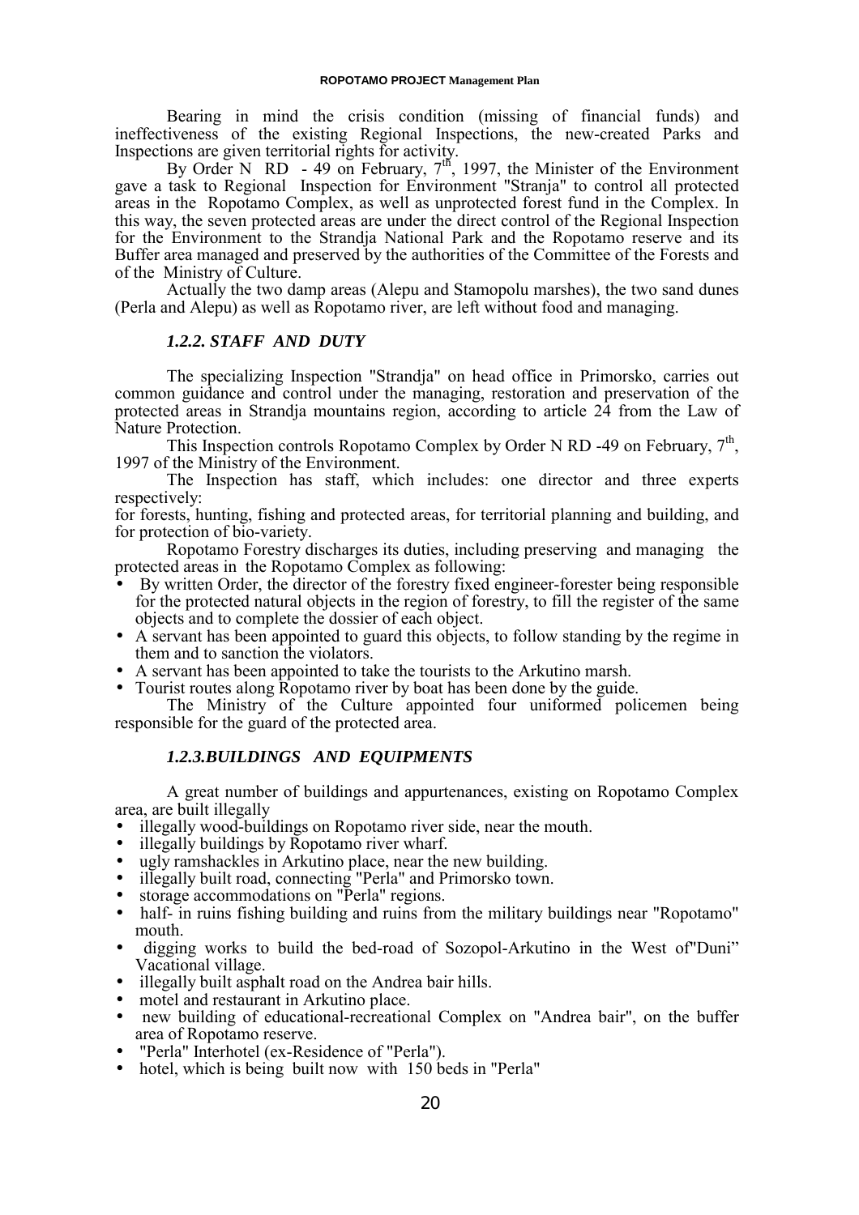Bearing in mind the crisis condition (missing of financial funds) and ineffectiveness of the existing Regional Inspections, the new-created Parks and Inspections are given territorial rights for activity.

By Order N RD - 49 on February, 7[th], 1997, the Minister of the Environment gave a task to Regional Inspection for Environment "Stranja" to control all protected areas in the Ropotamo Complex, as well as unprotected forest fund in the Complex. In this way, the seven protected areas are under the direct control of the Regional Inspection for the Environment to the Strandja National Park and the Ropotamo reserve and its Buffer area managed and preserved by the authorities of the Committee of the Forests and of the Ministry of Culture.

Actually the two damp areas (Alepu and Stamopolu marshes), the two sand dunes (Perla and Alepu) as well as Ropotamo river, are left without food and managing.

### *1.2.2. STAFF AND DUTY*

The specializing Inspection "Strandja" on head office in Primorsko, carries out common guidance and control under the managing, restoration and preservation of the protected areas in Strandja mountains region, according to article 24 from the Law of Nature Protection.

This Inspection controls Ropotamo Complex by Order N RD -49 on February, 7[th], 1997 of the Ministry of the Environment.

The Inspection has staff, which includes: one director and three experts respectively:
for forests, hunting, fishing and protected areas, for territorial planning and building, and for protection of bio-variety.

Ropotamo Forestry discharges its duties, including preserving and managing the protected areas in the Ropotamo Complex as following:

- By written Order, the director of the forestry fixed engineer-forester being responsible for the protected natural objects in the region of forestry, to fill the register of the same objects and to complete the dossier of each object.
- A servant has been appointed to guard this objects, to follow standing by the regime in them and to sanction the violators.
- A servant has been appointed to take the tourists to the Arkutino marsh.
- Tourist routes along Ropotamo river by boat has been done by the guide.

The Ministry of the Culture appointed four uniformed policemen being responsible for the guard of the protected area.

### *1.2.3.BUILDINGS AND EQUIPMENTS*

A great number of buildings and appurtenances, existing on Ropotamo Complex area, are built illegally

- illegally wood-buildings on Ropotamo river side, near the mouth.
- illegally buildings by Ropotamo river wharf.
- ugly ramshackles in Arkutino place, near the new building.
- illegally built road, connecting "Perla" and Primorsko town.
- storage accommodations on "Perla" regions.
- half- in ruins fishing building and ruins from the military buildings near "Ropotamo" mouth.
- digging works to build the bed-road of Sozopol-Arkutino in the West of"Duni" Vacational village.
- illegally built asphalt road on the Andrea bair hills.
- motel and restaurant in Arkutino place.
- new building of educational-recreational Complex on "Andrea bair", on the buffer area of Ropotamo reserve.
- "Perla" Interhotel (ex-Residence of "Perla").
- hotel, which is being built now with 150 beds in "Perla"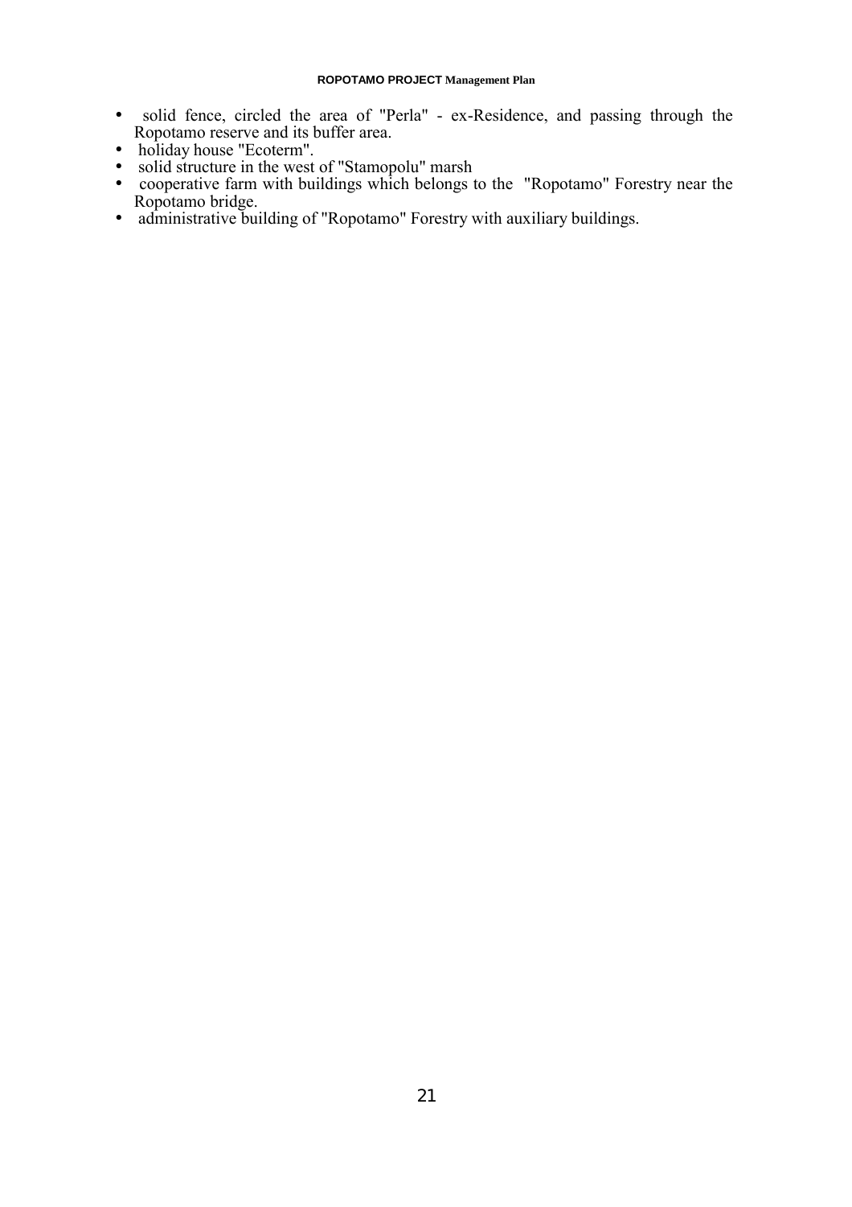- solid fence, circled the area of "Perla" - ex-Residence, and passing through the Ropotamo reserve and its buffer area.
- holiday house "Ecoterm".
- solid structure in the west of "Stamopolu" marsh
- cooperative farm with buildings which belongs to the "Ropotamo" Forestry near the Ropotamo bridge.
- administrative building of "Ropotamo" Forestry with auxiliary buildings.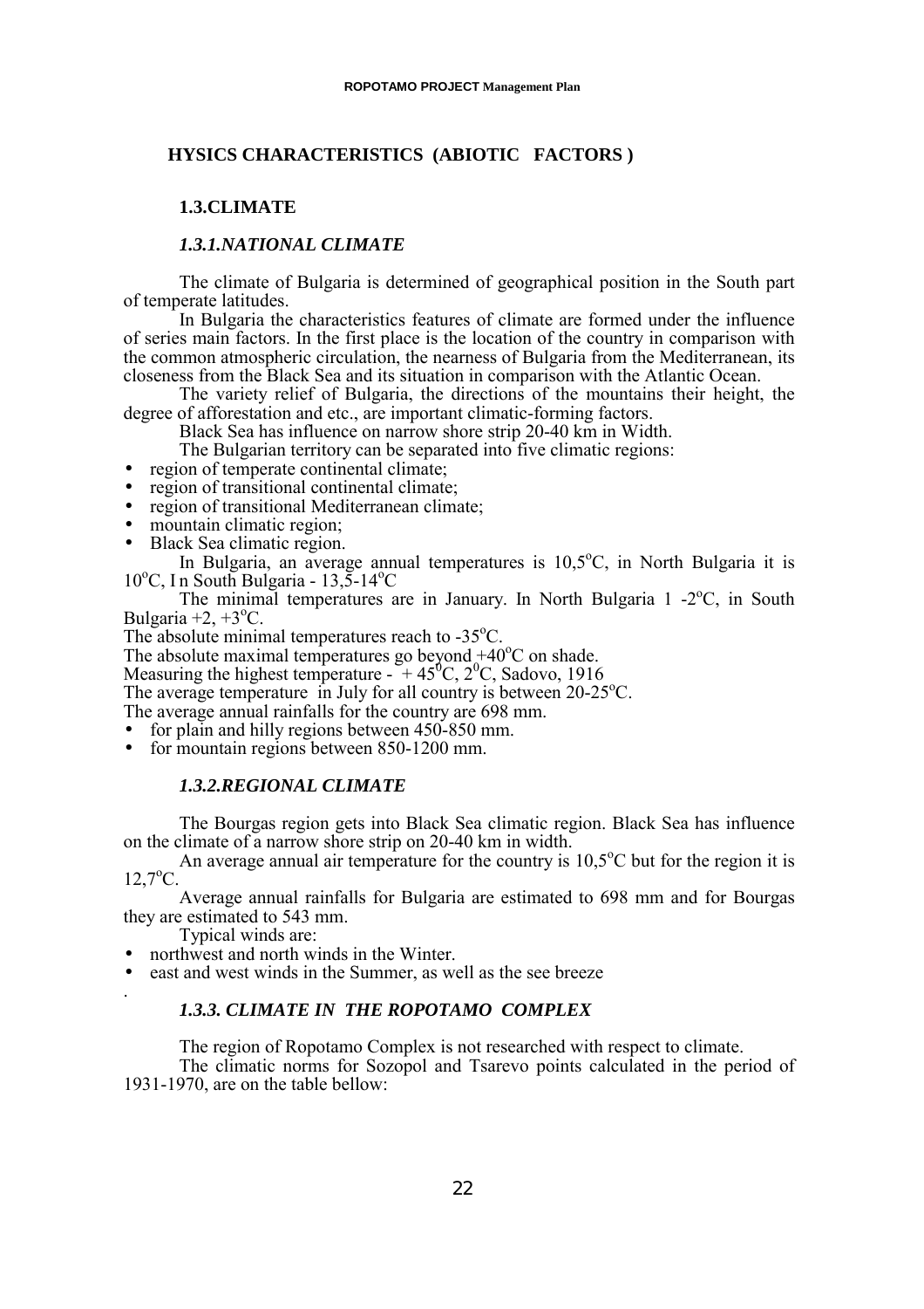## HYSICS CHARACTERISTICS (ABIOTIC FACTORS )

### 1.3.CLIMATE

#### *1.3.1.NATIONAL CLIMATE*

The climate of Bulgaria is determined of geographical position in the South part of temperate latitudes.

In Bulgaria the characteristics features of climate are formed under the influence of series main factors. In the first place is the location of the country in comparison with the common atmospheric circulation, the nearness of Bulgaria from the Mediterranean, its closeness from the Black Sea and its situation in comparison with the Atlantic Ocean.

The variety relief of Bulgaria, the directions of the mountains their height, the degree of afforestation and etc., are important climatic-forming factors.

Black Sea has influence on narrow shore strip 20-40 km in Width.

The Bulgarian territory can be separated into five climatic regions:

- region of temperate continental climate;
- region of transitional continental climate;
- region of transitional Mediterranean climate;
- mountain climatic region;
- Black Sea climatic region.

In Bulgaria, an average annual temperatures is 10,5$^{o}$C, in North Bulgaria it is 10$^{o}$C, I n South Bulgaria - 13,5-14$^{o}$C

The minimal temperatures are in January. In North Bulgaria 1 -2$^{o}$C, in South Bulgaria +2, +3$^{o}$C.

The absolute minimal temperatures reach to -35$^{o}$C.

The absolute maximal temperatures go beyond +40$^{o}$C on shade.

Measuring the highest temperature - + 45$^{0}$C, 2$^{0}$C, Sadovo, 1916

The average temperature in July for all country is between 20-25$^{o}$C.

The average annual rainfalls for the country are 698 mm.

- for plain and hilly regions between 450-850 mm.
- for mountain regions between 850-1200 mm.

#### *1.3.2.REGIONAL CLIMATE*

The Bourgas region gets into Black Sea climatic region. Black Sea has influence on the climate of a narrow shore strip on 20-40 km in width.

An average annual air temperature for the country is 10,5$^{o}$C but for the region it is 12,7$^{o}$C.

Average annual rainfalls for Bulgaria are estimated to 698 mm and for Bourgas they are estimated to 543 mm.

Typical winds are:

- northwest and north winds in the Winter.
- east and west winds in the Summer, as well as the see breeze

.

#### *1.3.3. CLIMATE IN THE ROPOTAMO COMPLEX*

The region of Ropotamo Complex is not researched with respect to climate.

The climatic norms for Sozopol and Tsarevo points calculated in the period of 1931-1970, are on the table bellow: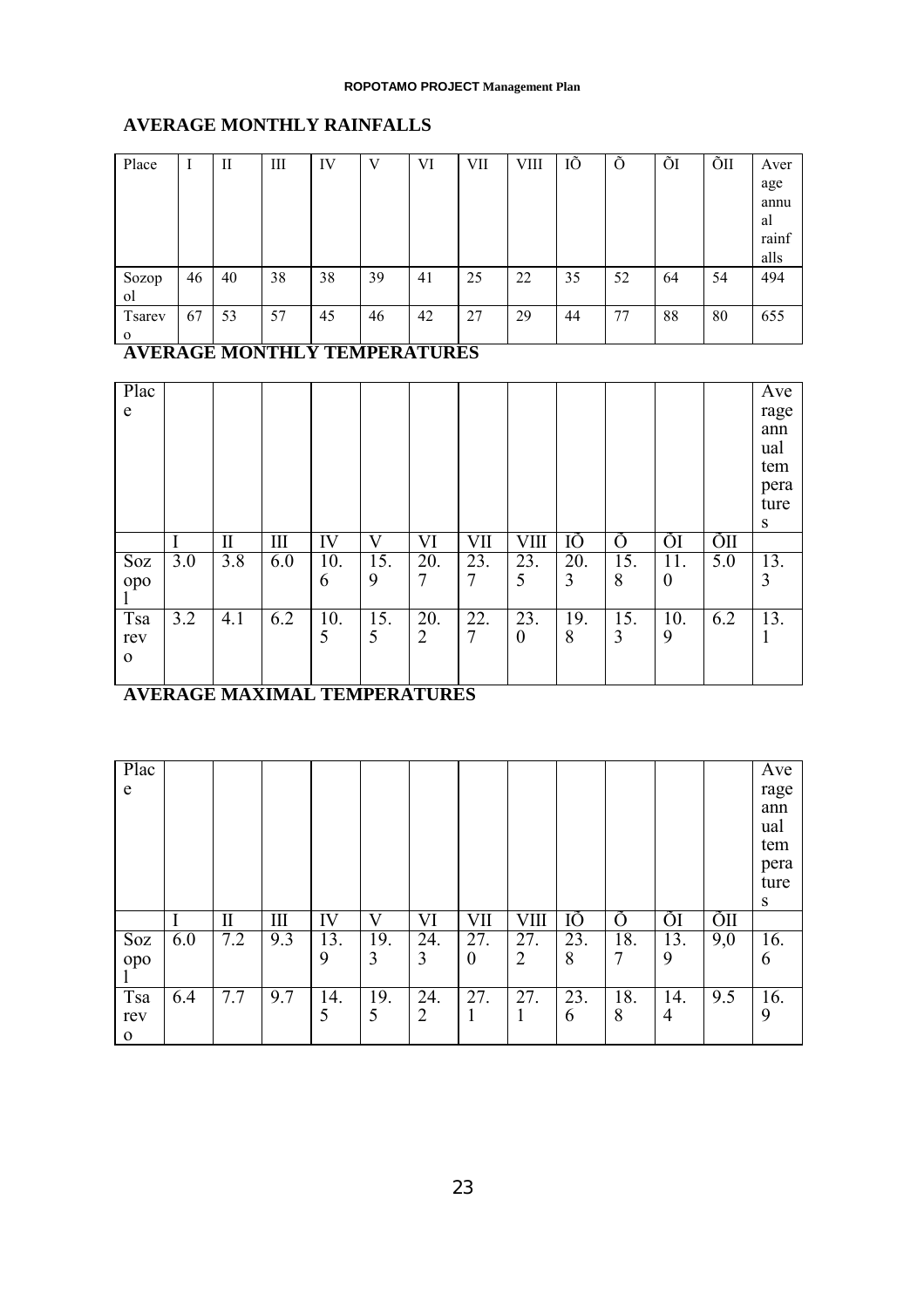## AVERAGE MONTHLY RAINFALLS

| Place | I | II | III | IV | V | VI | VII | VIII | IÕ | Õ | ÕI | ÕII | Average annual rainfalls |
|---|---|---|---|---|---|---|---|---|---|---|---|---|---|
| Sozopol | 46 | 40 | 38 | 38 | 39 | 41 | 25 | 22 | 35 | 52 | 64 | 54 | 494 |
| Tsarevo | 67 | 53 | 57 | 45 | 46 | 42 | 27 | 29 | 44 | 77 | 88 | 80 | 655 |

## AVERAGE MONTHLY TEMPERATURES

| Place | | | | | | | | | | | | | Average annual temperatures |
|---|---|---|---|---|---|---|---|---|---|---|---|---|---|
| | I | II | III | IV | V | VI | VII | VIII | IÕ | Õ | ÕI | ÕII | |
| Sozopol | 3.0 | 3.8 | 6.0 | 10.6 | 15.9 | 20.7 | 23.7 | 23.5 | 20.3 | 15.8 | 11.0 | 5.0 | 13.3 |
| Tsarevo | 3.2 | 4.1 | 6.2 | 10.5 | 15.5 | 20.2 | 22.7 | 23.0 | 19.8 | 15.3 | 10.9 | 6.2 | 13.1 |

## AVERAGE MAXIMAL TEMPERATURES

| Place | | | | | | | | | | | | | Average annual temperatures |
|---|---|---|---|---|---|---|---|---|---|---|---|---|---|
| | I | II | III | IV | V | VI | VII | VIII | IÕ | Õ | ÕI | ÕII | |
| Sozopol | 6.0 | 7.2 | 9.3 | 13.9 | 19.3 | 24.3 | 27.0 | 27.2 | 23.8 | 18.7 | 13.9 | 9,0 | 16.6 |
| Tsarevo | 6.4 | 7.7 | 9.7 | 14.5 | 19.5 | 24.2 | 27.1 | 27.1 | 23.6 | 18.8 | 14.4 | 9.5 | 16.9 |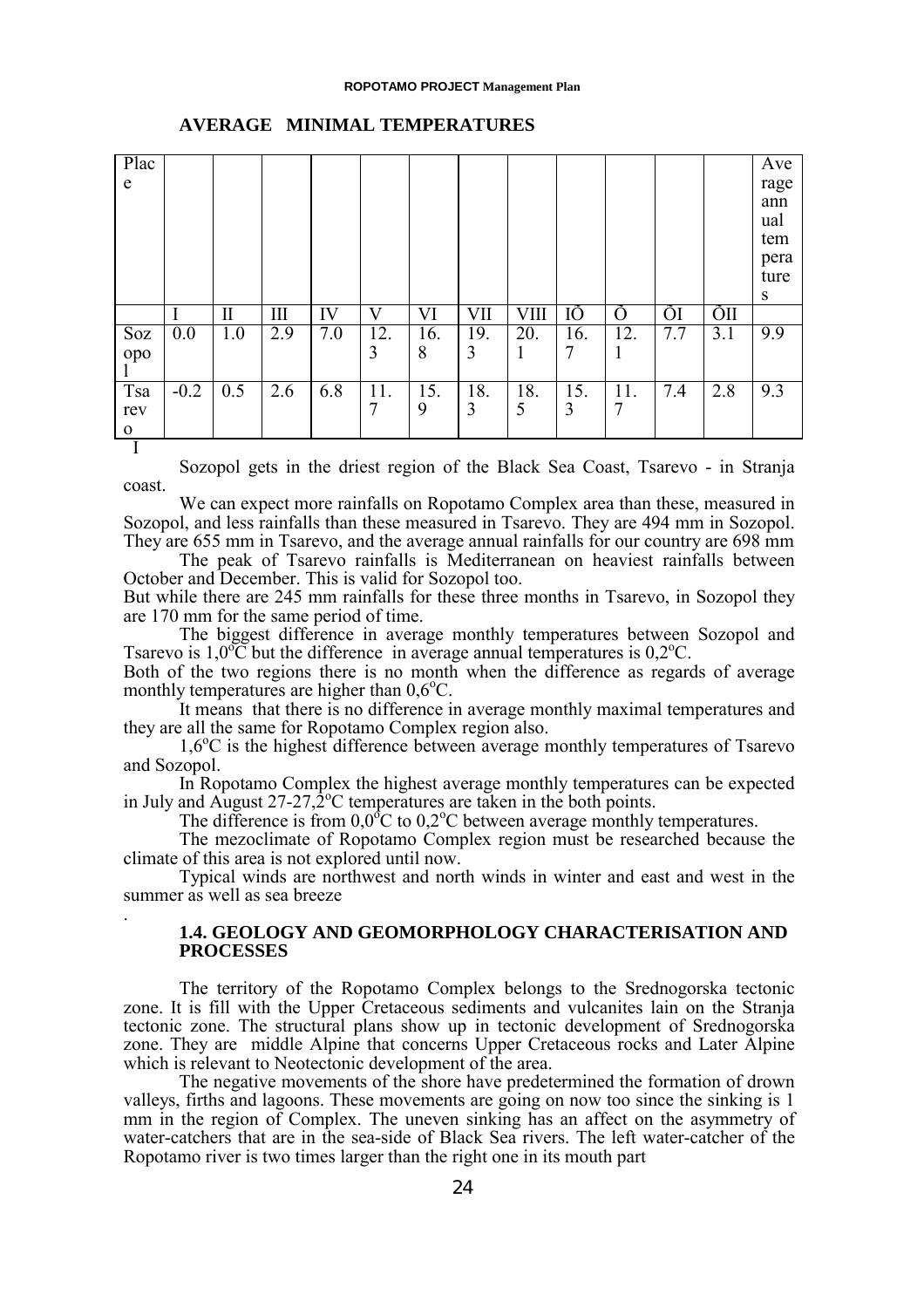**AVERAGE MINIMAL TEMPERATURES**

| Place | I | II | III | IV | V | VI | VII | VIII | IÕ | Õ | ÕI | ÕII | Average annual temperatures |
|---|---|---|---|---|---|---|---|---|---|---|---|---|---|
| Sozopol | 0.0 | 1.0 | 2.9 | 7.0 | 12.3 | 16.8 | 19.3 | 20.1 | 16.7 | 12.1 | 7.7 | 3.1 | 9.9 |
| Tsarevo I | -0.2 | 0.5 | 2.6 | 6.8 | 11.7 | 15.9 | 18.3 | 18.5 | 15.3 | 11.7 | 7.4 | 2.8 | 9.3 |

Sozopol gets in the driest region of the Black Sea Coast, Tsarevo - in Stranja coast.

We can expect more rainfalls on Ropotamo Complex area than these, measured in Sozopol, and less rainfalls than these measured in Tsarevo. They are 494 mm in Sozopol. They are 655 mm in Tsarevo, and the average annual rainfalls for our country are 698 mm

The peak of Tsarevo rainfalls is Mediterranean on heaviest rainfalls between October and December. This is valid for Sozopol too.

But while there are 245 mm rainfalls for these three months in Tsarevo, in Sozopol they are 170 mm for the same period of time.

The biggest difference in average monthly temperatures between Sozopol and Tsarevo is 1,0°C but the difference in average annual temperatures is 0,2°C.

Both of the two regions there is no month when the difference as regards of average monthly temperatures are higher than 0,6°C.

It means that there is no difference in average monthly maximal temperatures and they are all the same for Ropotamo Complex region also.

1,6°C is the highest difference between average monthly temperatures of Tsarevo and Sozopol.

In Ropotamo Complex the highest average monthly temperatures can be expected in July and August 27-27,2°C temperatures are taken in the both points.

The difference is from 0,0°C to 0,2°C between average monthly temperatures.

The mezoclimate of Ropotamo Complex region must be researched because the climate of this area is not explored until now.

Typical winds are northwest and north winds in winter and east and west in the summer as well as sea breeze

.

### 1.4. GEOLOGY AND GEOMORPHOLOGY CHARACTERISATION AND PROCESSES

The territory of the Ropotamo Complex belongs to the Srednogorska tectonic zone. It is fill with the Upper Cretaceous sediments and vulcanites lain on the Stranja tectonic zone. The structural plans show up in tectonic development of Srednogorska zone. They are middle Alpine that concerns Upper Cretaceous rocks and Later Alpine which is relevant to Neotectonic development of the area.

The negative movements of the shore have predetermined the formation of drown valleys, firths and lagoons. These movements are going on now too since the sinking is 1 mm in the region of Complex. The uneven sinking has an affect on the asymmetry of water-catchers that are in the sea-side of Black Sea rivers. The left water-catcher of the Ropotamo river is two times larger than the right one in its mouth part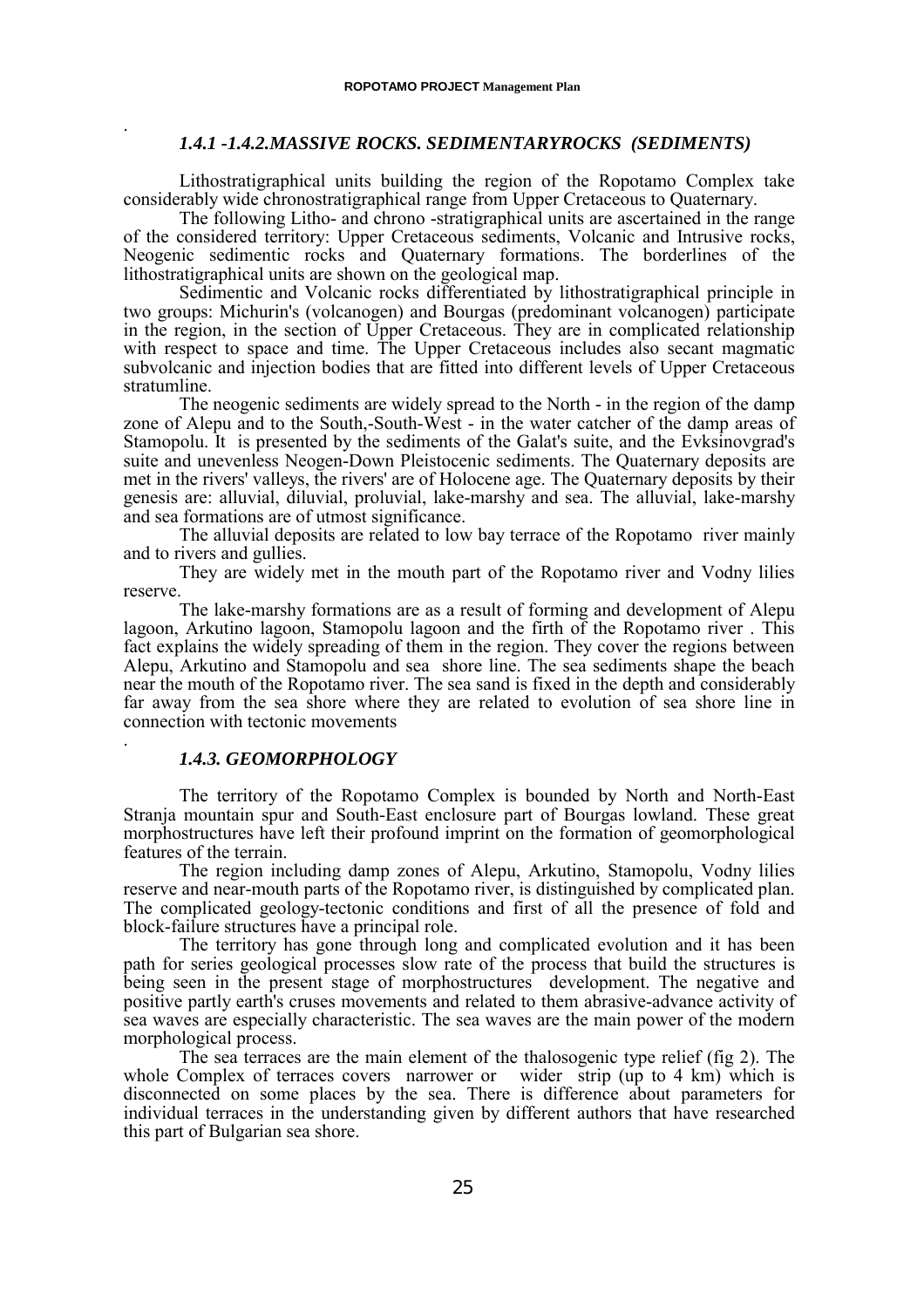### *1.4.1 -1.4.2.MASSIVE ROCKS. SEDIMENTARYROCKS (SEDIMENTS)*

Lithostratigraphical units building the region of the Ropotamo Complex take considerably wide chronostratigraphical range from Upper Cretaceous to Quaternary.

The following Litho- and chrono -stratigraphical units are ascertained in the range of the considered territory: Upper Cretaceous sediments, Volcanic and Intrusive rocks, Neogenic sedimentic rocks and Quaternary formations. The borderlines of the lithostratigraphical units are shown on the geological map.

Sedimentic and Volcanic rocks differentiated by lithostratigraphical principle in two groups: Michurin's (volcanogen) and Bourgas (predominant volcanogen) participate in the region, in the section of Upper Cretaceous. They are in complicated relationship with respect to space and time. The Upper Cretaceous includes also secant magmatic subvolcanic and injection bodies that are fitted into different levels of Upper Cretaceous stratumline.

The neogenic sediments are widely spread to the North - in the region of the damp zone of Alepu and to the South,-South-West - in the water catcher of the damp areas of Stamopolu. It is presented by the sediments of the Galat's suite, and the Evksinovgrad's suite and unevenless Neogen-Down Pleistocenic sediments. The Quaternary deposits are met in the rivers' valleys, the rivers' are of Holocene age. The Quaternary deposits by their genesis are: alluvial, diluvial, proluvial, lake-marshy and sea. The alluvial, lake-marshy and sea formations are of utmost significance.

The alluvial deposits are related to low bay terrace of the Ropotamo river mainly and to rivers and gullies.

They are widely met in the mouth part of the Ropotamo river and Vodny lilies reserve.

The lake-marshy formations are as a result of forming and development of Alepu lagoon, Arkutino lagoon, Stamopolu lagoon and the firth of the Ropotamo river . This fact explains the widely spreading of them in the region. They cover the regions between Alepu, Arkutino and Stamopolu and sea shore line. The sea sediments shape the beach near the mouth of the Ropotamo river. The sea sand is fixed in the depth and considerably far away from the sea shore where they are related to evolution of sea shore line in connection with tectonic movements

### *1.4.3. GEOMORPHOLOGY*

The territory of the Ropotamo Complex is bounded by North and North-East Stranja mountain spur and South-East enclosure part of Bourgas lowland. These great morphostructures have left their profound imprint on the formation of geomorphological features of the terrain.

The region including damp zones of Alepu, Arkutino, Stamopolu, Vodny lilies reserve and near-mouth parts of the Ropotamo river, is distinguished by complicated plan. The complicated geology-tectonic conditions and first of all the presence of fold and block-failure structures have a principal role.

The territory has gone through long and complicated evolution and it has been path for series geological processes slow rate of the process that build the structures is being seen in the present stage of morphostructures development. The negative and positive partly earth's cruses movements and related to them abrasive-advance activity of sea waves are especially characteristic. The sea waves are the main power of the modern morphological process.

The sea terraces are the main element of the thalosogenic type relief (fig 2). The whole Complex of terraces covers narrower or wider strip (up to 4 km) which is disconnected on some places by the sea. There is difference about parameters for individual terraces in the understanding given by different authors that have researched this part of Bulgarian sea shore.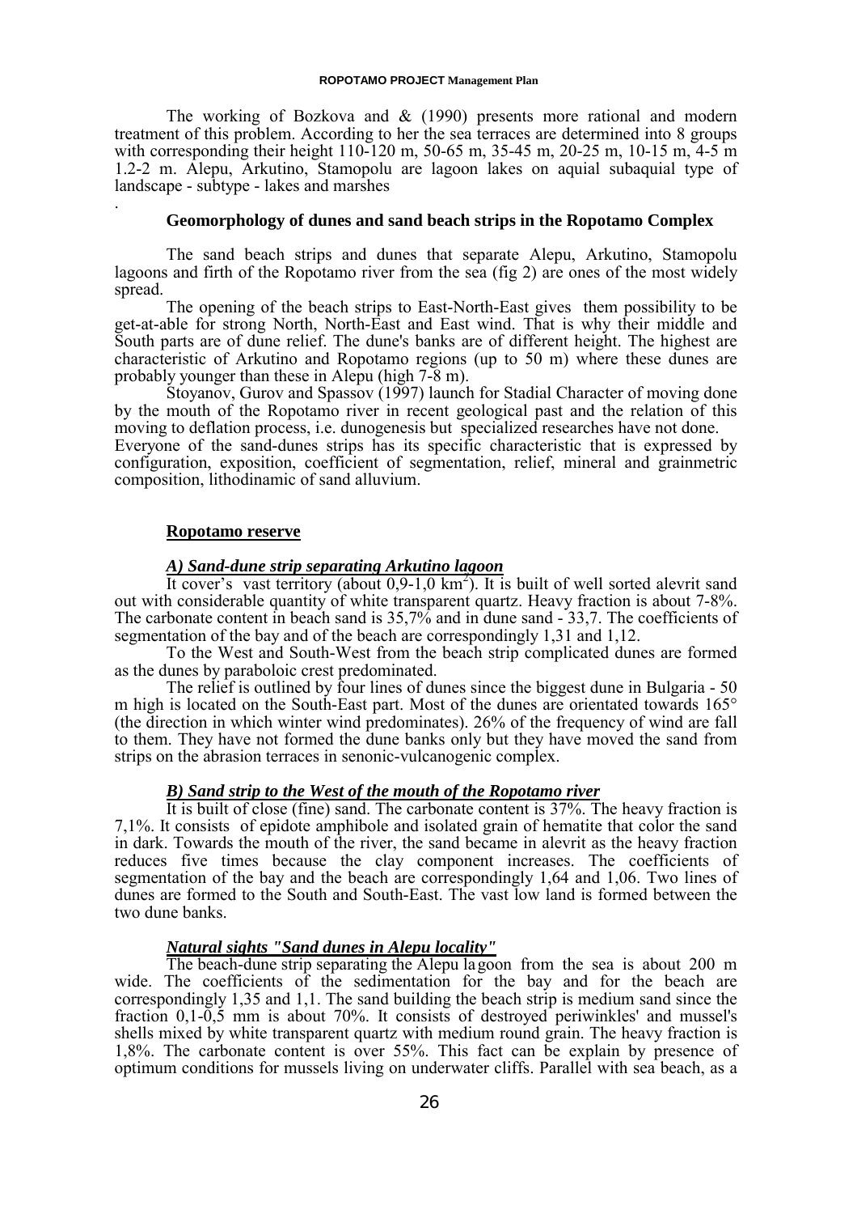The working of Bozkova and & (1990) presents more rational and modern treatment of this problem. According to her the sea terraces are determined into 8 groups with corresponding their height 110-120 m, 50-65 m, 35-45 m, 20-25 m, 10-15 m, 4-5 m 1.2-2 m. Alepu, Arkutino, Stamopolu are lagoon lakes on aquial subaquial type of landscape - subtype - lakes and marshes

.

### Geomorphology of dunes and sand beach strips in the Ropotamo Complex

The sand beach strips and dunes that separate Alepu, Arkutino, Stamopolu lagoons and firth of the Ropotamo river from the sea (fig 2) are ones of the most widely spread.

The opening of the beach strips to East-North-East gives them possibility to be get-at-able for strong North, North-East and East wind. That is why their middle and South parts are of dune relief. The dune's banks are of different height. The highest are characteristic of Arkutino and Ropotamo regions (up to 50 m) where these dunes are probably younger than these in Alepu (high 7-8 m).

Stoyanov, Gurov and Spassov (1997) launch for Stadial Character of moving done by the mouth of the Ropotamo river in recent geological past and the relation of this moving to deflation process, i.e. dunogenesis but specialized researches have not done.

Everyone of the sand-dunes strips has its specific characteristic that is expressed by configuration, exposition, coefficient of segmentation, relief, mineral and grainmetric composition, lithodinamic of sand alluvium.

#### Ropotamo reserve

##### *A) Sand-dune strip separating Arkutino lagoon*

It cover's vast territory (about 0,9-1,0 km$^2$). It is built of well sorted alevrit sand out with considerable quantity of white transparent quartz. Heavy fraction is about 7-8%. The carbonate content in beach sand is 35,7% and in dune sand - 33,7. The coefficients of segmentation of the bay and of the beach are correspondingly 1,31 and 1,12.

To the West and South-West from the beach strip complicated dunes are formed as the dunes by paraboloic crest predominated.

The relief is outlined by four lines of dunes since the biggest dune in Bulgaria - 50 m high is located on the South-East part. Most of the dunes are orientated towards 165° (the direction in which winter wind predominates). 26% of the frequency of wind are fall to them. They have not formed the dune banks only but they have moved the sand from strips on the abrasion terraces in senonic-vulcanogenic complex.

##### *B) Sand strip to the West of the mouth of the Ropotamo river*

It is built of close (fine) sand. The carbonate content is 37%. The heavy fraction is 7,1%. It consists of epidote amphibole and isolated grain of hematite that color the sand in dark. Towards the mouth of the river, the sand became in alevrit as the heavy fraction reduces five times because the clay component increases. The coefficients of segmentation of the bay and the beach are correspondingly 1,64 and 1,06. Two lines of dunes are formed to the South and South-East. The vast low land is formed between the two dune banks.

##### *Natural sights "Sand dunes in Alepu locality"*

The beach-dune strip separating the Alepu lagoon from the sea is about 200 m wide. The coefficients of the sedimentation for the bay and for the beach are correspondingly 1,35 and 1,1. The sand building the beach strip is medium sand since the fraction 0,1-0,5 mm is about 70%. It consists of destroyed periwinkles' and mussel's shells mixed by white transparent quartz with medium round grain. The heavy fraction is 1,8%. The carbonate content is over 55%. This fact can be explain by presence of optimum conditions for mussels living on underwater cliffs. Parallel with sea beach, as a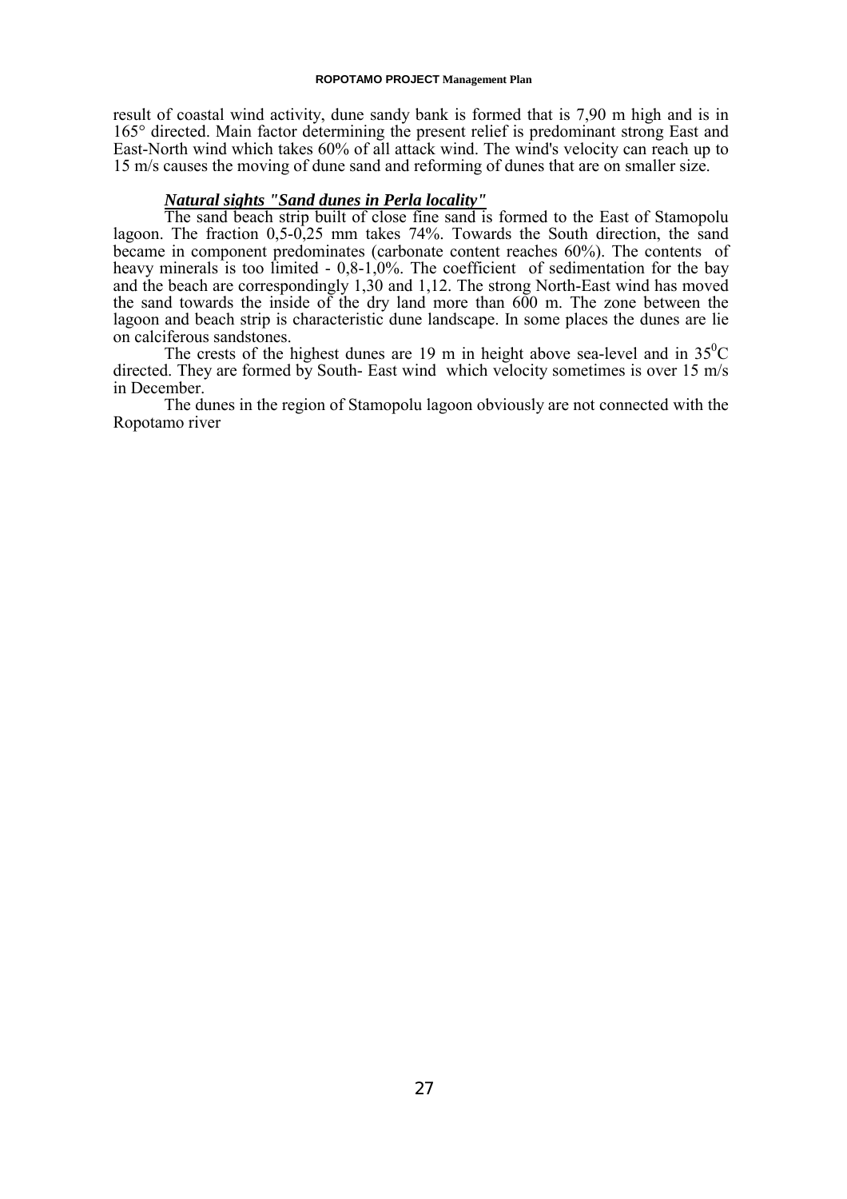result of coastal wind activity, dune sandy bank is formed that is 7,90 m high and is in 165° directed. Main factor determining the present relief is predominant strong East and East-North wind which takes 60% of all attack wind. The wind's velocity can reach up to 15 m/s causes the moving of dune sand and reforming of dunes that are on smaller size.

***Natural sights "Sand dunes in Perla locality"***

The sand beach strip built of close fine sand is formed to the East of Stamopolu lagoon. The fraction 0,5-0,25 mm takes 74%. Towards the South direction, the sand became in component predominates (carbonate content reaches 60%). The contents of heavy minerals is too limited - 0,8-1,0%. The coefficient of sedimentation for the bay and the beach are correspondingly 1,30 and 1,12. The strong North-East wind has moved the sand towards the inside of the dry land more than 600 m. The zone between the lagoon and beach strip is characteristic dune landscape. In some places the dunes are lie on calciferous sandstones.

The crests of the highest dunes are 19 m in height above sea-level and in $35^0$C directed. They are formed by South- East wind which velocity sometimes is over 15 m/s in December.

The dunes in the region of Stamopolu lagoon obviously are not connected with the Ropotamo river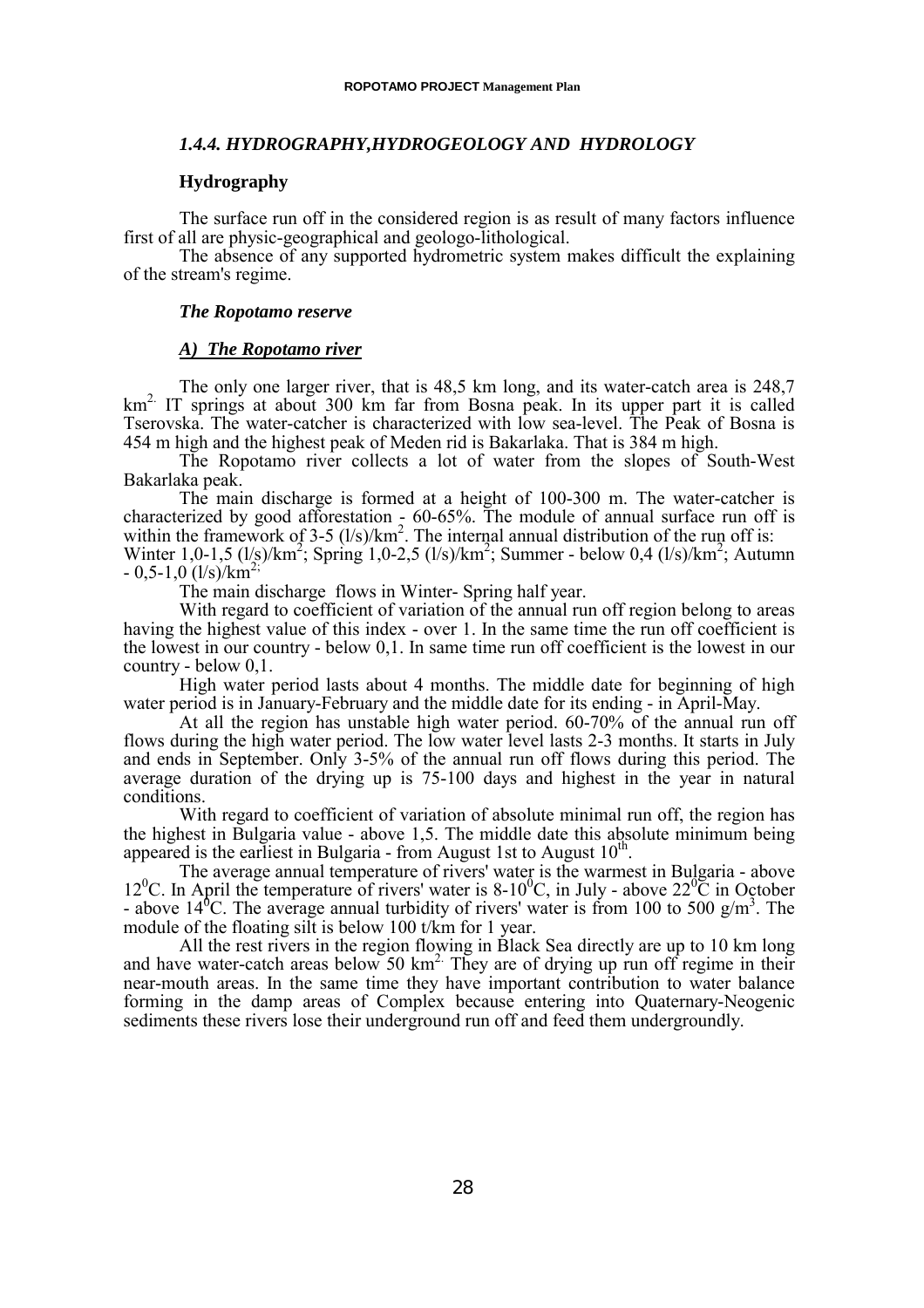### *1.4.4. HYDROGRAPHY,HYDROGEOLOGY AND HYDROLOGY*

#### Hydrography

The surface run off in the considered region is as result of many factors influence first of all are physic-geographical and geologo-lithological.

The absence of any supported hydrometric system makes difficult the explaining of the stream's regime.

#### *The Ropotamo reserve*

##### ***A) The Ropotamo river***

The only one larger river, that is 48,5 km long, and its water-catch area is 248,7 $km^2$. IT springs at about 300 km far from Bosna peak. In its upper part it is called Tserovska. The water-catcher is characterized with low sea-level. The Peak of Bosna is 454 m high and the highest peak of Meden rid is Bakarlaka. That is 384 m high.

The Ropotamo river collects a lot of water from the slopes of South-West Bakarlaka peak.

The main discharge is formed at a height of 100-300 m. The water-catcher is characterized by good afforestation - 60-65%. The module of annual surface run off is within the framework of 3-5 (l/s)/$km^2$. The internal annual distribution of the run off is: Winter 1,0-1,5 (l/s)/$km^2$; Spring 1,0-2,5 (l/s)/$km^2$; Summer - below 0,4 (l/s)/$km^2$; Autumn - 0,5-1,0 (l/s)/$km^2$;

The main discharge flows in Winter- Spring half year.

With regard to coefficient of variation of the annual run off region belong to areas having the highest value of this index - over 1. In the same time the run off coefficient is the lowest in our country - below 0,1. In same time run off coefficient is the lowest in our country - below 0,1.

High water period lasts about 4 months. The middle date for beginning of high water period is in January-February and the middle date for its ending - in April-May.

At all the region has unstable high water period. 60-70% of the annual run off flows during the high water period. The low water level lasts 2-3 months. It starts in July and ends in September. Only 3-5% of the annual run off flows during this period. The average duration of the drying up is 75-100 days and highest in the year in natural conditions.

With regard to coefficient of variation of absolute minimal run off, the region has the highest in Bulgaria value - above 1,5. The middle date this absolute minimum being appeared is the earliest in Bulgaria - from August 1st to August 10th.

The average annual temperature of rivers' water is the warmest in Bulgaria - above $12^0$C. In April the temperature of rivers' water is 8-$10^0$C, in July - above $22^0$C in October - above $14^0$C. The average annual turbidity of rivers' water is from 100 to 500 g/$m^3$. The module of the floating silt is below 100 t/km for 1 year.

All the rest rivers in the region flowing in Black Sea directly are up to 10 km long and have water-catch areas below 50 $km^2$. They are of drying up run off regime in their near-mouth areas. In the same time they have important contribution to water balance forming in the damp areas of Complex because entering into Quaternary-Neogenic sediments these rivers lose their underground run off and feed them undergroundly.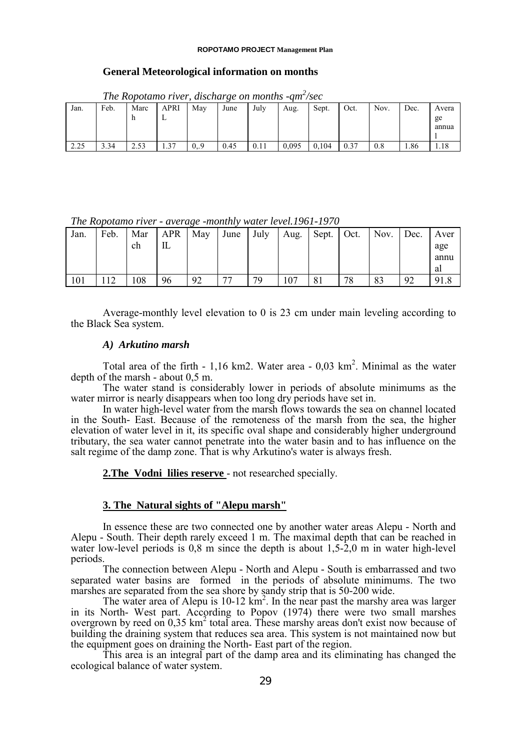## General Meteorological information on months

*The Ropotamo river, discharge on months -qm$^2$/sec*

| Jan. | Feb. | March | APRIL | May | June | July | Aug. | Sept. | Oct. | Nov. | Dec. | Average annual |
|---|---|---|---|---|---|---|---|---|---|---|---|---|
| 2.25 | 3.34 | 2.53 | 1.37 | 0,.9 | 0.45 | 0.11 | 0,095 | 0,104 | 0.37 | 0.8 | 1.86 | 1.18 |

*The Ropotamo river - average -monthly water level.1961-1970*

| Jan. | Feb. | March | APRIL | May | June | July | Aug. | Sept. | Oct. | Nov. | Dec. | Average annual |
|---|---|---|---|---|---|---|---|---|---|---|---|---|
| 101 | 112 | 108 | 96 | 92 | 77 | 79 | 107 | 81 | 78 | 83 | 92 | 91.8 |

Average-monthly level elevation to 0 is 23 cm under main leveling according to the Black Sea system.

### *A) Arkutino marsh*

Total area of the firth - 1,16 km2. Water area - 0,03 km$^2$. Minimal as the water depth of the marsh - about 0,5 m.

The water stand is considerably lower in periods of absolute minimums as the water mirror is nearly disappears when too long dry periods have set in.

In water high-level water from the marsh flows towards the sea on channel located in the South- East. Because of the remoteness of the marsh from the sea, the higher elevation of water level in it, its specific oval shape and considerably higher underground tributary, the sea water cannot penetrate into the water basin and to has influence on the salt regime of the damp zone. That is why Arkutino's water is always fresh.

**2.The Vodni lilies reserve** - not researched specially.

### 3. The Natural sights of "Alepu marsh"

In essence these are two connected one by another water areas Alepu - North and Alepu - South. Their depth rarely exceed 1 m. The maximal depth that can be reached in water low-level periods is 0,8 m since the depth is about 1,5-2,0 m in water high-level periods.

The connection between Alepu - North and Alepu - South is embarrassed and two separated water basins are formed in the periods of absolute minimums. The two marshes are separated from the sea shore by sandy strip that is 50-200 wide.

The water area of Alepu is 10-12 km$^2$. In the near past the marshy area was larger in its North- West part. According to Popov (1974) there were two small marshes overgrown by reed on 0,35 km$^2$ total area. These marshy areas don't exist now because of building the draining system that reduces sea area. This system is not maintained now but the equipment goes on draining the North- East part of the region.

This area is an integral part of the damp area and its eliminating has changed the ecological balance of water system.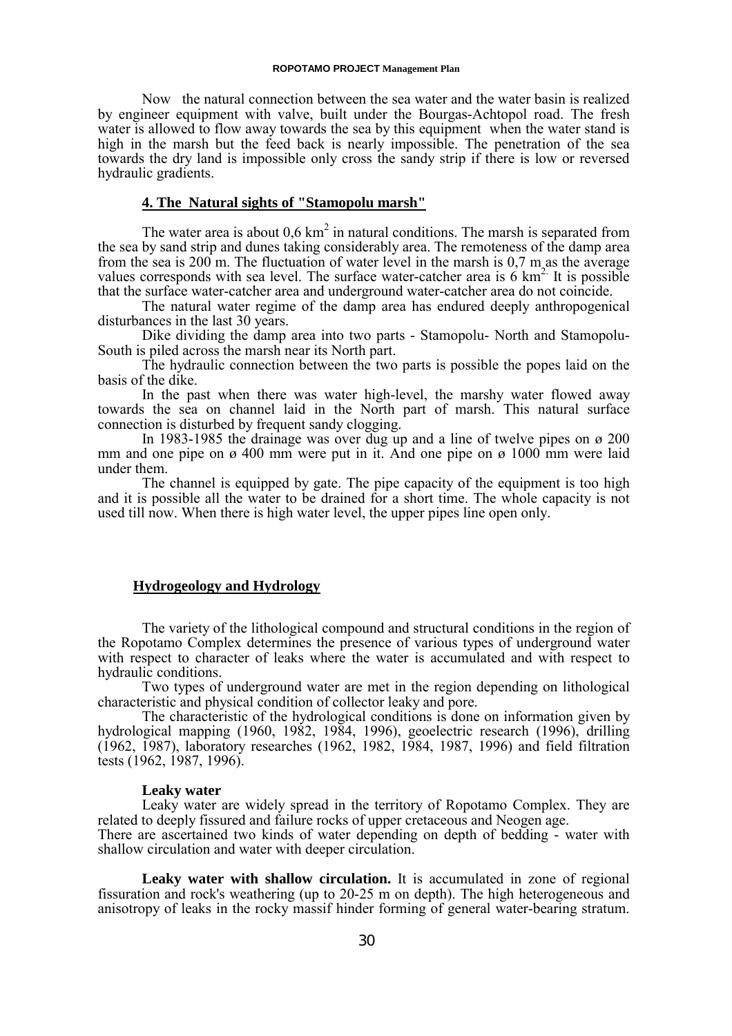Now the natural connection between the sea water and the water basin is realized by engineer equipment with valve, built under the Bourgas-Achtopol road. The fresh water is allowed to flow away towards the sea by this equipment when the water stand is high in the marsh but the feed back is nearly impossible. The penetration of the sea towards the dry land is impossible only cross the sandy strip if there is low or reversed hydraulic gradients.

### 4. The Natural sights of "Stamopolu marsh"

The water area is about 0,6 $km^2$ in natural conditions. The marsh is separated from the sea by sand strip and dunes taking considerably area. The remoteness of the damp area from the sea is 200 m. The fluctuation of water level in the marsh is 0,7 m as the average values corresponds with sea level. The surface water-catcher area is 6 $km^2$. It is possible that the surface water-catcher area and underground water-catcher area do not coincide.

The natural water regime of the damp area has endured deeply anthropogenical disturbances in the last 30 years.

Dike dividing the damp area into two parts - Stamopolu- North and Stamopolu-South is piled across the marsh near its North part.

The hydraulic connection between the two parts is possible the popes laid on the basis of the dike.

In the past when there was water high-level, the marshy water flowed away towards the sea on channel laid in the North part of marsh. This natural surface connection is disturbed by frequent sandy clogging.

In 1983-1985 the drainage was over dug up and a line of twelve pipes on ø 200 mm and one pipe on ø 400 mm were put in it. And one pipe on ø 1000 mm were laid under them.

The channel is equipped by gate. The pipe capacity of the equipment is too high and it is possible all the water to be drained for a short time. The whole capacity is not used till now. When there is high water level, the upper pipes line open only.

## Hydrogeology and Hydrology

The variety of the lithological compound and structural conditions in the region of the Ropotamo Complex determines the presence of various types of underground water with respect to character of leaks where the water is accumulated and with respect to hydraulic conditions.

Two types of underground water are met in the region depending on lithological characteristic and physical condition of collector leaky and pore.

The characteristic of the hydrological conditions is done on information given by hydrological mapping (1960, 1982, 1984, 1996), geoelectric research (1996), drilling (1962, 1987), laboratory researches (1962, 1982, 1984, 1987, 1996) and field filtration tests (1962, 1987, 1996).

**Leaky water**

Leaky water are widely spread in the territory of Ropotamo Complex. They are related to deeply fissured and failure rocks of upper cretaceous and Neogen age.
There are ascertained two kinds of water depending on depth of bedding - water with shallow circulation and water with deeper circulation.

**Leaky water with shallow circulation.** It is accumulated in zone of regional fissuration and rock's weathering (up to 20-25 m on depth). The high heterogeneous and anisotropy of leaks in the rocky massif hinder forming of general water-bearing stratum.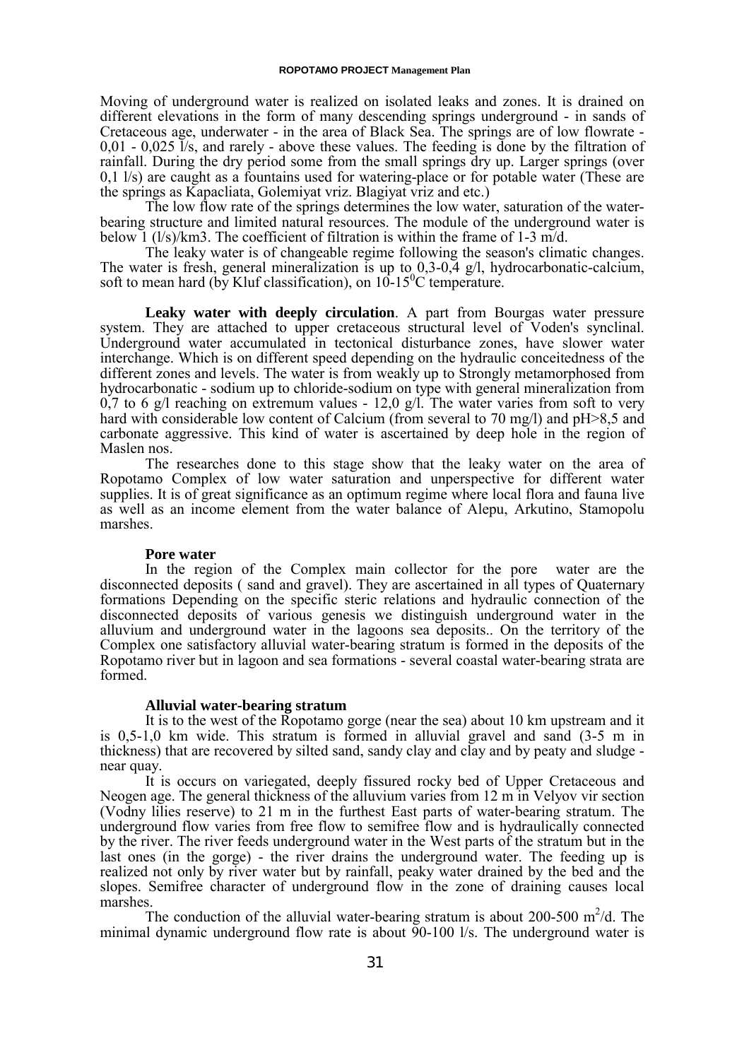Moving of underground water is realized on isolated leaks and zones. It is drained on different elevations in the form of many descending springs underground - in sands of Cretaceous age, underwater - in the area of Black Sea. The springs are of low flowrate - 0,01 - 0,025 l/s, and rarely - above these values. The feeding is done by the filtration of rainfall. During the dry period some from the small springs dry up. Larger springs (over 0,1 l/s) are caught as a fountains used for watering-place or for potable water (These are the springs as Kapacliata, Golemiyat vriz. Blagiyat vriz and etc.)

The low flow rate of the springs determines the low water, saturation of the water-bearing structure and limited natural resources. The module of the underground water is below 1 (l/s)/km3. The coefficient of filtration is within the frame of 1-3 m/d.

The leaky water is of changeable regime following the season's climatic changes. The water is fresh, general mineralization is up to 0,3-0,4 g/l, hydrocarbonatic-calcium, soft to mean hard (by Kluf classification), on 10-15$^0$C temperature.

**Leaky water with deeply circulation**. A part from Bourgas water pressure system. They are attached to upper cretaceous structural level of Voden's synclinal. Underground water accumulated in tectonical disturbance zones, have slower water interchange. Which is on different speed depending on the hydraulic conceitedness of the different zones and levels. The water is from weakly up to Strongly metamorphosed from hydrocarbonatic - sodium up to chloride-sodium on type with general mineralization from 0,7 to 6 g/l reaching on extremum values - 12,0 g/l. The water varies from soft to very hard with considerable low content of Calcium (from several to 70 mg/l) and pH>8,5 and carbonate aggressive. This kind of water is ascertained by deep hole in the region of Maslen nos.

The researches done to this stage show that the leaky water on the area of Ropotamo Complex of low water saturation and unperspective for different water supplies. It is of great significance as an optimum regime where local flora and fauna live as well as an income element from the water balance of Alepu, Arkutino, Stamopolu marshes.

**Pore water**

In the region of the Complex main collector for the pore water are the disconnected deposits ( sand and gravel). They are ascertained in all types of Quaternary formations Depending on the specific steric relations and hydraulic connection of the disconnected deposits of various genesis we distinguish underground water in the alluvium and underground water in the lagoons sea deposits.. On the territory of the Complex one satisfactory alluvial water-bearing stratum is formed in the deposits of the Ropotamo river but in lagoon and sea formations - several coastal water-bearing strata are formed.

**Alluvial water-bearing stratum**

It is to the west of the Ropotamo gorge (near the sea) about 10 km upstream and it is 0,5-1,0 km wide. This stratum is formed in alluvial gravel and sand (3-5 m in thickness) that are recovered by silted sand, sandy clay and clay and by peaty and sludge - near quay.

It is occurs on variegated, deeply fissured rocky bed of Upper Cretaceous and Neogen age. The general thickness of the alluvium varies from 12 m in Velyov vir section (Vodny lilies reserve) to 21 m in the furthest East parts of water-bearing stratum. The underground flow varies from free flow to semifree flow and is hydraulically connected by the river. The river feeds underground water in the West parts of the stratum but in the last ones (in the gorge) - the river drains the underground water. The feeding up is realized not only by river water but by rainfall, peaky water drained by the bed and the slopes. Semifree character of underground flow in the zone of draining causes local marshes.

The conduction of the alluvial water-bearing stratum is about 200-500 m$^2$/d. The minimal dynamic underground flow rate is about 90-100 l/s. The underground water is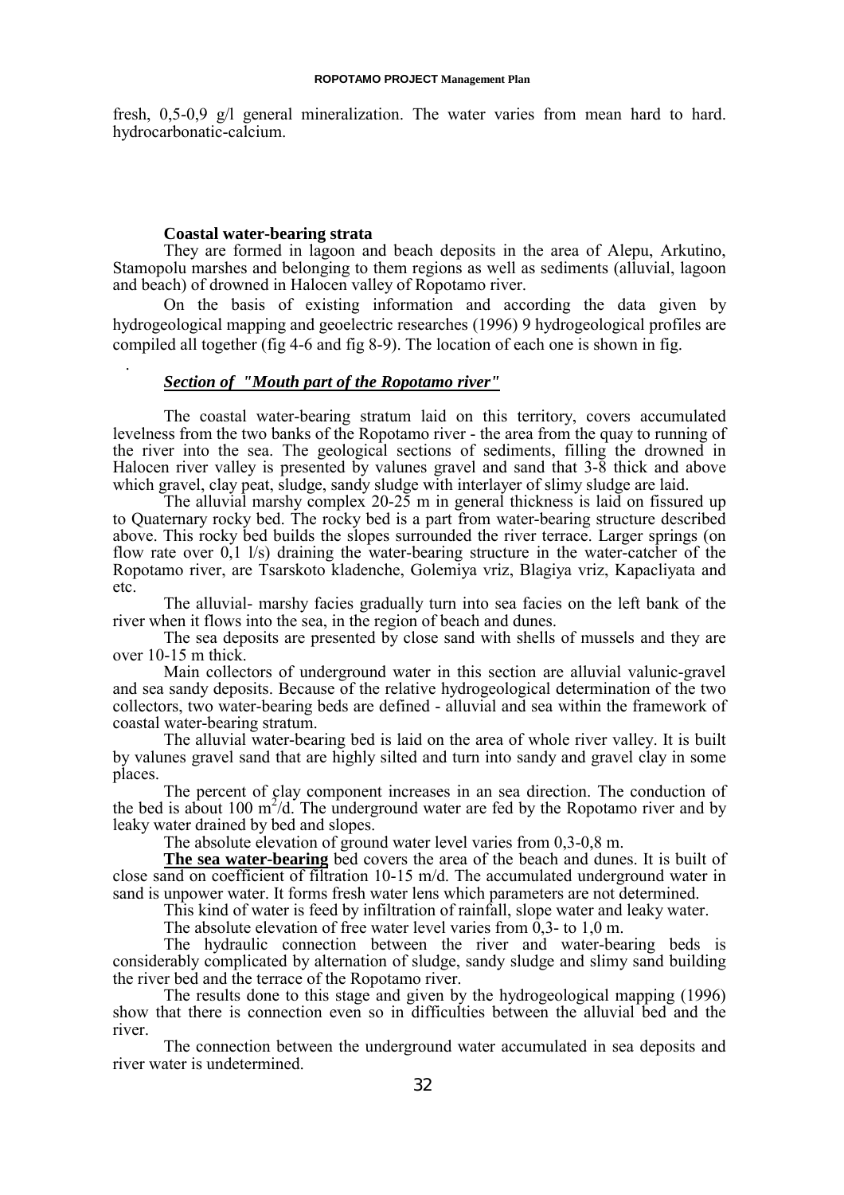fresh, 0,5-0,9 g/l general mineralization. The water varies from mean hard to hard. hydrocarbonatic-calcium.

**Coastal water-bearing strata**

They are formed in lagoon and beach deposits in the area of Alepu, Arkutino, Stamopolu marshes and belonging to them regions as well as sediments (alluvial, lagoon and beach) of drowned in Halocen valley of Ropotamo river.

On the basis of existing information and according the data given by hydrogeological mapping and geoelectric researches (1996) 9 hydrogeological profiles are compiled all together (fig 4-6 and fig 8-9). The location of each one is shown in fig.

.

***Section of "Mouth part of the Ropotamo river"***

The coastal water-bearing stratum laid on this territory, covers accumulated levelness from the two banks of the Ropotamo river - the area from the quay to running of the river into the sea. The geological sections of sediments, filling the drowned in Halocen river valley is presented by valunes gravel and sand that 3-8 thick and above which gravel, clay peat, sludge, sandy sludge with interlayer of slimy sludge are laid.

The alluvial marshy complex 20-25 m in general thickness is laid on fissured up to Quaternary rocky bed. The rocky bed is a part from water-bearing structure described above. This rocky bed builds the slopes surrounded the river terrace. Larger springs (on flow rate over 0,1 l/s) draining the water-bearing structure in the water-catcher of the Ropotamo river, are Tsarskoto kladenche, Golemiya vriz, Blagiya vriz, Kapacliyata and etc.

The alluvial- marshy facies gradually turn into sea facies on the left bank of the river when it flows into the sea, in the region of beach and dunes.

The sea deposits are presented by close sand with shells of mussels and they are over 10-15 m thick.

Main collectors of underground water in this section are alluvial valunic-gravel and sea sandy deposits. Because of the relative hydrogeological determination of the two collectors, two water-bearing beds are defined - alluvial and sea within the framework of coastal water-bearing stratum.

The alluvial water-bearing bed is laid on the area of whole river valley. It is built by valunes gravel sand that are highly silted and turn into sandy and gravel clay in some places.

The percent of clay component increases in an sea direction. The conduction of the bed is about 100 $m^2$/d. The underground water are fed by the Ropotamo river and by leaky water drained by bed and slopes.

The absolute elevation of ground water level varies from 0,3-0,8 m.

**The sea water-bearing** bed covers the area of the beach and dunes. It is built of close sand on coefficient of filtration 10-15 m/d. The accumulated underground water in sand is unpower water. It forms fresh water lens which parameters are not determined.

This kind of water is feed by infiltration of rainfall, slope water and leaky water.

The absolute elevation of free water level varies from 0,3- to 1,0 m.

The hydraulic connection between the river and water-bearing beds is considerably complicated by alternation of sludge, sandy sludge and slimy sand building the river bed and the terrace of the Ropotamo river.

The results done to this stage and given by the hydrogeological mapping (1996) show that there is connection even so in difficulties between the alluvial bed and the river.

The connection between the underground water accumulated in sea deposits and river water is undetermined.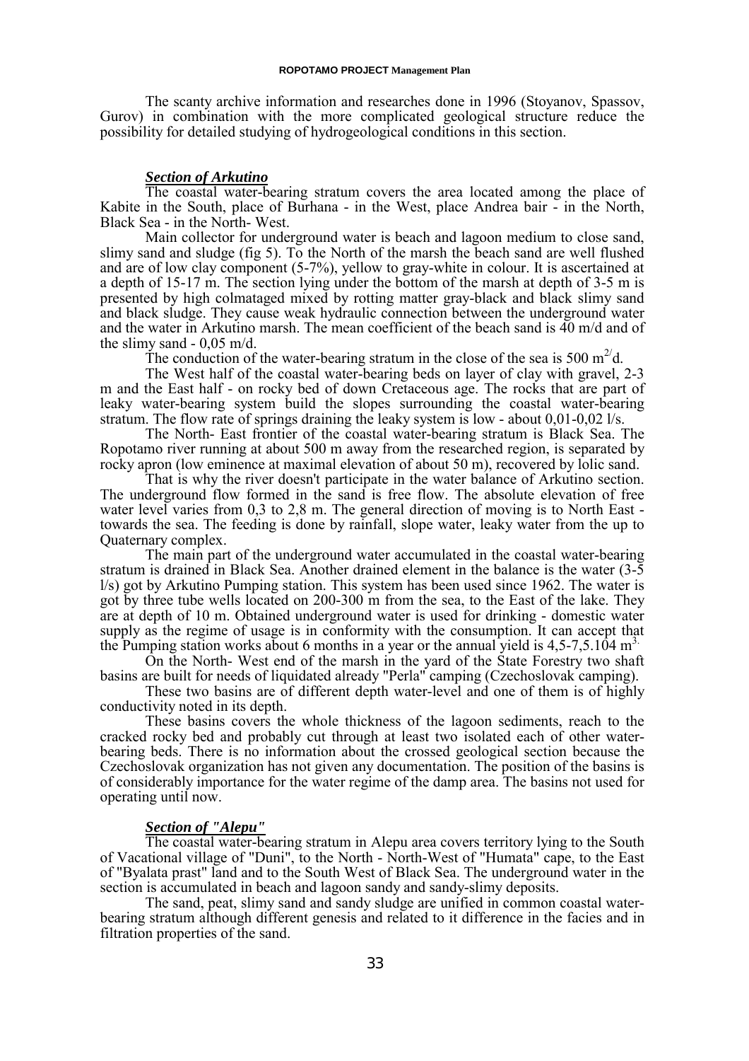The scanty archive information and researches done in 1996 (Stoyanov, Spassov, Gurov) in combination with the more complicated geological structure reduce the possibility for detailed studying of hydrogeological conditions in this section.

***Section of Arkutino***

The coastal water-bearing stratum covers the area located among the place of Kabite in the South, place of Burhana - in the West, place Andrea bair - in the North, Black Sea - in the North- West.

Main collector for underground water is beach and lagoon medium to close sand, slimy sand and sludge (fig 5). To the North of the marsh the beach sand are well flushed and are of low clay component (5-7%), yellow to gray-white in colour. It is ascertained at a depth of 15-17 m. The section lying under the bottom of the marsh at depth of 3-5 m is presented by high colmataged mixed by rotting matter gray-black and black slimy sand and black sludge. They cause weak hydraulic connection between the underground water and the water in Arkutino marsh. The mean coefficient of the beach sand is 40 m/d and of the slimy sand - 0,05 m/d.

The conduction of the water-bearing stratum in the close of the sea is 500 $m^{2/}$d.

The West half of the coastal water-bearing beds on layer of clay with gravel, 2-3 m and the East half - on rocky bed of down Cretaceous age. The rocks that are part of leaky water-bearing system build the slopes surrounding the coastal water-bearing stratum. The flow rate of springs draining the leaky system is low - about 0,01-0,02 l/s.

The North- East frontier of the coastal water-bearing stratum is Black Sea. The Ropotamo river running at about 500 m away from the researched region, is separated by rocky apron (low eminence at maximal elevation of about 50 m), recovered by lolic sand.

That is why the river doesn't participate in the water balance of Arkutino section. The underground flow formed in the sand is free flow. The absolute elevation of free water level varies from 0,3 to 2,8 m. The general direction of moving is to North East - towards the sea. The feeding is done by rainfall, slope water, leaky water from the up to Quaternary complex.

The main part of the underground water accumulated in the coastal water-bearing stratum is drained in Black Sea. Another drained element in the balance is the water (3-5 l/s) got by Arkutino Pumping station. This system has been used since 1962. The water is got by three tube wells located on 200-300 m from the sea, to the East of the lake. They are at depth of 10 m. Obtained underground water is used for drinking - domestic water supply as the regime of usage is in conformity with the consumption. It can accept that the Pumping station works about 6 months in a year or the annual yield is 4,5-7,5.104 $m^{3.}$

On the North- West end of the marsh in the yard of the State Forestry two shaft basins are built for needs of liquidated already "Perla" camping (Czechoslovak camping).

These two basins are of different depth water-level and one of them is of highly conductivity noted in its depth.

These basins covers the whole thickness of the lagoon sediments, reach to the cracked rocky bed and probably cut through at least two isolated each of other water-bearing beds. There is no information about the crossed geological section because the Czechoslovak organization has not given any documentation. The position of the basins is of considerably importance for the water regime of the damp area. The basins not used for operating until now.

***Section of "Alepu"***

The coastal water-bearing stratum in Alepu area covers territory lying to the South of Vacational village of "Duni", to the North - North-West of "Humata" cape, to the East of "Byalata prast" land and to the South West of Black Sea. The underground water in the section is accumulated in beach and lagoon sandy and sandy-slimy deposits.

The sand, peat, slimy sand and sandy sludge are unified in common coastal water-bearing stratum although different genesis and related to it difference in the facies and in filtration properties of the sand.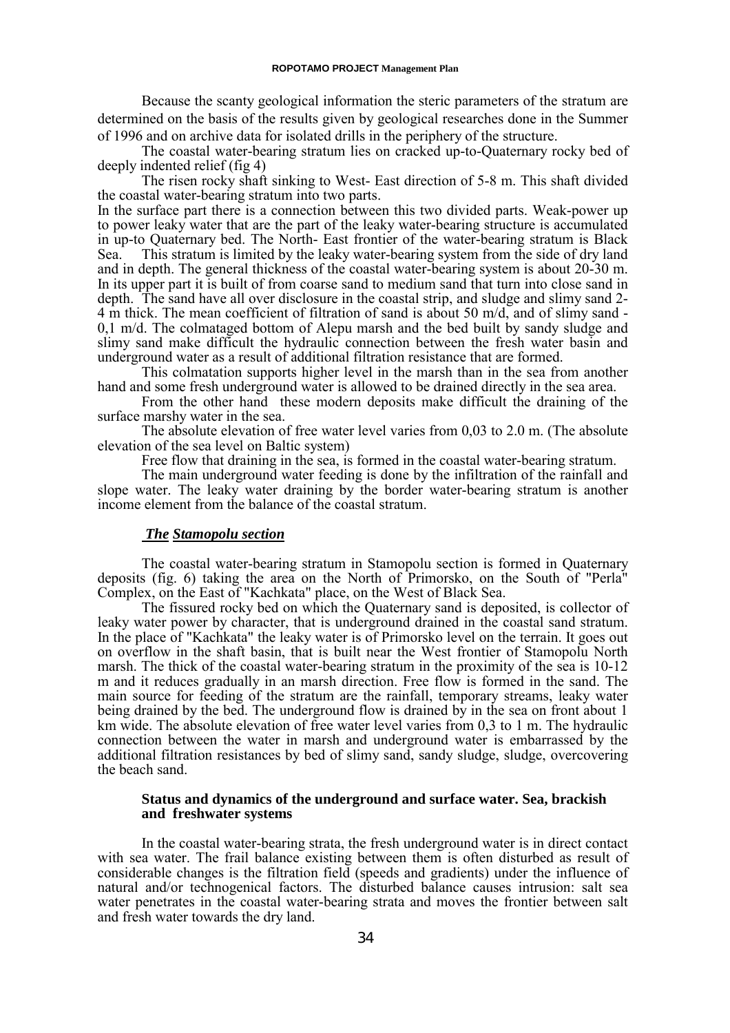Because the scanty geological information the steric parameters of the stratum are determined on the basis of the results given by geological researches done in the Summer of 1996 and on archive data for isolated drills in the periphery of the structure.

The coastal water-bearing stratum lies on cracked up-to-Quaternary rocky bed of deeply indented relief (fig 4)

The risen rocky shaft sinking to West- East direction of 5-8 m. This shaft divided the coastal water-bearing stratum into two parts.

In the surface part there is a connection between this two divided parts. Weak-power up to power leaky water that are the part of the leaky water-bearing structure is accumulated in up-to Quaternary bed. The North- East frontier of the water-bearing stratum is Black Sea. This stratum is limited by the leaky water-bearing system from the side of dry land and in depth. The general thickness of the coastal water-bearing system is about 20-30 m. In its upper part it is built of from coarse sand to medium sand that turn into close sand in depth. The sand have all over disclosure in the coastal strip, and sludge and slimy sand 2-4 m thick. The mean coefficient of filtration of sand is about 50 m/d, and of slimy sand - 0,1 m/d. The colmataged bottom of Alepu marsh and the bed built by sandy sludge and slimy sand make difficult the hydraulic connection between the fresh water basin and underground water as a result of additional filtration resistance that are formed.

This colmatation supports higher level in the marsh than in the sea from another hand and some fresh underground water is allowed to be drained directly in the sea area.

From the other hand these modern deposits make difficult the draining of the surface marshy water in the sea.

The absolute elevation of free water level varies from 0,03 to 2.0 m. (The absolute elevation of the sea level on Baltic system)

Free flow that draining in the sea, is formed in the coastal water-bearing stratum.

The main underground water feeding is done by the infiltration of the rainfall and slope water. The leaky water draining by the border water-bearing stratum is another income element from the balance of the coastal stratum.

### ***The Stamopolu section***

The coastal water-bearing stratum in Stamopolu section is formed in Quaternary deposits (fig. 6) taking the area on the North of Primorsko, on the South of "Perla" Complex, on the East of "Kachkata" place, on the West of Black Sea.

The fissured rocky bed on which the Quaternary sand is deposited, is collector of leaky water power by character, that is underground drained in the coastal sand stratum. In the place of "Kachkata" the leaky water is of Primorsko level on the terrain. It goes out on overflow in the shaft basin, that is built near the West frontier of Stamopolu North marsh. The thick of the coastal water-bearing stratum in the proximity of the sea is 10-12 m and it reduces gradually in an marsh direction. Free flow is formed in the sand. The main source for feeding of the stratum are the rainfall, temporary streams, leaky water being drained by the bed. The underground flow is drained by in the sea on front about 1 km wide. The absolute elevation of free water level varies from 0,3 to 1 m. The hydraulic connection between the water in marsh and underground water is embarrassed by the additional filtration resistances by bed of slimy sand, sandy sludge, sludge, overcovering the beach sand.

### **Status and dynamics of the underground and surface water. Sea, brackish and freshwater systems**

In the coastal water-bearing strata, the fresh underground water is in direct contact with sea water. The frail balance existing between them is often disturbed as result of considerable changes is the filtration field (speeds and gradients) under the influence of natural and/or technogenical factors. The disturbed balance causes intrusion: salt sea water penetrates in the coastal water-bearing strata and moves the frontier between salt and fresh water towards the dry land.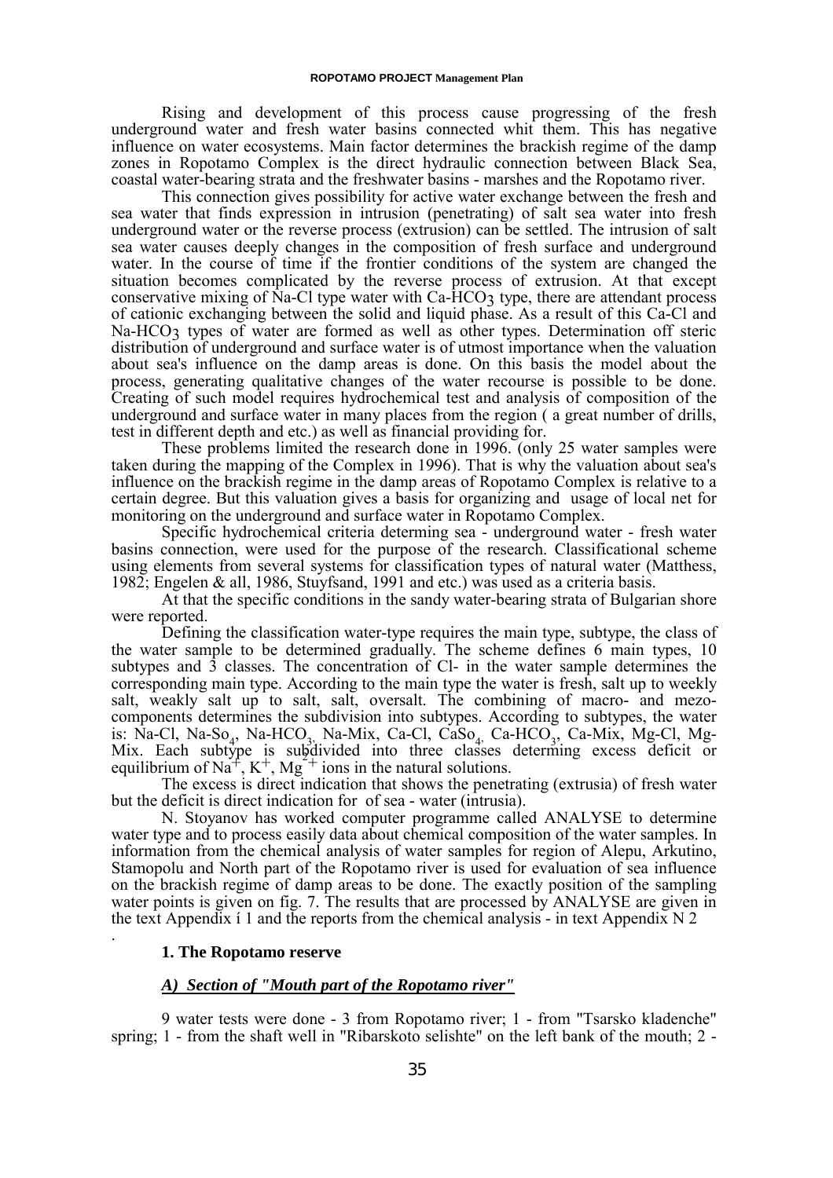Rising and development of this process cause progressing of the fresh underground water and fresh water basins connected whit them. This has negative influence on water ecosystems. Main factor determines the brackish regime of the damp zones in Ropotamo Complex is the direct hydraulic connection between Black Sea, coastal water-bearing strata and the freshwater basins - marshes and the Ropotamo river.

This connection gives possibility for active water exchange between the fresh and sea water that finds expression in intrusion (penetrating) of salt sea water into fresh underground water or the reverse process (extrusion) can be settled. The intrusion of salt sea water causes deeply changes in the composition of fresh surface and underground water. In the course of time if the frontier conditions of the system are changed the situation becomes complicated by the reverse process of extrusion. At that except conservative mixing of Na-Cl type water with Ca-$HCO_3$ type, there are attendant process of cationic exchanging between the solid and liquid phase. As a result of this Ca-Cl and Na-$HCO_3$ types of water are formed as well as other types. Determination off steric distribution of underground and surface water is of utmost importance when the valuation about sea's influence on the damp areas is done. On this basis the model about the process, generating qualitative changes of the water recourse is possible to be done. Creating of such model requires hydrochemical test and analysis of composition of the underground and surface water in many places from the region ( a great number of drills, test in different depth and etc.) as well as financial providing for.

These problems limited the research done in 1996. (only 25 water samples were taken during the mapping of the Complex in 1996). That is why the valuation about sea's influence on the brackish regime in the damp areas of Ropotamo Complex is relative to a certain degree. But this valuation gives a basis for organizing and usage of local net for monitoring on the underground and surface water in Ropotamo Complex.

Specific hydrochemical criteria determing sea - underground water - fresh water basins connection, were used for the purpose of the research. Classificational scheme using elements from several systems for classification types of natural water (Matthess, 1982; Engelen & all, 1986, Stuyfsand, 1991 and etc.) was used as a criteria basis.

At that the specific conditions in the sandy water-bearing strata of Bulgarian shore were reported.

Defining the classification water-type requires the main type, subtype, the class of the water sample to be determined gradually. The scheme defines 6 main types, 10 subtypes and 3 classes. The concentration of Cl- in the water sample determines the corresponding main type. According to the main type the water is fresh, salt up to weekly salt, weakly salt up to salt, salt, oversalt. The combining of macro- and mezo-components determines the subdivision into subtypes. According to subtypes, the water is: Na-Cl, Na-$So_4$, Na-$HCO_3$, Na-Mix, Ca-Cl, Ca$So_4$, Ca-$HCO_3$, Ca-Mix, Mg-Cl, Mg-Mix. Each subtype is subdivided into three classes determing excess deficit or equilibrium of $Na^+$, $K^+$, $Mg^{2+}$ ions in the natural solutions.

The excess is direct indication that shows the penetrating (extrusia) of fresh water but the deficit is direct indication for of sea - water (intrusia).

N. Stoyanov has worked computer programme called ANALYSE to determine water type and to process easily data about chemical composition of the water samples. In information from the chemical analysis of water samples for region of Alepu, Arkutino, Stamopolu and North part of the Ropotamo river is used for evaluation of sea influence on the brackish regime of damp areas to be done. The exactly position of the sampling water points is given on fig. 7. The results that are processed by ANALYSE are given in the text Appendix í 1 and the reports from the chemical analysis - in text Appendix N 2

.

### 1. The Ropotamo reserve

#### ***A) Section of "Mouth part of the Ropotamo river"***

9 water tests were done - 3 from Ropotamo river; 1 - from "Tsarsko kladenche" spring; 1 - from the shaft well in "Ribarskoto selishte" on the left bank of the mouth; 2 -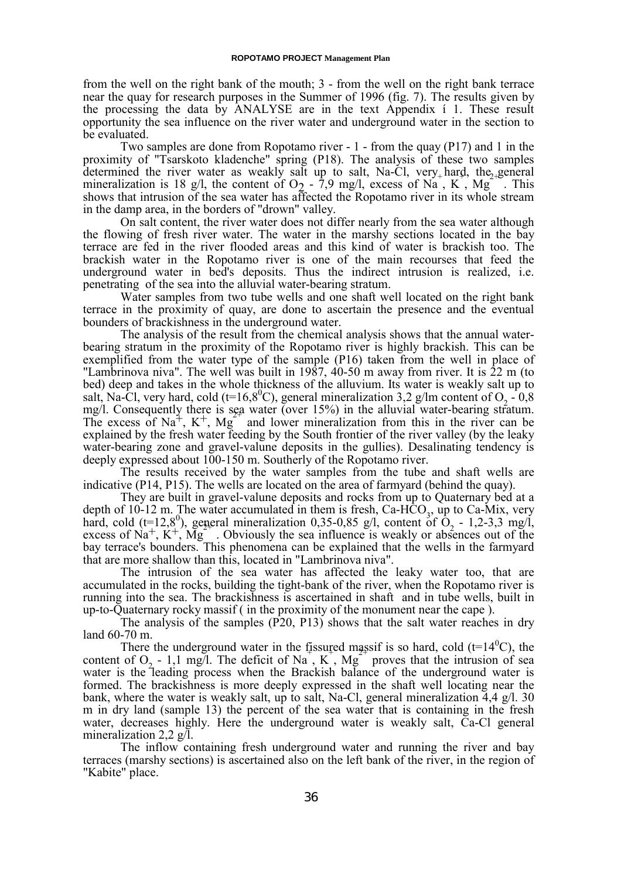from the well on the right bank of the mouth; 3 - from the well on the right bank terrace near the quay for research purposes in the Summer of 1996 (fig. 7). The results given by the processing the data by ANALYSE are in the text Appendix í 1. These result opportunity the sea influence on the river water and underground water in the section to be evaluated.

Two samples are done from Ropotamo river - 1 - from the quay (P17) and 1 in the proximity of "Tsarskoto kladenche" spring (P18). The analysis of these two samples determined the river water as weakly salt up to salt, Na-Cl, very hard, the general mineralization is 18 g/l, the content of $O_2$ - 7,9 mg/l, excess of $Na^+$, $K^+$, $Mg^{2+}$. This shows that intrusion of the sea water has affected the Ropotamo river in its whole stream in the damp area, in the borders of "drown" valley.

On salt content, the river water does not differ nearly from the sea water although the flowing of fresh river water. The water in the marshy sections located in the bay terrace are fed in the river flooded areas and this kind of water is brackish too. The brackish water in the Ropotamo river is one of the main recourses that feed the underground water in bed's deposits. Thus the indirect intrusion is realized, i.e. penetrating of the sea into the alluvial water-bearing stratum.

Water samples from two tube wells and one shaft well located on the right bank terrace in the proximity of quay, are done to ascertain the presence and the eventual bounders of brackishness in the underground water.

The analysis of the result from the chemical analysis shows that the annual water-bearing stratum in the proximity of the Ropotamo river is highly brackish. This can be exemplified from the water type of the sample (P16) taken from the well in place of "Lambrinova niva". The well was built in 1987, 40-50 m away from river. It is 22 m (to bed) deep and takes in the whole thickness of the alluvium. Its water is weakly salt up to salt, Na-Cl, very hard, cold (t=16,8$^0$C), general mineralization 3,2 g/lm content of $O_2$ - 0,8 mg/l. Consequently there is sea water (over 15%) in the alluvial water-bearing stratum. The excess of $Na^+$, $K^+$, $Mg^{2+}$ and lower mineralization from this in the river can be explained by the fresh water feeding by the South frontier of the river valley (by the leaky water-bearing zone and gravel-valune deposits in the gullies). Desalinating tendency is deeply expressed about 100-150 m. Southerly of the Ropotamo river.

The results received by the water samples from the tube and shaft wells are indicative (P14, P15). The wells are located on the area of farmyard (behind the quay).

They are built in gravel-valune deposits and rocks from up to Quaternary bed at a depth of 10-12 m. The water accumulated in them is fresh, Ca-$HCO_3$, up to Ca-Mix, very hard, cold (t=12,8$^0$), general mineralization 0,35-0,85 g/l, content of $O_2$ - 1,2-3,3 mg/l, excess of $Na^+$, $K^+$, $Mg^{2+}$. Obviously the sea influence is weakly or absences out of the bay terrace's bounders. This phenomena can be explained that the wells in the farmyard that are more shallow than this, located in "Lambrinova niva".

The intrusion of the sea water has affected the leaky water too, that are accumulated in the rocks, building the tight-bank of the river, when the Ropotamo river is running into the sea. The brackishness is ascertained in shaft and in tube wells, built in up-to-Quaternary rocky massif ( in the proximity of the monument near the cape ).

The analysis of the samples (P20, P13) shows that the salt water reaches in dry land 60-70 m.

There the underground water in the fissured massif is so hard, cold (t=14$^0$C), the content of $O_2$ - 1,1 mg/l. The deficit of $Na^+$, $K^+$, $Mg^{2+}$ proves that the intrusion of sea water is the leading process when the Brackish balance of the underground water is formed. The brackishness is more deeply expressed in the shaft well locating near the bank, where the water is weakly salt, up to salt, Na-Cl, general mineralization 4,4 g/l. 30 m in dry land (sample 13) the percent of the sea water that is containing in the fresh water, decreases highly. Here the underground water is weakly salt, Ca-Cl general mineralization 2,2 g/l.

The inflow containing fresh underground water and running the river and bay terraces (marshy sections) is ascertained also on the left bank of the river, in the region of "Kabite" place.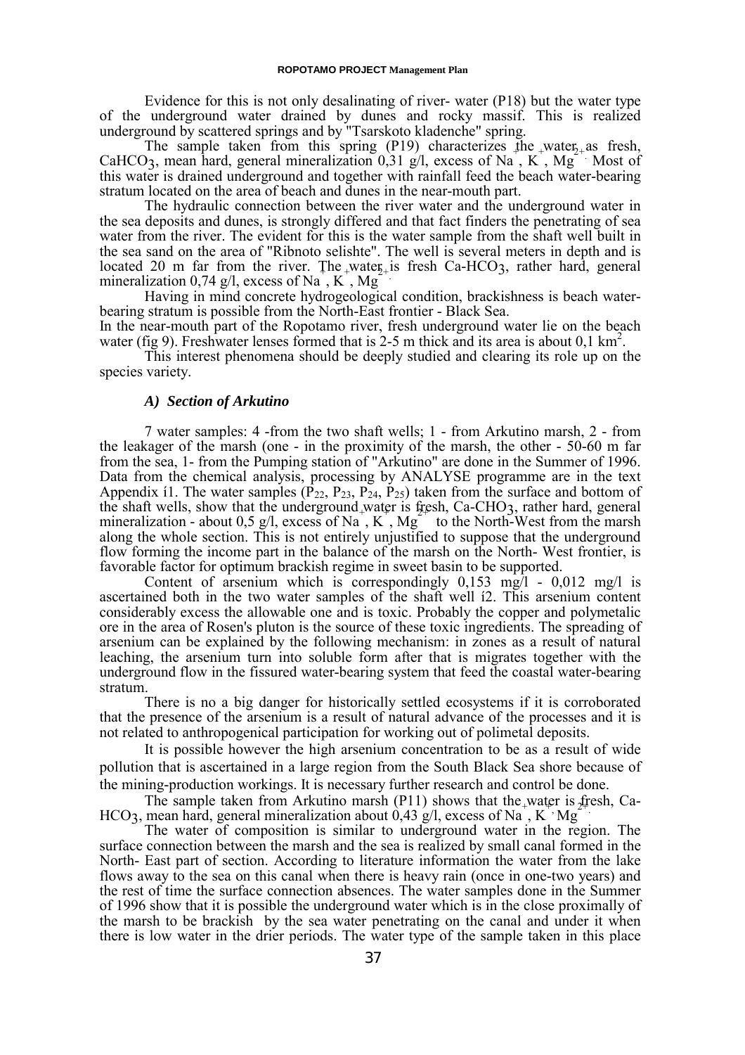Evidence for this is not only desalinating of river- water (P18) but the water type of the underground water drained by dunes and rocky massif. This is realized underground by scattered springs and by "Tsarskoto kladenche" spring.

The sample taken from this spring (P19) characterizes the water as fresh, $CaHCO_3$, mean hard, general mineralization 0,31 g/l, excess of $Na^+$, $K^+$, $Mg^{2+}$. Most of this water is drained underground and together with rainfall feed the beach water-bearing stratum located on the area of beach and dunes in the near-mouth part.

The hydraulic connection between the river water and the underground water in the sea deposits and dunes, is strongly differed and that fact finders the penetrating of sea water from the river. The evident for this is the water sample from the shaft well built in the sea sand on the area of "Ribnoto selishte". The well is several meters in depth and is located 20 m far from the river. The water is fresh Ca-$HCO_3$, rather hard, general mineralization 0,74 g/l, excess of $Na^+$, $K^+$, $Mg^{2+}$.

Having in mind concrete hydrogeological condition, brackishness is beach water-bearing stratum is possible from the North-East frontier - Black Sea.

In the near-mouth part of the Ropotamo river, fresh underground water lie on the beach water (fig 9). Freshwater lenses formed that is 2-5 m thick and its area is about 0,1 $km^2$.

This interest phenomena should be deeply studied and clearing its role up on the species variety.

### *A) Section of Arkutino*

7 water samples: 4 -from the two shaft wells; 1 - from Arkutino marsh, 2 - from the leakager of the marsh (one - in the proximity of the marsh, the other - 50-60 m far from the sea, 1- from the Pumping station of "Arkutino" are done in the Summer of 1996. Data from the chemical analysis, processing by ANALYSE programme are in the text Appendix í1. The water samples ($P_{22}$, $P_{23}$, $P_{24}$, $P_{25}$) taken from the surface and bottom of the shaft wells, show that the underground water is fresh, Ca-$CHO_3$, rather hard, general mineralization - about 0,5 g/l, excess of $Na^+$, $K^+$, $Mg^{2+}$ to the North-West from the marsh along the whole section. This is not entirely unjustified to suppose that the underground flow forming the income part in the balance of the marsh on the North- West frontier, is favorable factor for optimum brackish regime in sweet basin to be supported.

Content of arsenium which is correspondingly 0,153 mg/l - 0,012 mg/l is ascertained both in the two water samples of the shaft well í2. This arsenium content considerably excess the allowable one and is toxic. Probably the copper and polymetalic ore in the area of Rosen's pluton is the source of these toxic ingredients. The spreading of arsenium can be explained by the following mechanism: in zones as a result of natural leaching, the arsenium turn into soluble form after that is migrates together with the underground flow in the fissured water-bearing system that feed the coastal water-bearing stratum.

There is no a big danger for historically settled ecosystems if it is corroborated that the presence of the arsenium is a result of natural advance of the processes and it is not related to anthropogenical participation for working out of polimetal deposits.

It is possible however the high arsenium concentration to be as a result of wide pollution that is ascertained in a large region from the South Black Sea shore because of the mining-production workings. It is necessary further research and control be done.

The sample taken from Arkutino marsh (P11) shows that the water is fresh, Ca-$HCO_3$, mean hard, general mineralization about 0,43 g/l, excess of $Na^+$, $K^+$, $Mg^{2+}$.

The water of composition is similar to underground water in the region. The surface connection between the marsh and the sea is realized by small canal formed in the North- East part of section. According to literature information the water from the lake flows away to the sea on this canal when there is heavy rain (once in one-two years) and the rest of time the surface connection absences. The water samples done in the Summer of 1996 show that it is possible the underground water which is in the close proximally of the marsh to be brackish by the sea water penetrating on the canal and under it when there is low water in the drier periods. The water type of the sample taken in this place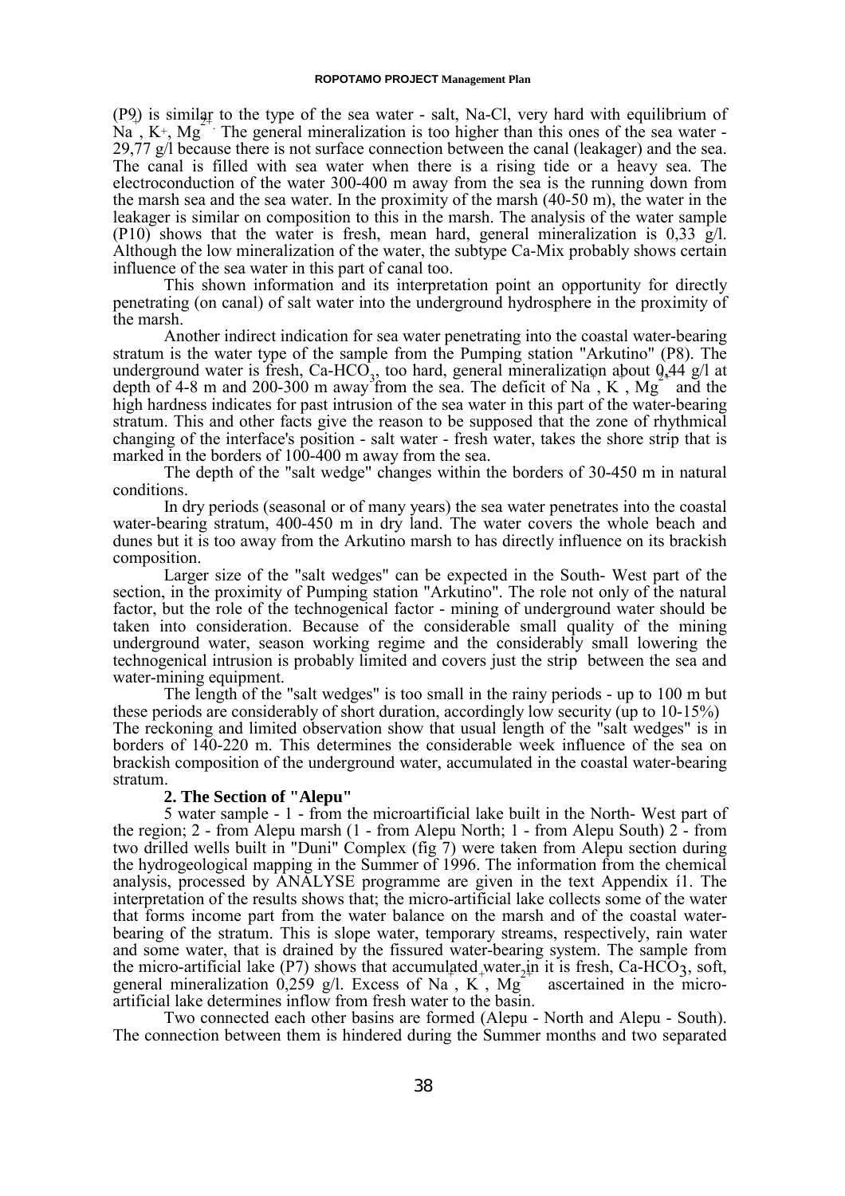(P9) is similar to the type of the sea water - salt, Na-Cl, very hard with equilibrium of $Na^+$, $K^+$, $Mg^{2+}$. The general mineralization is too higher than this ones of the sea water - 29,77 g/l because there is not surface connection between the canal (leakager) and the sea. The canal is filled with sea water when there is a rising tide or a heavy sea. The electroconduction of the water 300-400 m away from the sea is the running down from the marsh sea and the sea water. In the proximity of the marsh (40-50 m), the water in the leakager is similar on composition to this in the marsh. The analysis of the water sample (P10) shows that the water is fresh, mean hard, general mineralization is 0,33 g/l. Although the low mineralization of the water, the subtype Ca-Mix probably shows certain influence of the sea water in this part of canal too.

This shown information and its interpretation point an opportunity for directly penetrating (on canal) of salt water into the underground hydrosphere in the proximity of the marsh.

Another indirect indication for sea water penetrating into the coastal water-bearing stratum is the water type of the sample from the Pumping station "Arkutino" (P8). The underground water is fresh, Ca-$HCO_3$, too hard, general mineralization about 0,44 g/l at depth of 4-8 m and 200-300 m away from the sea. The deficit of $Na^+$, $K^+$, $Mg^{2+}$ and the high hardness indicates for past intrusion of the sea water in this part of the water-bearing stratum. This and other facts give the reason to be supposed that the zone of rhythmical changing of the interface's position - salt water - fresh water, takes the shore strip that is marked in the borders of 100-400 m away from the sea.

The depth of the "salt wedge" changes within the borders of 30-450 m in natural conditions.

In dry periods (seasonal or of many years) the sea water penetrates into the coastal water-bearing stratum, 400-450 m in dry land. The water covers the whole beach and dunes but it is too away from the Arkutino marsh to has directly influence on its brackish composition.

Larger size of the "salt wedges" can be expected in the South- West part of the section, in the proximity of Pumping station "Arkutino". The role not only of the natural factor, but the role of the technogenical factor - mining of underground water should be taken into consideration. Because of the considerable small quality of the mining underground water, season working regime and the considerably small lowering the technogenical intrusion is probably limited and covers just the strip between the sea and water-mining equipment.

The length of the "salt wedges" is too small in the rainy periods - up to 100 m but these periods are considerably of short duration, accordingly low security (up to 10-15%) The reckoning and limited observation show that usual length of the "salt wedges" is in borders of 140-220 m. This determines the considerable week influence of the sea on brackish composition of the underground water, accumulated in the coastal water-bearing stratum.

**2. The Section of "Alepu"**

5 water sample - 1 - from the microartificial lake built in the North- West part of the region; 2 - from Alepu marsh (1 - from Alepu North; 1 - from Alepu South) 2 - from two drilled wells built in "Duni" Complex (fig 7) were taken from Alepu section during the hydrogeological mapping in the Summer of 1996. The information from the chemical analysis, processed by ANALYSE programme are given in the text Appendix í1. The interpretation of the results shows that; the micro-artificial lake collects some of the water that forms income part from the water balance on the marsh and of the coastal water-bearing of the stratum. This is slope water, temporary streams, respectively, rain water and some water, that is drained by the fissured water-bearing system. The sample from the micro-artificial lake (P7) shows that accumulated water in it is fresh, Ca-$HCO_3$, soft, general mineralization 0,259 g/l. Excess of $Na^+$, $K^+$, $Mg^{2+}$ ascertained in the micro-artificial lake determines inflow from fresh water to the basin.

Two connected each other basins are formed (Alepu - North and Alepu - South). The connection between them is hindered during the Summer months and two separated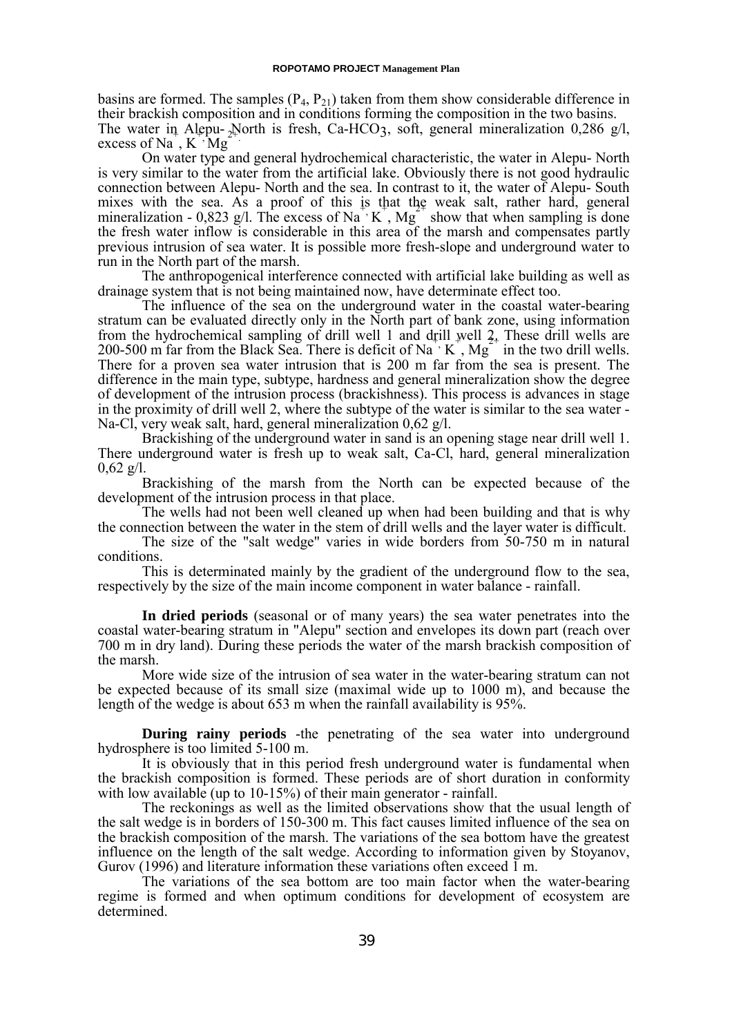basins are formed. The samples ($P_4$, $P_{21}$) taken from them show considerable difference in their brackish composition and in conditions forming the composition in the two basins.
The water in Alepu- North is fresh, Ca-$HCO_3$, soft, general mineralization 0,286 g/l, excess of $Na^+$, $K^+$, $Mg^{2+}$.

On water type and general hydrochemical characteristic, the water in Alepu- North is very similar to the water from the artificial lake. Obviously there is not good hydraulic connection between Alepu- North and the sea. In contrast to it, the water of Alepu- South mixes with the sea. As a proof of this is that the weak salt, rather hard, general mineralization - 0,823 g/l. The excess of $Na^+$, $K^+$, $Mg^{2+}$ show that when sampling is done the fresh water inflow is considerable in this area of the marsh and compensates partly previous intrusion of sea water. It is possible more fresh-slope and underground water to run in the North part of the marsh.

The anthropogenical interference connected with artificial lake building as well as drainage system that is not being maintained now, have determinate effect too.

The influence of the sea on the underground water in the coastal water-bearing stratum can be evaluated directly only in the North part of bank zone, using information from the hydrochemical sampling of drill well 1 and drill well 2. These drill wells are 200-500 m far from the Black Sea. There is deficit of $Na^+$, $K^+$, $Mg^{2+}$ in the two drill wells. There for a proven sea water intrusion that is 200 m far from the sea is present. The difference in the main type, subtype, hardness and general mineralization show the degree of development of the intrusion process (brackishness). This process is advances in stage in the proximity of drill well 2, where the subtype of the water is similar to the sea water - Na-Cl, very weak salt, hard, general mineralization 0,62 g/l.

Brackishing of the underground water in sand is an opening stage near drill well 1. There underground water is fresh up to weak salt, Ca-Cl, hard, general mineralization 0,62 g/l.

Brackishing of the marsh from the North can be expected because of the development of the intrusion process in that place.

The wells had not been well cleaned up when had been building and that is why the connection between the water in the stem of drill wells and the layer water is difficult.

The size of the "salt wedge" varies in wide borders from 50-750 m in natural conditions.

This is determinated mainly by the gradient of the underground flow to the sea, respectively by the size of the main income component in water balance - rainfall.

**In dried periods** (seasonal or of many years) the sea water penetrates into the coastal water-bearing stratum in "Alepu" section and envelopes its down part (reach over 700 m in dry land). During these periods the water of the marsh brackish composition of the marsh.

More wide size of the intrusion of sea water in the water-bearing stratum can not be expected because of its small size (maximal wide up to 1000 m), and because the length of the wedge is about 653 m when the rainfall availability is 95%.

**During rainy periods** -the penetrating of the sea water into underground hydrosphere is too limited 5-100 m.

It is obviously that in this period fresh underground water is fundamental when the brackish composition is formed. These periods are of short duration in conformity with low available (up to 10-15%) of their main generator - rainfall.

The reckonings as well as the limited observations show that the usual length of the salt wedge is in borders of 150-300 m. This fact causes limited influence of the sea on the brackish composition of the marsh. The variations of the sea bottom have the greatest influence on the length of the salt wedge. According to information given by Stoyanov, Gurov (1996) and literature information these variations often exceed 1 m.

The variations of the sea bottom are too main factor when the water-bearing regime is formed and when optimum conditions for development of ecosystem are determined.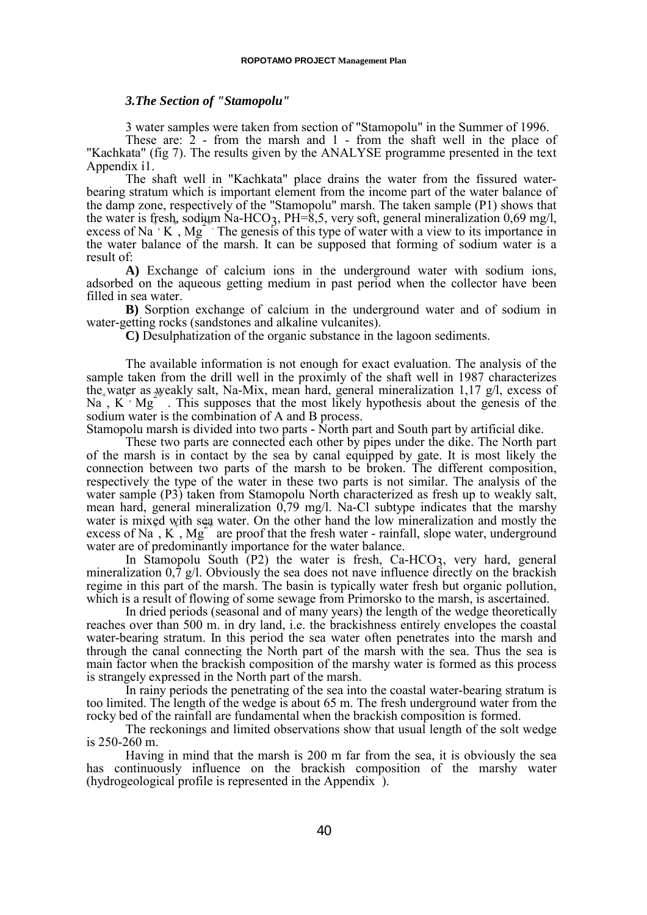### *3.The Section of "Stamopolu"*

3 water samples were taken from section of "Stamopolu" in the Summer of 1996.

These are: 2 - from the marsh and 1 - from the shaft well in the place of "Kachkata" (fig 7). The results given by the ANALYSE programme presented in the text Appendix í1.

The shaft well in "Kachkata" place drains the water from the fissured water-bearing stratum which is important element from the income part of the water balance of the damp zone, respectively of the "Stamopolu" marsh. The taken sample (P1) shows that the water is fresh, sodium Na-$HCO_3$, PH=8,5, very soft, general mineralization 0,69 mg/l, excess of $Na^+$, $K^+$, $Mg^{2+}$. The genesis of this type of water with a view to its importance in the water balance of the marsh. It can be supposed that forming of sodium water is a result of:

**A)** Exchange of calcium ions in the underground water with sodium ions, adsorbed on the aqueous getting medium in past period when the collector have been filled in sea water.

**B)** Sorption exchange of calcium in the underground water and of sodium in water-getting rocks (sandstones and alkaline vulcanites).

**C)** Desulphatization of the organic substance in the lagoon sediments.

The available information is not enough for exact evaluation. The analysis of the sample taken from the drill well in the proximly of the shaft well in 1987 characterizes the water as weakly salt, Na-Mix, mean hard, general mineralization 1,17 g/l, excess of $Na^+$, $K^+$, $Mg^{2+}$. This supposes that the most likely hypothesis about the genesis of the sodium water is the combination of A and B process.

Stamopolu marsh is divided into two parts - North part and South part by artificial dike.

These two parts are connected each other by pipes under the dike. The North part of the marsh is in contact by the sea by canal equipped by gate. It is most likely the connection between two parts of the marsh to be broken. The different composition, respectively the type of the water in these two parts is not similar. The analysis of the water sample (P3) taken from Stamopolu North characterized as fresh up to weakly salt, mean hard, general mineralization 0,79 mg/l. Na-Cl subtype indicates that the marshy water is mixed with sea water. On the other hand the low mineralization and mostly the excess of $Na^+$, $K^+$, $Mg^{2+}$ are proof that the fresh water - rainfall, slope water, underground water are of predominantly importance for the water balance.

In Stamopolu South (P2) the water is fresh, Ca-$HCO_3$, very hard, general mineralization 0,7 g/l. Obviously the sea does not nave influence directly on the brackish regime in this part of the marsh. The basin is typically water fresh but organic pollution, which is a result of flowing of some sewage from Primorsko to the marsh, is ascertained.

In dried periods (seasonal and of many years) the length of the wedge theoretically reaches over than 500 m. in dry land, i.e. the brackishness entirely envelopes the coastal water-bearing stratum. In this period the sea water often penetrates into the marsh and through the canal connecting the North part of the marsh with the sea. Thus the sea is main factor when the brackish composition of the marshy water is formed as this process is strangely expressed in the North part of the marsh.

In rainy periods the penetrating of the sea into the coastal water-bearing stratum is too limited. The length of the wedge is about 65 m. The fresh underground water from the rocky bed of the rainfall are fundamental when the brackish composition is formed.

The reckonings and limited observations show that usual length of the solt wedge is 250-260 m.

Having in mind that the marsh is 200 m far from the sea, it is obviously the sea has continuously influence on the brackish composition of the marshy water (hydrogeological profile is represented in the Appendix ).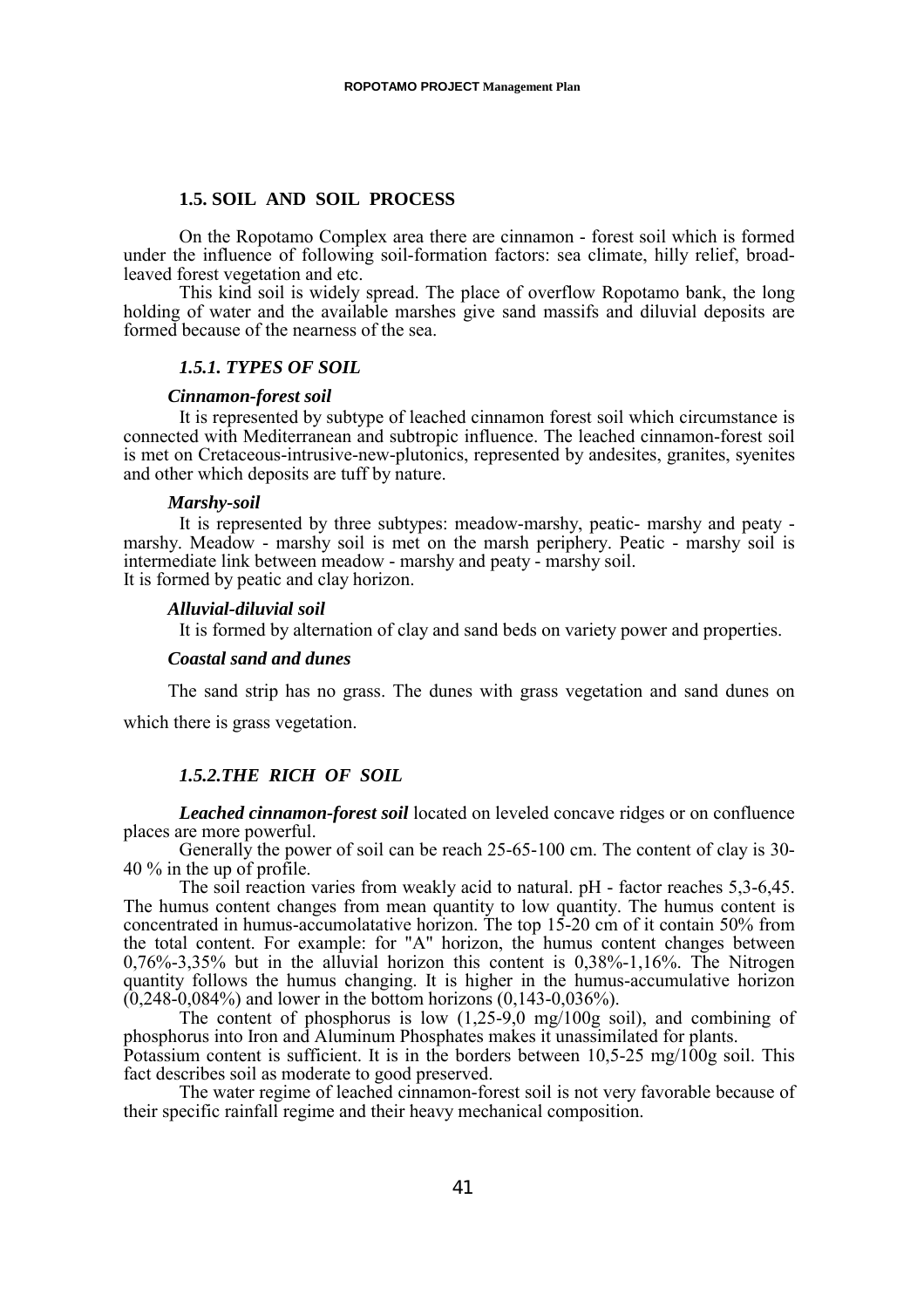## 1.5. SOIL AND SOIL PROCESS

On the Ropotamo Complex area there are cinnamon - forest soil which is formed under the influence of following soil-formation factors: sea climate, hilly relief, broad-leaved forest vegetation and etc.

This kind soil is widely spread. The place of overflow Ropotamo bank, the long holding of water and the available marshes give sand massifs and diluvial deposits are formed because of the nearness of the sea.

### *1.5.1. TYPES OF SOIL*

***Cinnamon-forest soil***

It is represented by subtype of leached cinnamon forest soil which circumstance is connected with Mediterranean and subtropic influence. The leached cinnamon-forest soil is met on Cretaceous-intrusive-new-plutonics, represented by andesites, granites, syenites and other which deposits are tuff by nature.

***Marshy-soil***

It is represented by three subtypes: meadow-marshy, peatic- marshy and peaty - marshy. Meadow - marshy soil is met on the marsh periphery. Peatic - marshy soil is intermediate link between meadow - marshy and peaty - marshy soil.
It is formed by peatic and clay horizon.

***Alluvial-diluvial soil***

It is formed by alternation of clay and sand beds on variety power and properties.

***Coastal sand and dunes***

The sand strip has no grass. The dunes with grass vegetation and sand dunes on which there is grass vegetation.

### *1.5.2.THE RICH OF SOIL*

***Leached cinnamon-forest soil*** located on leveled concave ridges or on confluence places are more powerful.

Generally the power of soil can be reach 25-65-100 cm. The content of clay is 30-40 % in the up of profile.

The soil reaction varies from weakly acid to natural. pH - factor reaches 5,3-6,45. The humus content changes from mean quantity to low quantity. The humus content is concentrated in humus-accumolatative horizon. The top 15-20 cm of it contain 50% from the total content. For example: for "A" horizon, the humus content changes between 0,76%-3,35% but in the alluvial horizon this content is 0,38%-1,16%. The Nitrogen quantity follows the humus changing. It is higher in the humus-accumulative horizon (0,248-0,084%) and lower in the bottom horizons (0,143-0,036%).

The content of phosphorus is low (1,25-9,0 mg/100g soil), and combining of phosphorus into Iron and Aluminum Phosphates makes it unassimilated for plants.
Potassium content is sufficient. It is in the borders between 10,5-25 mg/100g soil. This fact describes soil as moderate to good preserved.

The water regime of leached cinnamon-forest soil is not very favorable because of their specific rainfall regime and their heavy mechanical composition.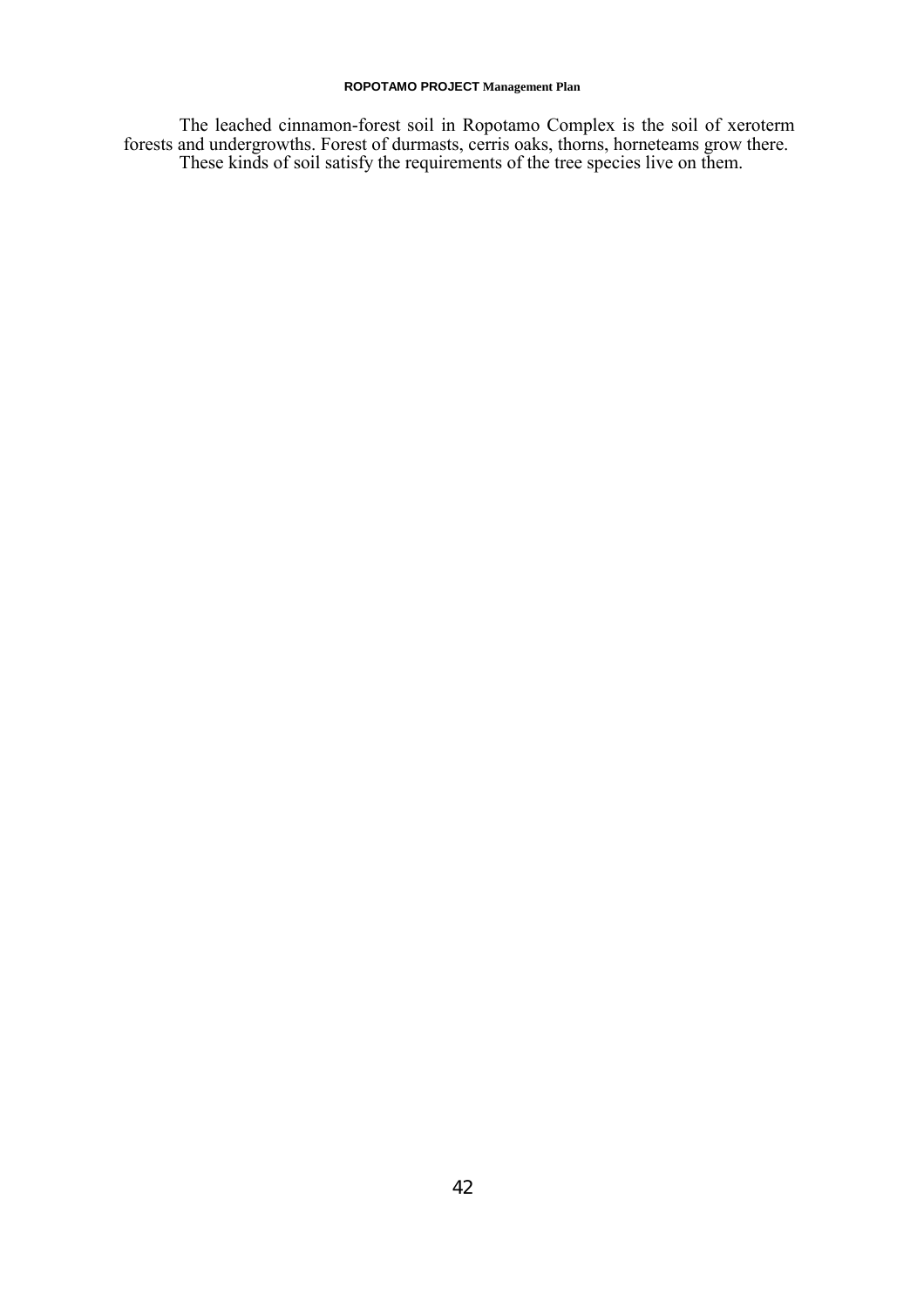The leached cinnamon-forest soil in Ropotamo Complex is the soil of xeroterm forests and undergrowths. Forest of durmasts, cerris oaks, thorns, horneteams grow there. These kinds of soil satisfy the requirements of the tree species live on them.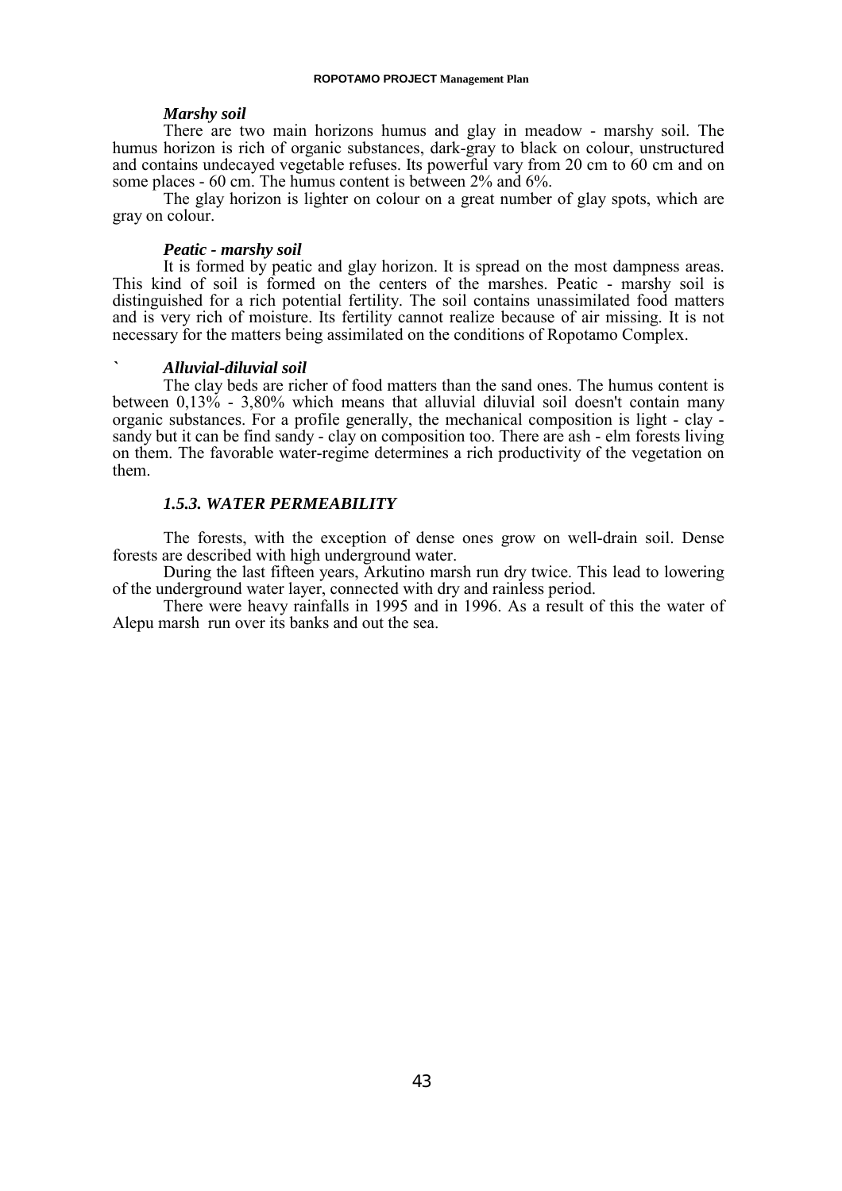### *Marshy soil*

There are two main horizons humus and glay in meadow - marshy soil. The humus horizon is rich of organic substances, dark-gray to black on colour, unstructured and contains undecayed vegetable refuses. Its powerful vary from 20 cm to 60 cm and on some places - 60 cm. The humus content is between 2% and 6%.

The glay horizon is lighter on colour on a great number of glay spots, which are gray on colour.

### *Peatic - marshy soil*

It is formed by peatic and glay horizon. It is spread on the most dampness areas. This kind of soil is formed on the centers of the marshes. Peatic - marshy soil is distinguished for a rich potential fertility. The soil contains unassimilated food matters and is very rich of moisture. Its fertility cannot realize because of air missing. It is not necessary for the matters being assimilated on the conditions of Ropotamo Complex.

### ` *Alluvial-diluvial soil*

The clay beds are richer of food matters than the sand ones. The humus content is between 0,13% - 3,80% which means that alluvial diluvial soil doesn't contain many organic substances. For a profile generally, the mechanical composition is light - clay - sandy but it can be find sandy - clay on composition too. There are ash - elm forests living on them. The favorable water-regime determines a rich productivity of the vegetation on them.

### *1.5.3. WATER PERMEABILITY*

The forests, with the exception of dense ones grow on well-drain soil. Dense forests are described with high underground water.

During the last fifteen years, Arkutino marsh run dry twice. This lead to lowering of the underground water layer, connected with dry and rainless period.

There were heavy rainfalls in 1995 and in 1996. As a result of this the water of Alepu marsh run over its banks and out the sea.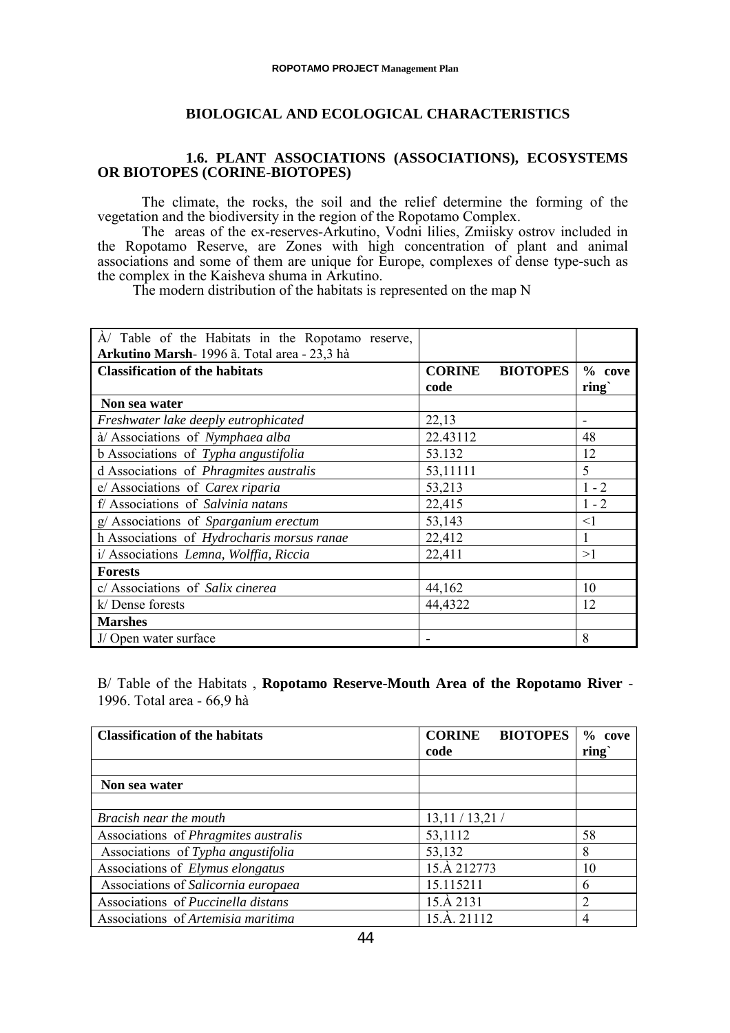## BIOLOGICAL AND ECOLOGICAL CHARACTERISTICS

### 1.6. PLANT ASSOCIATIONS (ASSOCIATIONS), ECOSYSTEMS OR BIOTOPES (CORINE-BIOTOPES)

The climate, the rocks, the soil and the relief determine the forming of the vegetation and the biodiversity in the region of the Ropotamo Complex.

The areas of the ex-reserves-Arkutino, Vodni lilies, Zmiisky ostrov included in the Ropotamo Reserve, are Zones with high concentration of plant and animal associations and some of them are unique for Europe, complexes of dense type-such as the complex in the Kaisheva shuma in Arkutino.

The modern distribution of the habitats is represented on the map N

| À/ Table of the Habitats in the Ropotamo reserve, **Arkutino Marsh**- 1996 ã. Total area - 23,3 hà | | |
|---|---|---|
| **Classification of the habitats** | **CORINE BIOTOPES code** | **% cove ring`** |
| **Non sea water** | | |
| *Freshwater lake deeply eutrophicated* | 22,13 | - |
| à/ Associations of *Nymphaea alba* | 22.43112 | 48 |
| b Associations of *Typha angustifolia* | 53.132 | 12 |
| d Associations of *Phragmites australis* | 53,11111 | 5 |
| e/ Associations of *Carex riparia* | 53,213 | 1 - 2 |
| f/ Associations of *Salvinia natans* | 22,415 | 1 - 2 |
| g/ Associations of *Sparganium erectum* | 53,143 | <1 |
| h Associations of *Hydrocharis morsus ranae* | 22,412 | 1 |
| i/ Associations *Lemna, Wolffia, Riccia* | 22,411 | >1 |
| **Forests** | | |
| c/ Associations of *Salix cinerea* | 44,162 | 10 |
| k/ Dense forests | 44,4322 | 12 |
| **Marshes** | | |
| J/ Open water surface | - | 8 |

B/ Table of the Habitats , **Ropotamo Reserve-Mouth Area of the Ropotamo River** - 1996. Total area - 66,9 hà

| **Classification of the habitats** | **CORINE BIOTOPES code** | **% cove ring`** |
|---|---|---|
| | | |
| **Non sea water** | | |
| | | |
| *Bracish near the mouth* | 13,11 / 13,21 / | |
| Associations of *Phragmites australis* | 53,1112 | 58 |
| Associations of *Typha angustifolia* | 53,132 | 8 |
| Associations of *Elymus elongatus* | 15.À 212773 | 10 |
| Associations of *Salicornia europaea* | 15.115211 | 6 |
| Associations of *Puccinella distans* | 15.À 2131 | 2 |
| Associations of *Artemisia maritima* | 15.À. 21112 | 4 |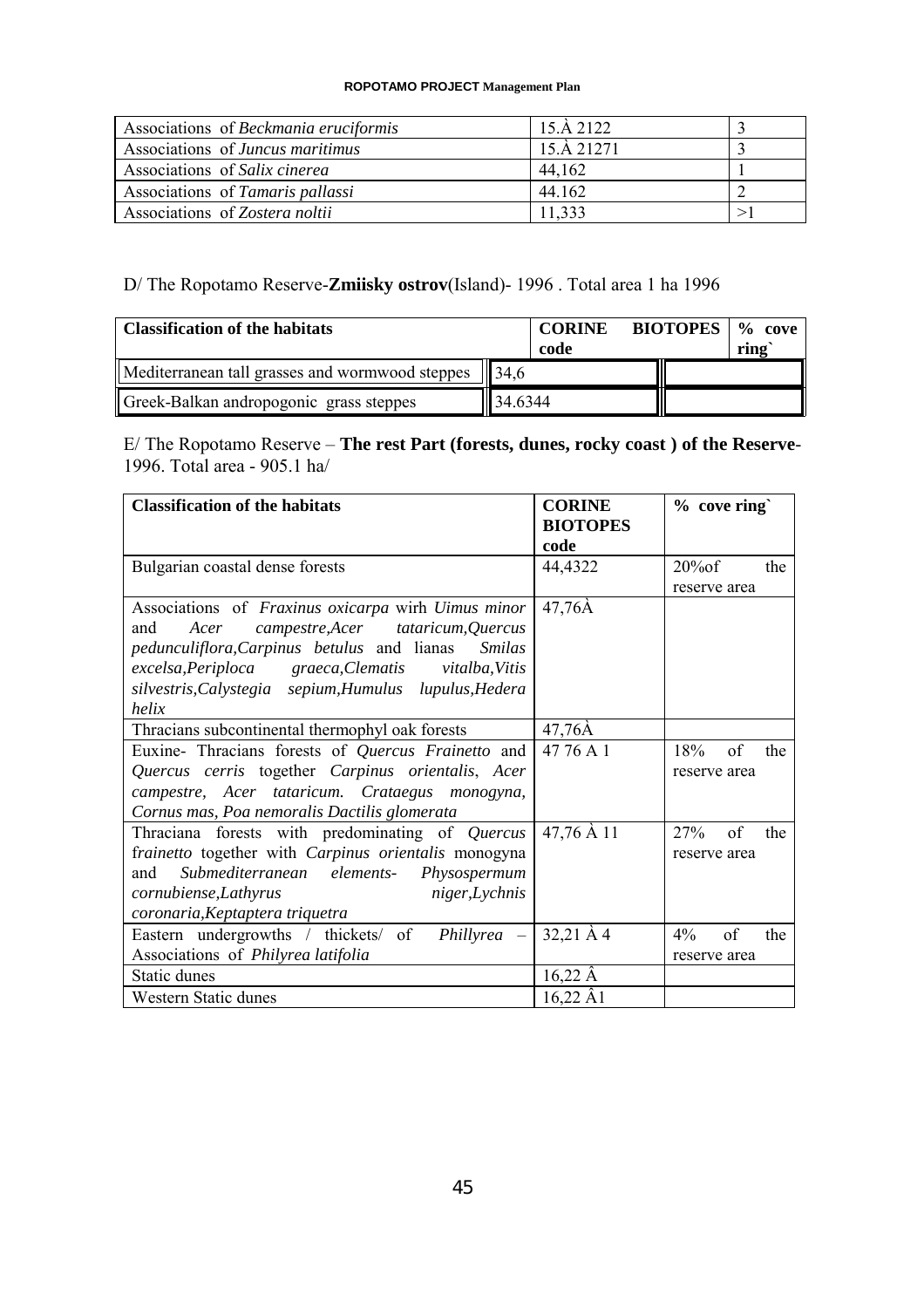| Associations of *Beckmania eruciformis* | 15.À 2122 | 3 |
|---|---|---|
| Associations of *Juncus maritimus* | 15.À 21271 | 3 |
| Associations of *Salix cinerea* | 44,162 | 1 |
| Associations of *Tamaris pallassi* | 44.162 | 2 |
| Associations of *Zostera noltii* | 11,333 | >1 |

D/ The Ropotamo Reserve-**Zmiisky ostrov**(Island)- 1996 . Total area 1 ha 1996

| **Classification of the habitats** | **CORINE BIOTOPES code** | **% cove ring`** |
|---|---|---|
| Mediterranean tall grasses and wormwood steppes | 34,6 | |
| Greek-Balkan andropogonic grass steppes | 34.6344 | |

E/ The Ropotamo Reserve – **The rest Part (forests, dunes, rocky coast ) of the Reserve**-1996. Total area - 905.1 ha/

| **Classification of the habitats** | **CORINE BIOTOPES code** | **% cove ring`** |
|---|---|---|
| Bulgarian coastal dense forests | 44,4322 | 20%of the reserve area |
| Associations of *Fraxinus oxicarpa* wirh *Uimus minor* and *Acer campestre,Acer tataricum,Quercus pedunculiflora,Carpinus betulus* and lianas *Smilas excelsa,Periploca graeca,Clematis vitalba,Vitis silvestris,Calystegia sepium,Humulus lupulus,Hedera helix* | 47,76À | |
| Thracians subcontinental thermophyl oak forests | 47,76À | |
| Euxine- Thracians forests of *Quercus Frainetto* and *Quercus cerris* together *Carpinus orientalis*, *Acer campestre, Acer tataricum. Crataegus monogyna, Cornus mas, Poa nemoralis Dactilis glomerata* | 47 76 A 1 | 18% of the reserve area |
| Thraciana forests with predominating of *Quercus frainetto* together with *Carpinus orientalis* monogyna and *Submediterranean elements- Physospermum cornubiense,Lathyrus niger,Lychnis coronaria,Keptaptera triquetra* | 47,76 À 11 | 27% of the reserve area |
| Eastern undergrowths / thickets/ of *Phillyrea* – Associations of *Philyrea latifolia* | 32,21 À 4 | 4% of the reserve area |
| Static dunes | 16,22 Â | |
| Western Static dunes | 16,22 Â1 | |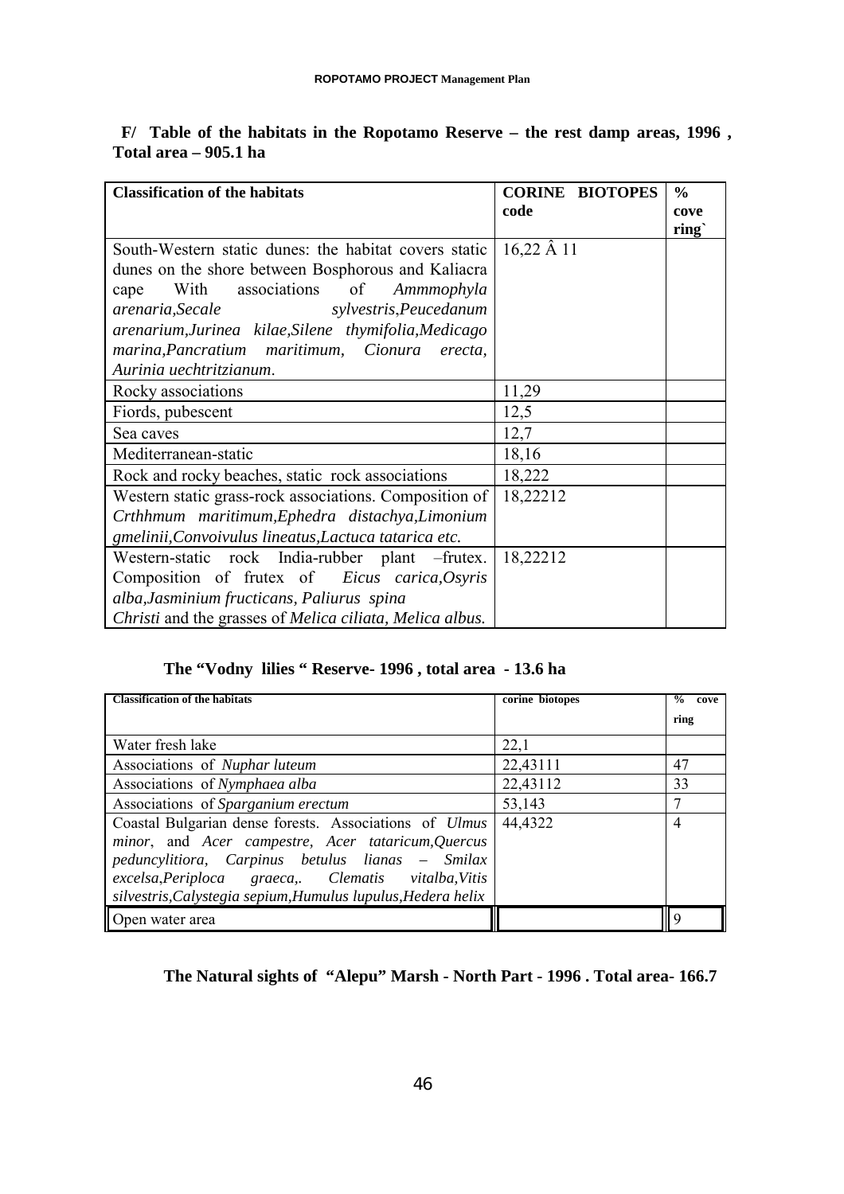**F/ Table of the habitats in the Ropotamo Reserve – the rest damp areas, 1996 , Total area – 905.1 ha**

| Classification of the habitats | CORINE BIOTOPES code | % cove ring` |
|---|---|---|
| South-Western static dunes: the habitat covers static dunes on the shore between Bosphorous and Kaliacra cape With associations of *Ammmophyla arenaria,Secale sylvestris,Peucedanum arenarium,Jurinea kilae,Silene thymifolia,Medicago marina,Pancratium maritimum, Cionura erecta, Aurinia uechtritzianum*. | 16,22 Â 11 | |
| Rocky associations | 11,29 | |
| Fiords, pubescent | 12,5 | |
| Sea caves | 12,7 | |
| Mediterranean-static | 18,16 | |
| Rock and rocky beaches, static rock associations | 18,222 | |
| Western static grass-rock associations. Composition of *Crthhmum maritimum,Ephedra distachya,Limonium gmelinii,Convoivulus lineatus,Lactuca tatarica etc.* | 18,22212 | |
| Western-static rock India-rubber plant –frutex. Composition of frutex of *Eicus carica,Osyris alba,Jasminium fructicans, Paliurus spina Christi* and the grasses of *Melica ciliata, Melica albus.* | 18,22212 | |

**The "Vodny lilies " Reserve- 1996 , total area - 13.6 ha**

| Classification of the habitats | corine biotopes | % cove ring |
|---|---|---|
| Water fresh lake | 22,1 | |
| Associations of *Nuphar luteum* | 22,43111 | 47 |
| Associations of *Nymphaea alba* | 22,43112 | 33 |
| Associations of *Sparganium erectum* | 53,143 | 7 |
| Coastal Bulgarian dense forests. Associations of *Ulmus minor*, and *Acer campestre, Acer tataricum,Quercus peduncylitiora, Carpinus betulus lianas – Smilax excelsa,Periploca graeca,. Clematis vitalba,Vitis silvestris,Calystegia sepium,Humulus lupulus,Hedera helix* | 44,4322 | 4 |
| Open water area | | 9 |

**The Natural sights of "Alepu" Marsh - North Part - 1996 . Total area- 166.7**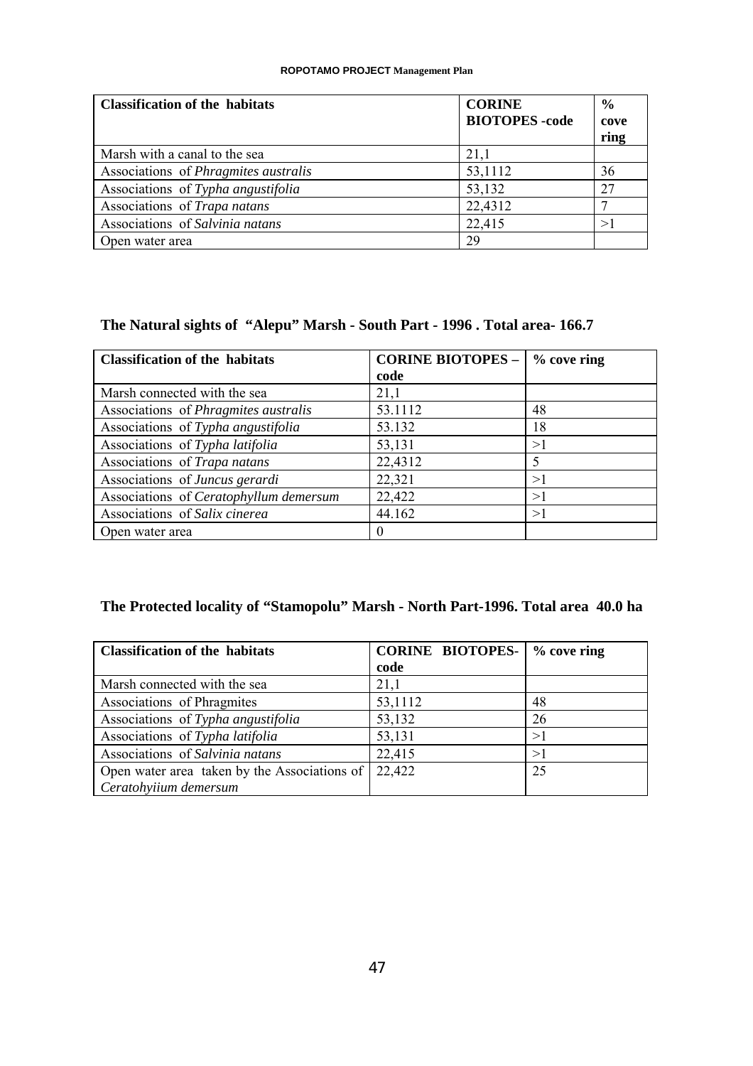| Classification of the habitats | CORINE BIOTOPES -code | % cove ring |
|---|---|---|
| Marsh with a canal to the sea | 21,1 | |
| Associations of *Phragmites australis* | 53,1112 | 36 |
| Associations of *Typha angustifolia* | 53,132 | 27 |
| Associations of *Trapa natans* | 22,4312 | 7 |
| Associations of *Salvinia natans* | 22,415 | >1 |
| Open water area | 29 | |

### The Natural sights of "Alepu" Marsh - South Part - 1996 . Total area- 166.7

| Classification of the habitats | CORINE BIOTOPES – code | % cove ring |
|---|---|---|
| Marsh connected with the sea | 21,1 | |
| Associations of *Phragmites australis* | 53.1112 | 48 |
| Associations of *Typha angustifolia* | 53.132 | 18 |
| Associations of *Typha latifolia* | 53,131 | >1 |
| Associations of *Trapa natans* | 22,4312 | 5 |
| Associations of *Juncus gerardi* | 22,321 | >1 |
| Associations of *Ceratophyllum demersum* | 22,422 | >1 |
| Associations of *Salix cinerea* | 44.162 | >1 |
| Open water area | 0 | |

### The Protected locality of "Stamopolu" Marsh - North Part-1996. Total area 40.0 ha

| Classification of the habitats | CORINE BIOTOPES-code | % cove ring |
|---|---|---|
| Marsh connected with the sea | 21,1 | |
| Associations of Phragmites | 53,1112 | 48 |
| Associations of *Typha angustifolia* | 53,132 | 26 |
| Associations of *Typha latifolia* | 53,131 | >1 |
| Associations of *Salvinia natans* | 22,415 | >1 |
| Open water area taken by the Associations of *Ceratohyiium demersum* | 22,422 | 25 |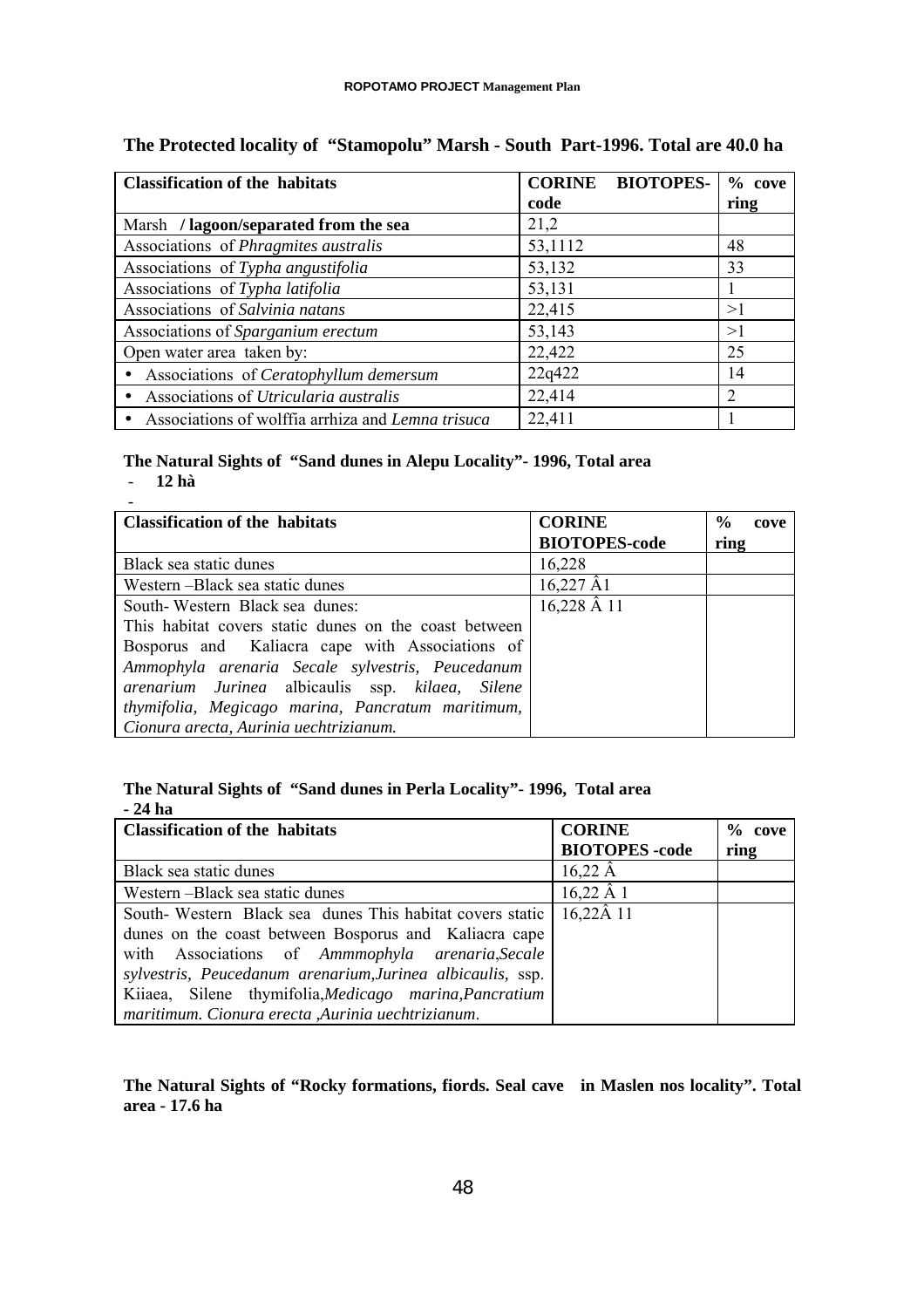**The Protected locality of "Stamopolu" Marsh - South Part-1996. Total are 40.0 ha**

| Classification of the habitats | CORINE BIOTOPES-code | % covering |
|---|---|---|
| Marsh **/ lagoon/separated from the sea** | 21,2 | |
| Associations of *Phragmites australis* | 53,1112 | 48 |
| Associations of *Typha angustifolia* | 53,132 | 33 |
| Associations of *Typha latifolia* | 53,131 | 1 |
| Associations of *Salvinia natans* | 22,415 | >1 |
| Associations of *Sparganium erectum* | 53,143 | >1 |
| Open water area taken by: | 22,422 | 25 |
| • Associations of *Ceratophyllum demersum* | 22q422 | 14 |
| • Associations of *Utricularia australis* | 22,414 | 2 |
| • Associations of wolffia arrhiza and *Lemna trisuca* | 22,411 | 1 |

**The Natural Sights of "Sand dunes in Alepu Locality"- 1996, Total area**
- **12 hà**
-

| Classification of the habitats | CORINE BIOTOPES-code | % covering |
|---|---|---|
| Black sea static dunes | 16,228 | |
| Western –Black sea static dunes | 16,227 Â1 | |
| South- Western Black sea dunes: This habitat covers static dunes on the coast between Bosporus and Kaliacra cape with Associations of *Ammophyla arenaria Secale sylvestris, Peucedanum arenarium Jurinea* albicaulis ssp. *kilaea, Silene thymifolia, Megicago marina, Pancratum maritimum, Cionura arecta, Aurinia uechtrizianum.* | 16,228 Â 11 | |

**The Natural Sights of "Sand dunes in Perla Locality"- 1996, Total area - 24 ha**

| Classification of the habitats | CORINE BIOTOPES -code | % covering |
|---|---|---|
| Black sea static dunes | 16,22 Â | |
| Western –Black sea static dunes | 16,22 Â 1 | |
| South- Western Black sea dunes This habitat covers static dunes on the coast between Bosporus and Kaliacra cape with Associations of *Ammmophyla arenaria,Secale sylvestris, Peucedanum arenarium,Jurinea albicaulis,* ssp. Kiiaea, Silene thymifolia,*Medicago marina,Pancratium maritimum. Cionura erecta ,Aurinia uechtrizianum*. | 16,22Â 11 | |

**The Natural Sights of "Rocky formations, fiords. Seal cave in Maslen nos locality". Total area - 17.6 ha**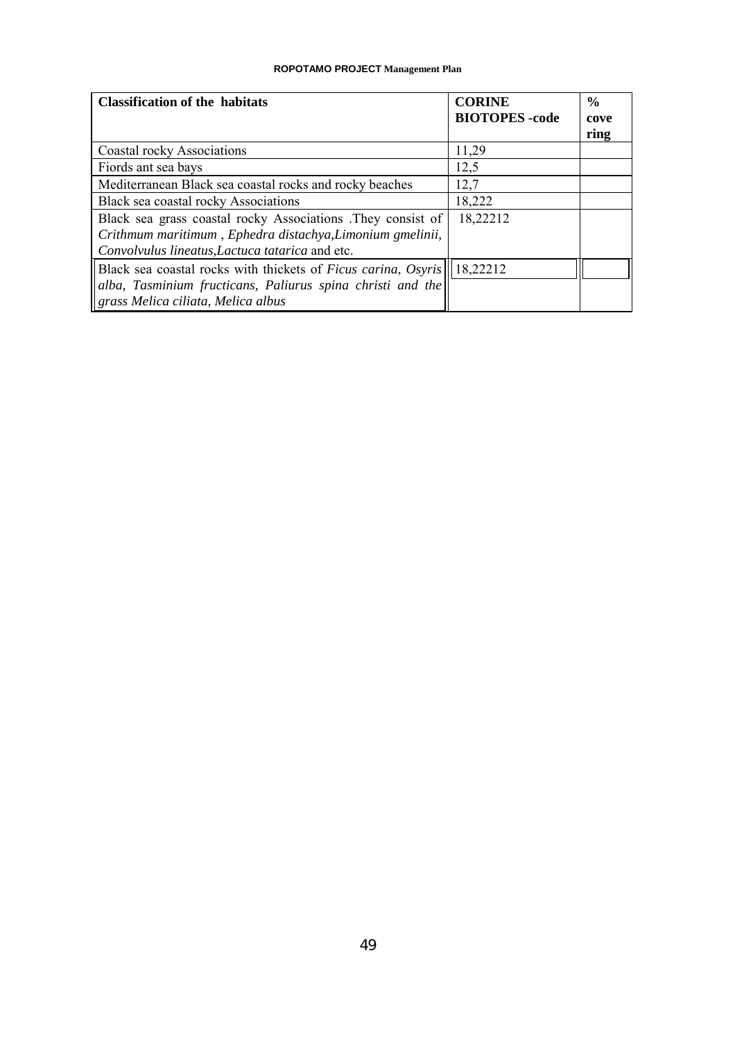| **Classification of the habitats** | **CORINE BIOTOPES -code** | **% covering** |
|---|---|---|
| Coastal rocky Associations | 11,29 | |
| Fiords ant sea bays | 12,5 | |
| Mediterranean Black sea coastal rocks and rocky beaches | 12,7 | |
| Black sea coastal rocky Associations | 18,222 | |
| Black sea grass coastal rocky Associations .They consist of *Crithmum maritimum* , *Ephedra distachya,Limonium gmelinii, Convolvulus lineatus,Lactuca tatarica* and etc. | 18,22212 | |
| Black sea coastal rocks with thickets of *Ficus carina*, *Osyris alba, Tasminium fructicans, Paliurus spina christi and the grass Melica ciliata, Melica albus* | 18,22212 | |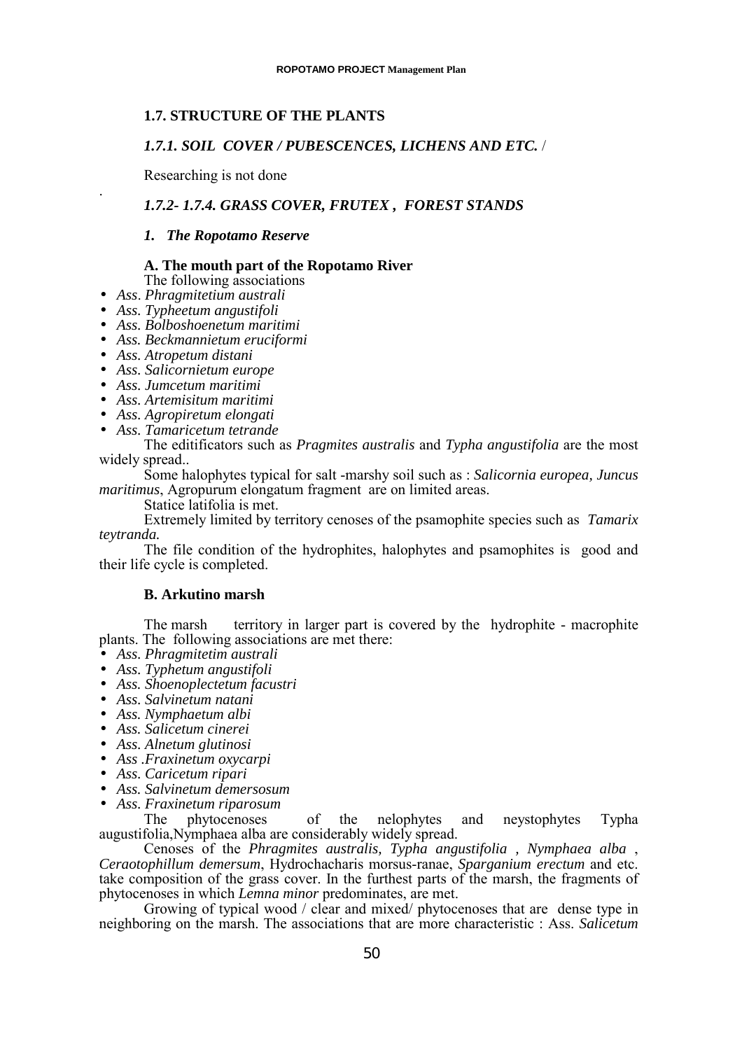## 1.7. STRUCTURE OF THE PLANTS

### *1.7.1. SOIL COVER / PUBESCENCES, LICHENS AND ETC.* /

Researching is not done

.

### *1.7.2- 1.7.4. GRASS COVER, FRUTEX , FOREST STANDS*

#### *1. The Ropotamo Reserve*

**A. The mouth part of the Ropotamo River**

The following associations

- *Ass. Phragmitetium australi*
- *Ass. Typheetum angustifoli*
- *Ass. Bolboshoenetum maritimi*
- *Ass. Beckmannietum eruciformi*
- *Ass. Atropetum distani*
- *Ass. Salicornietum europe*
- *Ass. Jumcetum maritimi*
- *Ass. Artemisitum maritimi*
- *Ass. Agropiretum elongati*
- *Ass. Tamaricetum tetrande*

The editificators such as *Pragmites australis* and *Typha angustifolia* are the most widely spread..

Some halophytes typical for salt -marshy soil such as : *Salicornia europea, Juncus maritimus*, Agropurum elongatum fragment are on limited areas.

Statice latifolia is met.

Extremely limited by territory cenoses of the psamophite species such as *Tamarix teytranda.*

The file condition of the hydrophites, halophytes and psamophites is good and their life cycle is completed.

**B. Arkutino marsh**

The marsh territory in larger part is covered by the hydrophite - macrophite plants. The following associations are met there:

- *Ass. Phragmitetim australi*
- *Ass. Typhetum angustifoli*
- *Ass. Shoenoplectetum facustri*
- *Ass. Salvinetum natani*
- *Ass. Nymphaetum albi*
- *Ass. Salicetum cinerei*
- *Ass. Alnetum glutinosi*
- *Ass .Fraxinetum oxycarpi*
- *Ass. Caricetum ripari*
- *Ass. Salvinetum demersosum*
- *Ass. Fraxinetum riparosum*

The phytocenoses of the nelophytes and neystophytes Typha augustifolia,Nymphaea alba are considerably widely spread.

Cenoses of the *Phragmites australis, Typha angustifolia , Nymphaea alba* , *Ceraotophillum demersum*, Hydrochacharis morsus-ranae, *Sparganium erectum* and etc. take composition of the grass cover. In the furthest parts of the marsh, the fragments of phytocenoses in which *Lemna minor* predominates, are met.

Growing of typical wood / clear and mixed/ phytocenoses that are dense type in neighboring on the marsh. The associations that are more characteristic : Ass. *Salicetum*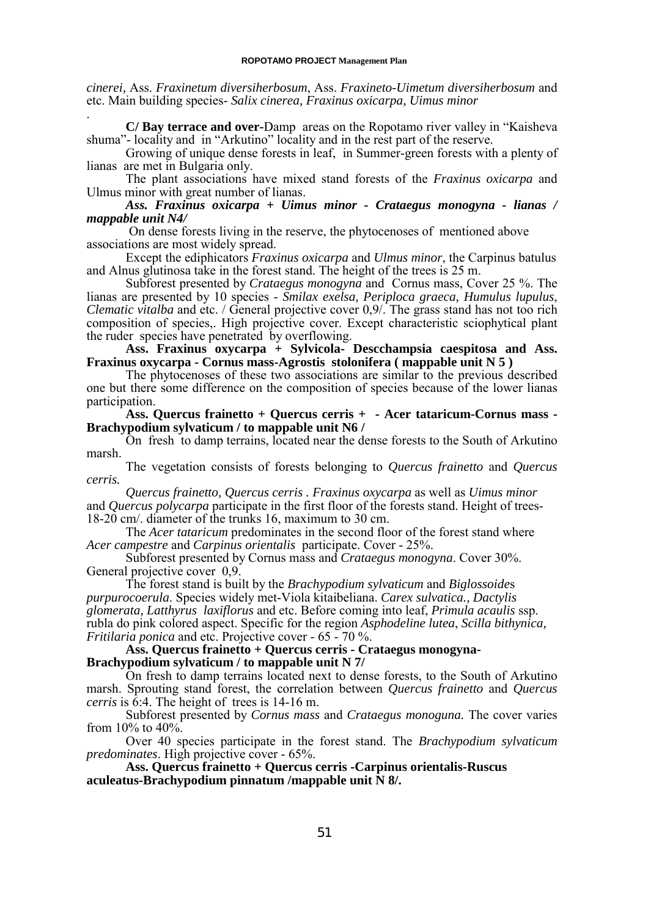*cinerei,* Ass. *Fraxinetum diversiherbosum*, Ass. *Fraxineto-Uimetum diversiherbosum* and etc. Main building species- *Salix cinerea, Fraxinus oxicarpa, Uimus minor*

.

**C/ Bay terrace and over-**Damp areas on the Ropotamo river valley in "Kaisheva shuma"- locality and in "Arkutino" locality and in the rest part of the reserve.

Growing of unique dense forests in leaf, in Summer-green forests with a plenty of lianas are met in Bulgaria only.

The plant associations have mixed stand forests of the *Fraxinus oxicarpa* and Ulmus minor with great number of lianas.

***Ass. Fraxinus oxicarpa + Uimus minor - Crataegus monogyna - lianas / mappable unit N4/***

On dense forests living in the reserve, the phytocenoses of mentioned above associations are most widely spread.

Except the ediphicators *Fraxinus oxicarpa* and *Ulmus minor*, the Carpinus batulus and Alnus glutinosa take in the forest stand. The height of the trees is 25 m.

Subforest presented by *Crataegus monogyna* and Cornus mass, Cover 25 %. The lianas are presented by 10 species - *Smilax exelsa, Periploca graeca, Humulus lupulus, Clematic vitalba* and etc. / General projective cover 0,9/. The grass stand has not too rich composition of species,. High projective cover. Except characteristic sciophytical plant the ruder species have penetrated by overflowing.

**Ass. Fraxinus oxycarpa + Sylvicola- Descchampsia caespitosa and Ass. Fraxinus oxycarpa - Cornus mass-Agrostis stolonifera ( mappable unit N 5 )**

The phytocenoses of these two associations are similar to the previous described one but there some difference on the composition of species because of the lower lianas participation.

**Ass. Quercus frainetto + Quercus cerris + - Acer tataricum-Cornus mass - Brachypodium sylvaticum / to mappable unit N6 /**

On fresh to damp terrains, located near the dense forests to the South of Arkutino marsh.

The vegetation consists of forests belonging to *Quercus frainetto* and *Quercus cerris.*

*Quercus frainetto, Quercus cerris* . *Fraxinus oxycarpa* as well as *Uimus minor* and *Quercus polycarpa* participate in the first floor of the forests stand. Height of trees- 18-20 cm/. diameter of the trunks 16, maximum to 30 cm.

The *Acer tataricum* predominates in the second floor of the forest stand where *Acer campestre* and *Carpinus orientalis* participate. Cover - 25%.

Subforest presented by Cornus mass and *Crataegus monogyna*. Cover 30%. General projective cover 0,9.

The forest stand is built by the *Brachypodium sylvaticum* and *Biglossoide*s *purpurocoerula*. Species widely met-Viola kitaibeliana. *Carex sulvatica., Dactylis glomerata*, *Latthyrus laxiflorus* and etc. Before coming into leaf, *Primula acaulis* ssp. rubla do pink colored aspect. Specific for the region *Asphodeline lutea*, *Scilla bithynica, Fritilaria ponica* and etc. Projective cover - 65 - 70 %.

**Ass. Quercus frainetto + Quercus cerris - Crataegus monogyna- Brachypodium sylvaticum / to mappable unit N 7/**

On fresh to damp terrains located next to dense forests, to the South of Arkutino marsh. Sprouting stand forest, the correlation between *Quercus frainetto* and *Quercus cerris* is 6:4. The height of trees is 14-16 m.

Subforest presented by *Cornus mass* and *Crataegus monoguna.* The cover varies from 10% to 40%.

Over 40 species participate in the forest stand. The *Brachypodium sylvaticum predominates*. High projective cover - 65%.

**Ass. Quercus frainetto + Quercus cerris -Carpinus orientalis-Ruscus aculeatus-Brachypodium pinnatum /mappable unit N 8/.**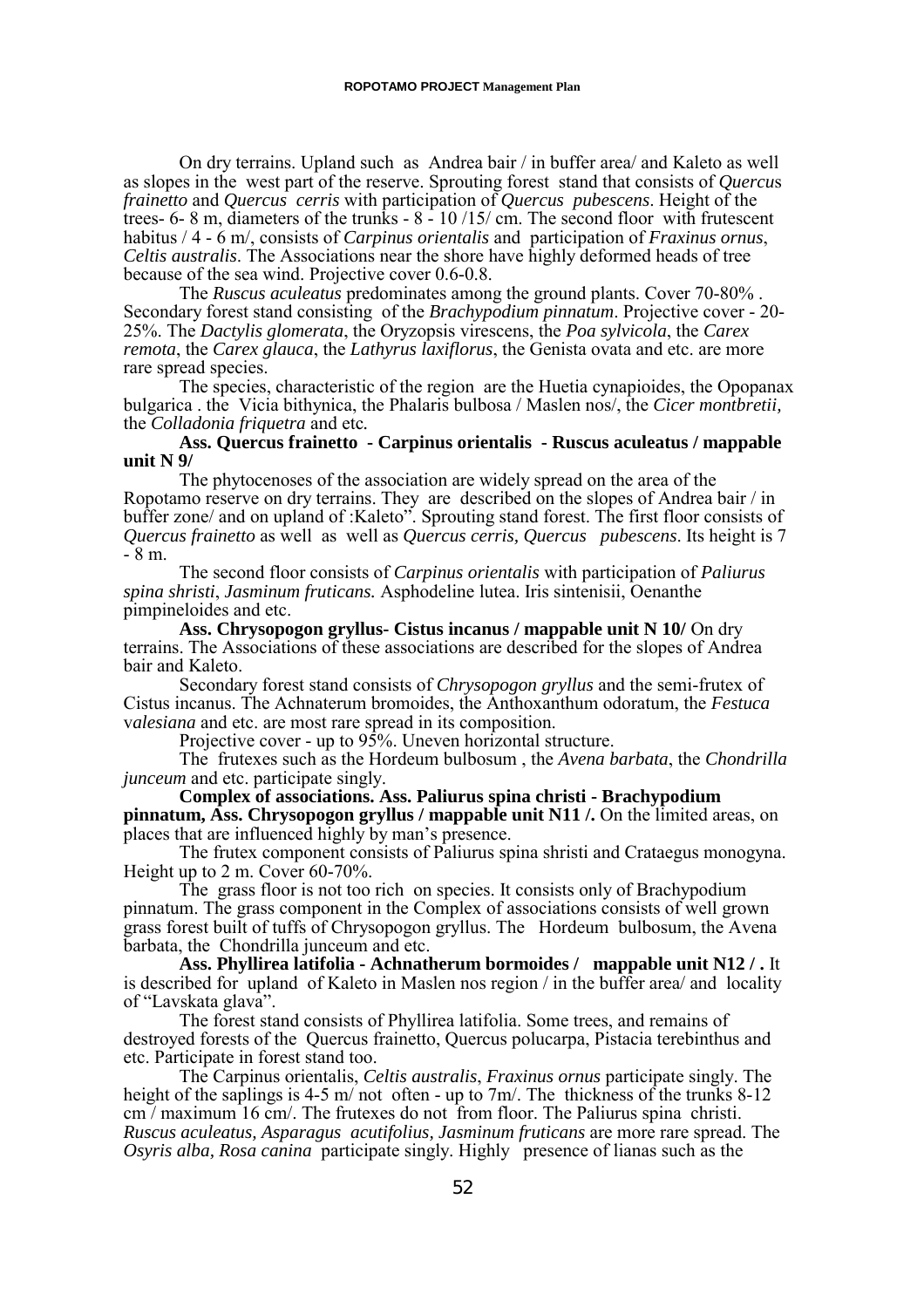On dry terrains. Upland such as Andrea bair / in buffer area/ and Kaleto as well as slopes in the west part of the reserve. Sprouting forest stand that consists of *Quercus frainetto* and *Quercus cerris* with participation of *Quercus pubescens*. Height of the trees- 6- 8 m, diameters of the trunks - 8 - 10 /15/ cm. The second floor with frutescent habitus / 4 - 6 m/, consists of *Carpinus orientalis* and participation of *Fraxinus ornus*, *Celtis australis*. The Associations near the shore have highly deformed heads of tree because of the sea wind. Projective cover 0.6-0.8.

The *Ruscus aculeatus* predominates among the ground plants. Cover 70-80% . Secondary forest stand consisting of the *Brachypodium pinnatum*. Projective cover - 20-25%. The *Dactylis glomerata*, the Oryzopsis virescens, the *Poa sylvicola*, the *Carex remota*, the *Carex glauca*, the *Lathyrus laxiflorus*, the Genista ovata and etc. are more rare spread species.

The species, characteristic of the region are the Huetia cynapioides, the Opopanax bulgarica . the Vicia bithynica, the Phalaris bulbosa / Maslen nos/, the *Cicer montbretii,* the *Colladonia friquetra* and etc*.*

**Ass. Quercus frainetto - Carpinus orientalis - Ruscus aculeatus / mappable unit N 9/**

The phytocenoses of the association are widely spread on the area of the Ropotamo reserve on dry terrains. They are described on the slopes of Andrea bair / in buffer zone/ and on upland of :Kaleto". Sprouting stand forest. The first floor consists of *Quercus frainetto* as well as well as *Quercus cerris, Quercus pubescens*. Its height is 7 - 8 m.

The second floor consists of *Carpinus orientalis* with participation of *Paliurus spina shristi*, *Jasminum fruticans.* Asphodeline lutea. Iris sintenisii, Oenanthe pimpineloides and etc.

**Ass. Chrysopogon gryllus- Cistus incanus / mappable unit N 10/** On dry terrains. The Associations of these associations are described for the slopes of Andrea bair and Kaleto.

Secondary forest stand consists of *Chrysopogon gryllus* and the semi-frutex of Cistus incanus. The Achnaterum bromoides, the Anthoxanthum odoratum, the *Festuca valesiana* and etc. are most rare spread in its composition.

Projective cover - up to 95%. Uneven horizontal structure.

The frutexes such as the Hordeum bulbosum , the *Avena barbata*, the *Chondrilla junceum* and etc. participate singly.

**Complex of associations. Ass. Paliurus spina christi - Brachypodium pinnatum, Ass. Chrysopogon gryllus / mappable unit N11 /.** On the limited areas, on places that are influenced highly by man's presence.

The frutex component consists of Paliurus spina shristi and Crataegus monogyna. Height up to 2 m. Cover 60-70%.

The grass floor is not too rich on species. It consists only of Brachypodium pinnatum. The grass component in the Complex of associations consists of well grown grass forest built of tuffs of Chrysopogon gryllus. The Hordeum bulbosum, the Avena barbata, the Chondrilla junceum and etc.

**Ass. Phyllirea latifolia - Achnatherum bormoides / mappable unit N12 / .** It is described for upland of Kaleto in Maslen nos region / in the buffer area/ and locality of "Lavskata glava".

The forest stand consists of Phyllirea latifolia. Some trees, and remains of destroyed forests of the Quercus frainetto, Quercus polucarpa, Pistacia terebinthus and etc. Participate in forest stand too.

The Carpinus orientalis, *Celtis australis*, *Fraxinus ornus* participate singly. The height of the saplings is 4-5 m/ not often - up to 7m/. The thickness of the trunks 8-12 cm / maximum 16 cm/. The frutexes do not from floor. The Paliurus spina christi. *Ruscus aculeatus, Asparagus acutifolius, Jasminum fruticans* are more rare spread. The *Osyris alba, Rosa canina* participate singly. Highly presence of lianas such as the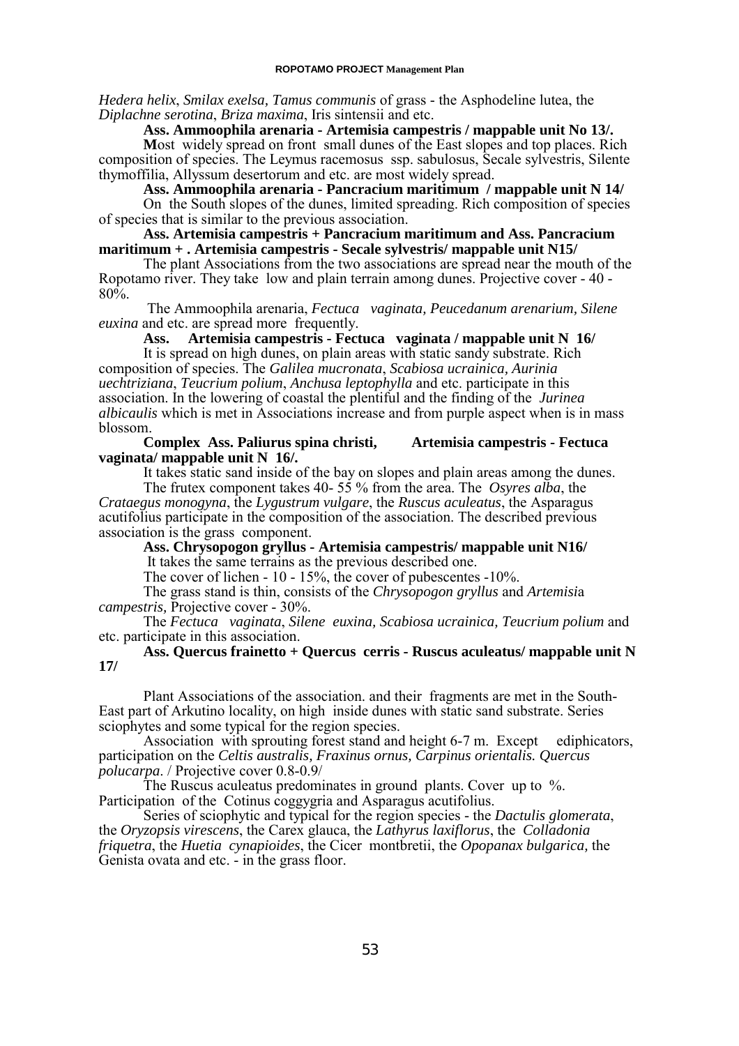*Hedera helix*, *Smilax exelsa, Tamus communis* of grass - the Asphodeline lutea, the *Diplachne serotina*, *Briza maxima*, Iris sintensii and etc.

**Ass. Ammoophila arenaria - Artemisia campestris / mappable unit No 13/.**

**M**ost widely spread on front small dunes of the East slopes and top places. Rich composition of species. The Leymus racemosus ssp. sabulosus, Secale sylvestris, Silente thymoffilia, Allyssum desertorum and etc. are most widely spread.

**Ass. Ammoophila arenaria - Pancracium maritimum / mappable unit N 14/**

On the South slopes of the dunes, limited spreading. Rich composition of species of species that is similar to the previous association.

**Ass. Artemisia campestris + Pancracium maritimum and Ass. Pancracium maritimum + . Artemisia campestris - Secale sylvestris/ mappable unit N15/**

The plant Associations from the two associations are spread near the mouth of the Ropotamo river. They take low and plain terrain among dunes. Projective cover - 40 - 80%.

The Ammoophila arenaria, *Fectuca vaginata, Peucedanum arenarium, Silene euxina* and etc. are spread more frequently.

**Ass. Artemisia campestris - Fectuca vaginata / mappable unit N 16/**

It is spread on high dunes, on plain areas with static sandy substrate. Rich composition of species. The *Galilea mucronata*, *Scabiosa ucrainica, Aurinia uechtriziana*, *Teucrium polium*, *Anchusa leptophylla* and etc. participate in this association. In the lowering of coastal the plentiful and the finding of the *Jurinea albicaulis* which is met in Associations increase and from purple aspect when is in mass blossom.

**Complex Ass. Paliurus spina christi, Artemisia campestris - Fectuca vaginata/ mappable unit N 16/.**

It takes static sand inside of the bay on slopes and plain areas among the dunes.

The frutex component takes 40- 55 % from the area. The *Osyres alba*, the *Crataegus monogyna*, the *Lygustrum vulgare*, the *Ruscus aculeatus*, the Asparagus acutifolius participate in the composition of the association. The described previous association is the grass component.

**Ass. Chrysopogon gryllus - Artemisia campestris/ mappable unit N16/**

It takes the same terrains as the previous described one.

The cover of lichen - 10 - 15%, the cover of pubescentes -10%.

The grass stand is thin, consists of the *Chrysopogon gryllus* and *Artemisia campestris,* Projective cover - 30%.

The *Fectuca vaginata*, *Silene euxina, Scabiosa ucrainica, Teucrium polium* and etc. participate in this association.

**Ass. Quercus frainetto + Quercus cerris - Ruscus aculeatus/ mappable unit N 17/**

Plant Associations of the association. and their fragments are met in the South-East part of Arkutino locality, on high inside dunes with static sand substrate. Series sciophytes and some typical for the region species.

Association with sprouting forest stand and height 6-7 m. Except ediphicators, participation on the *Celtis australis, Fraxinus ornus, Carpinus orientalis. Quercus polucarpa*. / Projective cover 0.8-0.9/

The Ruscus aculeatus predominates in ground plants. Cover up to %. Participation of the Cotinus coggygria and Asparagus acutifolius.

Series of sciophytic and typical for the region species - the *Dactulis glomerata*, the *Oryzopsis virescens*, the Carex glauca, the *Lathyrus laxiflorus*, the *Colladonia friquetra*, the *Huetia cynapioides*, the Cicer montbretii, the *Opopanax bulgarica,* the Genista ovata and etc. - in the grass floor.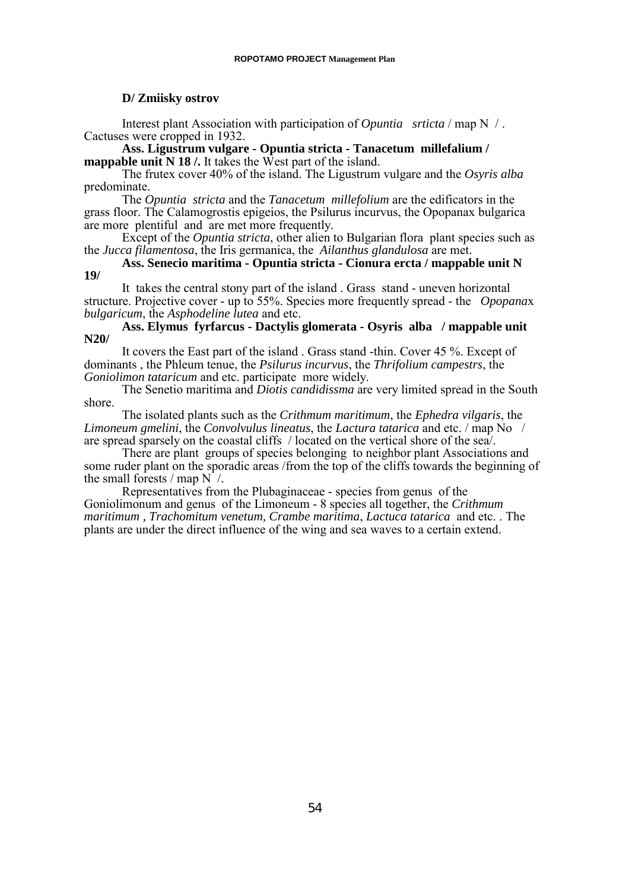**D/ Zmiisky ostrov**

Interest plant Association with participation of *Opuntia srticta* / map N / . Cactuses were cropped in 1932.

**Ass. Ligustrum vulgare - Opuntia stricta - Tanacetum millefalium / mappable unit N 18 /.** It takes the West part of the island.

The frutex cover 40% of the island. The Ligustrum vulgare and the *Osyris alba* predominate.

The *Opuntia stricta* and the *Tanacetum millefolium* are the edificators in the grass floor. The Calamogrostis epigeios, the Psilurus incurvus, the Opopanax bulgarica are more plentiful and are met more frequently.

Except of the *Opuntia stricta*, other alien to Bulgarian flora plant species such as the *Jucca filamentosa*, the Iris germanica, the *Ailanthus glandulosa* are met.

**Ass. Senecio maritima - Opuntia stricta - Cionura ercta / mappable unit N 19/**

It takes the central stony part of the island . Grass stand - uneven horizontal structure. Projective cover - up to 55%. Species more frequently spread - the *Opopanax bulgaricum*, the *Asphodeline lutea* and etc.

**Ass. Elymus fyrfarcus - Dactylis glomerata - Osyris alba / mappable unit N20/**

It covers the East part of the island . Grass stand -thin. Cover 45 %. Except of dominants , the Phleum tenue, the *Psilurus incurvus*, the *Thrifolium campestrs*, the *Goniolimon tataricum* and etc. participate more widely.

The Senetio maritima and *Diotis candidissma* are very limited spread in the South shore.

The isolated plants such as the *Crithmum maritimum*, the *Ephedra vilgaris*, the *Limoneum gmelini*, the *Convolvulus lineatus*, the *Lactura tatarica* and etc. / map No / are spread sparsely on the coastal cliffs / located on the vertical shore of the sea/.

There are plant groups of species belonging to neighbor plant Associations and some ruder plant on the sporadic areas /from the top of the cliffs towards the beginning of the small forests / map N /.

Representatives from the Plubaginaceae - species from genus of the Goniolimonum and genus of the Limoneum - 8 species all together, the *Crithmum maritimum , Trachomitum venetum, Crambe maritima*, *Lactuca tatarica* and etc. . The plants are under the direct influence of the wing and sea waves to a certain extend.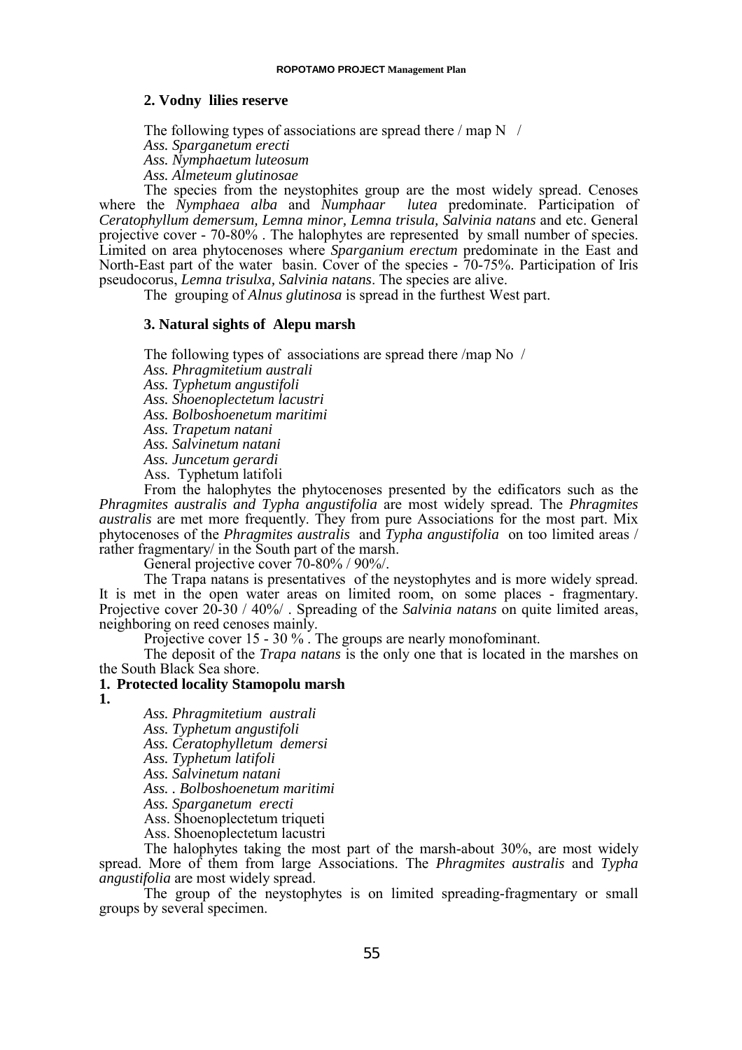### 2. Vodny lilies reserve

The following types of associations are spread there / map N /

*Ass. Sparganetum erecti*

*Ass. Nymphaetum luteosum*

*Ass. Almeteum glutinosae*

The species from the neystophites group are the most widely spread. Cenoses where the *Nymphaea alba* and *Numphaar lutea* predominate. Participation of *Ceratophyllum demersum, Lemna minor, Lemna trisula, Salvinia natans* and etc. General projective cover - 70-80% . The halophytes are represented by small number of species. Limited on area phytocenoses where *Sparganium erectum* predominate in the East and North-East part of the water basin. Cover of the species - 70-75%. Participation of Iris pseudocorus, *Lemna trisulxa, Salvinia natans*. The species are alive.

The grouping of *Alnus glutinosa* is spread in the furthest West part.

### 3. Natural sights of Alepu marsh

The following types of associations are spread there /map No /

*Ass. Phragmitetium australi*

*Ass. Typhetum angustifoli*

*Ass. Shoenoplectetum lacustri*

*Ass. Bolboshoenetum maritimi*

*Ass. Trapetum natani*

*Ass. Salvinetum natani*

*Ass. Juncetum gerardi*

Ass. Typhetum latifoli

From the halophytes the phytocenoses presented by the edificators such as the *Phragmites australis and Typha angustifolia* are most widely spread. The *Phragmites australis* are met more frequently. They from pure Associations for the most part. Mix phytocenoses of the *Phragmites australis* and *Typha angustifolia* on too limited areas / rather fragmentary/ in the South part of the marsh.

General projective cover 70-80% / 90%/.

The Trapa natans is presentatives of the neystophytes and is more widely spread. It is met in the open water areas on limited room, on some places - fragmentary. Projective cover 20-30 / 40%/ . Spreading of the *Salvinia natans* on quite limited areas, neighboring on reed cenoses mainly.

Projective cover 15 - 30 % . The groups are nearly monofominant.

The deposit of the *Trapa natans* is the only one that is located in the marshes on the South Black Sea shore.

### 1. Protected locality Stamopolu marsh

**1.**

*Ass. Phragmitetium australi*

*Ass. Typhetum angustifoli*

*Ass. Ceratophylletum demersi*

*Ass. Typhetum latifoli*

*Ass. Salvinetum natani*

*Ass. . Bolboshoenetum maritimi*

*Ass. Sparganetum erecti*

Ass. Shoenoplectetum triqueti

Ass. Shoenoplectetum lacustri

The halophytes taking the most part of the marsh-about 30%, are most widely spread. More of them from large Associations. The *Phragmites australis* and *Typha angustifolia* are most widely spread.

The group of the neystophytes is on limited spreading-fragmentary or small groups by several specimen.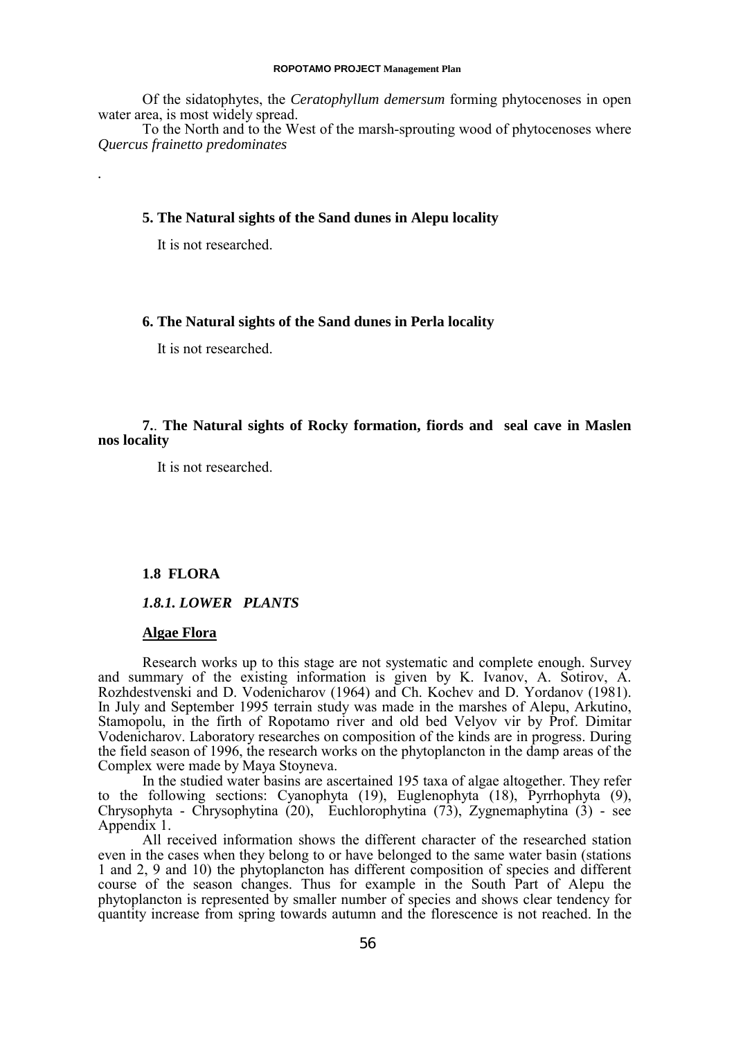Of the sidatophytes, the *Ceratophyllum demersum* forming phytocenoses in open water area, is most widely spread.

To the North and to the West of the marsh-sprouting wood of phytocenoses where *Quercus frainetto predominates*

.

**5. The Natural sights of the Sand dunes in Alepu locality**

It is not researched.

**6. The Natural sights of the Sand dunes in Perla locality**

It is not researched.

**7.. The Natural sights of Rocky formation, fiords and seal cave in Maslen nos locality**

It is not researched.

## 1.8 FLORA

### *1.8.1. LOWER PLANTS*

**Algae Flora**

Research works up to this stage are not systematic and complete enough. Survey and summary of the existing information is given by K. Ivanov, A. Sotirov, A. Rozhdestvenski and D. Vodenicharov (1964) and Ch. Kochev and D. Yordanov (1981). In July and September 1995 terrain study was made in the marshes of Alepu, Arkutino, Stamopolu, in the firth of Ropotamo river and old bed Velyov vir by Prof. Dimitar Vodenicharov. Laboratory researches on composition of the kinds are in progress. During the field season of 1996, the research works on the phytoplancton in the damp areas of the Complex were made by Maya Stoyneva.

In the studied water basins are ascertained 195 taxa of algae altogether. They refer to the following sections: Cyanophyta (19), Euglenophyta (18), Pyrrhophyta (9), Chrysophyta - Chrysophytina (20), Euchlorophytina (73), Zygnemaphytina (3) - see Appendix 1.

All received information shows the different character of the researched station even in the cases when they belong to or have belonged to the same water basin (stations 1 and 2, 9 and 10) the phytoplancton has different composition of species and different course of the season changes. Thus for example in the South Part of Alepu the phytoplancton is represented by smaller number of species and shows clear tendency for quantity increase from spring towards autumn and the florescence is not reached. In the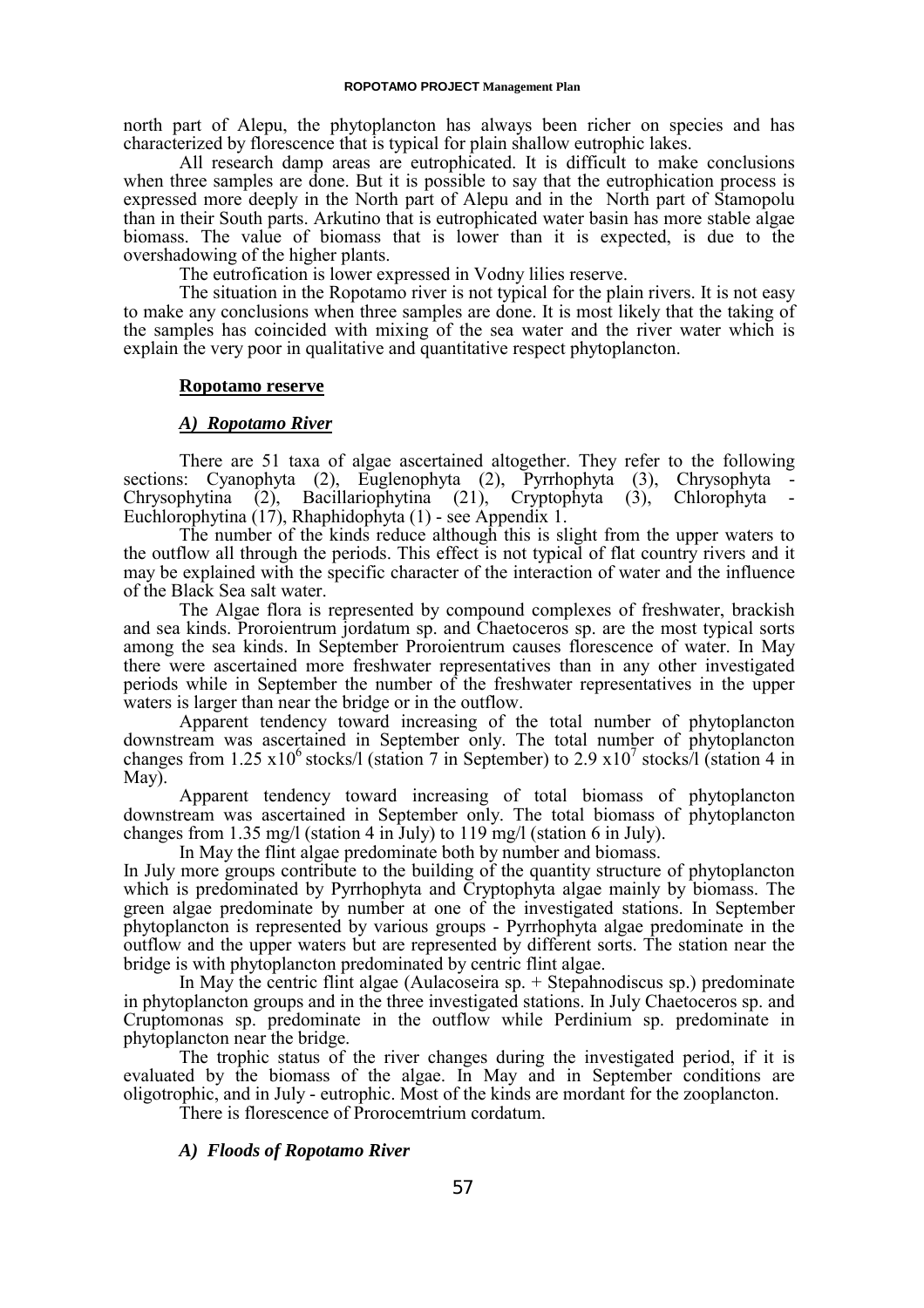north part of Alepu, the phytoplancton has always been richer on species and has characterized by florescence that is typical for plain shallow eutrophic lakes.

All research damp areas are eutrophicated. It is difficult to make conclusions when three samples are done. But it is possible to say that the eutrophication process is expressed more deeply in the North part of Alepu and in the North part of Stamopolu than in their South parts. Arkutino that is eutrophicated water basin has more stable algae biomass. The value of biomass that is lower than it is expected, is due to the overshadowing of the higher plants.

The eutrofication is lower expressed in Vodny lilies reserve.

The situation in the Ropotamo river is not typical for the plain rivers. It is not easy to make any conclusions when three samples are done. It is most likely that the taking of the samples has coincided with mixing of the sea water and the river water which is explain the very poor in qualitative and quantitative respect phytoplancton.

## Ropotamo reserve

### *A) Ropotamo River*

There are 51 taxa of algae ascertained altogether. They refer to the following sections: Cyanophyta (2), Euglenophyta (2), Pyrrhophyta (3), Chrysophyta - Chrysophytina (2), Bacillariophytina (21), Cryptophyta (3), Chlorophyta - Euchlorophytina (17), Rhaphidophyta (1) - see Appendix 1.

The number of the kinds reduce although this is slight from the upper waters to the outflow all through the periods. This effect is not typical of flat country rivers and it may be explained with the specific character of the interaction of water and the influence of the Black Sea salt water.

The Algae flora is represented by compound complexes of freshwater, brackish and sea kinds. Proroientrum jordatum sp. and Chaetoceros sp. are the most typical sorts among the sea kinds. In September Proroientrum causes florescence of water. In May there were ascertained more freshwater representatives than in any other investigated periods while in September the number of the freshwater representatives in the upper waters is larger than near the bridge or in the outflow.

Apparent tendency toward increasing of the total number of phytoplancton downstream was ascertained in September only. The total number of phytoplancton changes from $1.25 \times 10^6$ stocks/l (station 7 in September) to $2.9 \times 10^7$ stocks/l (station 4 in May).

Apparent tendency toward increasing of total biomass of phytoplancton downstream was ascertained in September only. The total biomass of phytoplancton changes from 1.35 mg/l (station 4 in July) to 119 mg/l (station 6 in July).

In May the flint algae predominate both by number and biomass.

In July more groups contribute to the building of the quantity structure of phytoplancton which is predominated by Pyrrhophyta and Cryptophyta algae mainly by biomass. The green algae predominate by number at one of the investigated stations. In September phytoplancton is represented by various groups - Pyrrhophyta algae predominate in the outflow and the upper waters but are represented by different sorts. The station near the bridge is with phytoplancton predominated by centric flint algae.

In May the centric flint algae (Aulacoseira sp. + Stepahnodiscus sp.) predominate in phytoplancton groups and in the three investigated stations. In July Chaetoceros sp. and Cruptomonas sp. predominate in the outflow while Perdinium sp. predominate in phytoplancton near the bridge.

The trophic status of the river changes during the investigated period, if it is evaluated by the biomass of the algae. In May and in September conditions are oligotrophic, and in July - eutrophic. Most of the kinds are mordant for the zooplancton.

There is florescence of Prorocemtrium cordatum.

### *A) Floods of Ropotamo River*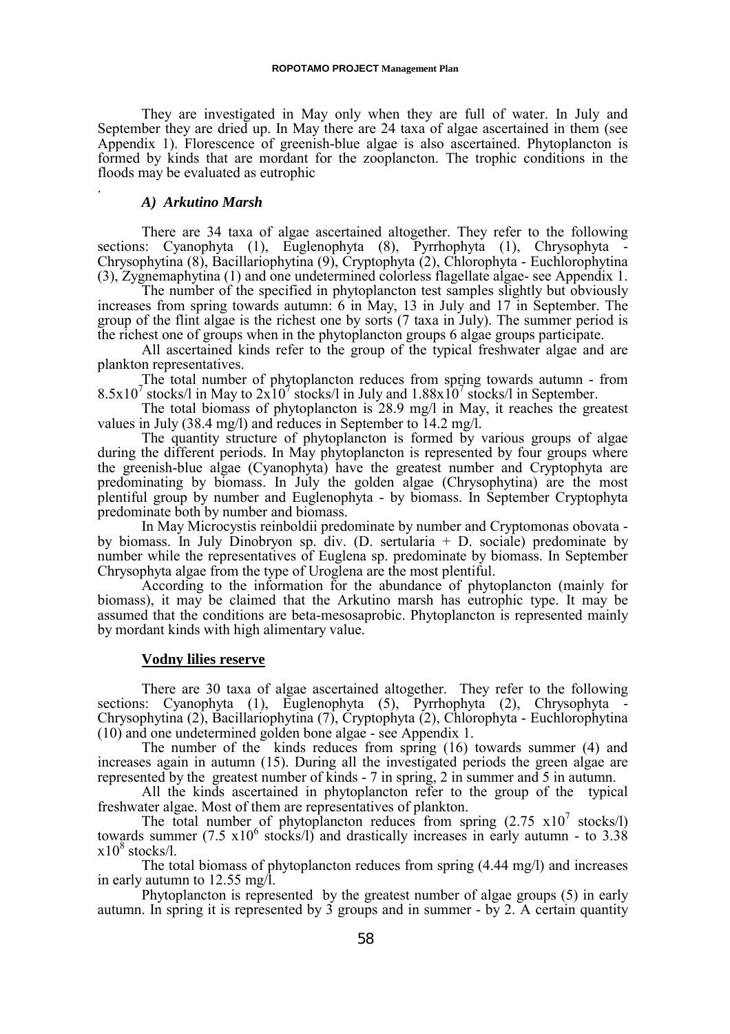They are investigated in May only when they are full of water. In July and September they are dried up. In May there are 24 taxa of algae ascertained in them (see Appendix 1). Florescence of greenish-blue algae is also ascertained. Phytoplancton is formed by kinds that are mordant for the zooplancton. The trophic conditions in the floods may be evaluated as eutrophic

.

### *A) Arkutino Marsh*

There are 34 taxa of algae ascertained altogether. They refer to the following sections: Cyanophyta (1), Euglenophyta (8), Pyrrhophyta (1), Chrysophyta - Chrysophytina (8), Bacillariophytina (9), Cryptophyta (2), Chlorophyta - Euchlorophytina (3), Zygnemaphytina (1) and one undetermined colorless flagellate algae- see Appendix 1.

The number of the specified in phytoplancton test samples slightly but obviously increases from spring towards autumn: 6 in May, 13 in July and 17 in September. The group of the flint algae is the richest one by sorts (7 taxa in July). The summer period is the richest one of groups when in the phytoplancton groups 6 algae groups participate.

All ascertained kinds refer to the group of the typical freshwater algae and are plankton representatives.

The total number of phytoplancton reduces from spring towards autumn - from $8.5x10^7$ stocks/l in May to $2x10^7$ stocks/l in July and $1.88x10^7$ stocks/l in September.

The total biomass of phytoplancton is 28.9 mg/l in May, it reaches the greatest values in July (38.4 mg/l) and reduces in September to 14.2 mg/l.

The quantity structure of phytoplancton is formed by various groups of algae during the different periods. In May phytoplancton is represented by four groups where the greenish-blue algae (Cyanophyta) have the greatest number and Cryptophyta are predominating by biomass. In July the golden algae (Chrysophytina) are the most plentiful group by number and Euglenophyta - by biomass. In September Cryptophyta predominate both by number and biomass.

In May Microcystis reinboldii predominate by number and Cryptomonas obovata - by biomass. In July Dinobryon sp. div. (D. sertularia + D. sociale) predominate by number while the representatives of Euglena sp. predominate by biomass. In September Chrysophyta algae from the type of Uroglena are the most plentiful.

According to the information for the abundance of phytoplancton (mainly for biomass), it may be claimed that the Arkutino marsh has eutrophic type. It may be assumed that the conditions are beta-mesosaprobic. Phytoplancton is represented mainly by mordant kinds with high alimentary value.

### **Vodny lilies reserve**

There are 30 taxa of algae ascertained altogether. They refer to the following sections: Cyanophyta (1), Euglenophyta (5), Pyrrhophyta (2), Chrysophyta - Chrysophytina (2), Bacillariophytina (7), Cryptophyta (2), Chlorophyta - Euchlorophytina (10) and one undetermined golden bone algae - see Appendix 1.

The number of the kinds reduces from spring (16) towards summer (4) and increases again in autumn (15). During all the investigated periods the green algae are represented by the greatest number of kinds - 7 in spring, 2 in summer and 5 in autumn.

All the kinds ascertained in phytoplancton refer to the group of the typical freshwater algae. Most of them are representatives of plankton.

The total number of phytoplancton reduces from spring ($2.75\ x10^7$ stocks/l) towards summer ($7.5\ x10^6$ stocks/l) and drastically increases in early autumn - to $3.38\ x10^8$ stocks/l.

The total biomass of phytoplancton reduces from spring (4.44 mg/l) and increases in early autumn to 12.55 mg/l.

Phytoplancton is represented by the greatest number of algae groups (5) in early autumn. In spring it is represented by 3 groups and in summer - by 2. A certain quantity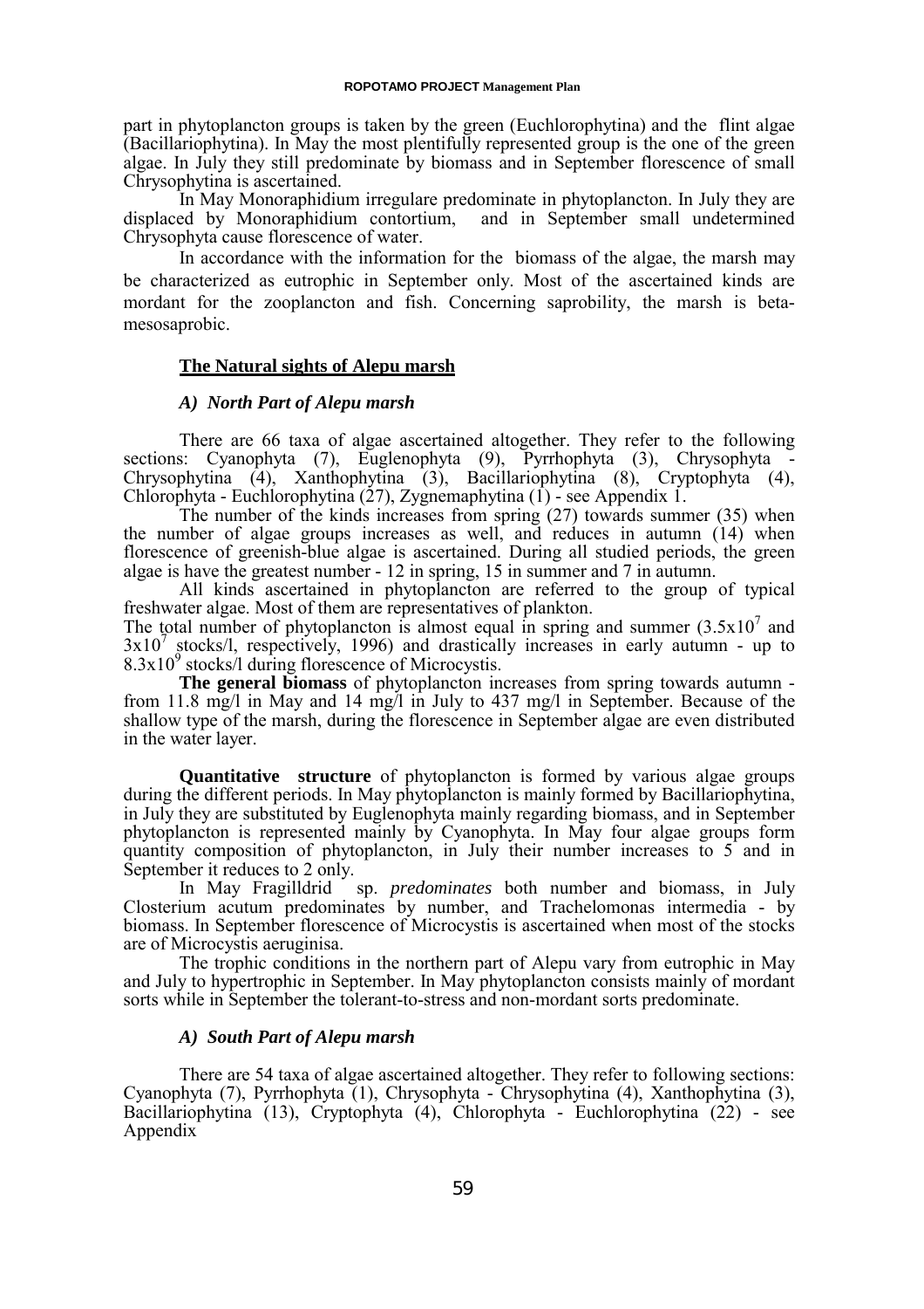part in phytoplancton groups is taken by the green (Euchlorophytina) and the flint algae (Bacillariophytina). In May the most plentifully represented group is the one of the green algae. In July they still predominate by biomass and in September florescence of small Chrysophytina is ascertained.

In May Monoraphidium irregulare predominate in phytoplancton. In July they are displaced by Monoraphidium contortium, and in September small undetermined Chrysophyta cause florescence of water.

In accordance with the information for the biomass of the algae, the marsh may be characterized as eutrophic in September only. Most of the ascertained kinds are mordant for the zooplancton and fish. Concerning saprobility, the marsh is beta-mesosaprobic.

## The Natural sights of Alepu marsh

### *A) North Part of Alepu marsh*

There are 66 taxa of algae ascertained altogether. They refer to the following sections: Cyanophyta (7), Euglenophyta (9), Pyrrhophyta (3), Chrysophyta - Chrysophytina (4), Xanthophytina (3), Bacillariophytina (8), Cryptophyta (4), Chlorophyta - Euchlorophytina (27), Zygnemaphytina (1) - see Appendix 1.

The number of the kinds increases from spring (27) towards summer (35) when the number of algae groups increases as well, and reduces in autumn (14) when florescence of greenish-blue algae is ascertained. During all studied periods, the green algae is have the greatest number - 12 in spring, 15 in summer and 7 in autumn.

All kinds ascertained in phytoplancton are referred to the group of typical freshwater algae. Most of them are representatives of plankton.

The total number of phytoplancton is almost equal in spring and summer ($3.5x10^7$ and $3x10^7$ stocks/l, respectively, 1996) and drastically increases in early autumn - up to $8.3x10^9$ stocks/l during florescence of Microcystis.

**The general biomass** of phytoplancton increases from spring towards autumn - from 11.8 mg/l in May and 14 mg/l in July to 437 mg/l in September. Because of the shallow type of the marsh, during the florescence in September algae are even distributed in the water layer.

**Quantitative structure** of phytoplancton is formed by various algae groups during the different periods. In May phytoplancton is mainly formed by Bacillariophytina, in July they are substituted by Euglenophyta mainly regarding biomass, and in September phytoplancton is represented mainly by Cyanophyta. In May four algae groups form quantity composition of phytoplancton, in July their number increases to 5 and in September it reduces to 2 only.

In May Fragilldrid sp. *predominates* both number and biomass, in July Closterium acutum predominates by number, and Trachelomonas intermedia - by biomass. In September florescence of Microcystis is ascertained when most of the stocks are of Microcystis aeruginisa.

The trophic conditions in the northern part of Alepu vary from eutrophic in May and July to hypertrophic in September. In May phytoplancton consists mainly of mordant sorts while in September the tolerant-to-stress and non-mordant sorts predominate.

### *A) South Part of Alepu marsh*

There are 54 taxa of algae ascertained altogether. They refer to following sections: Cyanophyta (7), Pyrrhophyta (1), Chrysophyta - Chrysophytina (4), Xanthophytina (3), Bacillariophytina (13), Cryptophyta (4), Chlorophyta - Euchlorophytina (22) - see Appendix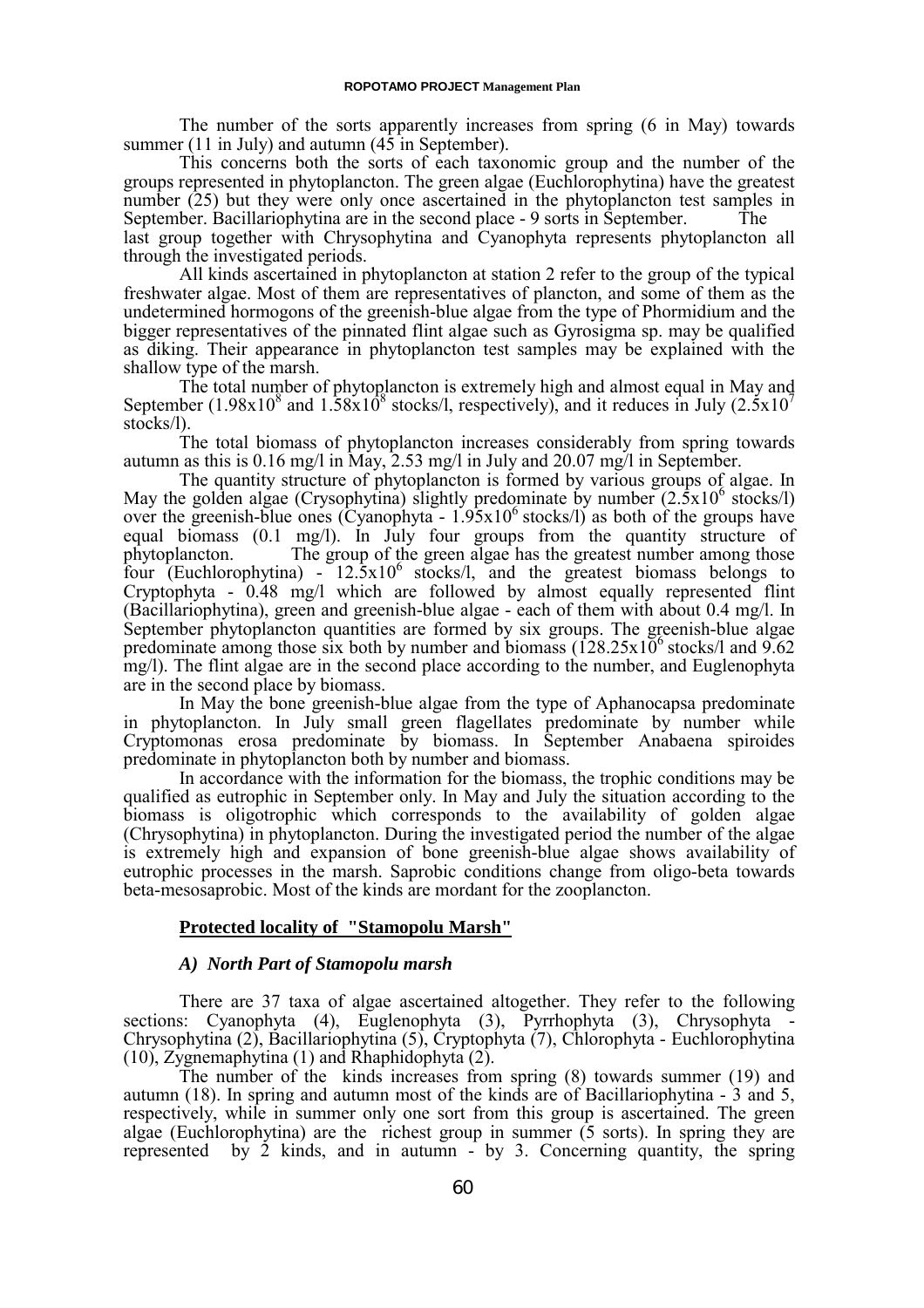The number of the sorts apparently increases from spring (6 in May) towards summer (11 in July) and autumn (45 in September).

This concerns both the sorts of each taxonomic group and the number of the groups represented in phytoplancton. The green algae (Euchlorophytina) have the greatest number (25) but they were only once ascertained in the phytoplancton test samples in September. Bacillariophytina are in the second place - 9 sorts in September. The last group together with Chrysophytina and Cyanophyta represents phytoplancton all through the investigated periods.

All kinds ascertained in phytoplancton at station 2 refer to the group of the typical freshwater algae. Most of them are representatives of plancton, and some of them as the undetermined hormogons of the greenish-blue algae from the type of Phormidium and the bigger representatives of the pinnated flint algae such as Gyrosigma sp. may be qualified as diking. Their appearance in phytoplancton test samples may be explained with the shallow type of the marsh.

The total number of phytoplancton is extremely high and almost equal in May and September ($1.98x10^8$ and $1.58x10^8$ stocks/l, respectively), and it reduces in July ($2.5x10^7$ stocks/l).

The total biomass of phytoplancton increases considerably from spring towards autumn as this is 0.16 mg/l in May, 2.53 mg/l in July and 20.07 mg/l in September.

The quantity structure of phytoplancton is formed by various groups of algae. In May the golden algae (Crysophytina) slightly predominate by number ($2.5x10^6$ stocks/l) over the greenish-blue ones (Cyanophyta - $1.95x10^6$ stocks/l) as both of the groups have equal biomass (0.1 mg/l). In July four groups from the quantity structure of phytoplancton. The group of the green algae has the greatest number among those four (Euchlorophytina) - $12.5x10^6$ stocks/l, and the greatest biomass belongs to Cryptophyta - 0.48 mg/l which are followed by almost equally represented flint (Bacillariophytina), green and greenish-blue algae - each of them with about 0.4 mg/l. In September phytoplancton quantities are formed by six groups. The greenish-blue algae predominate among those six both by number and biomass ($128.25x10^6$ stocks/l and 9.62 mg/l). The flint algae are in the second place according to the number, and Euglenophyta are in the second place by biomass.

In May the bone greenish-blue algae from the type of Aphanocapsa predominate in phytoplancton. In July small green flagellates predominate by number while Cryptomonas erosa predominate by biomass. In September Anabaena spiroides predominate in phytoplancton both by number and biomass.

In accordance with the information for the biomass, the trophic conditions may be qualified as eutrophic in September only. In May and July the situation according to the biomass is oligotrophic which corresponds to the availability of golden algae (Chrysophytina) in phytoplancton. During the investigated period the number of the algae is extremely high and expansion of bone greenish-blue algae shows availability of eutrophic processes in the marsh. Saprobic conditions change from oligo-beta towards beta-mesosaprobic. Most of the kinds are mordant for the zooplancton.

## Protected locality of "Stamopolu Marsh"

### *A) North Part of Stamopolu marsh*

There are 37 taxa of algae ascertained altogether. They refer to the following sections: Cyanophyta (4), Euglenophyta (3), Pyrrhophyta (3), Chrysophyta - Chrysophytina (2), Bacillariophytina (5), Cryptophyta (7), Chlorophyta - Euchlorophytina (10), Zygnemaphytina (1) and Rhaphidophyta (2).

The number of the kinds increases from spring (8) towards summer (19) and autumn (18). In spring and autumn most of the kinds are of Bacillariophytina - 3 and 5, respectively, while in summer only one sort from this group is ascertained. The green algae (Euchlorophytina) are the richest group in summer (5 sorts). In spring they are represented by 2 kinds, and in autumn - by 3. Concerning quantity, the spring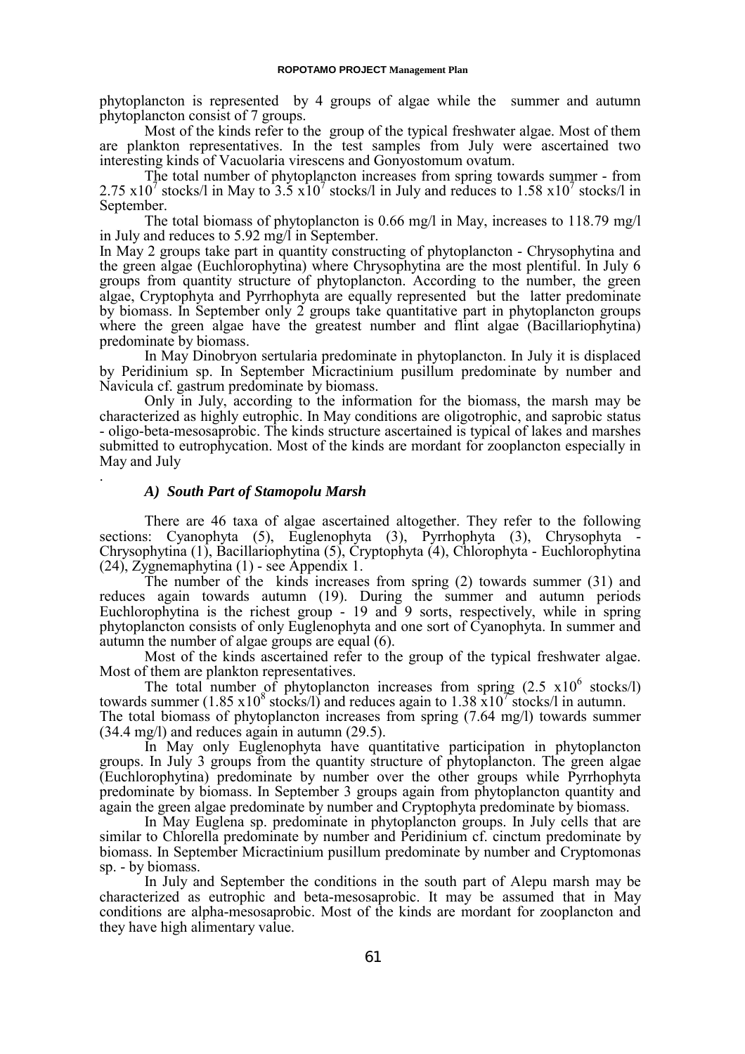phytoplancton is represented by 4 groups of algae while the summer and autumn phytoplancton consist of 7 groups.

Most of the kinds refer to the group of the typical freshwater algae. Most of them are plankton representatives. In the test samples from July were ascertained two interesting kinds of Vacuolaria virescens and Gonyostomum ovatum.

The total number of phytoplancton increases from spring towards summer - from 2.75 $x10^7$ stocks/l in May to 3.5 $x10^7$ stocks/l in July and reduces to 1.58 $x10^7$ stocks/l in September.

The total biomass of phytoplancton is 0.66 mg/l in May, increases to 118.79 mg/l in July and reduces to 5.92 mg/l in September.

In May 2 groups take part in quantity constructing of phytoplancton - Chrysophytina and the green algae (Euchlorophytina) where Chrysophytina are the most plentiful. In July 6 groups from quantity structure of phytoplancton. According to the number, the green algae, Cryptophyta and Pyrrhophyta are equally represented but the latter predominate by biomass. In September only 2 groups take quantitative part in phytoplancton groups where the green algae have the greatest number and flint algae (Bacillariophytina) predominate by biomass.

In May Dinobryon sertularia predominate in phytoplancton. In July it is displaced by Peridinium sp. In September Micractinium pusillum predominate by number and Navicula cf. gastrum predominate by biomass.

Only in July, according to the information for the biomass, the marsh may be characterized as highly eutrophic. In May conditions are oligotrophic, and saprobic status - oligo-beta-mesosaprobic. The kinds structure ascertained is typical of lakes and marshes submitted to eutrophycation. Most of the kinds are mordant for zooplancton especially in May and July

.

### *A) South Part of Stamopolu Marsh*

There are 46 taxa of algae ascertained altogether. They refer to the following sections: Cyanophyta (5), Euglenophyta (3), Pyrrhophyta (3), Chrysophyta - Chrysophytina (1), Bacillariophytina (5), Cryptophyta (4), Chlorophyta - Euchlorophytina (24), Zygnemaphytina (1) - see Appendix 1.

The number of the kinds increases from spring (2) towards summer (31) and reduces again towards autumn (19). During the summer and autumn periods Euchlorophytina is the richest group - 19 and 9 sorts, respectively, while in spring phytoplancton consists of only Euglenophyta and one sort of Cyanophyta. In summer and autumn the number of algae groups are equal (6).

Most of the kinds ascertained refer to the group of the typical freshwater algae. Most of them are plankton representatives.

The total number of phytoplancton increases from spring (2.5 $x10^6$ stocks/l) towards summer (1.85 $x10^8$ stocks/l) and reduces again to 1.38 $x10^7$ stocks/l in autumn.
The total biomass of phytoplancton increases from spring (7.64 mg/l) towards summer (34.4 mg/l) and reduces again in autumn (29.5).

In May only Euglenophyta have quantitative participation in phytoplancton groups. In July 3 groups from the quantity structure of phytoplancton. The green algae (Euchlorophytina) predominate by number over the other groups while Pyrrhophyta predominate by biomass. In September 3 groups again from phytoplancton quantity and again the green algae predominate by number and Cryptophyta predominate by biomass.

In May Euglena sp. predominate in phytoplancton groups. In July cells that are similar to Chlorella predominate by number and Peridinium cf. cinctum predominate by biomass. In September Micractinium pusillum predominate by number and Cryptomonas sp. - by biomass.

In July and September the conditions in the south part of Alepu marsh may be characterized as eutrophic and beta-mesosaprobic. It may be assumed that in May conditions are alpha-mesosaprobic. Most of the kinds are mordant for zooplancton and they have high alimentary value.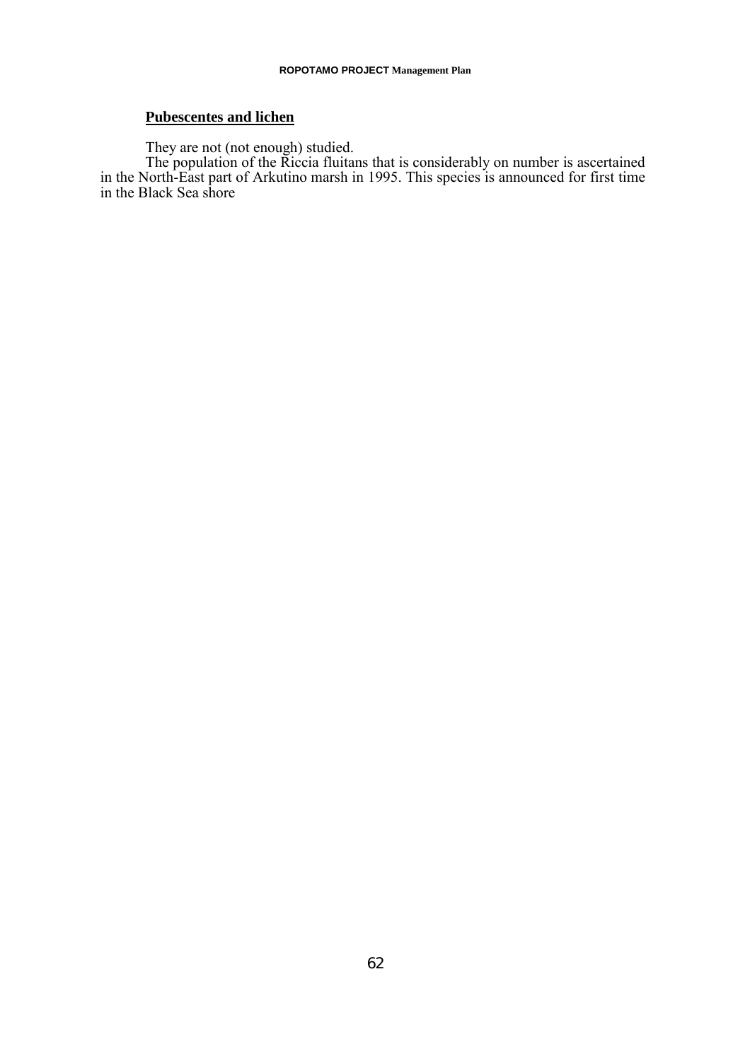**<u>Pubescentes and lichen</u>**

They are not (not enough) studied.

The population of the Riccia fluitans that is considerably on number is ascertained in the North-East part of Arkutino marsh in 1995. This species is announced for first time in the Black Sea shore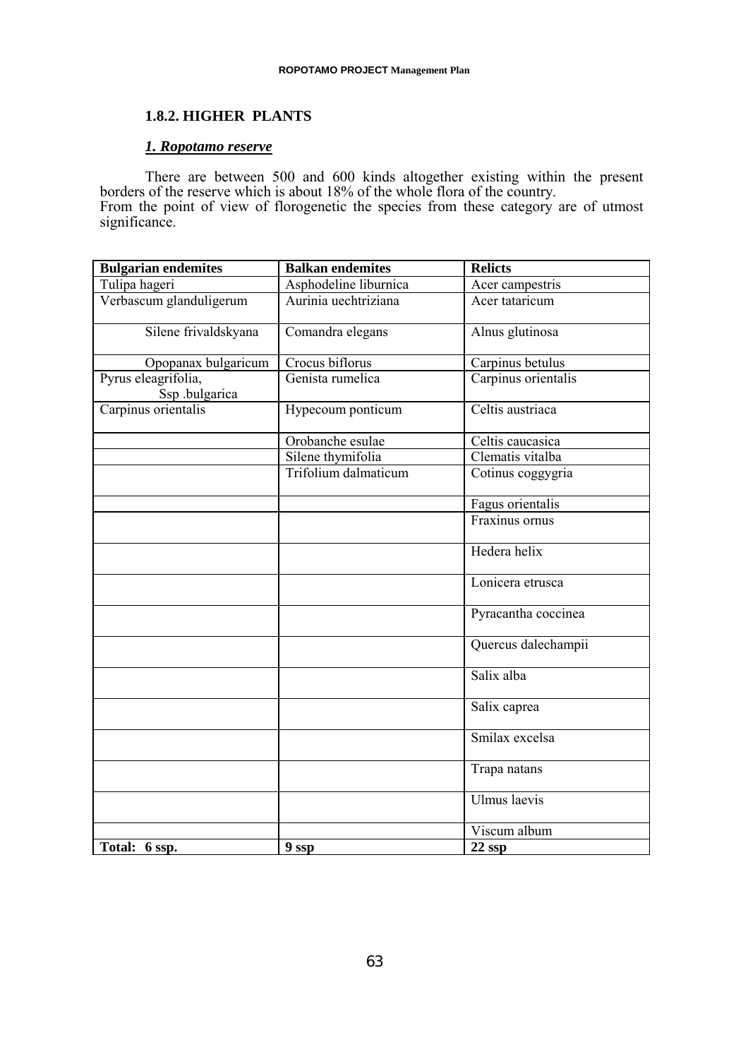### 1.8.2. HIGHER PLANTS

#### *1. Ropotamo reserve*

There are between 500 and 600 kinds altogether existing within the present borders of the reserve which is about 18% of the whole flora of the country.
From the point of view of florogenetic the species from these category are of utmost significance.

| **Bulgarian endemites** | **Balkan endemites** | **Relicts** |
|---|---|---|
| Tulipa hageri | Asphodeline liburnica | Acer campestris |
| Verbascum glanduligerum | Aurinia uechtriziana | Acer tataricum |
| Silene frivaldskyana | Comandra elegans | Alnus glutinosa |
| Opopanax bulgaricum | Crocus biflorus | Carpinus betulus |
| Pyrus eleagrifolia, Ssp .bulgarica | Genista rumelica | Carpinus orientalis |
| Carpinus orientalis | Hypecoum ponticum | Celtis austriaca |
| | Orobanche esulae | Celtis caucasica |
| | Silene thymifolia | Clematis vitalba |
| | Trifolium dalmaticum | Cotinus coggygria |
| | | Fagus orientalis |
| | | Fraxinus ornus |
| | | Hedera helix |
| | | Lonicera etrusca |
| | | Pyracantha coccinea |
| | | Quercus dalechampii |
| | | Salix alba |
| | | Salix caprea |
| | | Smilax excelsa |
| | | Trapa natans |
| | | Ulmus laevis |
| | | Viscum album |
| **Total: 6 ssp.** | **9 ssp** | **22 ssp** |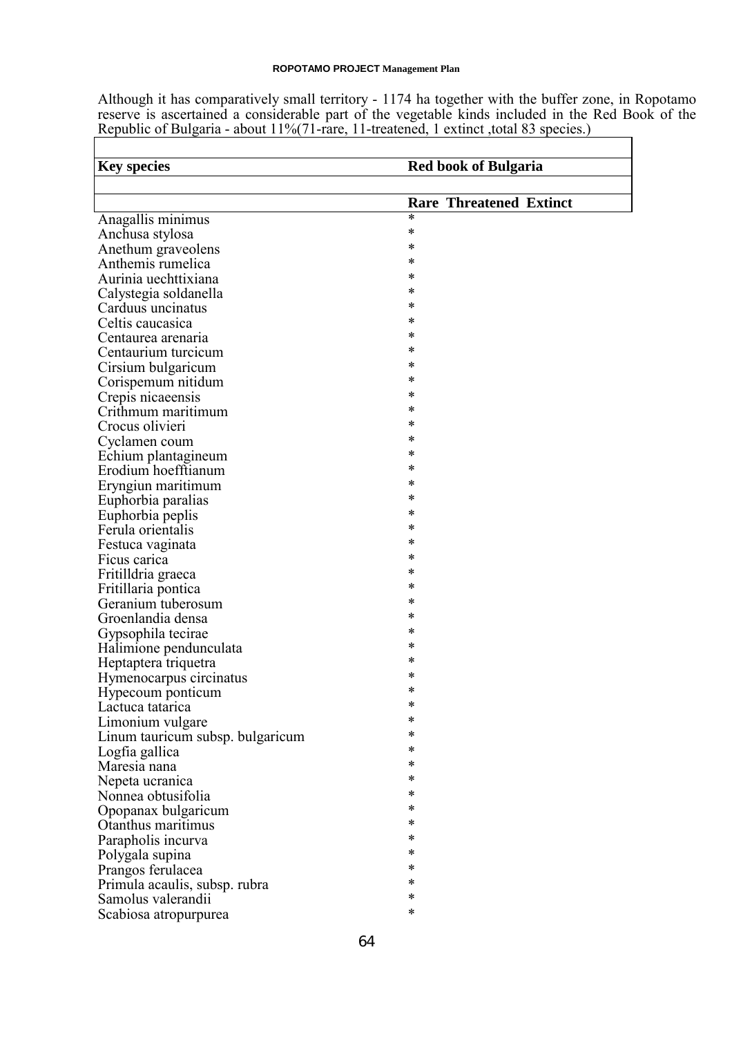Although it has comparatively small territory - 1174 ha together with the buffer zone, in Ropotamo reserve is ascertained a considerable part of the vegetable kinds included in the Red Book of the Republic of Bulgaria - about 11%(71-rare, 11-treatened, 1 extinct ,total 83 species.)

| Key species | Red book of Bulgaria | | |
|---|---|---|---|
| | Rare | Threatened | Extinct |
| Anagallis minimus | * | | |
| Anchusa stylosa | * | | |
| Anethum graveolens | * | | |
| Anthemis rumelica | * | | |
| Aurinia uechttixiana | * | | |
| Calystegia soldanella | * | | |
| Carduus uncinatus | * | | |
| Celtis caucasica | * | | |
| Centaurea arenaria | * | | |
| Centaurium turcicum | * | | |
| Cirsium bulgaricum | * | | |
| Corispemum nitidum | * | | |
| Crepis nicaeensis | * | | |
| Crithmum maritimum | * | | |
| Crocus olivieri | * | | |
| Cyclamen coum | * | | |
| Echium plantagineum | * | | |
| Erodium hoefftianum | * | | |
| Eryngiun maritimum | * | | |
| Euphorbia paralias | * | | |
| Euphorbia peplis | * | | |
| Ferula orientalis | * | | |
| Festuca vaginata | * | | |
| Ficus carica | * | | |
| Fritilldria graeca | * | | |
| Fritillaria pontica | * | | |
| Geranium tuberosum | * | | |
| Groenlandia densa | * | | |
| Gypsophila tecirae | * | | |
| Halimione pendunculata | * | | |
| Heptaptera triquetra | * | | |
| Hymenocarpus circinatus | * | | |
| Hypecoum ponticum | * | | |
| Lactuca tatarica | * | | |
| Limonium vulgare | * | | |
| Linum tauricum subsp. bulgaricum | * | | |
| Logfia gallica | * | | |
| Maresia nana | * | | |
| Nepeta ucranica | * | | |
| Nonnea obtusifolia | * | | |
| Opopanax bulgaricum | * | | |
| Otanthus maritimus | * | | |
| Parapholis incurva | * | | |
| Polygala supina | * | | |
| Prangos ferulacea | * | | |
| Primula acaulis, subsp. rubra | * | | |
| Samolus valerandii | * | | |
| Scabiosa atropurpurea | * | | |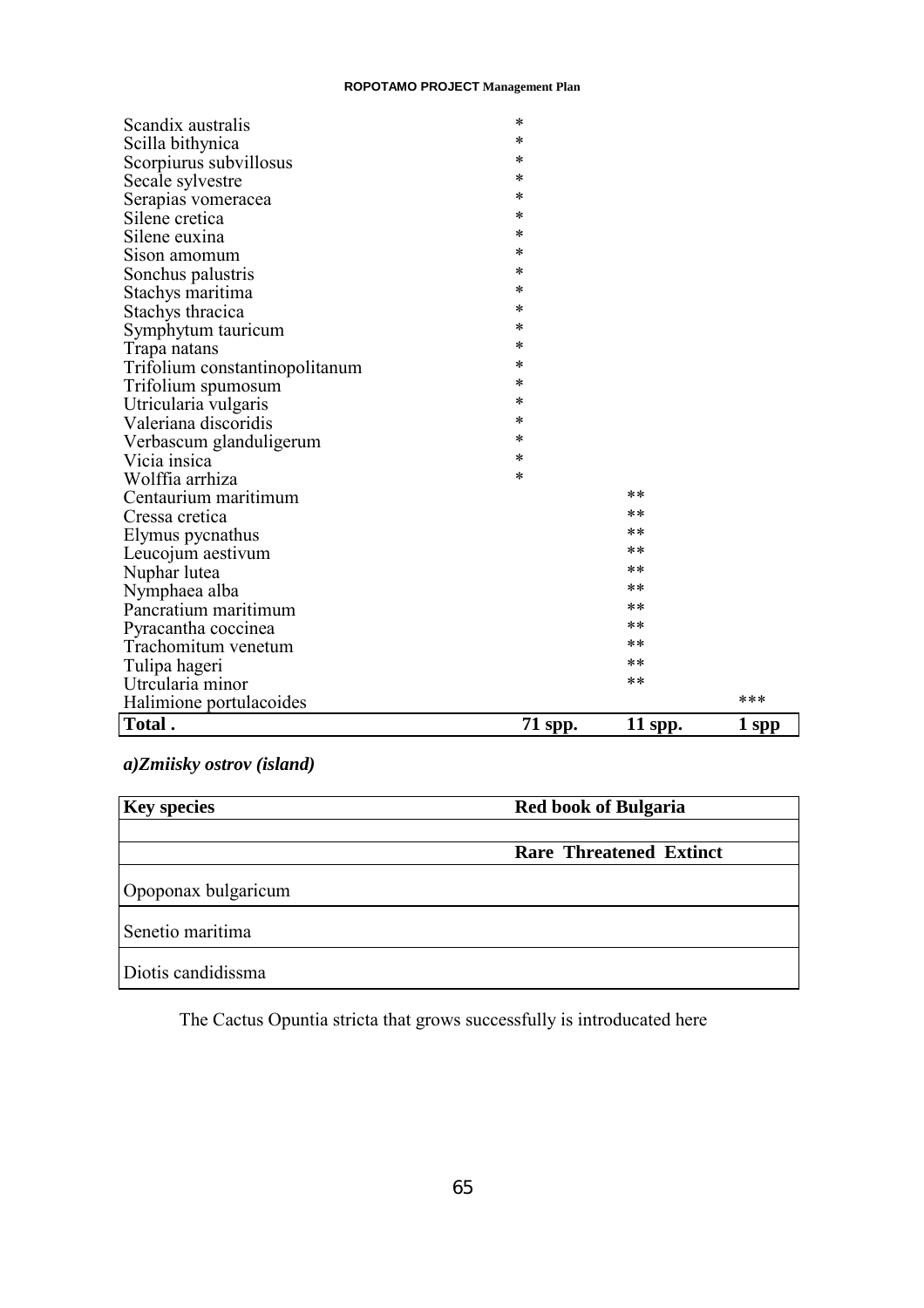| | | | |
|---|---|---|---|
| Scandix australis | * | | |
| Scilla bithynica | * | | |
| Scorpiurus subvillosus | * | | |
| Secale sylvestre | * | | |
| Serapias vomeracea | * | | |
| Silene cretica | * | | |
| Silene euxina | * | | |
| Sison amomum | * | | |
| Sonchus palustris | * | | |
| Stachys maritima | * | | |
| Stachys thracica | * | | |
| Symphytum tauricum | * | | |
| Trapa natans | * | | |
| Trifolium constantinopolitanum | * | | |
| Trifolium spumosum | * | | |
| Utricularia vulgaris | * | | |
| Valeriana discoridis | * | | |
| Verbascum glanduligerum | * | | |
| Vicia insica | * | | |
| Wolffia arrhiza | * | | |
| Centaurium maritimum | | ** | |
| Cressa cretica | | ** | |
| Elymus pycnathus | | ** | |
| Leucojum aestivum | | ** | |
| Nuphar lutea | | ** | |
| Nymphaea alba | | ** | |
| Pancratium maritimum | | ** | |
| Pyracantha coccinea | | ** | |
| Trachomitum venetum | | ** | |
| Tulipa hageri | | ** | |
| Utrcularia minor | | ** | |
| Halimione portulacoides | | | *** |
| **Total .** | **71 spp.** | **11 spp.** | **1 spp** |

***a)Zmiisky ostrov (island)***

| **Key species** | **Red book of Bulgaria** |
|---|---|
| | |
| | **Rare Threatened Extinct** |
| Opoponax bulgaricum | |
| Senetio maritima | |
| Diotis candidissma | |

The Cactus Opuntia stricta that grows successfully is introducated here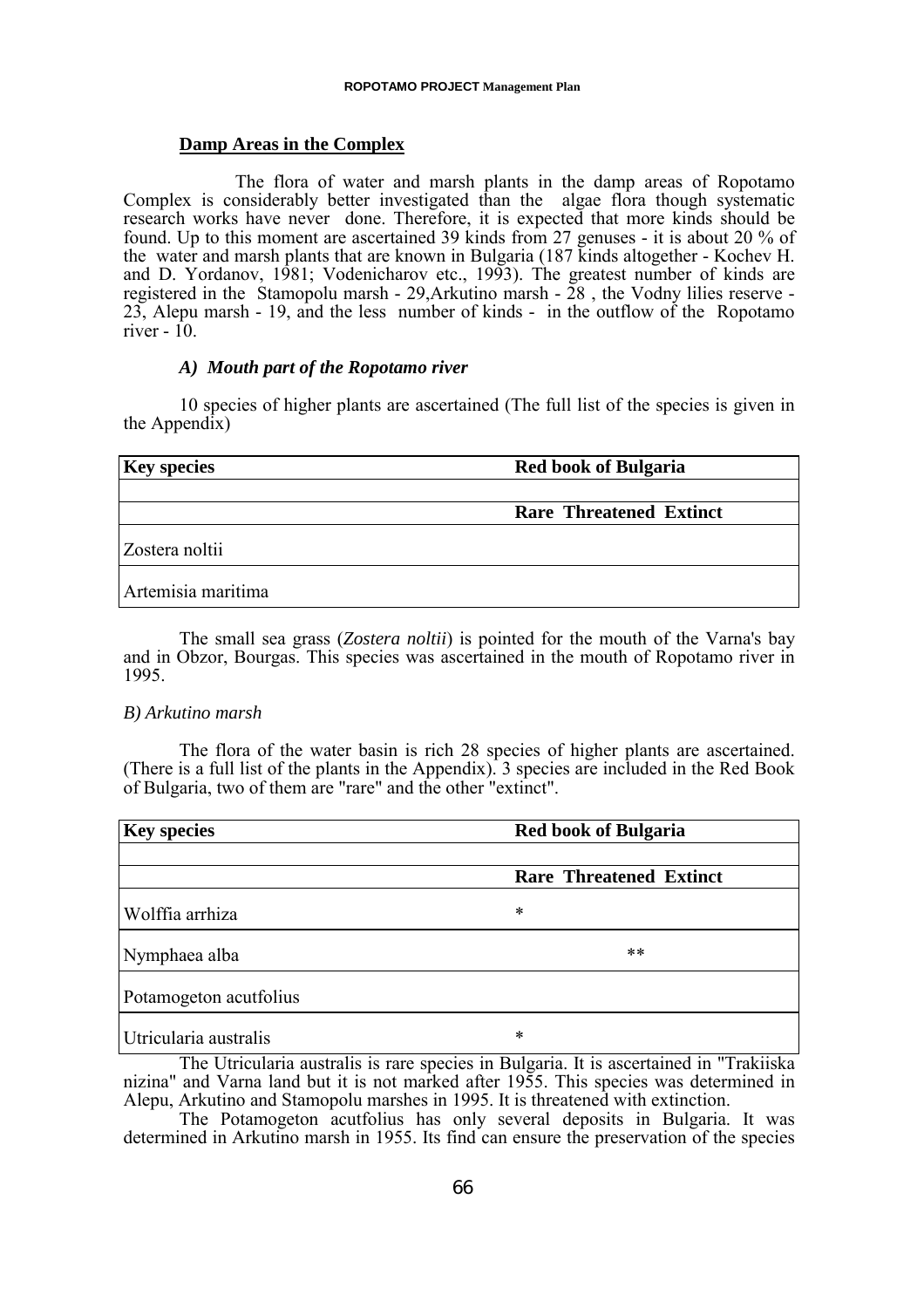## Damp Areas in the Complex

The flora of water and marsh plants in the damp areas of Ropotamo Complex is considerably better investigated than the algae flora though systematic research works have never done. Therefore, it is expected that more kinds should be found. Up to this moment are ascertained 39 kinds from 27 genuses - it is about 20 % of the water and marsh plants that are known in Bulgaria (187 kinds altogether - Kochev H. and D. Yordanov, 1981; Vodenicharov etc., 1993). The greatest number of kinds are registered in the Stamopolu marsh - 29,Arkutino marsh - 28 , the Vodny lilies reserve - 23, Alepu marsh - 19, and the less number of kinds - in the outflow of the Ropotamo river - 10.

### *A) Mouth part of the Ropotamo river*

10 species of higher plants are ascertained (The full list of the species is given in the Appendix)

| **Key species** | **Red book of Bulgaria** | | |
|---|---|---|---|
| | | | |
| | **Rare** | **Threatened** | **Extinct** |
| Zostera noltii | | | |
| Artemisia maritima | | | |

The small sea grass (*Zostera noltii*) is pointed for the mouth of the Varna's bay and in Obzor, Bourgas. This species was ascertained in the mouth of Ropotamo river in 1995.

### *B) Arkutino marsh*

The flora of the water basin is rich 28 species of higher plants are ascertained. (There is a full list of the plants in the Appendix). 3 species are included in the Red Book of Bulgaria, two of them are "rare" and the other "extinct".

| **Key species** | **Red book of Bulgaria** | | |
|---|---|---|---|
| | | | |
| | **Rare** | **Threatened** | **Extinct** |
| Wolffia arrhiza | * | | |
| Nymphaea alba | | ** | |
| Potamogeton acutfolius | | | |
| Utricularia australis | * | | |

The Utricularia australis is rare species in Bulgaria. It is ascertained in "Trakiiska nizina" and Varna land but it is not marked after 1955. This species was determined in Alepu, Arkutino and Stamopolu marshes in 1995. It is threatened with extinction.

The Potamogeton acutfolius has only several deposits in Bulgaria. It was determined in Arkutino marsh in 1955. Its find can ensure the preservation of the species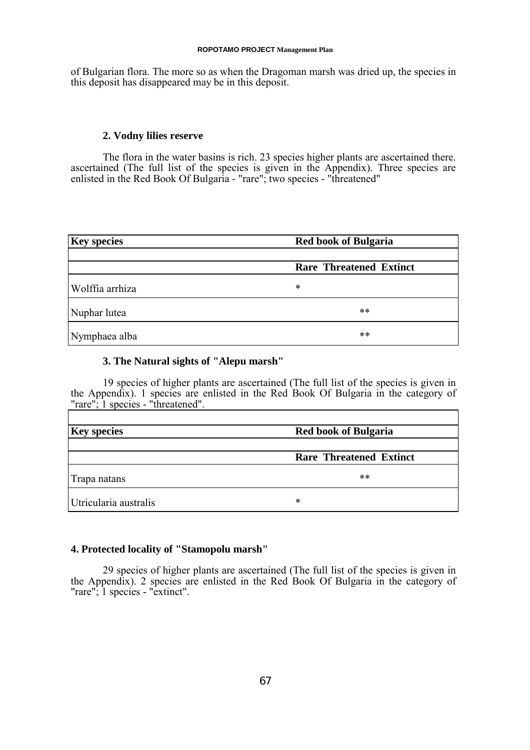of Bulgarian flora. The more so as when the Dragoman marsh was dried up, the species in this deposit has disappeared may be in this deposit.

### 2. Vodny lilies reserve

The flora in the water basins is rich. 23 species higher plants are ascertained there. ascertained (The full list of the species is given in the Appendix). Three species are enlisted in the Red Book Of Bulgaria - "rare"; two species - "threatened"

| Key species | Red book of Bulgaria | | |
|---|---|---|---|
| | | | |
| | Rare | Threatened | Extinct |
| Wolffia arrhiza | * | | |
| Nuphar lutea | | ** | |
| Nymphaea alba | | ** | |

### 3. The Natural sights of "Alepu marsh"

19 species of higher plants are ascertained (The full list of the species is given in the Appendix). 1 species are enlisted in the Red Book Of Bulgaria in the category of "rare"; 1 species - "threatened".

| Key species | Red book of Bulgaria | | |
|---|---|---|---|
| | | | |
| | Rare | Threatened | Extinct |
| Trapa natans | | ** | |
| Utricularia australis | * | | |

### 4. Protected locality of "Stamopolu marsh"

29 species of higher plants are ascertained (The full list of the species is given in the Appendix). 2 species are enlisted in the Red Book Of Bulgaria in the category of "rare"; 1 species - "extinct".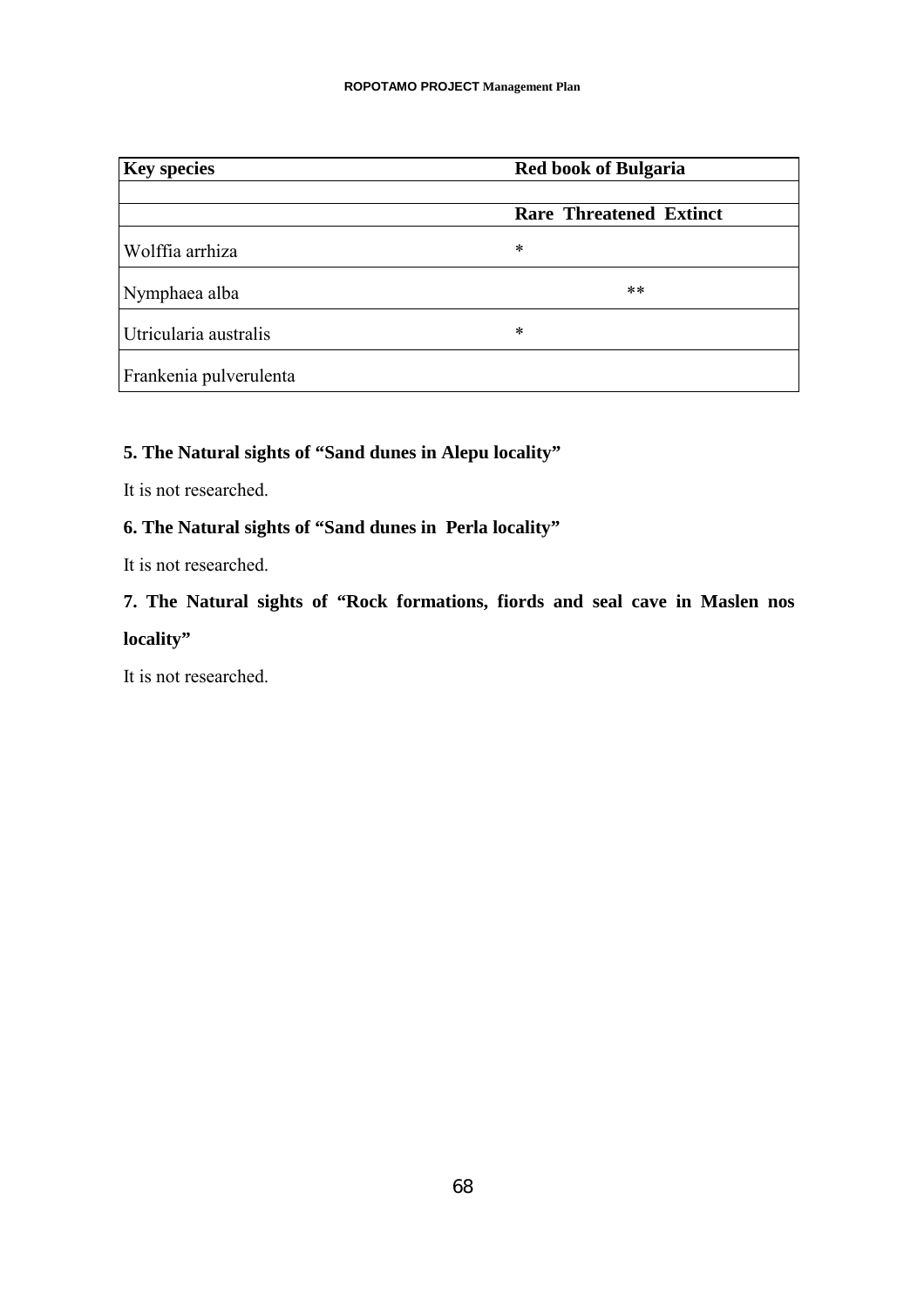| Key species | Red book of Bulgaria | | |
|---|---|---|---|
| | | | |
| | Rare | Threatened | Extinct |
| Wolffia arrhiza | * | | |
| Nymphaea alba | | ** | |
| Utricularia australis | * | | |
| Frankenia pulverulenta | | | |

## 5. The Natural sights of "Sand dunes in Alepu locality"

It is not researched.

## 6. The Natural sights of "Sand dunes in Perla locality"

It is not researched.

## 7. The Natural sights of "Rock formations, fiords and seal cave in Maslen nos locality"

It is not researched.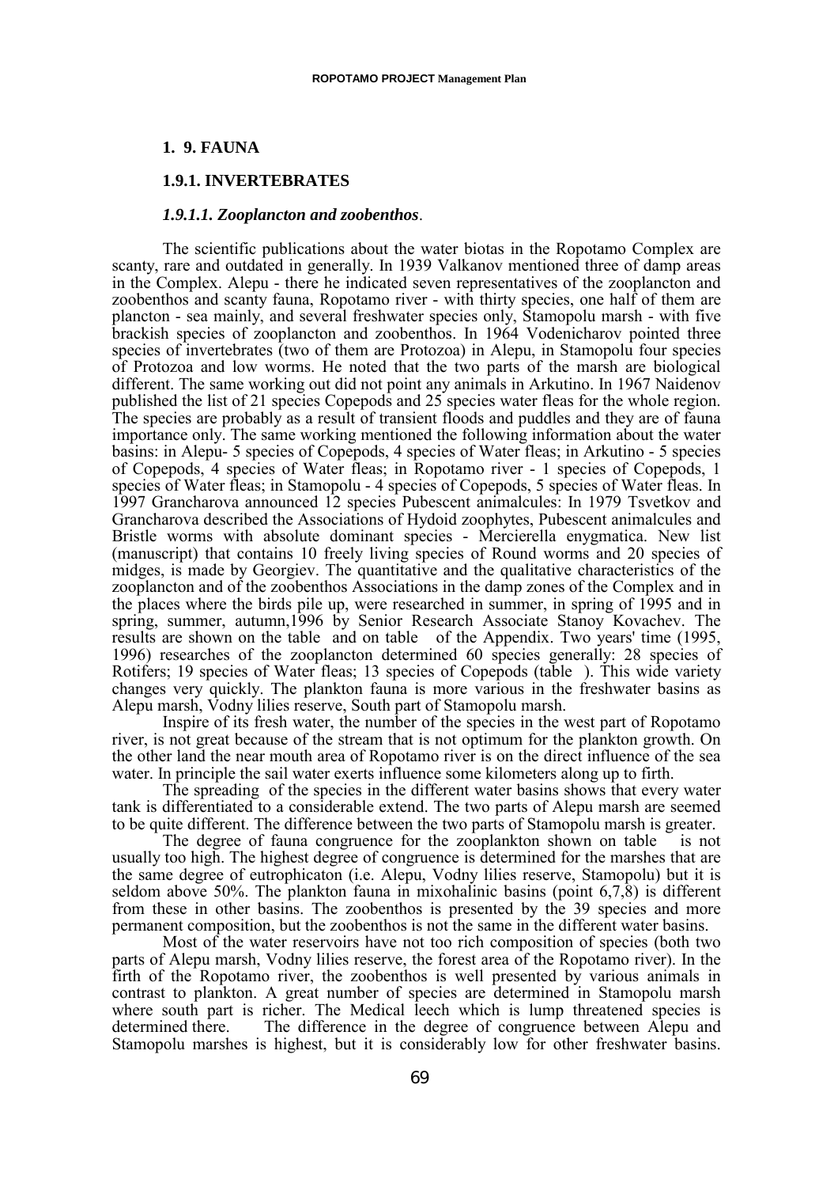## 1. 9. FAUNA

### 1.9.1. INVERTEBRATES

#### *1.9.1.1. Zooplancton and zoobenthos*.

The scientific publications about the water biotas in the Ropotamo Complex are scanty, rare and outdated in generally. In 1939 Valkanov mentioned three of damp areas in the Complex. Alepu - there he indicated seven representatives of the zooplancton and zoobenthos and scanty fauna, Ropotamo river - with thirty species, one half of them are plancton - sea mainly, and several freshwater species only, Stamopolu marsh - with five brackish species of zooplancton and zoobenthos. In 1964 Vodenicharov pointed three species of invertebrates (two of them are Protozoa) in Alepu, in Stamopolu four species of Protozoa and low worms. He noted that the two parts of the marsh are biological different. The same working out did not point any animals in Arkutino. In 1967 Naidenov published the list of 21 species Copepods and 25 species water fleas for the whole region. The species are probably as a result of transient floods and puddles and they are of fauna importance only. The same working mentioned the following information about the water basins: in Alepu- 5 species of Copepods, 4 species of Water fleas; in Arkutino - 5 species of Copepods, 4 species of Water fleas; in Ropotamo river - 1 species of Copepods, 1 species of Water fleas; in Stamopolu - 4 species of Copepods, 5 species of Water fleas. In 1997 Grancharova announced 12 species Pubescent animalcules: In 1979 Tsvetkov and Grancharova described the Associations of Hydoid zoophytes, Pubescent animalcules and Bristle worms with absolute dominant species - Mercierella enygmatica. New list (manuscript) that contains 10 freely living species of Round worms and 20 species of midges, is made by Georgiev. The quantitative and the qualitative characteristics of the zooplancton and of the zoobenthos Associations in the damp zones of the Complex and in the places where the birds pile up, were researched in summer, in spring of 1995 and in spring, summer, autumn,1996 by Senior Research Associate Stanoy Kovachev. The results are shown on the table and on table of the Appendix. Two years' time (1995, 1996) researches of the zooplancton determined 60 species generally: 28 species of Rotifers; 19 species of Water fleas; 13 species of Copepods (table ). This wide variety changes very quickly. The plankton fauna is more various in the freshwater basins as Alepu marsh, Vodny lilies reserve, South part of Stamopolu marsh.

Inspire of its fresh water, the number of the species in the west part of Ropotamo river, is not great because of the stream that is not optimum for the plankton growth. On the other land the near mouth area of Ropotamo river is on the direct influence of the sea water. In principle the sail water exerts influence some kilometers along up to firth.

The spreading of the species in the different water basins shows that every water tank is differentiated to a considerable extend. The two parts of Alepu marsh are seemed to be quite different. The difference between the two parts of Stamopolu marsh is greater.

The degree of fauna congruence for the zooplankton shown on table is not usually too high. The highest degree of congruence is determined for the marshes that are the same degree of eutrophicaton (i.e. Alepu, Vodny lilies reserve, Stamopolu) but it is seldom above 50%. The plankton fauna in mixohalinic basins (point 6,7,8) is different from these in other basins. The zoobenthos is presented by the 39 species and more permanent composition, but the zoobenthos is not the same in the different water basins.

Most of the water reservoirs have not too rich composition of species (both two parts of Alepu marsh, Vodny lilies reserve, the forest area of the Ropotamo river). In the firth of the Ropotamo river, the zoobenthos is well presented by various animals in contrast to plankton. A great number of species are determined in Stamopolu marsh where south part is richer. The Medical leech which is lump threatened species is determined there. The difference in the degree of congruence between Alepu and Stamopolu marshes is highest, but it is considerably low for other freshwater basins.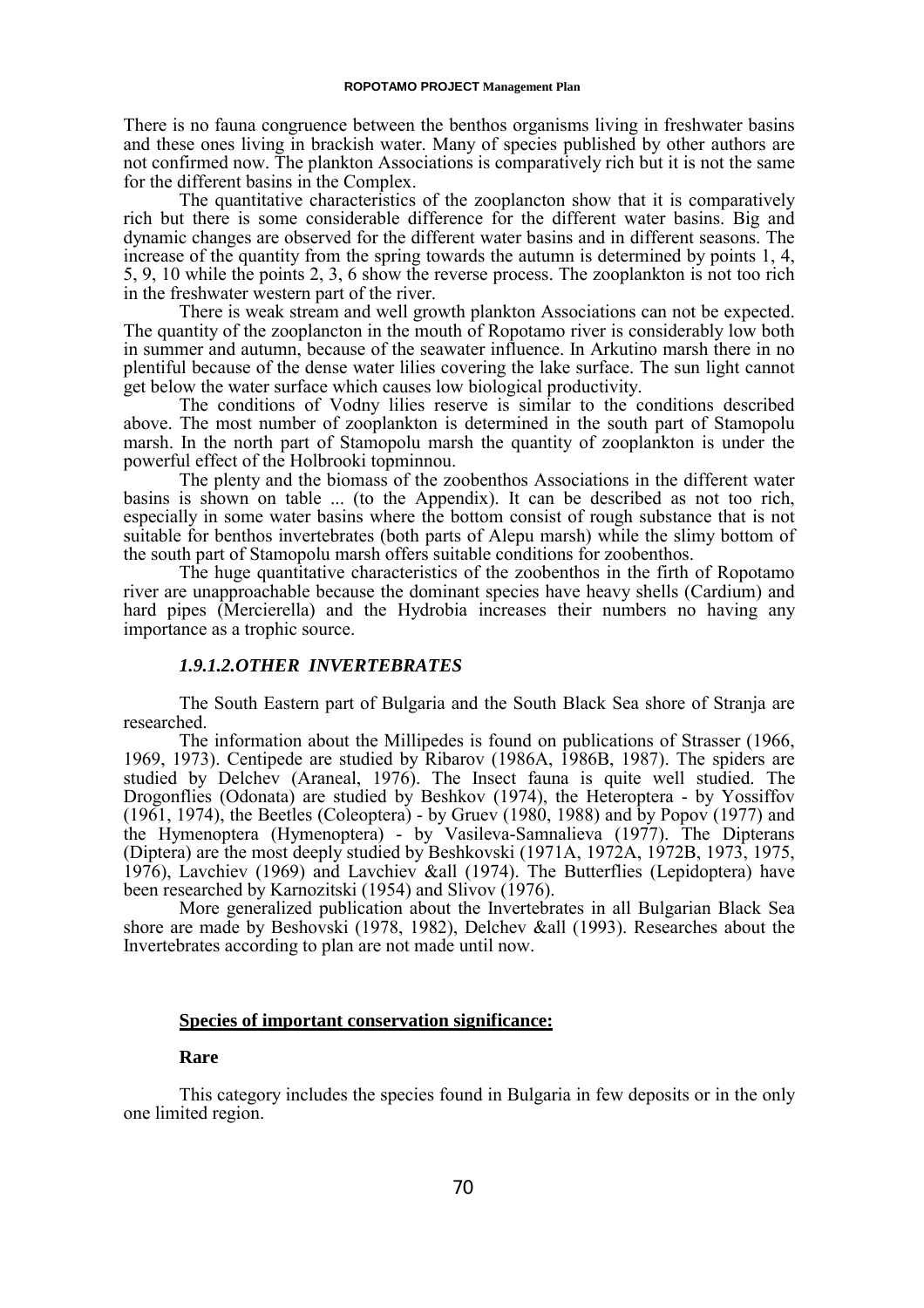There is no fauna congruence between the benthos organisms living in freshwater basins and these ones living in brackish water. Many of species published by other authors are not confirmed now. The plankton Associations is comparatively rich but it is not the same for the different basins in the Complex.

The quantitative characteristics of the zooplancton show that it is comparatively rich but there is some considerable difference for the different water basins. Big and dynamic changes are observed for the different water basins and in different seasons. The increase of the quantity from the spring towards the autumn is determined by points 1, 4, 5, 9, 10 while the points 2, 3, 6 show the reverse process. The zooplankton is not too rich in the freshwater western part of the river.

There is weak stream and well growth plankton Associations can not be expected. The quantity of the zooplancton in the mouth of Ropotamo river is considerably low both in summer and autumn, because of the seawater influence. In Arkutino marsh there in no plentiful because of the dense water lilies covering the lake surface. The sun light cannot get below the water surface which causes low biological productivity.

The conditions of Vodny lilies reserve is similar to the conditions described above. The most number of zooplankton is determined in the south part of Stamopolu marsh. In the north part of Stamopolu marsh the quantity of zooplankton is under the powerful effect of the Holbrooki topminnou.

The plenty and the biomass of the zoobenthos Associations in the different water basins is shown on table ... (to the Appendix). It can be described as not too rich, especially in some water basins where the bottom consist of rough substance that is not suitable for benthos invertebrates (both parts of Alepu marsh) while the slimy bottom of the south part of Stamopolu marsh offers suitable conditions for zoobenthos.

The huge quantitative characteristics of the zoobenthos in the firth of Ropotamo river are unapproachable because the dominant species have heavy shells (Cardium) and hard pipes (Mercierella) and the Hydrobia increases their numbers no having any importance as a trophic source.

### *1.9.1.2.OTHER INVERTEBRATES*

The South Eastern part of Bulgaria and the South Black Sea shore of Stranja are researched.

The information about the Millipedes is found on publications of Strasser (1966, 1969, 1973). Centipede are studied by Ribarov (1986A, 1986B, 1987). The spiders are studied by Delchev (Araneal, 1976). The Insect fauna is quite well studied. The Drogonflies (Odonata) are studied by Beshkov (1974), the Heteroptera - by Yossiffov (1961, 1974), the Beetles (Coleoptera) - by Gruev (1980, 1988) and by Popov (1977) and the Hymenoptera (Hymenoptera) - by Vasileva-Samnalieva (1977). The Dipterans (Diptera) are the most deeply studied by Beshkovski (1971A, 1972A, 1972B, 1973, 1975, 1976), Lavchiev (1969) and Lavchiev &all (1974). The Butterflies (Lepidoptera) have been researched by Karnozitski (1954) and Slivov (1976).

More generalized publication about the Invertebrates in all Bulgarian Black Sea shore are made by Beshovski (1978, 1982), Delchev &all (1993). Researches about the Invertebrates according to plan are not made until now.

**Species of important conservation significance:**

**Rare**

This category includes the species found in Bulgaria in few deposits or in the only one limited region.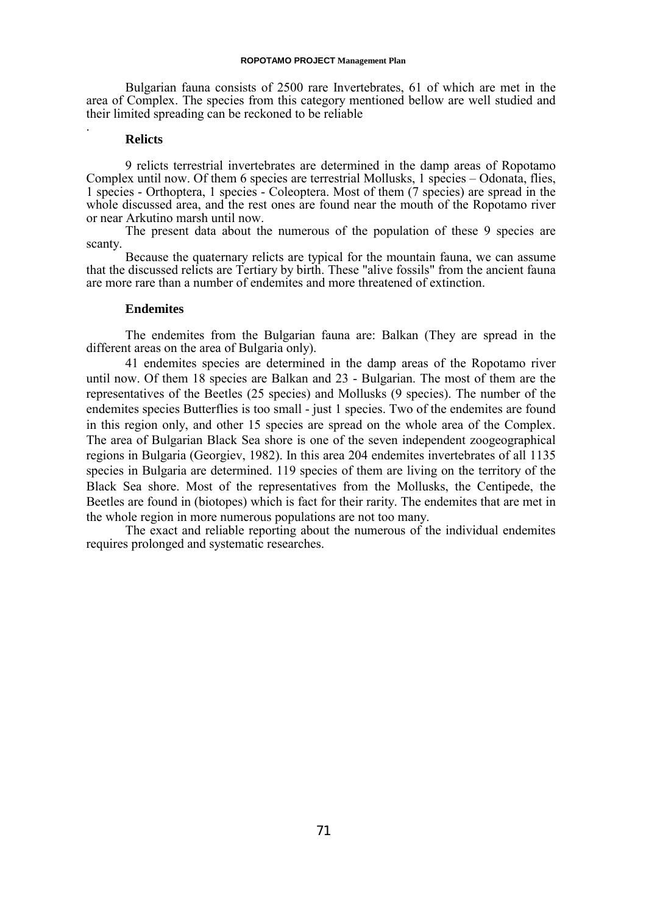Bulgarian fauna consists of 2500 rare Invertebrates, 61 of which are met in the area of Complex. The species from this category mentioned bellow are well studied and their limited spreading can be reckoned to be reliable

.

**Relicts**

9 relicts terrestrial invertebrates are determined in the damp areas of Ropotamo Complex until now. Of them 6 species are terrestrial Mollusks, 1 species – Odonata, flies, 1 species - Orthoptera, 1 species - Coleoptera. Most of them (7 species) are spread in the whole discussed area, and the rest ones are found near the mouth of the Ropotamo river or near Arkutino marsh until now.

The present data about the numerous of the population of these 9 species are scanty.

Because the quaternary relicts are typical for the mountain fauna, we can assume that the discussed relicts are Tertiary by birth. These "alive fossils" from the ancient fauna are more rare than a number of endemites and more threatened of extinction.

**Endemites**

The endemites from the Bulgarian fauna are: Balkan (They are spread in the different areas on the area of Bulgaria only).

41 endemites species are determined in the damp areas of the Ropotamo river until now. Of them 18 species are Balkan and 23 - Bulgarian. The most of them are the representatives of the Beetles (25 species) and Mollusks (9 species). The number of the endemites species Butterflies is too small - just 1 species. Two of the endemites are found in this region only, and other 15 species are spread on the whole area of the Complex. The area of Bulgarian Black Sea shore is one of the seven independent zoogeographical regions in Bulgaria (Georgiev, 1982). In this area 204 endemites invertebrates of all 1135 species in Bulgaria are determined. 119 species of them are living on the territory of the Black Sea shore. Most of the representatives from the Mollusks, the Centipede, the Beetles are found in (biotopes) which is fact for their rarity. The endemites that are met in the whole region in more numerous populations are not too many.

The exact and reliable reporting about the numerous of the individual endemites requires prolonged and systematic researches.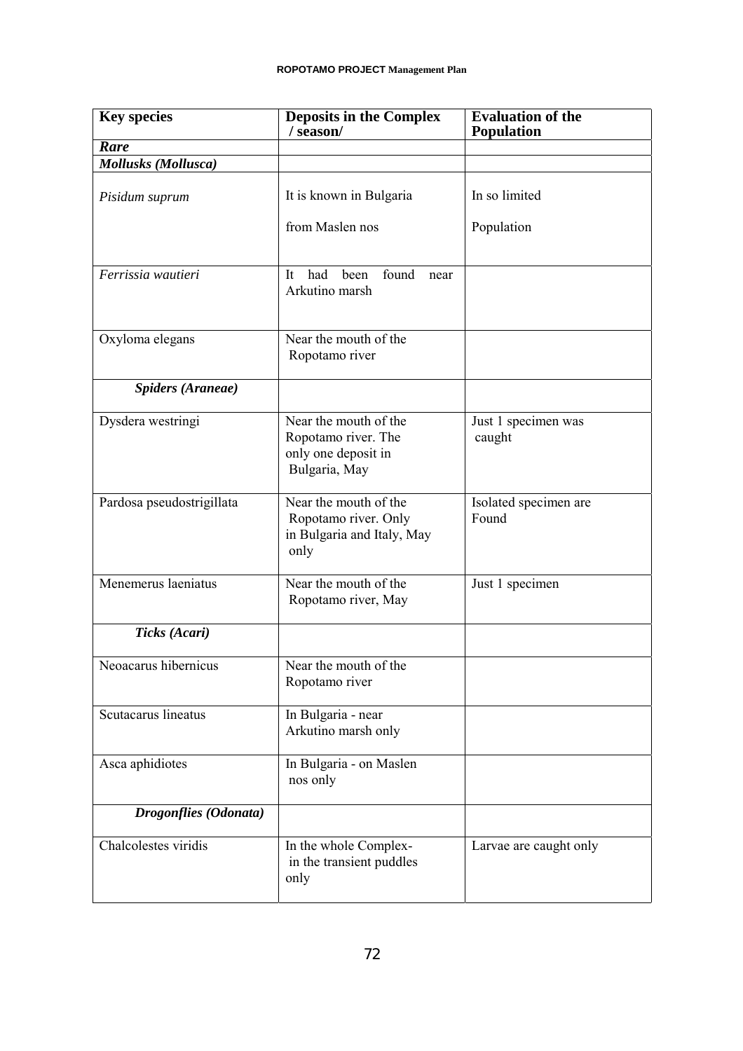| Key species | Deposits in the Complex / season/ | Evaluation of the Population |
|---|---|---|
| ***Rare*** | | |
| ***Mollusks (Mollusca)*** | | |
| *Pisidum suprum* | It is known in Bulgaria from Maslen nos | In so limited Population |
| *Ferrissia wautieri* | It had been found near Arkutino marsh | |
| Oxyloma elegans | Near the mouth of the Ropotamo river | |
| ***Spiders (Araneae)*** | | |
| Dysdera westringi | Near the mouth of the Ropotamo river. The only one deposit in Bulgaria, May | Just 1 specimen was caught |
| Pardosa pseudostrigillata | Near the mouth of the Ropotamo river. Only in Bulgaria and Italy, May only | Isolated specimen are Found |
| Menemerus laeniatus | Near the mouth of the Ropotamo river, May | Just 1 specimen |
| ***Ticks (Acari)*** | | |
| Neoacarus hibernicus | Near the mouth of the Ropotamo river | |
| Scutacarus lineatus | In Bulgaria - near Arkutino marsh only | |
| Asca aphidiotes | In Bulgaria - on Maslen nos only | |
| ***Drogonflies (Odonata)*** | | |
| Chalcolestes viridis | In the whole Complex- in the transient puddles only | Larvae are caught only |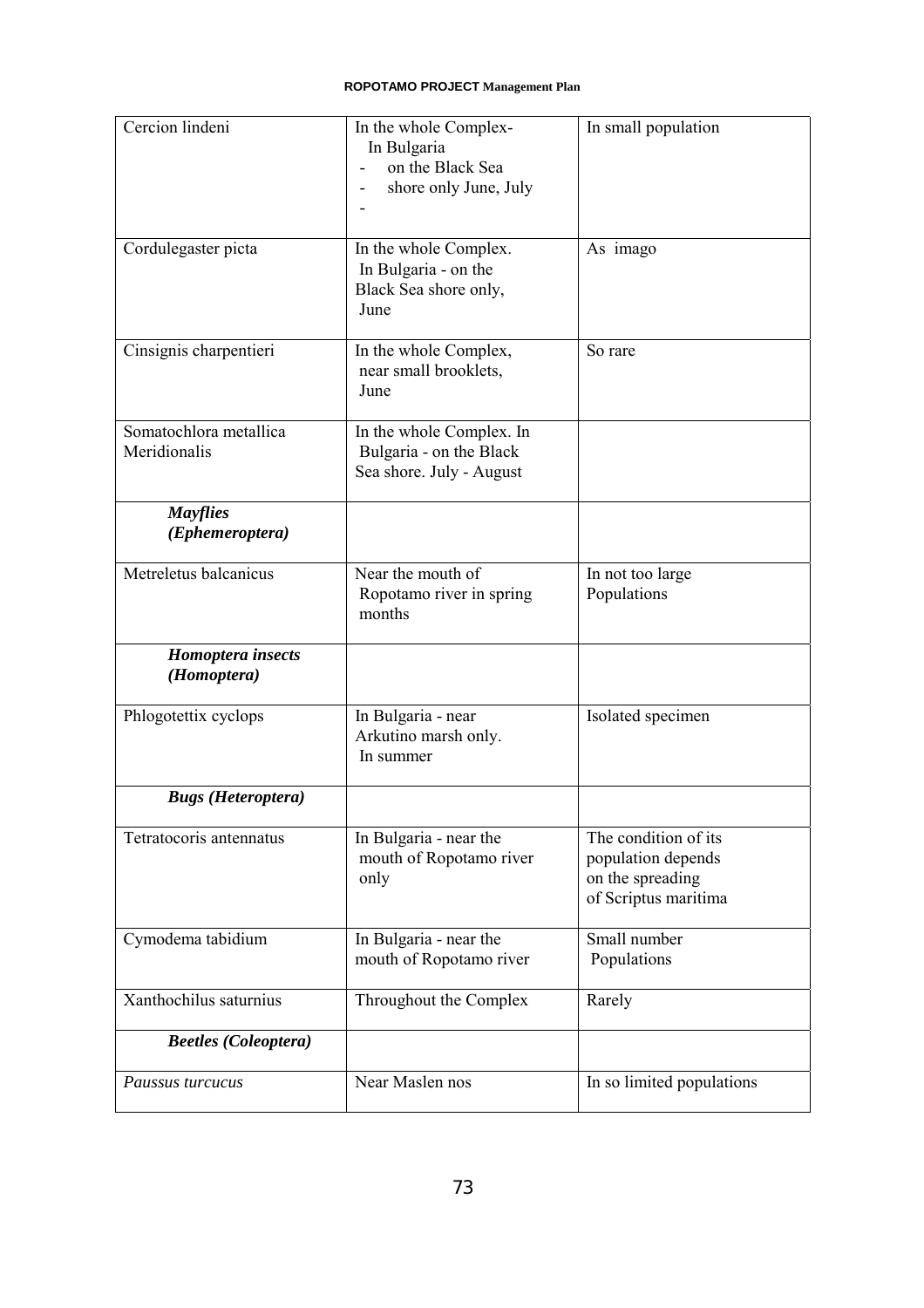| | | |
|---|---|---|
| Cercion lindeni | In the whole Complex- In Bulgaria - on the Black Sea - shore only June, July - | In small population |
| Cordulegaster picta | In the whole Complex. In Bulgaria - on the Black Sea shore only, June | As imago |
| Cinsignis charpentieri | In the whole Complex, near small brooklets, June | So rare |
| Somatochlora metallica Meridionalis | In the whole Complex. In Bulgaria - on the Black Sea shore. July - August | |
| ***Mayflies (Ephemeroptera)*** | | |
| Metreletus balcanicus | Near the mouth of Ropotamo river in spring months | In not too large Populations |
| ***Homoptera insects (Homoptera)*** | | |
| Phlogotettix cyclops | In Bulgaria - near Arkutino marsh only. In summer | Isolated specimen |
| ***Bugs (Heteroptera)*** | | |
| Tetratocoris antennatus | In Bulgaria - near the mouth of Ropotamo river only | The condition of its population depends on the spreading of Scriptus maritima |
| Cymodema tabidium | In Bulgaria - near the mouth of Ropotamo river | Small number Populations |
| Xanthochilus saturnius | Throughout the Complex | Rarely |
| ***Beetles (Coleoptera)*** | | |
| *Paussus turcucus* | Near Maslen nos | In so limited populations |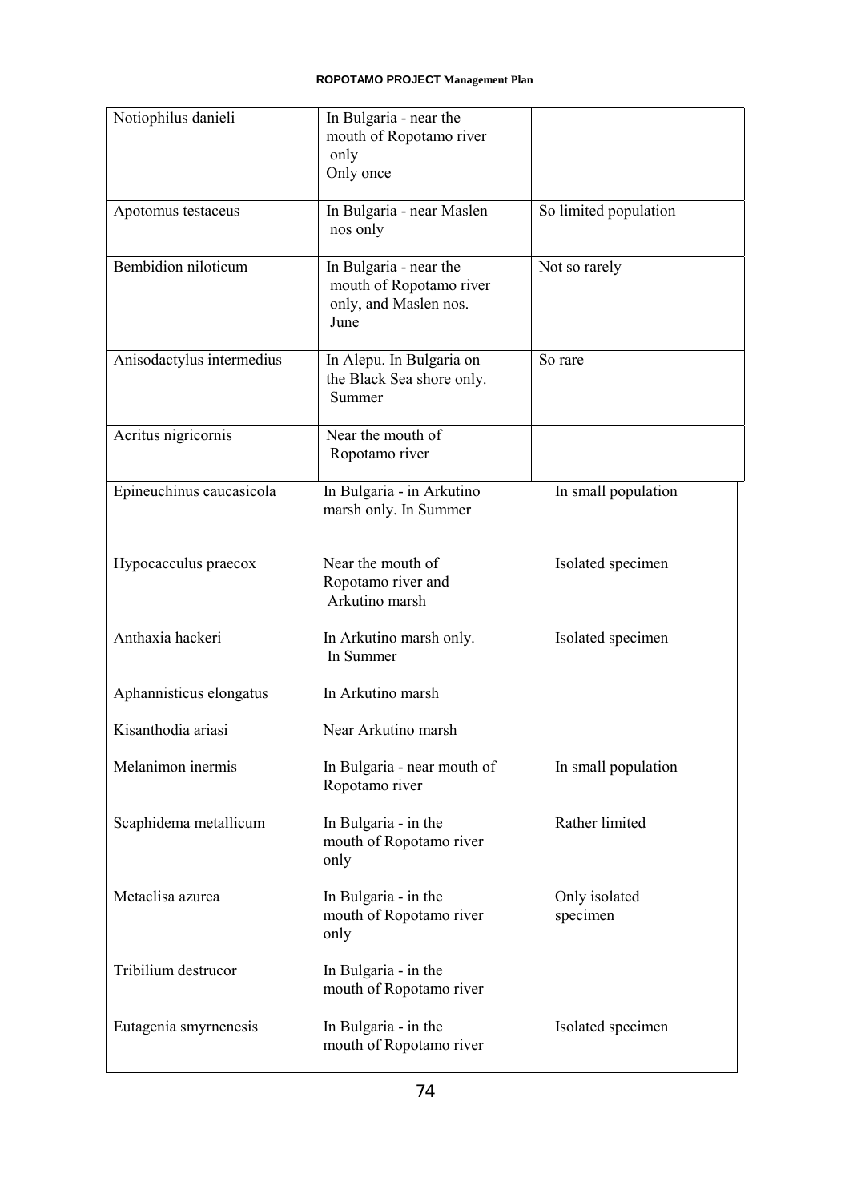| | | |
|---|---|---|
| Notiophilus danieli | In Bulgaria - near the mouth of Ropotamo river only<br>Only once | |
| Apotomus testaceus | In Bulgaria - near Maslen nos only | So limited population |
| Bembidion niloticum | In Bulgaria - near the mouth of Ropotamo river only, and Maslen nos.<br>June | Not so rarely |
| Anisodactylus intermedius | In Alepu. In Bulgaria on the Black Sea shore only.<br>Summer | So rare |
| Acritus nigricornis | Near the mouth of Ropotamo river | |
| Epineuchinus caucasicola | In Bulgaria - in Arkutino marsh only. In Summer | In small population |
| Hypocacculus praecox | Near the mouth of Ropotamo river and Arkutino marsh | Isolated specimen |
| Anthaxia hackeri | In Arkutino marsh only.<br>In Summer | Isolated specimen |
| Aphannisticus elongatus | In Arkutino marsh | |
| Kisanthodia ariasi | Near Arkutino marsh | |
| Melanimon inermis | In Bulgaria - near mouth of Ropotamo river | In small population |
| Scaphidema metallicum | In Bulgaria - in the mouth of Ropotamo river only | Rather limited |
| Metaclisa azurea | In Bulgaria - in the mouth of Ropotamo river only | Only isolated specimen |
| Tribilium destrucor | In Bulgaria - in the mouth of Ropotamo river | |
| Eutagenia smyrnenesis | In Bulgaria - in the mouth of Ropotamo river | Isolated specimen |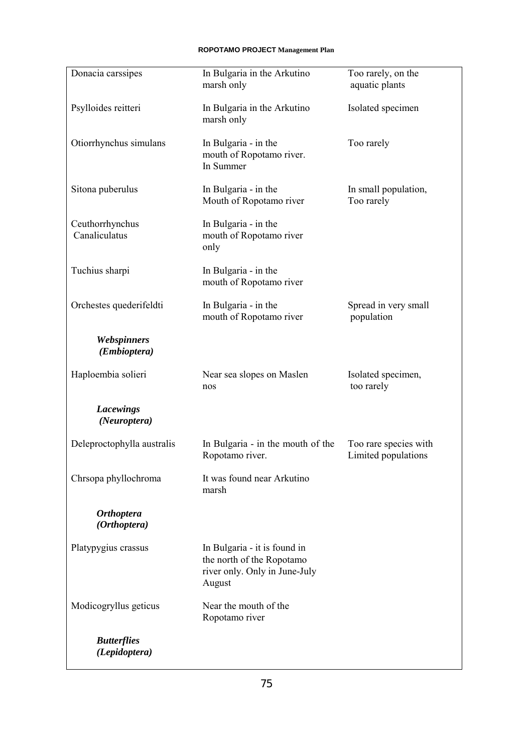| | | |
|---|---|---|
| Donacia carssipes | In Bulgaria in the Arkutino marsh only | Too rarely, on the aquatic plants |
| Psylloides reitteri | In Bulgaria in the Arkutino marsh only | Isolated specimen |
| Otiorrhynchus simulans | In Bulgaria - in the mouth of Ropotamo river. In Summer | Too rarely |
| Sitona puberulus | In Bulgaria - in the Mouth of Ropotamo river | In small population, Too rarely |
| Ceuthorrhynchus Canaliculatus | In Bulgaria - in the mouth of Ropotamo river only | |
| Tuchius sharpi | In Bulgaria - in the mouth of Ropotamo river | |
| Orchestes quederifeldti | In Bulgaria - in the mouth of Ropotamo river | Spread in very small population |
| ***Webspinners (Embioptera)*** | | |
| Haploembia solieri | Near sea slopes on Maslen nos | Isolated specimen, too rarely |
| ***Lacewings (Neuroptera)*** | | |
| Deleproctophylla australis | In Bulgaria - in the mouth of the Ropotamo river. | Too rare species with Limited populations |
| Chrsopa phyllochroma | It was found near Arkutino marsh | |
| ***Orthoptera (Orthoptera)*** | | |
| Platypygius crassus | In Bulgaria - it is found in the north of the Ropotamo river only. Only in June-July August | |
| Modicogryllus geticus | Near the mouth of the Ropotamo river | |
| ***Butterflies (Lepidoptera)*** | | |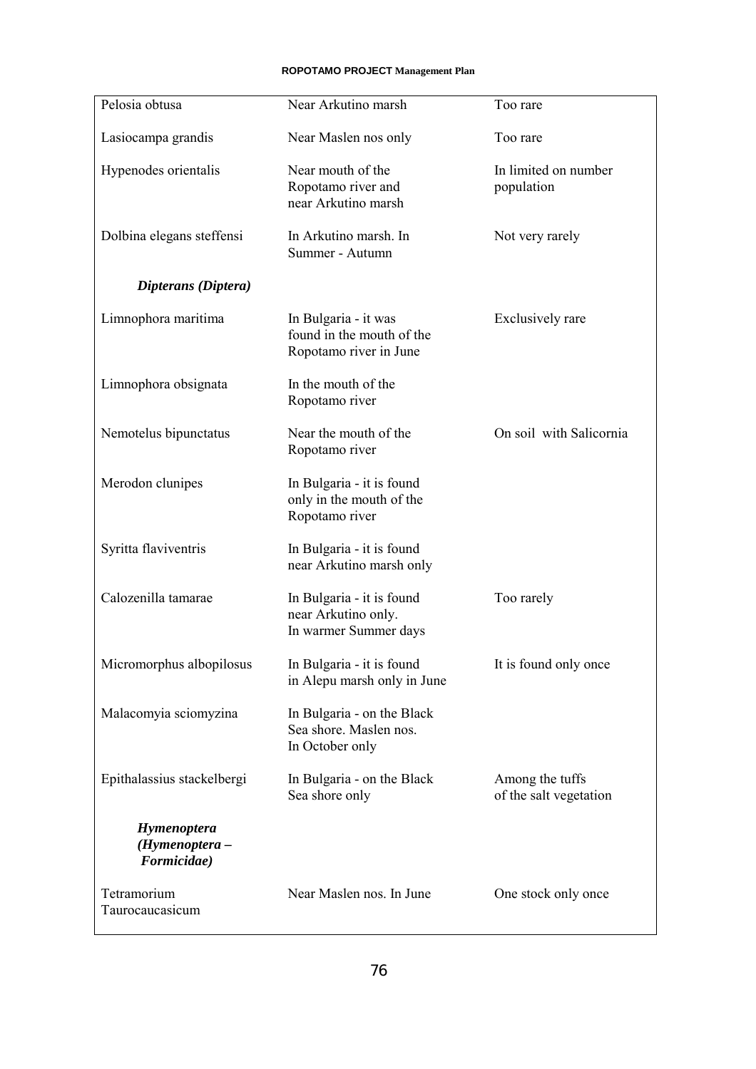| | | |
|---|---|---|
| Pelosia obtusa | Near Arkutino marsh | Too rare |
| Lasiocampa grandis | Near Maslen nos only | Too rare |
| Hypenodes orientalis | Near mouth of the Ropotamo river and near Arkutino marsh | In limited on number population |
| Dolbina elegans steffensi | In Arkutino marsh. In Summer - Autumn | Not very rarely |
| ***Dipterans (Diptera)*** | | |
| Limnophora maritima | In Bulgaria - it was found in the mouth of the Ropotamo river in June | Exclusively rare |
| Limnophora obsignata | In the mouth of the Ropotamo river | |
| Nemotelus bipunctatus | Near the mouth of the Ropotamo river | On soil with Salicornia |
| Merodon clunipes | In Bulgaria - it is found only in the mouth of the Ropotamo river | |
| Syritta flaviventris | In Bulgaria - it is found near Arkutino marsh only | |
| Calozenilla tamarae | In Bulgaria - it is found near Arkutino only. In warmer Summer days | Too rarely |
| Micromorphus albopilosus | In Bulgaria - it is found in Alepu marsh only in June | It is found only once |
| Malacomyia sciomyzina | In Bulgaria - on the Black Sea shore. Maslen nos. In October only | |
| Epithalassius stackelbergi | In Bulgaria - on the Black Sea shore only | Among the tuffs of the salt vegetation |
| ***Hymenoptera (Hymenoptera – Formicidae)*** | | |
| Tetramorium Taurocaucasicum | Near Maslen nos. In June | One stock only once |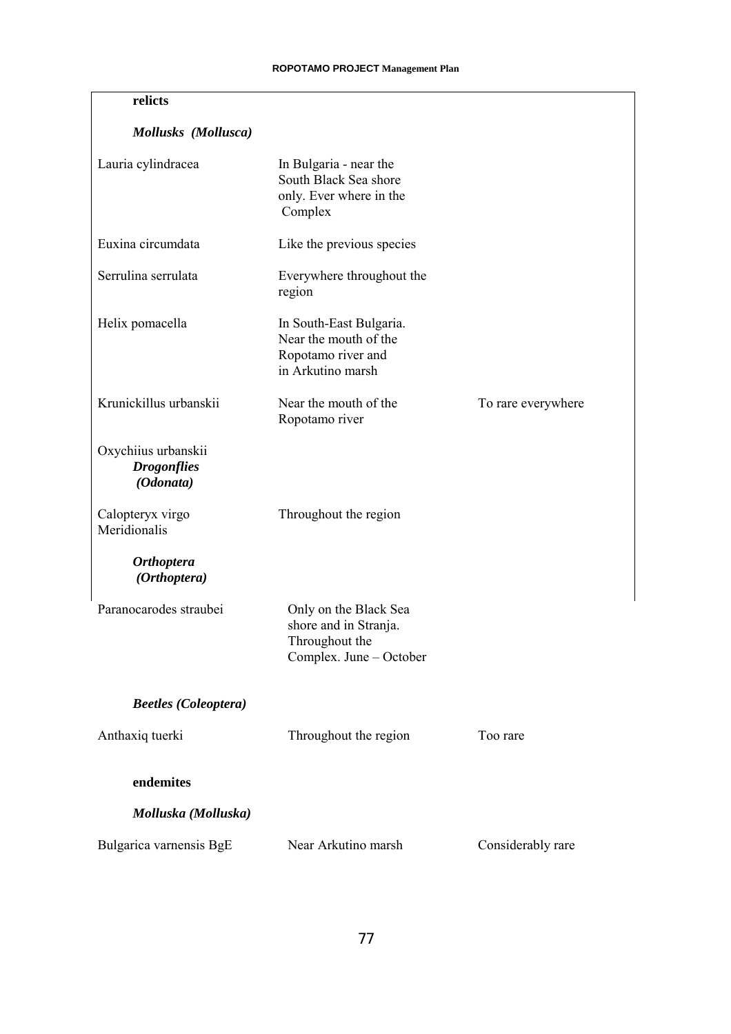| | | |
|---|---|---|
| **relicts** | | |
| ***Mollusks (Mollusca)*** | | |
| Lauria cylindracea | In Bulgaria - near the South Black Sea shore only. Ever where in the Complex | |
| Euxina circumdata | Like the previous species | |
| Serrulina serrulata | Everywhere throughout the region | |
| Helix pomacella | In South-East Bulgaria. Near the mouth of the Ropotamo river and in Arkutino marsh | |
| Krunickillus urbanskii | Near the mouth of the Ropotamo river | To rare everywhere |
| Oxychiius urbanskii | | |
| ***Drogonflies (Odonata)*** | | |
| Calopteryx virgo Meridionalis | Throughout the region | |
| ***Orthoptera (Orthoptera)*** | | |
| Paranocarodes straubei | Only on the Black Sea shore and in Stranja. Throughout the Complex. June – October | |
| ***Beetles (Coleoptera)*** | | |
| Anthaxiq tuerki | Throughout the region | Too rare |
| **endemites** | | |
| ***Molluska (Molluska)*** | | |
| Bulgarica varnensis BgE | Near Arkutino marsh | Considerably rare |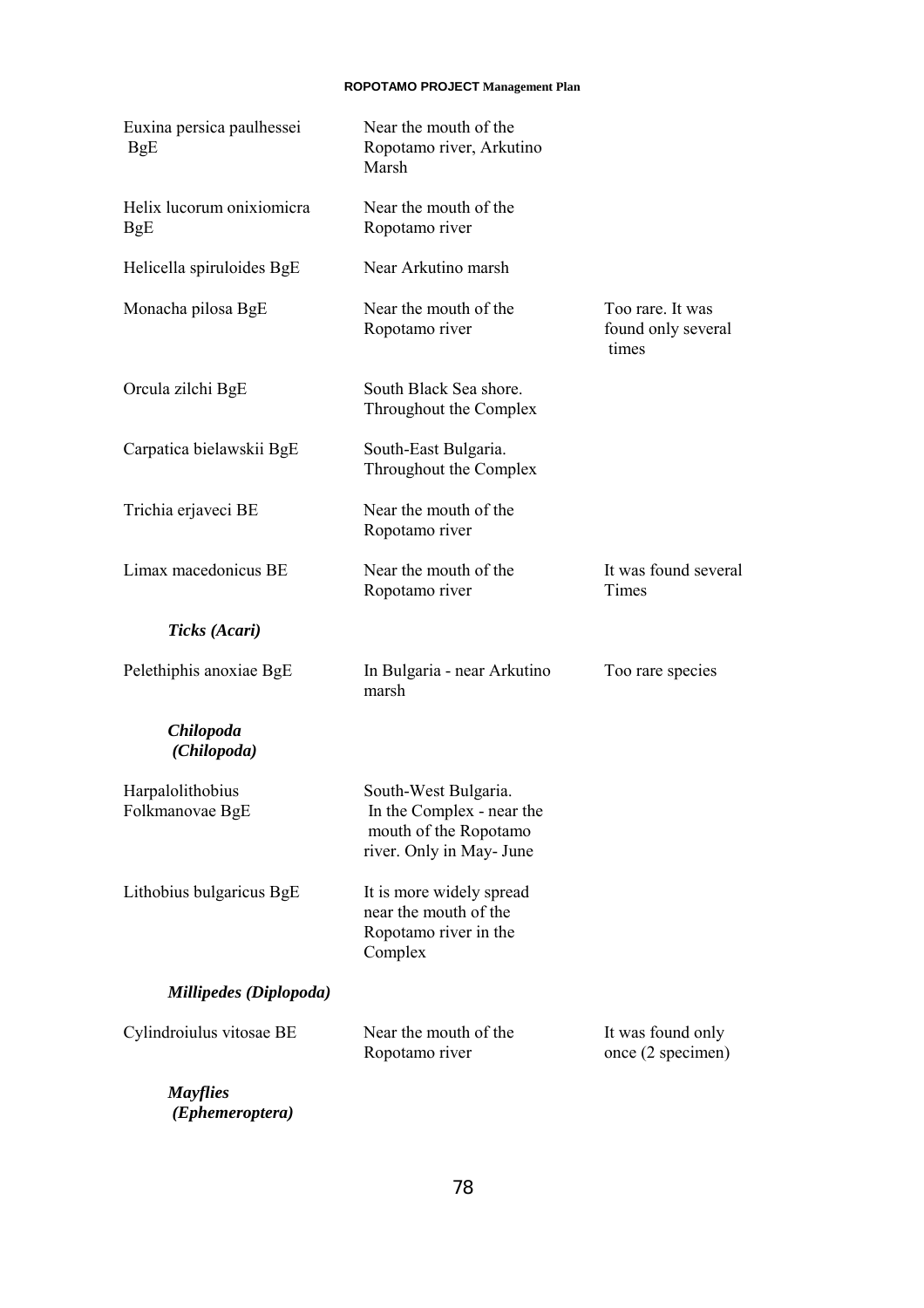| | | |
|---|---|---|
| Euxina persica paulhessei BgE | Near the mouth of the Ropotamo river, Arkutino Marsh | |
| Helix lucorum onixiomicra BgE | Near the mouth of the Ropotamo river | |
| Helicella spiruloides BgE | Near Arkutino marsh | |
| Monacha pilosa BgE | Near the mouth of the Ropotamo river | Too rare. It was found only several times |
| Orcula zilchi BgE | South Black Sea shore. Throughout the Complex | |
| Carpatica bielawskii BgE | South-East Bulgaria. Throughout the Complex | |
| Trichia erjaveci BE | Near the mouth of the Ropotamo river | |
| Limax macedonicus BE | Near the mouth of the Ropotamo river | It was found several Times |
| ***Ticks (Acari)*** | | |
| Pelethiphis anoxiae BgE | In Bulgaria - near Arkutino marsh | Too rare species |
| ***Chilopoda (Chilopoda)*** | | |
| Harpalolithobius Folkmanovae BgE | South-West Bulgaria. In the Complex - near the mouth of the Ropotamo river. Only in May- June | |
| Lithobius bulgaricus BgE | It is more widely spread near the mouth of the Ropotamo river in the Complex | |
| ***Millipedes (Diplopoda)*** | | |
| Cylindroiulus vitosae BE | Near the mouth of the Ropotamo river | It was found only once (2 specimen) |
| ***Mayflies (Ephemeroptera)*** | | |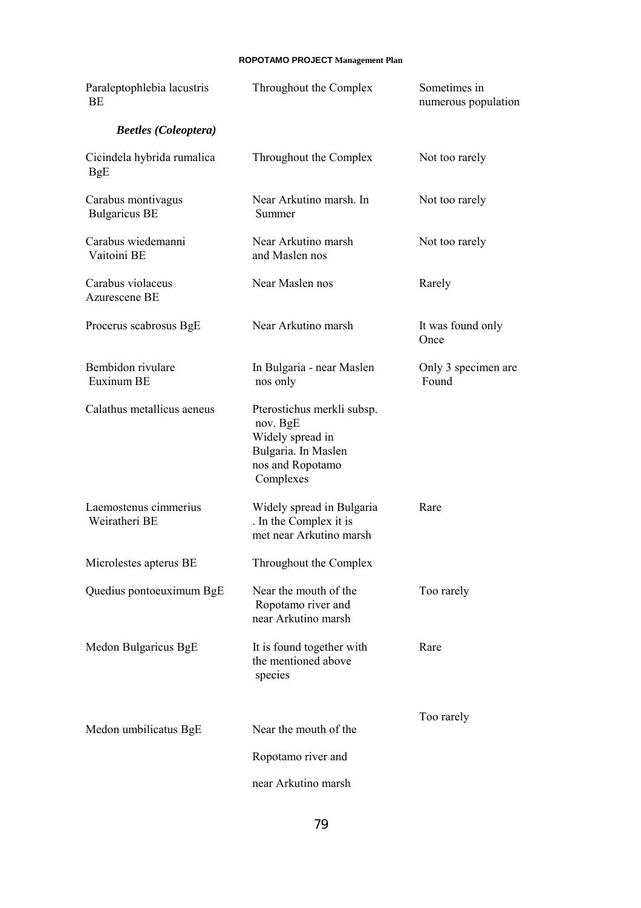| | | |
|---|---|---|
| Paraleptophlebia lacustris BE | Throughout the Complex | Sometimes in numerous population |
| ***Beetles (Coleoptera)*** | | |
| Cicindela hybrida rumalica BgE | Throughout the Complex | Not too rarely |
| Carabus montivagus Bulgaricus BE | Near Arkutino marsh. In Summer | Not too rarely |
| Carabus wiedemanni Vaitoini BE | Near Arkutino marsh and Maslen nos | Not too rarely |
| Carabus violaceus Azurescene BE | Near Maslen nos | Rarely |
| Procerus scabrosus BgE | Near Arkutino marsh | It was found only Once |
| Bembidon rivulare Euxinum BE | In Bulgaria - near Maslen nos only | Only 3 specimen are Found |
| Calathus metallicus aeneus | Pterostichus merkli subsp. nov. BgE Widely spread in Bulgaria. In Maslen nos and Ropotamo Complexes | |
| Laemostenus cimmerius Weiratheri BE | Widely spread in Bulgaria . In the Complex it is met near Arkutino marsh | Rare |
| Microlestes apterus BE | Throughout the Complex | |
| Quedius pontoeuximum BgE | Near the mouth of the Ropotamo river and near Arkutino marsh | Too rarely |
| Medon Bulgaricus BgE | It is found together with the mentioned above species | Rare |
| Medon umbilicatus BgE | Near the mouth of the Ropotamo river and near Arkutino marsh | Too rarely |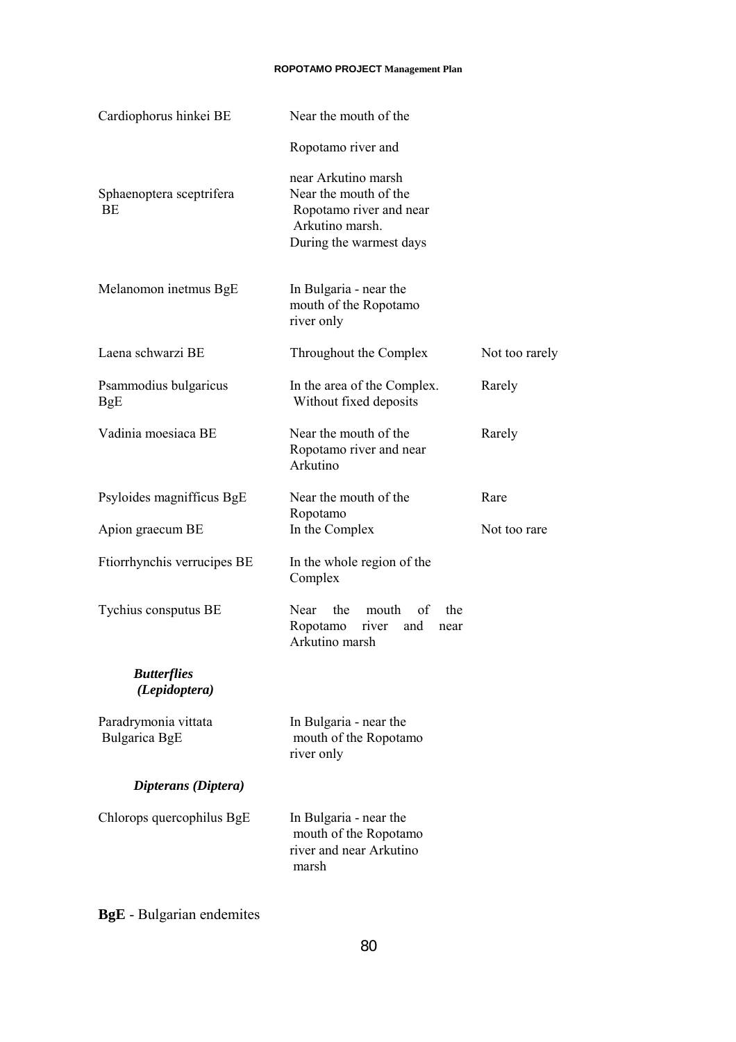| | | |
|---|---|---|
| Cardiophorus hinkei BE | Near the mouth of the Ropotamo river and near Arkutino marsh | |
| Sphaenoptera sceptrifera BE | Near the mouth of the Ropotamo river and near Arkutino marsh. During the warmest days | |
| Melanomon inetmus BgE | In Bulgaria - near the mouth of the Ropotamo river only | |
| Laena schwarzi BE | Throughout the Complex | Not too rarely |
| Psammodius bulgaricus BgE | In the area of the Complex. Without fixed deposits | Rarely |
| Vadinia moesiaca BE | Near the mouth of the Ropotamo river and near Arkutino | Rarely |
| Psyloides magnifficus BgE | Near the mouth of the Ropotamo | Rare |
| Apion graecum BE | In the Complex | Not too rare |
| Ftiorrhynchis verrucipes BE | In the whole region of the Complex | |
| Tychius consputus BE | Near the mouth of the Ropotamo river and near Arkutino marsh | |
| ***Butterflies (Lepidoptera)*** | | |
| Paradrymonia vittata Bulgarica BgE | In Bulgaria - near the mouth of the Ropotamo river only | |
| ***Dipterans (Diptera)*** | | |
| Chlorops quercophilus BgE | In Bulgaria - near the mouth of the Ropotamo river and near Arkutino marsh | |

**BgE** - Bulgarian endemites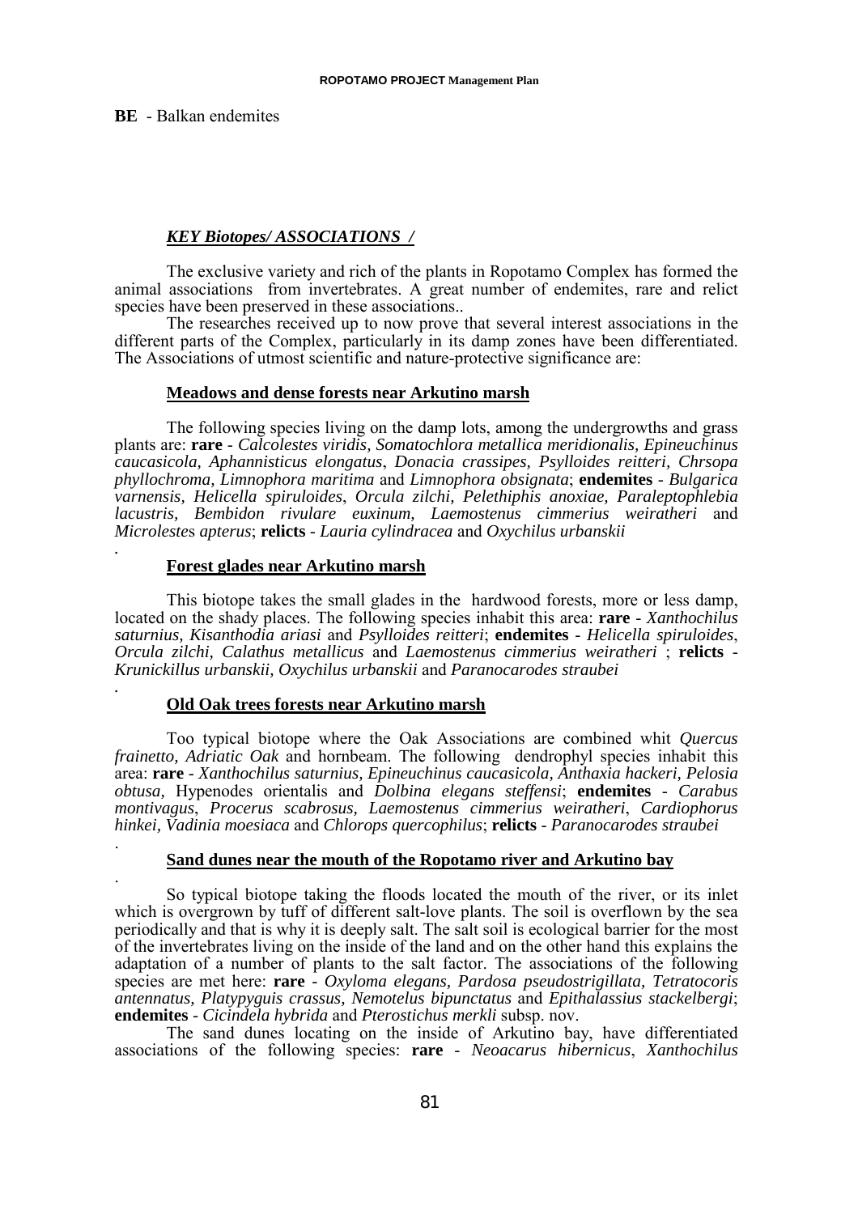**BE** - Balkan endemites

### *KEY Biotopes/ ASSOCIATIONS /*

The exclusive variety and rich of the plants in Ropotamo Complex has formed the animal associations from invertebrates. A great number of endemites, rare and relict species have been preserved in these associations..

The researches received up to now prove that several interest associations in the different parts of the Complex, particularly in its damp zones have been differentiated. The Associations of utmost scientific and nature-protective significance are:

#### Meadows and dense forests near Arkutino marsh

The following species living on the damp lots, among the undergrowths and grass plants are: **rare** - *Calcolestes viridis, Somatochlora metallica meridionalis, Epineuchinus caucasicola, Aphannisticus elongatus*, *Donacia crassipes, Psylloides reitteri, Chrsopa phyllochroma, Limnophora maritima* and *Limnophora obsignata*; **endemites** - *Bulgarica varnensis, Helicella spiruloides*, *Orcula zilchi, Pelethiphis anoxiae, Paraleptophlebia lacustris, Bembidon rivulare euxinum, Laemostenus cimmerius weiratheri* and *Microlestes apterus*; **relicts** - *Lauria cylindracea* and *Oxychilus urbanskii*

.

#### Forest glades near Arkutino marsh

This biotope takes the small glades in the hardwood forests, more or less damp, located on the shady places. The following species inhabit this area: **rare** - *Xanthochilus saturnius, Kisanthodia ariasi* and *Psylloides reitteri*; **endemites** - *Helicella spiruloides*, *Orcula zilchi, Calathus metallicus* and *Laemostenus cimmerius weiratheri* ; **relicts** - *Krunickillus urbanskii, Oxychilus urbanskii* and *Paranocarodes straubei*

.

#### Old Oak trees forests near Arkutino marsh

Too typical biotope where the Oak Associations are combined whit *Quercus frainetto, Adriatic Oak* and hornbeam. The following dendrophyl species inhabit this area: **rare** - *Xanthochilus saturnius, Epineuchinus caucasicola, Anthaxia hackeri, Pelosia obtusa,* Hypenodes orientalis and *Dolbina elegans steffensi*; **endemites** - *Carabus montivagus*, *Procerus scabrosus, Laemostenus cimmerius weiratheri*, *Cardiophorus hinkei, Vadinia moesiaca* and *Chlorops quercophilus*; **relicts** - *Paranocarodes straubei*

.

#### Sand dunes near the mouth of the Ropotamo river and Arkutino bay

.

So typical biotope taking the floods located the mouth of the river, or its inlet which is overgrown by tuff of different salt-love plants. The soil is overflown by the sea periodically and that is why it is deeply salt. The salt soil is ecological barrier for the most of the invertebrates living on the inside of the land and on the other hand this explains the adaptation of a number of plants to the salt factor. The associations of the following species are met here: **rare** - *Oxyloma elegans, Pardosa pseudostrigillata, Tetratocoris antennatus, Platypyguis crassus, Nemotelus bipunctatus* and *Epithalassius stackelbergi*; **endemites** - *Cicindela hybrida* and *Pterostichus merkli* subsp. nov.

The sand dunes locating on the inside of Arkutino bay, have differentiated associations of the following species: **rare** - *Neoacarus hibernicus*, *Xanthochilus*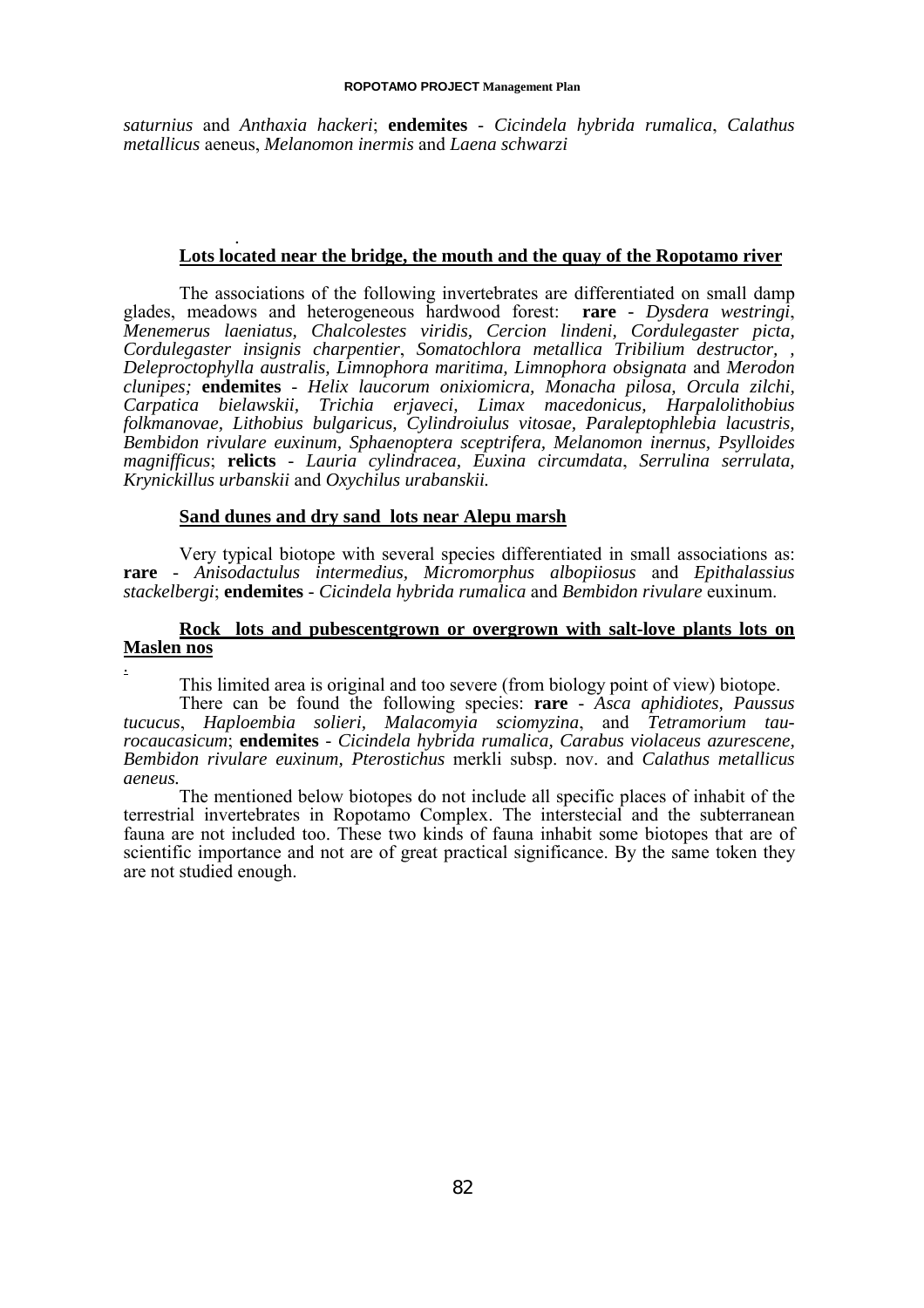*saturnius* and *Anthaxia hackeri*; **endemites** - *Cicindela hybrida rumalica*, *Calathus metallicus* aeneus, *Melanomon inermis* and *Laena schwarzi*

### Lots located near the bridge, the mouth and the quay of the Ropotamo river

The associations of the following invertebrates are differentiated on small damp glades, meadows and heterogeneous hardwood forest: **rare** - *Dysdera westringi*, *Menemerus laeniatus, Chalcolestes viridis, Cercion lindeni, Cordulegaster picta, Cordulegaster insignis charpentier, Somatochlora metallica Tribilium destructor, , Deleproctophylla australis, Limnophora maritima, Limnophora obsignata* and *Merodon clunipes;* **endemites** - *Helix laucorum onixiomicra, Monacha pilosa, Orcula zilchi, Carpatica bielawskii, Trichia erjaveci, Limax macedonicus, Harpalolithobius folkmanovae, Lithobius bulgaricus, Cylindroiulus vitosae, Paraleptophlebia lacustris, Bembidon rivulare euxinum, Sphaenoptera sceptrifera, Melanomon inernus, Psylloides magnifficus*; **relicts** - *Lauria cylindracea, Euxina circumdata*, *Serrulina serrulata, Krynickillus urbanskii* and *Oxychilus urabanskii.*

### Sand dunes and dry sand lots near Alepu marsh

Very typical biotope with several species differentiated in small associations as: **rare** - *Anisodactulus intermedius, Micromorphus albopiiosus* and *Epithalassius stackelbergi*; **endemites** - *Cicindela hybrida rumalica* and *Bembidon rivulare* euxinum.

### Rock lots and pubescentgrown or overgrown with salt-love plants lots on Maslen nos

This limited area is original and too severe (from biology point of view) biotope.

There can be found the following species: **rare** - *Asca aphidiotes*, *Paussus tucucus*, *Haploembia solieri*, *Malacomyia sciomyzina*, and *Tetramorium taurocaucasicum*; **endemites** - *Cicindela hybrida rumalica, Carabus violaceus azurescene, Bembidon rivulare euxinum, Pterostichus* merkli subsp. nov. and *Calathus metallicus aeneus.*

The mentioned below biotopes do not include all specific places of inhabit of the terrestrial invertebrates in Ropotamo Complex. The interstecial and the subterranean fauna are not included too. These two kinds of fauna inhabit some biotopes that are of scientific importance and not are of great practical significance. By the same token they are not studied enough.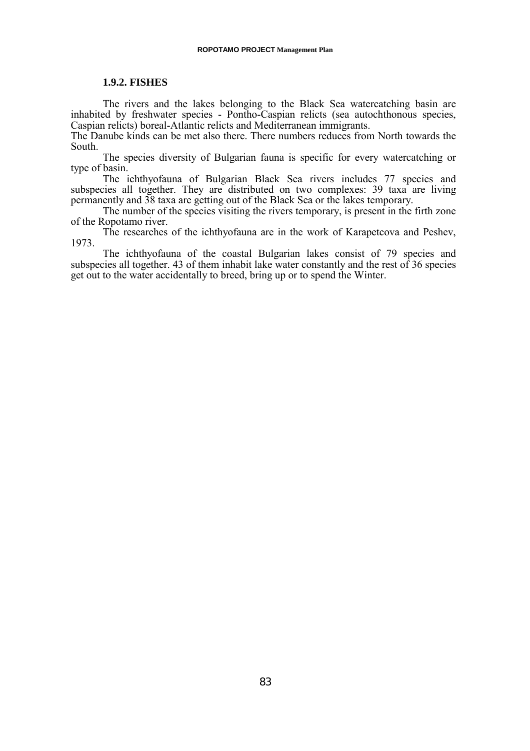### 1.9.2. FISHES

The rivers and the lakes belonging to the Black Sea watercatching basin are inhabited by freshwater species - Pontho-Caspian relicts (sea autochthonous species, Caspian relicts) boreal-Atlantic relicts and Mediterranean immigrants.
The Danube kinds can be met also there. There numbers reduces from North towards the South.

The species diversity of Bulgarian fauna is specific for every watercatching or type of basin.

The ichthyofauna of Bulgarian Black Sea rivers includes 77 species and subspecies all together. They are distributed on two complexes: 39 taxa are living permanently and 38 taxa are getting out of the Black Sea or the lakes temporary.

The number of the species visiting the rivers temporary, is present in the firth zone of the Ropotamo river.

The researches of the ichthyofauna are in the work of Karapetcova and Peshev, 1973.

The ichthyofauna of the coastal Bulgarian lakes consist of 79 species and subspecies all together. 43 of them inhabit lake water constantly and the rest of 36 species get out to the water accidentally to breed, bring up or to spend the Winter.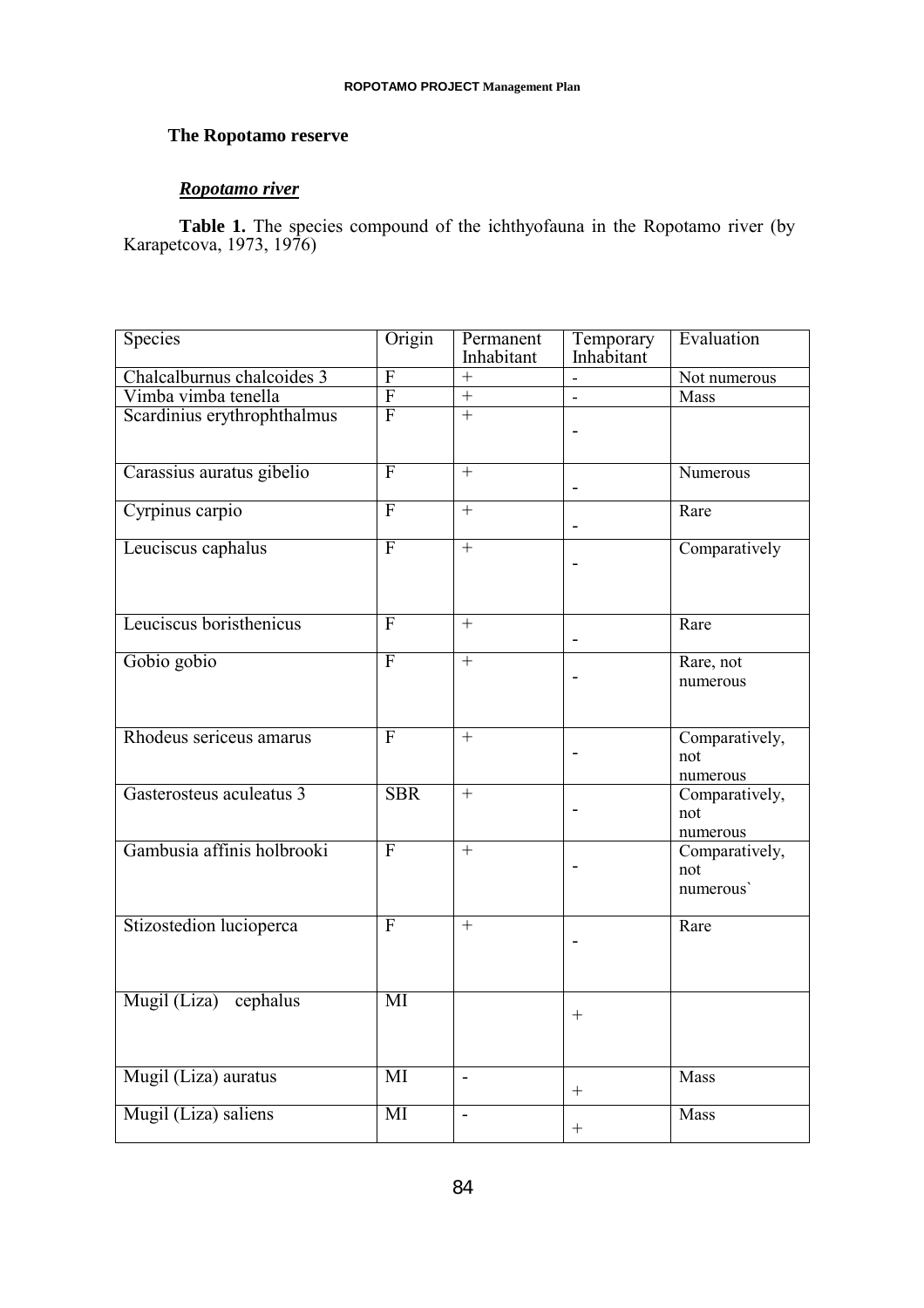**The Ropotamo reserve**

***Ropotamo river***

**Table 1.** The species compound of the ichthyofauna in the Ropotamo river (by Karapetcova, 1973, 1976)

| Species | Origin | Permanent Inhabitant | Temporary Inhabitant | Evaluation |
|---|---|---|---|---|
| Chalcalburnus chalcoides 3 | F | + | - | Not numerous |
| Vimba vimba tenella | F | + | - | Mass |
| Scardinius erythrophthalmus | F | + | - | |
| Carassius auratus gibelio | F | + | - | Numerous |
| Cyrpinus carpio | F | + | - | Rare |
| Leuciscus caphalus | F | + | - | Comparatively |
| Leuciscus boristhenicus | F | + | - | Rare |
| Gobio gobio | F | + | - | Rare, not numerous |
| Rhodeus sericeus amarus | F | + | - | Comparatively, not numerous |
| Gasterosteus aculeatus 3 | SBR | + | - | Comparatively, not numerous |
| Gambusia affinis holbrooki | F | + | - | Comparatively, not numerous` |
| Stizostedion lucioperca | F | + | - | Rare |
| Mugil (Liza) cephalus | MI | | + | |
| Mugil (Liza) auratus | MI | - | + | Mass |
| Mugil (Liza) saliens | MI | - | + | Mass |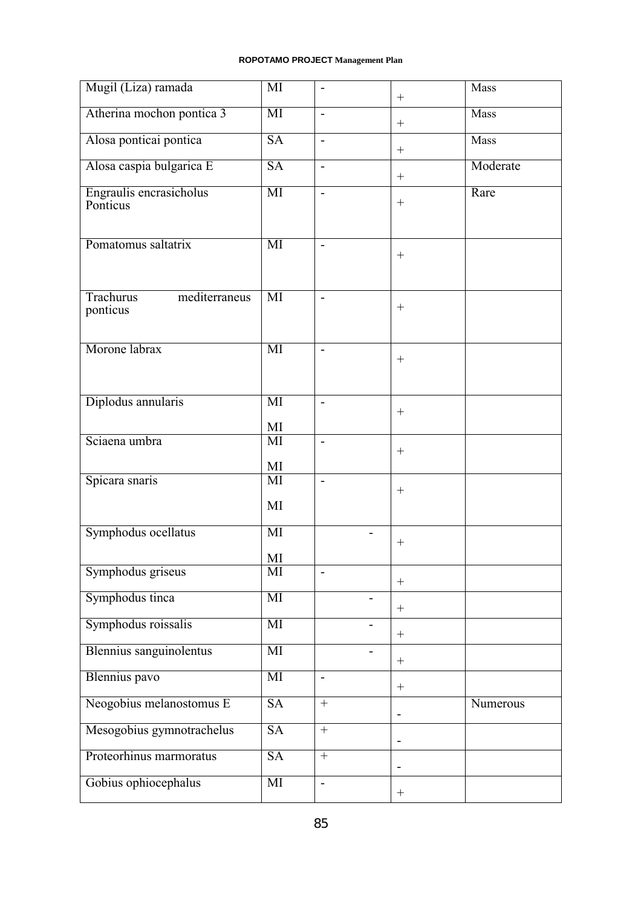| Mugil (Liza) ramada | MI | - | + | Mass |
|---|---|---|---|---|
| Atherina mochon pontica 3 | MI | - | + | Mass |
| Alosa ponticai pontica | SA | - | + | Mass |
| Alosa caspia bulgarica E | SA | - | + | Moderate |
| Engraulis encrasicholus Ponticus | MI | - | + | Rare |
| Pomatomus saltatrix | MI | - | + | |
| Trachurus mediterraneus ponticus | MI | - | + | |
| Morone labrax | MI | - | + | |
| Diplodus annularis | MI MI | - | + | |
| Sciaena umbra | MI MI | - | + | |
| Spicara snaris | MI MI | - | + | |
| Symphodus ocellatus | MI MI | - | + | |
| Symphodus griseus | MI | - | + | |
| Symphodus tinca | MI | - | + | |
| Symphodus roissalis | MI | - | + | |
| Blennius sanguinolentus | MI | - | + | |
| Blennius pavo | MI | - | + | |
| Neogobius melanostomus E | SA | + | - | Numerous |
| Mesogobius gymnotrachelus | SA | + | - | |
| Proteorhinus marmoratus | SA | + | - | |
| Gobius ophiocephalus | MI | - | + | |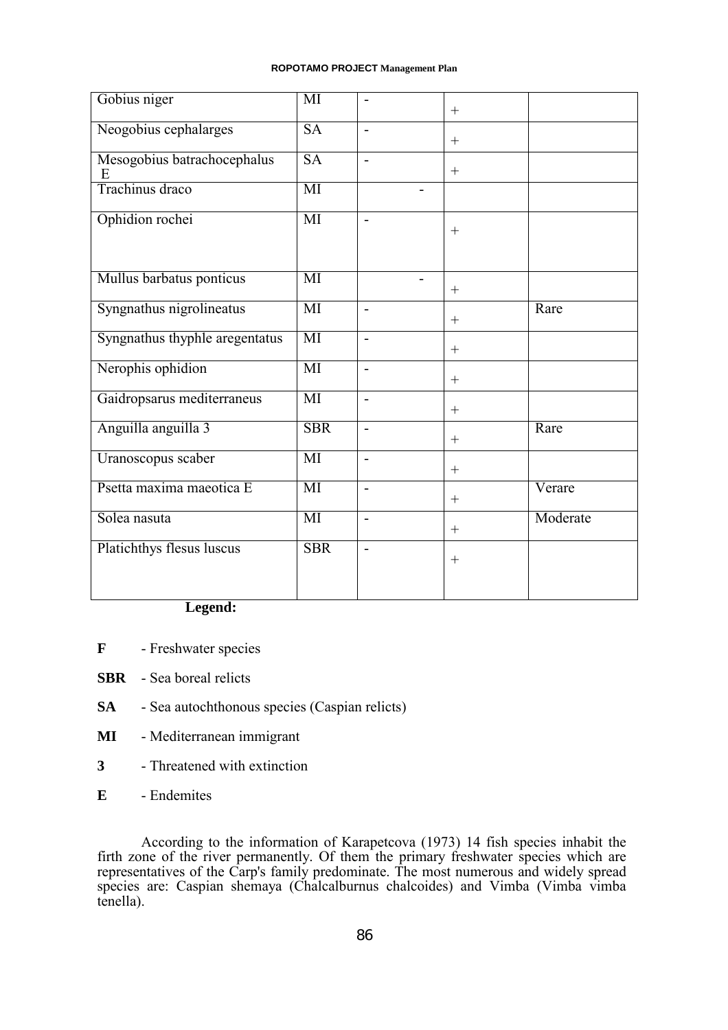| | | | | |
|---|---|---|---|---|
| Gobius niger | MI | - | + | |
| Neogobius cephalarges | SA | - | + | |
| Mesogobius batrachocephalus E | SA | - | + | |
| Trachinus draco | MI | - | | |
| Ophidion rochei | MI | - | + | |
| Mullus barbatus ponticus | MI | - | + | |
| Syngnathus nigrolineatus | MI | - | + | Rare |
| Syngnathus thyphle aregentatus | MI | - | + | |
| Nerophis ophidion | MI | - | + | |
| Gaidropsarus mediterraneus | MI | - | + | |
| Anguilla anguilla 3 | SBR | - | + | Rare |
| Uranoscopus scaber | MI | - | + | |
| Psetta maxima maeotica E | MI | - | + | Verare |
| Solea nasuta | MI | - | + | Moderate |
| Platichthys flesus luscus | SBR | - | + | |

**Legend:**

**F** - Freshwater species

**SBR** - Sea boreal relicts

**SA** - Sea autochthonous species (Caspian relicts)

**MI** - Mediterranean immigrant

**3** - Threatened with extinction

**E** - Endemites

According to the information of Karapetcova (1973) 14 fish species inhabit the firth zone of the river permanently. Of them the primary freshwater species which are representatives of the Carp's family predominate. The most numerous and widely spread species are: Caspian shemaya (Chalcalburnus chalcoides) and Vimba (Vimba vimba tenella).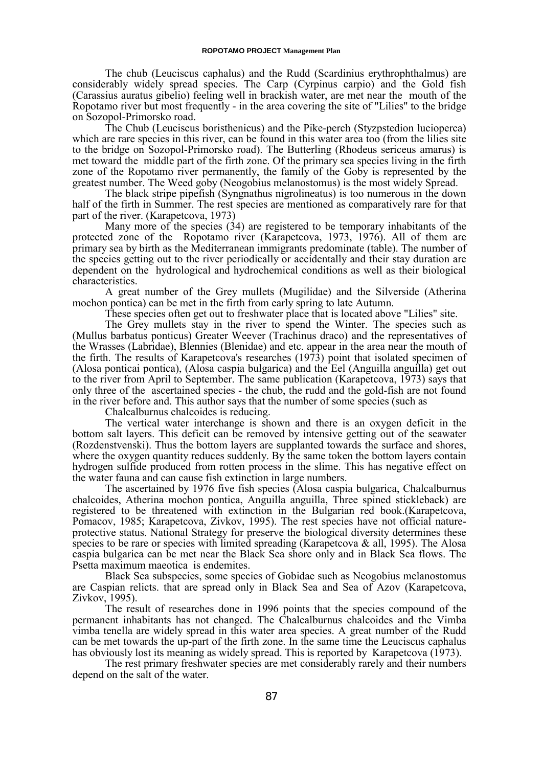The chub (Leuciscus caphalus) and the Rudd (Scardinius erythrophthalmus) are considerably widely spread species. The Carp (Cyrpinus carpio) and the Gold fish (Carassius auratus gibelio) feeling well in brackish water, are met near the mouth of the Ropotamo river but most frequently - in the area covering the site of "Lilies" to the bridge on Sozopol-Primorsko road.

The Chub (Leuciscus boristhenicus) and the Pike-perch (Styzpstedion lucioperca) which are rare species in this river, can be found in this water area too (from the lilies site to the bridge on Sozopol-Primorsko road). The Butterling (Rhodeus sericeus amarus) is met toward the middle part of the firth zone. Of the primary sea species living in the firth zone of the Ropotamo river permanently, the family of the Goby is represented by the greatest number. The Weed goby (Neogobius melanostomus) is the most widely Spread.

The black stripe pipefish (Syngnathus nigrolineatus) is too numerous in the down half of the firth in Summer. The rest species are mentioned as comparatively rare for that part of the river. (Karapetcova, 1973)

Many more of the species (34) are registered to be temporary inhabitants of the protected zone of the Ropotamo river (Karapetcova, 1973, 1976). All of them are primary sea by birth as the Mediterranean immigrants predominate (table). The number of the species getting out to the river periodically or accidentally and their stay duration are dependent on the hydrological and hydrochemical conditions as well as their biological characteristics.

A great number of the Grey mullets (Mugilidae) and the Silverside (Atherina mochon pontica) can be met in the firth from early spring to late Autumn.

These species often get out to freshwater place that is located above "Lilies" site.

The Grey mullets stay in the river to spend the Winter. The species such as (Mullus barbatus ponticus) Greater Weever (Trachinus draco) and the representatives of the Wrasses (Labridae), Blennies (Blenidae) and etc. appear in the area near the mouth of the firth. The results of Karapetcova's researches (1973) point that isolated specimen of (Alosa ponticai pontica), (Alosa caspia bulgarica) and the Eel (Anguilla anguilla) get out to the river from April to September. The same publication (Karapetcova, 1973) says that only three of the ascertained species - the chub, the rudd and the gold-fish are not found in the river before and. This author says that the number of some species (such as

Chalcalburnus chalcoides is reducing.

The vertical water interchange is shown and there is an oxygen deficit in the bottom salt layers. This deficit can be removed by intensive getting out of the seawater (Rozdenstvenski). Thus the bottom layers are supplanted towards the surface and shores, where the oxygen quantity reduces suddenly. By the same token the bottom layers contain hydrogen sulfide produced from rotten process in the slime. This has negative effect on the water fauna and can cause fish extinction in large numbers.

The ascertained by 1976 five fish species (Alosa caspia bulgarica, Chalcalburnus chalcoides, Atherina mochon pontica, Anguilla anguilla, Three spined stickleback) are registered to be threatened with extinction in the Bulgarian red book.(Karapetcova, Pomacov, 1985; Karapetcova, Zivkov, 1995). The rest species have not official nature-protective status. National Strategy for preserve the biological diversity determines these species to be rare or species with limited spreading (Karapetcova & all, 1995). The Alosa caspia bulgarica can be met near the Black Sea shore only and in Black Sea flows. The Psetta maximum maeotica is endemites.

Black Sea subspecies, some species of Gobidae such as Neogobius melanostomus are Caspian relicts. that are spread only in Black Sea and Sea of Azov (Karapetcova, Zivkov, 1995).

The result of researches done in 1996 points that the species compound of the permanent inhabitants has not changed. The Chalcalburnus chalcoides and the Vimba vimba tenella are widely spread in this water area species. A great number of the Rudd can be met towards the up-part of the firth zone. In the same time the Leuciscus caphalus has obviously lost its meaning as widely spread. This is reported by Karapetcova (1973).

The rest primary freshwater species are met considerably rarely and their numbers depend on the salt of the water.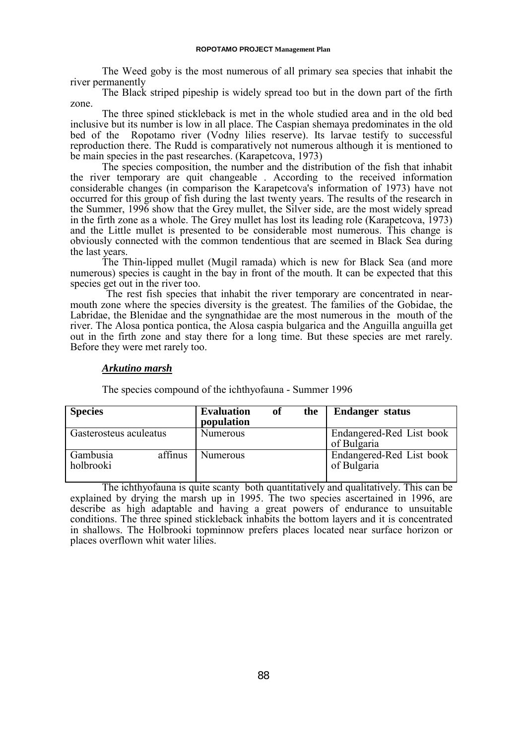The Weed goby is the most numerous of all primary sea species that inhabit the river permanently

The Black striped pipeship is widely spread too but in the down part of the firth zone.

The three spined stickleback is met in the whole studied area and in the old bed inclusive but its number is low in all place. The Caspian shemaya predominates in the old bed of the Ropotamo river (Vodny lilies reserve). Its larvae testify to successful reproduction there. The Rudd is comparatively not numerous although it is mentioned to be main species in the past researches. (Karapetcova, 1973)

The species composition, the number and the distribution of the fish that inhabit the river temporary are quit changeable . According to the received information considerable changes (in comparison the Karapetcova's information of 1973) have not occurred for this group of fish during the last twenty years. The results of the research in the Summer, 1996 show that the Grey mullet, the Silver side, are the most widely spread in the firth zone as a whole. The Grey mullet has lost its leading role (Karapetcova, 1973) and the Little mullet is presented to be considerable most numerous. This change is obviously connected with the common tendentious that are seemed in Black Sea during the last years.

The Thin-lipped mullet (Mugil ramada) which is new for Black Sea (and more numerous) species is caught in the bay in front of the mouth. It can be expected that this species get out in the river too.

The rest fish species that inhabit the river temporary are concentrated in near-mouth zone where the species diversity is the greatest. The families of the Gobidae, the Labridae, the Blenidae and the syngnathidae are the most numerous in the mouth of the river. The Alosa pontica pontica, the Alosa caspia bulgarica and the Anguilla anguilla get out in the firth zone and stay there for a long time. But these species are met rarely. Before they were met rarely too.

### ***Arkutino marsh***

The species compound of the ichthyofauna - Summer 1996

| Species | Evaluation of the population | Endanger status |
|---|---|---|
| Gasterosteus aculeatus | Numerous | Endangered-Red List book of Bulgaria |
| Gambusia affinus holbrooki | Numerous | Endangered-Red List book of Bulgaria |

The ichthyofauna is quite scanty both quantitatively and qualitatively. This can be explained by drying the marsh up in 1995. The two species ascertained in 1996, are describe as high adaptable and having a great powers of endurance to unsuitable conditions. The three spined stickleback inhabits the bottom layers and it is concentrated in shallows. The Holbrooki topminnow prefers places located near surface horizon or places overflown whit water lilies.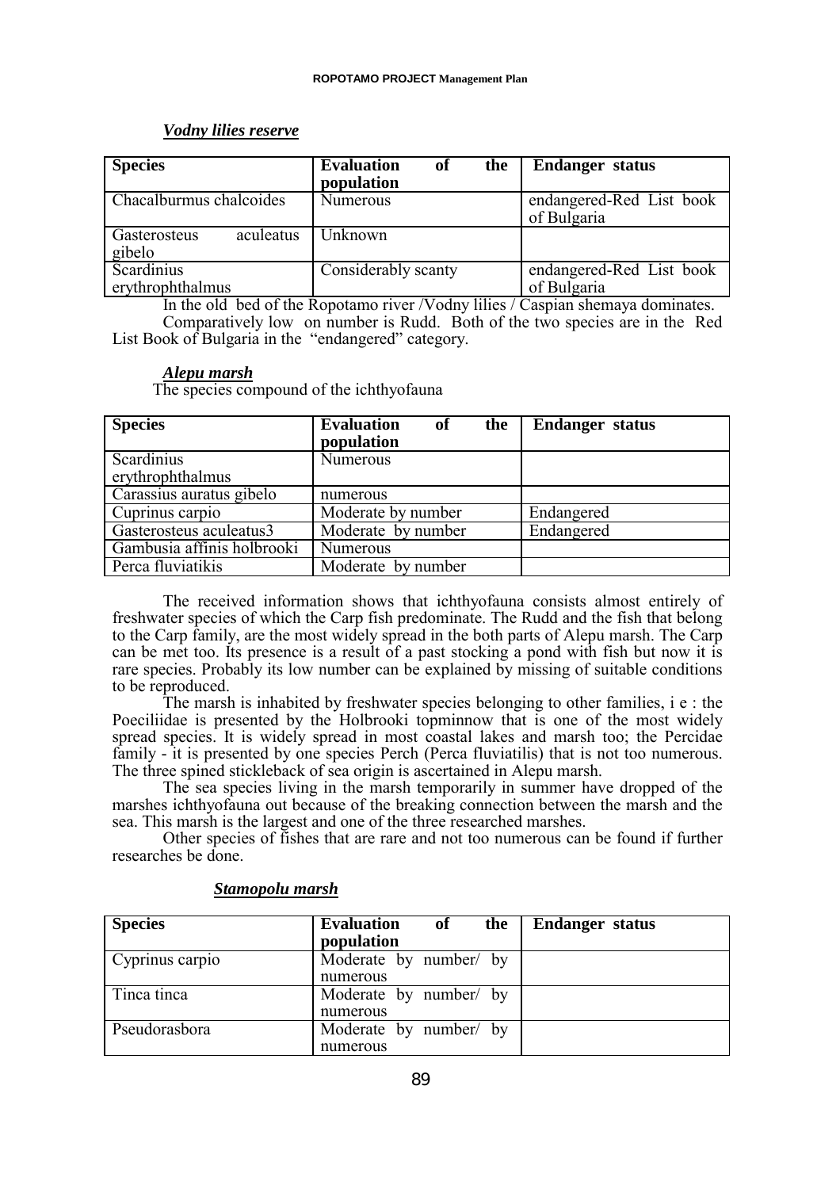***Vodny lilies reserve***

| **Species** | **Evaluation of the population** | **Endanger status** |
|---|---|---|
| Chacalburmus chalcoides | Numerous | endangered-Red List book of Bulgaria |
| Gasterosteus aculeatus gibelo | Unknown | |
| Scardinius erythrophthalmus | Considerably scanty | endangered-Red List book of Bulgaria |

In the old bed of the Ropotamo river /Vodny lilies / Caspian shemaya dominates.

Comparatively low on number is Rudd. Both of the two species are in the Red List Book of Bulgaria in the "endangered" category.

***Alepu marsh***

The species compound of the ichthyofauna

| **Species** | **Evaluation of the population** | **Endanger status** |
|---|---|---|
| Scardinius erythrophthalmus | Numerous | |
| Carassius auratus gibelo | numerous | |
| Cuprinus carpio | Moderate by number | Endangered |
| Gasterosteus aculeatus3 | Moderate by number | Endangered |
| Gambusia affinis holbrooki | Numerous | |
| Perca fluviatikis | Moderate by number | |

The received information shows that ichthyofauna consists almost entirely of freshwater species of which the Carp fish predominate. The Rudd and the fish that belong to the Carp family, are the most widely spread in the both parts of Alepu marsh. The Carp can be met too. Its presence is a result of a past stocking a pond with fish but now it is rare species. Probably its low number can be explained by missing of suitable conditions to be reproduced.

The marsh is inhabited by freshwater species belonging to other families, i e : the Poeciliidae is presented by the Holbrooki topminnow that is one of the most widely spread species. It is widely spread in most coastal lakes and marsh too; the Percidae family - it is presented by one species Perch (Perca fluviatilis) that is not too numerous. The three spined stickleback of sea origin is ascertained in Alepu marsh.

The sea species living in the marsh temporarily in summer have dropped of the marshes ichthyofauna out because of the breaking connection between the marsh and the sea. This marsh is the largest and one of the three researched marshes.

Other species of fishes that are rare and not too numerous can be found if further researches be done.

***Stamopolu marsh***

| **Species** | **Evaluation of the population** | **Endanger status** |
|---|---|---|
| Cyprinus carpio | Moderate by number/ by numerous | |
| Tinca tinca | Moderate by number/ by numerous | |
| Pseudorasbora | Moderate by number/ by numerous | |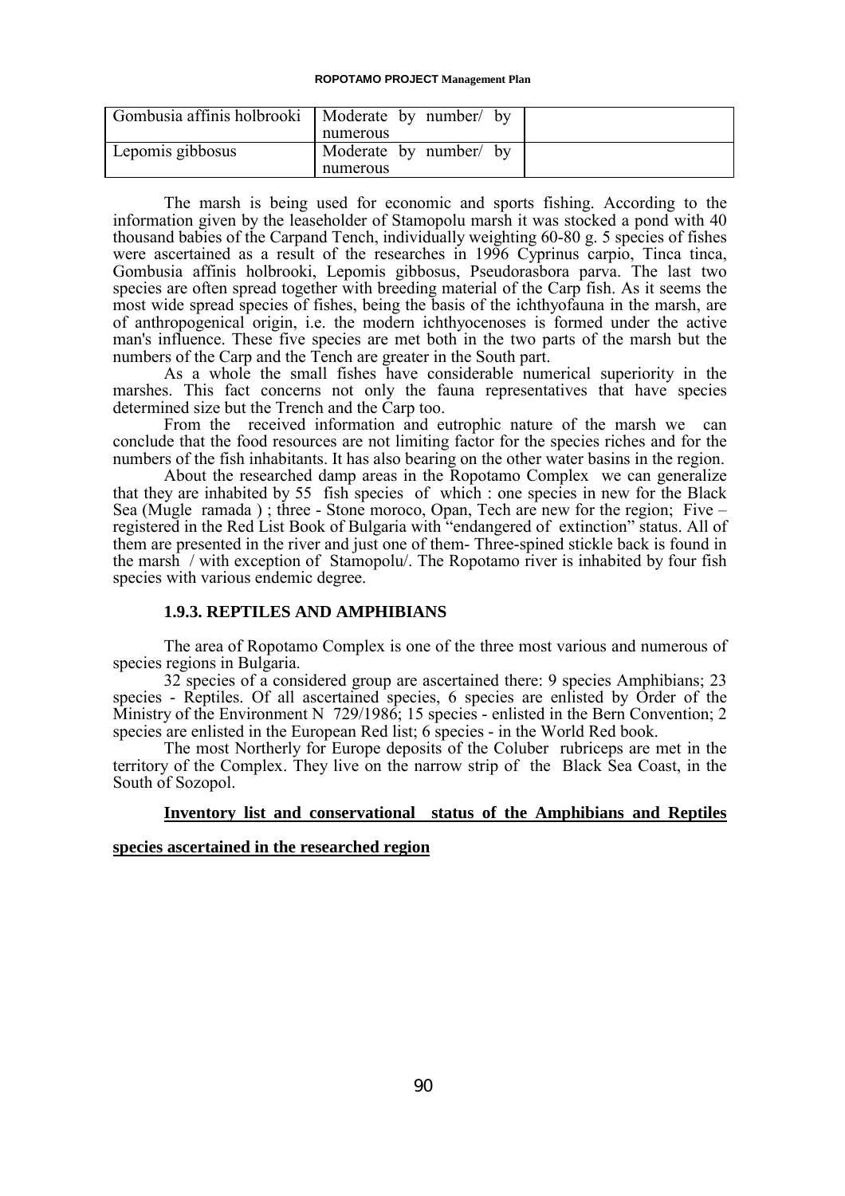| | | |
|---|---|---|
| Gombusia affinis holbrooki | Moderate by number/ by numerous | |
| Lepomis gibbosus | Moderate by number/ by numerous | |

The marsh is being used for economic and sports fishing. According to the information given by the leaseholder of Stamopolu marsh it was stocked a pond with 40 thousand babies of the Carpand Tench, individually weighting 60-80 g. 5 species of fishes were ascertained as a result of the researches in 1996 Cyprinus carpio, Tinca tinca, Gombusia affinis holbrooki, Lepomis gibbosus, Pseudorasbora parva. The last two species are often spread together with breeding material of the Carp fish. As it seems the most wide spread species of fishes, being the basis of the ichthyofauna in the marsh, are of anthropogenical origin, i.e. the modern ichthyocenoses is formed under the active man's influence. These five species are met both in the two parts of the marsh but the numbers of the Carp and the Tench are greater in the South part.

As a whole the small fishes have considerable numerical superiority in the marshes. This fact concerns not only the fauna representatives that have species determined size but the Trench and the Carp too.

From the received information and eutrophic nature of the marsh we can conclude that the food resources are not limiting factor for the species riches and for the numbers of the fish inhabitants. It has also bearing on the other water basins in the region.

About the researched damp areas in the Ropotamo Complex we can generalize that they are inhabited by 55 fish species of which : one species in new for the Black Sea (Mugle ramada ) ; three - Stone moroco, Opan, Tech are new for the region; Five – registered in the Red List Book of Bulgaria with "endangered of extinction" status. All of them are presented in the river and just one of them- Three-spined stickle back is found in the marsh / with exception of Stamopolu/. The Ropotamo river is inhabited by four fish species with various endemic degree.

### 1.9.3. REPTILES AND AMPHIBIANS

The area of Ropotamo Complex is one of the three most various and numerous of species regions in Bulgaria.

32 species of a considered group are ascertained there: 9 species Amphibians; 23 species - Reptiles. Of all ascertained species, 6 species are enlisted by Order of the Ministry of the Environment N 729/1986; 15 species - enlisted in the Bern Convention; 2 species are enlisted in the European Red list; 6 species - in the World Red book.

The most Northerly for Europe deposits of the Coluber rubriceps are met in the territory of the Complex. They live on the narrow strip of the Black Sea Coast, in the South of Sozopol.

**Inventory list and conservational status of the Amphibians and Reptiles species ascertained in the researched region**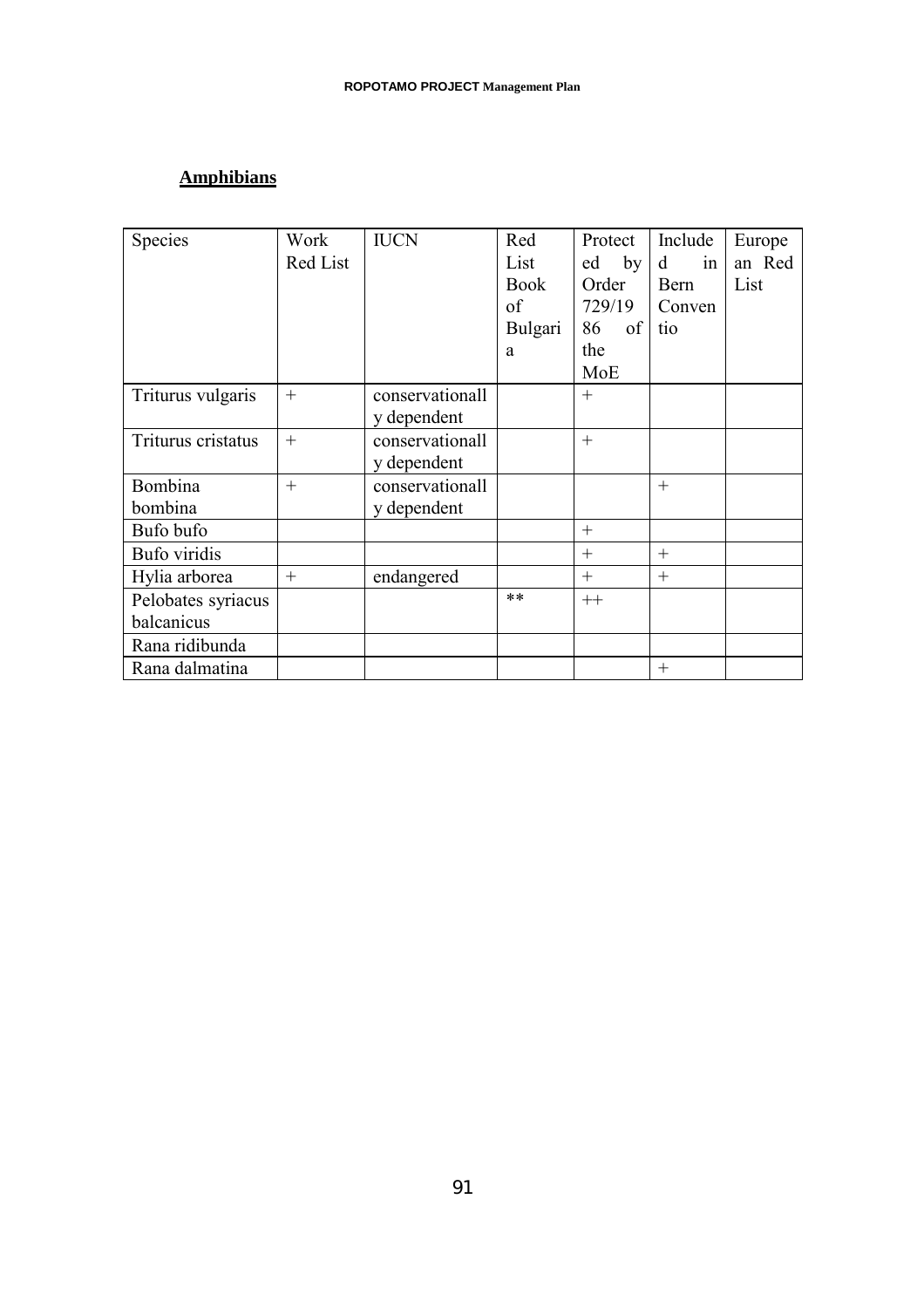**Amphibians**

| Species | Work Red List | IUCN | Red List Book of Bulgaria | Protected by Order 729/1986 of the MoE | Included in Bern Conventio | European Red List |
|---|---|---|---|---|---|---|
| Triturus vulgaris | + | conservationally dependent | | + | | |
| Triturus cristatus | + | conservationally dependent | | + | | |
| Bombina bombina | + | conservationally dependent | | | + | |
| Bufo bufo | | | | + | | |
| Bufo viridis | | | | + | + | |
| Hylia arborea | + | endangered | | + | + | |
| Pelobates syriacus balcanicus | | | ** | ++ | | |
| Rana ridibunda | | | | | | |
| Rana dalmatina | | | | | + | |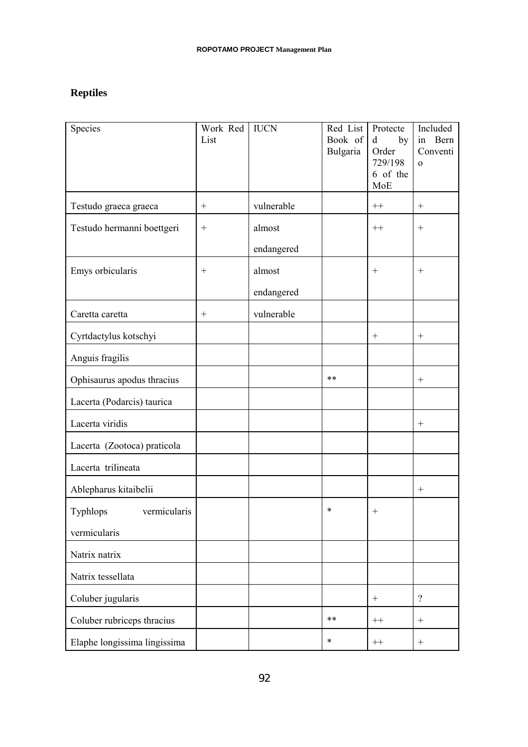## Reptiles

| Species | Work Red List | IUCN | Red List Book of Bulgaria | Protected by Order 729/1986 of the MoE | Included in Bern Conventio |
|---|---|---|---|---|---|
| Testudo graeca graeca | + | vulnerable | | ++ | + |
| Testudo hermanni boettgeri | + | almost endangered | | ++ | + |
| Emys orbicularis | + | almost endangered | | + | + |
| Caretta caretta | + | vulnerable | | | |
| Cyrtdactylus kotschyi | | | | + | + |
| Anguis fragilis | | | | | |
| Ophisaurus apodus thracius | | | ** | | + |
| Lacerta (Podarcis) taurica | | | | | |
| Lacerta viridis | | | | | + |
| Lacerta (Zootoca) praticola | | | | | |
| Lacerta trilineata | | | | | |
| Ablepharus kitaibelii | | | | | + |
| Typhlops vermicularis vermicularis | | | * | + | |
| Natrix natrix | | | | | |
| Natrix tessellata | | | | | |
| Coluber jugularis | | | | + | ? |
| Coluber rubriceps thracius | | | ** | ++ | + |
| Elaphe longissima lingissima | | | * | ++ | + |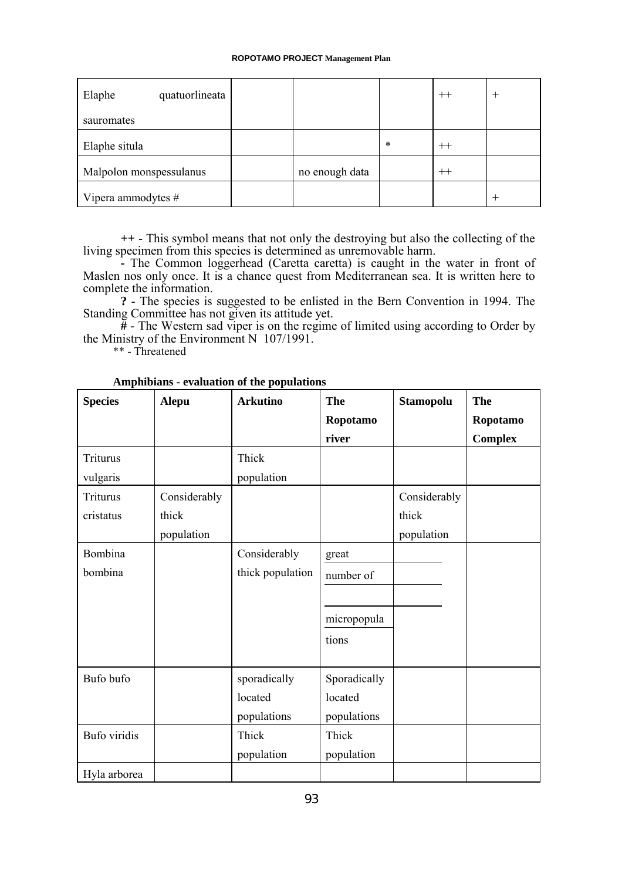| | | | | | |
|---|---|---|---|---|---|
| Elaphe quatuorlineata sauromates | | | | ++ | + |
| Elaphe situla | | | * | ++ | |
| Malpolon monspessulanus | | no enough data | | ++ | |
| Vipera ammodytes # | | | | | + |

**++** - This symbol means that not only the destroying but also the collecting of the living specimen from this species is determined as unremovable harm.

**-** - The Common loggerhead (Caretta caretta) is caught in the water in front of Maslen nos only once. It is a chance quest from Mediterranean sea. It is written here to complete the information.

**?** - The species is suggested to be enlisted in the Bern Convention in 1994. The Standing Committee has not given its attitude yet.

**#** - The Western sad viper is on the regime of limited using according to Order by the Ministry of the Environment N 107/1991.

** - Threatened

**Amphibians - evaluation of the populations**

| Species | Alepu | Arkutino | The Ropotamo river | Stamopolu | The Ropotamo Complex |
|---|---|---|---|---|---|
| Triturus vulgaris | | Thick population | | | |
| Triturus cristatus | Considerably thick population | | | Considerably thick population | |
| Bombina bombina | | Considerably thick population | great number of micropopulations | | |
| Bufo bufo | | sporadically located populations | Sporadically located populations | | |
| Bufo viridis | | Thick population | Thick population | | |
| Hyla arborea | | | | | |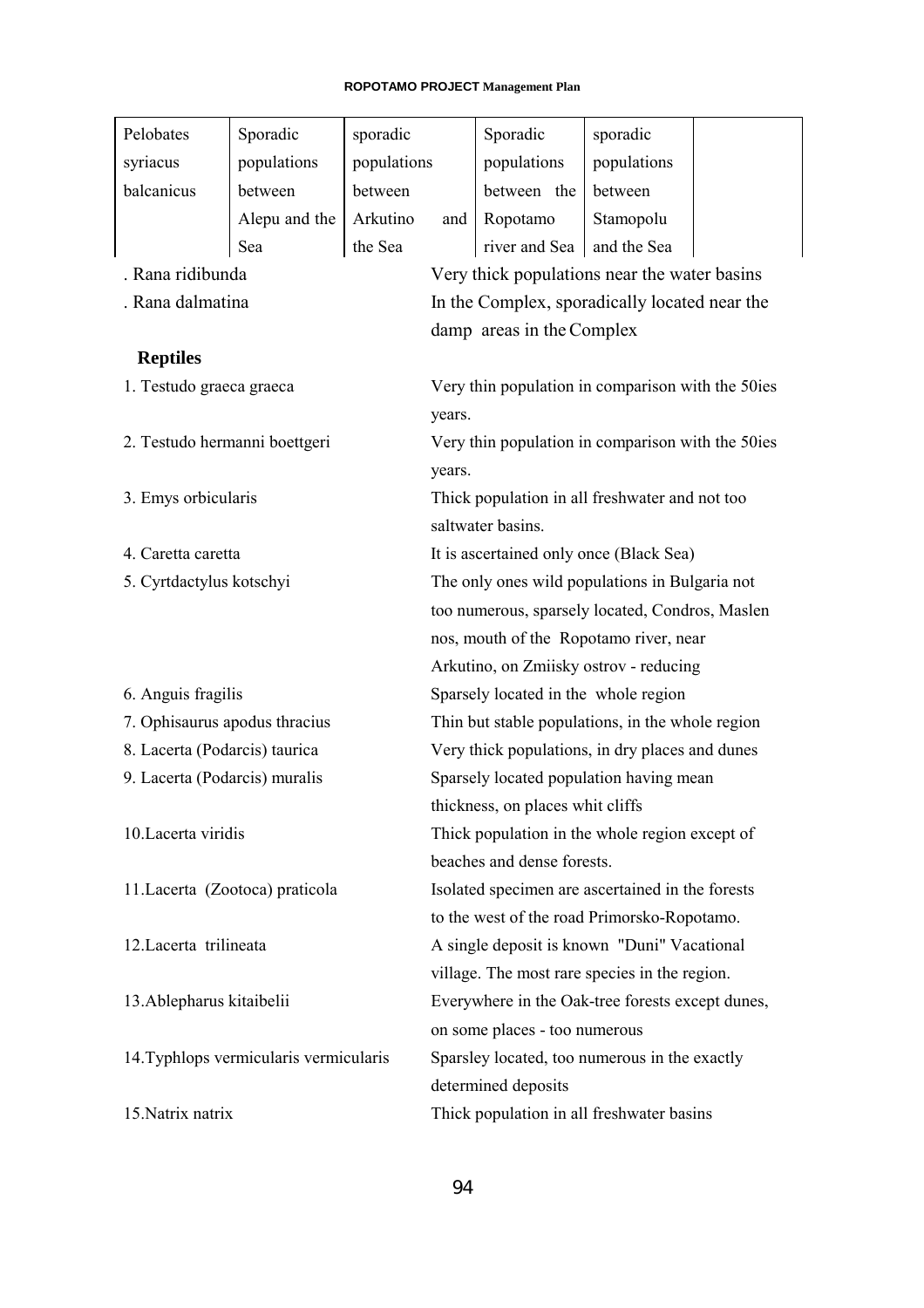| Pelobates syriacus balcanicus | Sporadic populations between Alepu and the Sea | sporadic populations between Arkutino and the Sea | Sporadic populations between the Ropotamo river and Sea | sporadic populations between Stamopolu and the Sea | |
|---|---|---|---|---|---|

. Rana ridibunda — Very thick populations near the water basins

. Rana dalmatina — In the Complex, sporadically located near the damp areas in the Complex

**Reptiles**

| | |
|---|---|
| 1. Testudo graeca graeca | Very thin population in comparison with the 50ies years. |
| 2. Testudo hermanni boettgeri | Very thin population in comparison with the 50ies years. |
| 3. Emys orbicularis | Thick population in all freshwater and not too saltwater basins. |
| 4. Caretta caretta | It is ascertained only once (Black Sea) |
| 5. Cyrtdactylus kotschyi | The only ones wild populations in Bulgaria not too numerous, sparsely located, Condros, Maslen nos, mouth of the Ropotamo river, near Arkutino, on Zmiisky ostrov - reducing |
| 6. Anguis fragilis | Sparsely located in the whole region |
| 7. Ophisaurus apodus thracius | Thin but stable populations, in the whole region |
| 8. Lacerta (Podarcis) taurica | Very thick populations, in dry places and dunes |
| 9. Lacerta (Podarcis) muralis | Sparsely located population having mean thickness, on places whit cliffs |
| 10.Lacerta viridis | Thick population in the whole region except of beaches and dense forests. |
| 11.Lacerta (Zootoca) praticola | Isolated specimen are ascertained in the forests to the west of the road Primorsko-Ropotamo. |
| 12.Lacerta trilineata | A single deposit is known "Duni" Vacational village. The most rare species in the region. |
| 13.Ablepharus kitaibelii | Everywhere in the Oak-tree forests except dunes, on some places - too numerous |
| 14.Typhlops vermicularis vermicularis | Sparsley located, too numerous in the exactly determined deposits |
| 15.Natrix natrix | Thick population in all freshwater basins |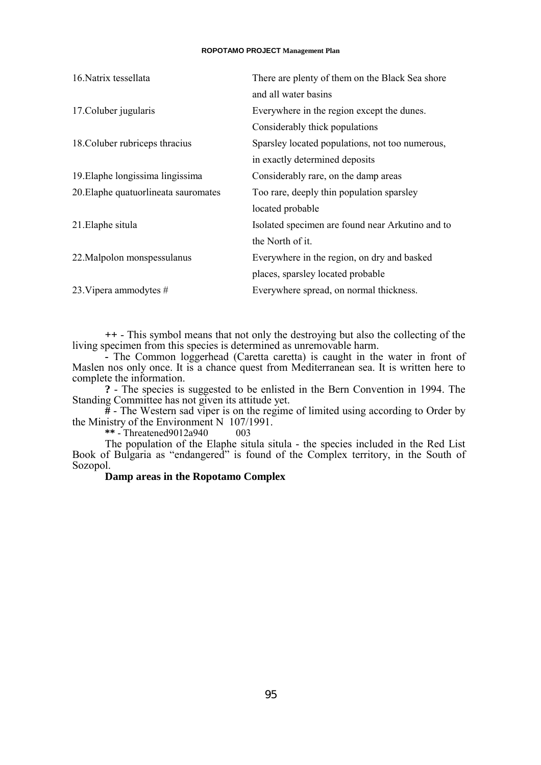| | |
|---|---|
| 16.Natrix tessellata | There are plenty of them on the Black Sea shore and all water basins |
| 17.Coluber jugularis | Everywhere in the region except the dunes. Considerably thick populations |
| 18.Coluber rubriceps thracius | Sparsley located populations, not too numerous, in exactly determined deposits |
| 19.Elaphe longissima lingissima | Considerably rare, on the damp areas |
| 20.Elaphe quatuorlineata sauromates | Too rare, deeply thin population sparsley located probable |
| 21.Elaphe situla | Isolated specimen are found near Arkutino and to the North of it. |
| 22.Malpolon monspessulanus | Everywhere in the region, on dry and basked places, sparsley located probable |
| 23.Vipera ammodytes # | Everywhere spread, on normal thickness. |

**++** - This symbol means that not only the destroying but also the collecting of the living specimen from this species is determined as unremovable harm.

**-** The Common loggerhead (Caretta caretta) is caught in the water in front of Maslen nos only once. It is a chance quest from Mediterranean sea. It is written here to complete the information.

**?** - The species is suggested to be enlisted in the Bern Convention in 1994. The Standing Committee has not given its attitude yet.

**#** - The Western sad viper is on the regime of limited using according to Order by the Ministry of the Environment N 107/1991.

**\*\*** - Threatened9012a940 003

The population of the Elaphe situla situla - the species included in the Red List Book of Bulgaria as "endangered" is found of the Complex territory, in the South of Sozopol.

**Damp areas in the Ropotamo Complex**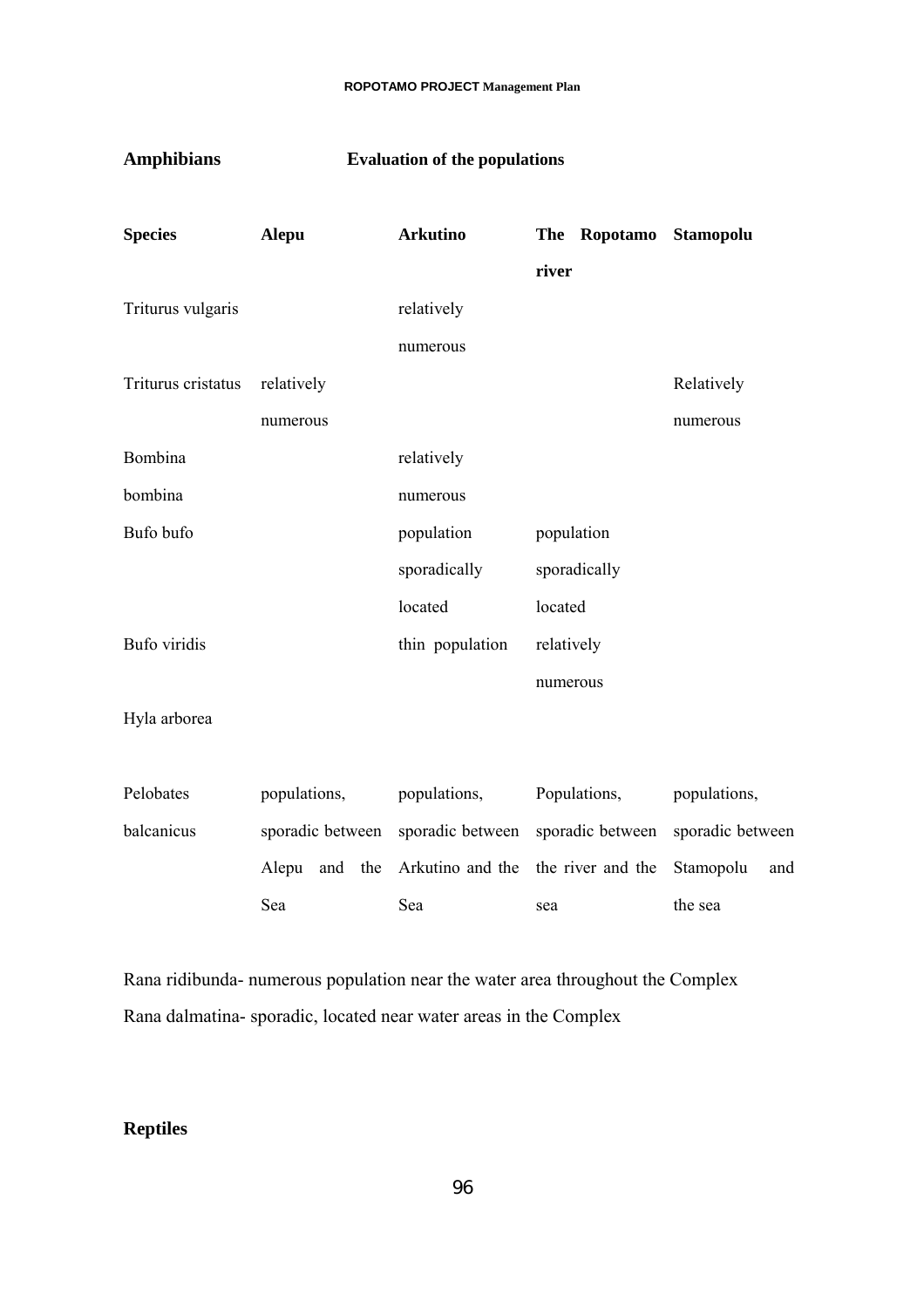**Amphibians** **Evaluation of the populations**

| Species | Alepu | Arkutino | The Ropotamo river | Stamopolu |
|---|---|---|---|---|
| Triturus vulgaris | | relatively numerous | | |
| Triturus cristatus | relatively numerous | | | Relatively numerous |
| Bombina bombina | | relatively numerous | | |
| Bufo bufo | | population sporadically located | population sporadically located | |
| Bufo viridis | | thin population | relatively numerous | |
| Hyla arborea | | | | |
| Pelobates balcanicus | populations, sporadic between Alepu and the Sea | populations, sporadic between Arkutino and the Sea | Populations, sporadic between the river and the sea | populations, sporadic between Stamopolu and the sea |

Rana ridibunda- numerous population near the water area throughout the Complex

Rana dalmatina- sporadic, located near water areas in the Complex

**Reptiles**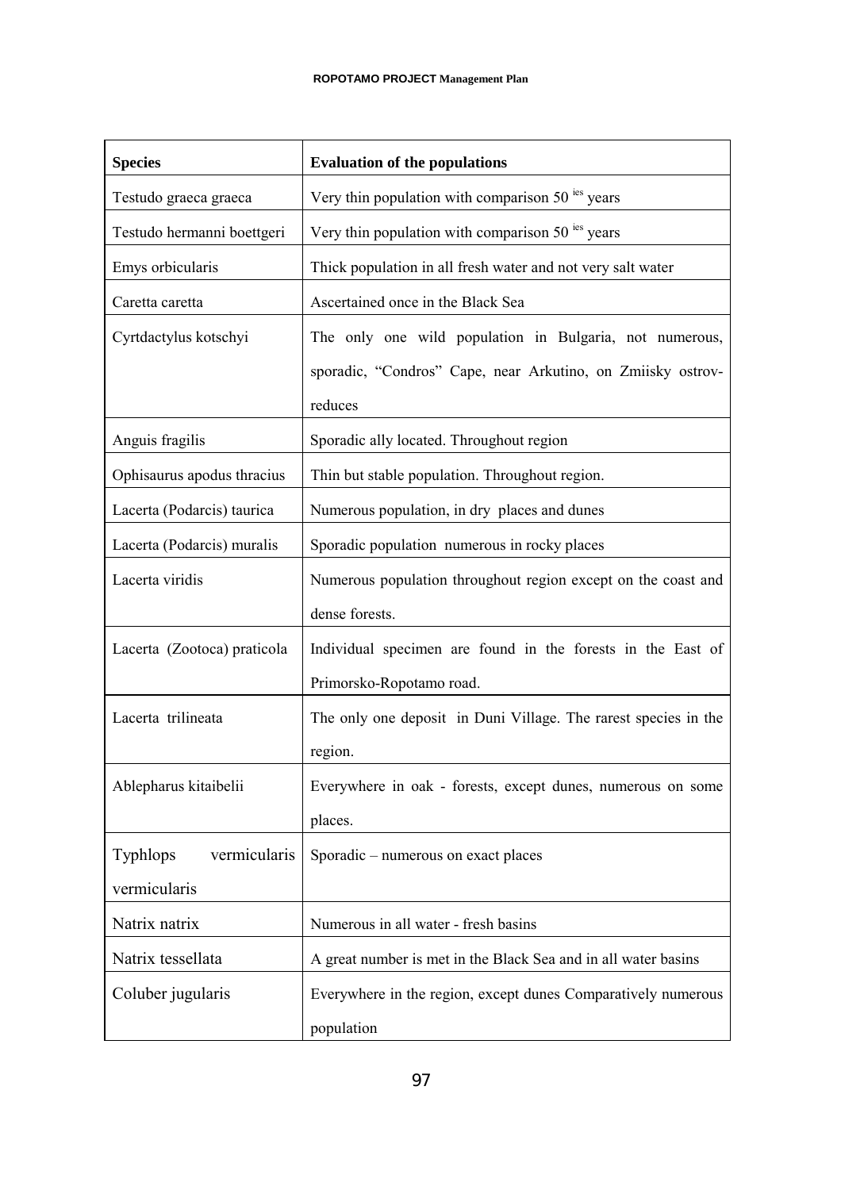| Species | Evaluation of the populations |
| --- | --- |
| Testudo graeca graeca | Very thin population with comparison 50 ies years |
| Testudo hermanni boettgeri | Very thin population with comparison 50 ies years |
| Emys orbicularis | Thick population in all fresh water and not very salt water |
| Caretta caretta | Ascertained once in the Black Sea |
| Cyrtdactylus kotschyi | The only one wild population in Bulgaria, not numerous, sporadic, "Condros" Cape, near Arkutino, on Zmiisky ostrov- reduces |
| Anguis fragilis | Sporadic ally located. Throughout region |
| Ophisaurus apodus thracius | Thin but stable population. Throughout region. |
| Lacerta (Podarcis) taurica | Numerous population, in dry places and dunes |
| Lacerta (Podarcis) muralis | Sporadic population numerous in rocky places |
| Lacerta viridis | Numerous population throughout region except on the coast and dense forests. |
| Lacerta (Zootoca) praticola | Individual specimen are found in the forests in the East of Primorsko-Ropotamo road. |
| Lacerta trilineata | The only one deposit in Duni Village. The rarest species in the region. |
| Ablepharus kitaibelii | Everywhere in oak - forests, except dunes, numerous on some places. |
| Typhlops vermicularis vermicularis | Sporadic – numerous on exact places |
| Natrix natrix | Numerous in all water - fresh basins |
| Natrix tessellata | A great number is met in the Black Sea and in all water basins |
| Coluber jugularis | Everywhere in the region, except dunes Comparatively numerous population |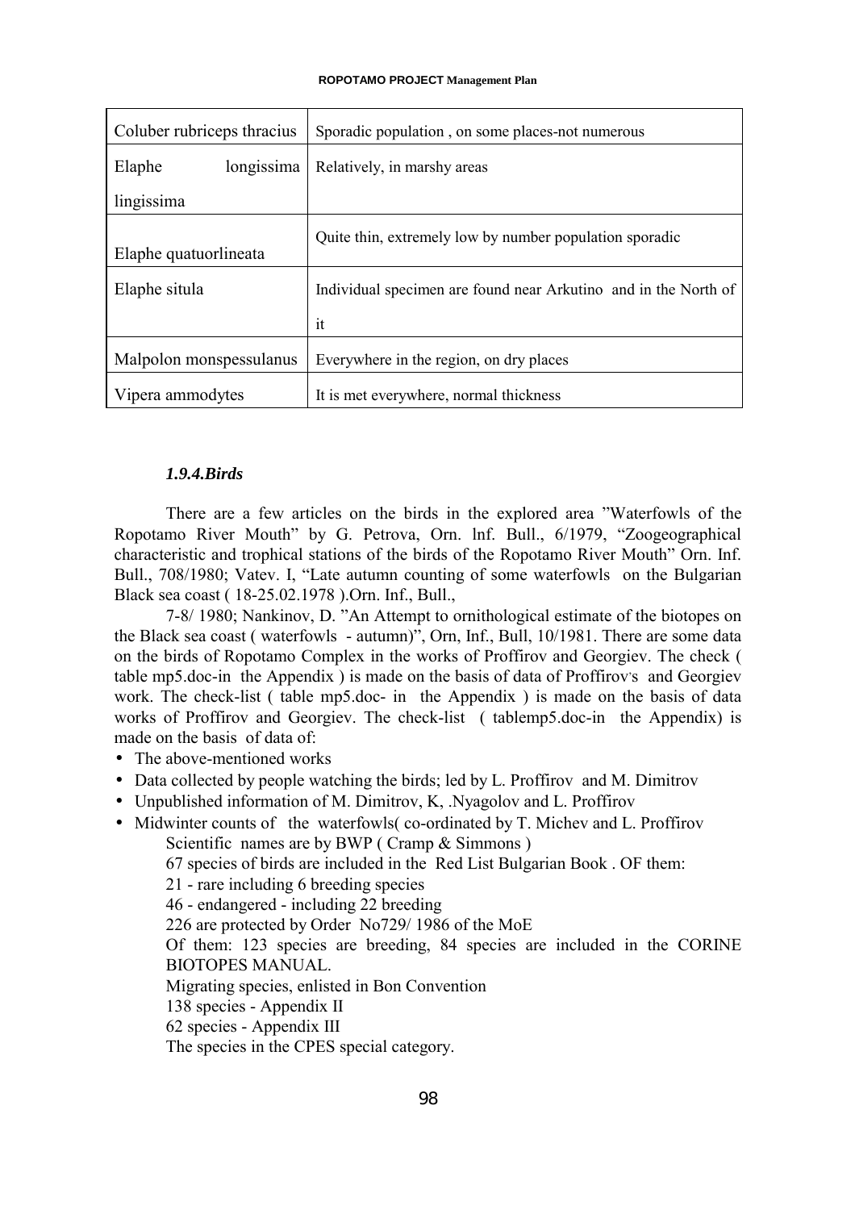| Coluber rubriceps thracius | Sporadic population , on some places-not numerous |
|---|---|
| Elaphe longissima lingissima | Relatively, in marshy areas |
| Elaphe quatuorlineata | Quite thin, extremely low by number population sporadic |
| Elaphe situla | Individual specimen are found near Arkutino and in the North of it |
| Malpolon monspessulanus | Everywhere in the region, on dry places |
| Vipera ammodytes | It is met everywhere, normal thickness |

### *1.9.4.Birds*

There are a few articles on the birds in the explored area "Waterfowls of the Ropotamo River Mouth" by G. Petrova, Orn. lnf. Bull., 6/1979, "Zoogeographical characteristic and trophical stations of the birds of the Ropotamo River Mouth" Orn. Inf. Bull., 708/1980; Vatev. I, "Late autumn counting of some waterfowls on the Bulgarian Black sea coast ( 18-25.02.1978 ).Orn. Inf., Bull.,

7-8/ 1980; Nankinov, D. "An Attempt to ornithological estimate of the biotopes on the Black sea coast ( waterfowls - autumn)", Orn, Inf., Bull, 10/1981. There are some data on the birds of Ropotamo Complex in the works of Proffirov and Georgiev. The check ( table mp5.doc-in the Appendix ) is made on the basis of data of Proffirov's and Georgiev work. The check-list ( table mp5.doc- in the Appendix ) is made on the basis of data works of Proffirov and Georgiev. The check-list ( tablemp5.doc-in the Appendix) is made on the basis of data of:

- The above-mentioned works
- Data collected by people watching the birds; led by L. Proffirov and M. Dimitrov
- Unpublished information of M. Dimitrov, K, .Nyagolov and L. Proffirov
- Midwinter counts of the waterfowls( co-ordinated by T. Michev and L. Proffirov

Scientific names are by BWP ( Cramp & Simmons )

67 species of birds are included in the Red List Bulgarian Book . OF them:

21 - rare including 6 breeding species

46 - endangered - including 22 breeding

226 are protected by Order No729/ 1986 of the MoE

Of them: 123 species are breeding, 84 species are included in the CORINE BIOTOPES MANUAL.

Migrating species, enlisted in Bon Convention

138 species - Appendix II

62 species - Appendix III

The species in the CPES special category.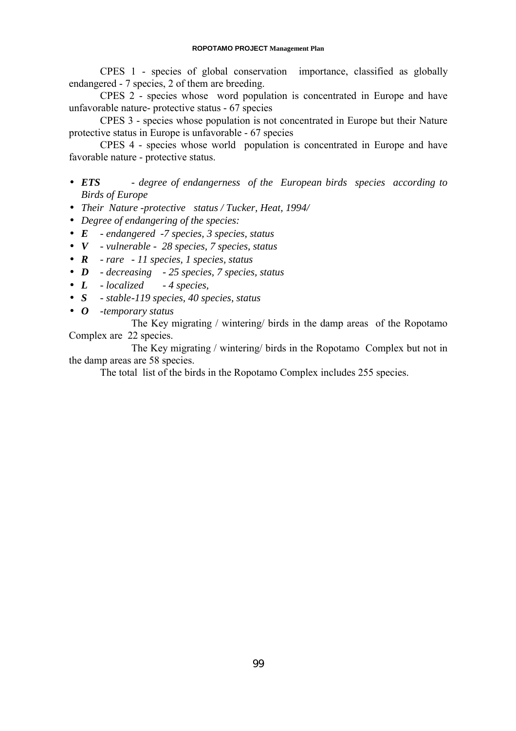CPES 1 - species of global conservation importance, classified as globally endangered - 7 species, 2 of them are breeding.

CPES 2 - species whose word population is concentrated in Europe and have unfavorable nature- protective status - 67 species

CPES 3 - species whose population is not concentrated in Europe but their Nature protective status in Europe is unfavorable - 67 species

CPES 4 - species whose world population is concentrated in Europe and have favorable nature - protective status.

- ***ETS*** *- degree of endangerness of the European birds species according to Birds of Europe*
- *Their Nature -protective status / Tucker, Heat, 1994/*
- *Degree of endangering of the species:*
- ***E*** *- endangered -7 species, 3 species, status*
- ***V*** *- vulnerable - 28 species, 7 species, status*
- ***R*** *- rare - 11 species, 1 species, status*
- ***D*** *- decreasing - 25 species, 7 species, status*
- ***L*** *- localized - 4 species,*
- ***S*** *- stable-119 species, 40 species, status*
- ***O*** *-temporary status*

The Key migrating / wintering/ birds in the damp areas of the Ropotamo Complex are 22 species.

The Key migrating / wintering/ birds in the Ropotamo Complex but not in the damp areas are 58 species.

The total list of the birds in the Ropotamo Complex includes 255 species.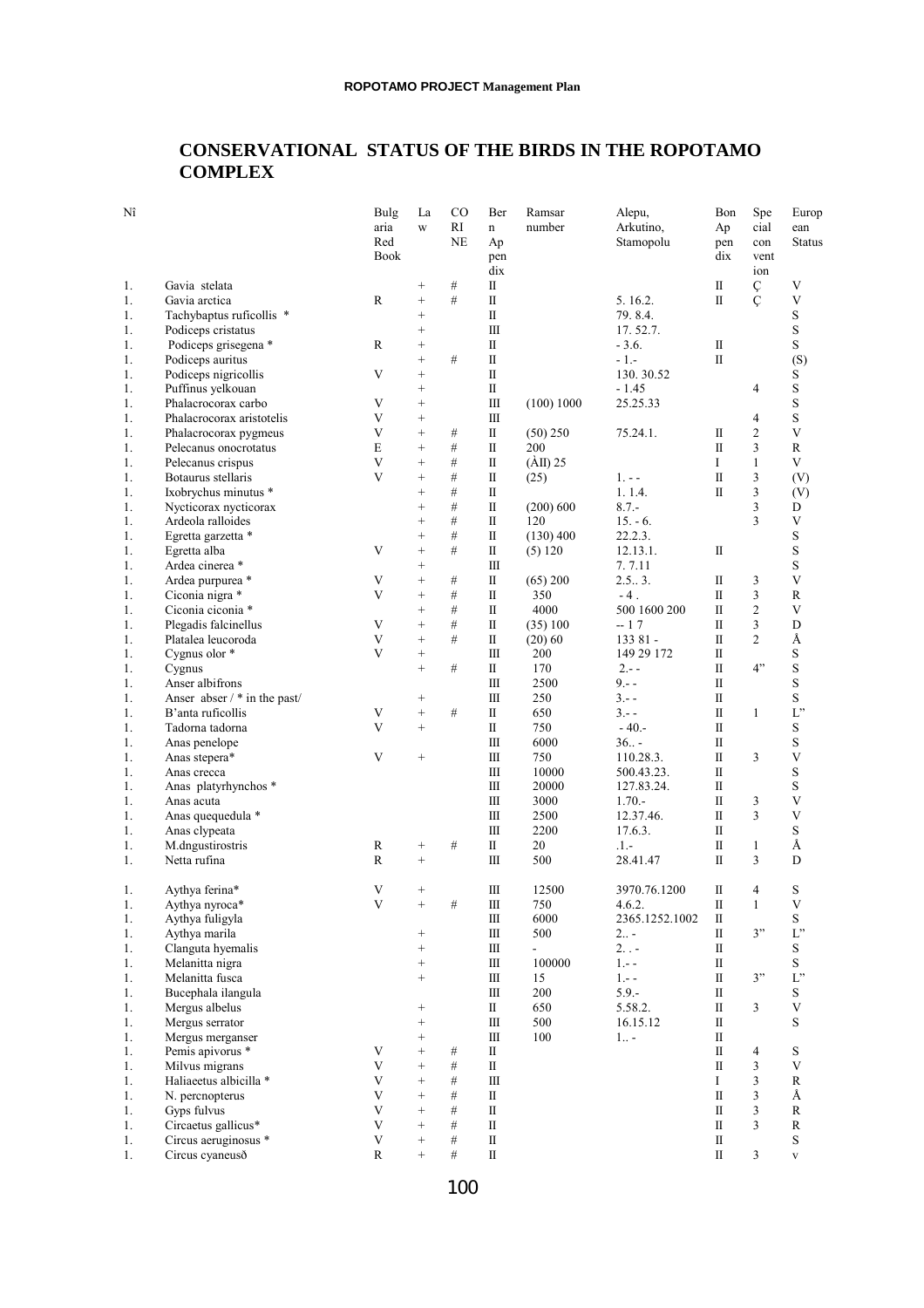## CONSERVATIONAL STATUS OF THE BIRDS IN THE ROPOTAMO COMPLEX

| Nî | | Bulgaria Red Book | Law | CORINE | Bern Appendix | Ramsar number | Alepu, Arkutino, Stamopolu | Bon Appendix | Special convention | European Status |
|---|---|---|---|---|---|---|---|---|---|---|
| 1. | Gavia stelata | | + | # | II | | | II | Ç | V |
| 1. | Gavia arctica | R | + | # | II | | 5. 16.2. | II | Ç | V |
| 1. | Tachybaptus ruficollis * | | + | | II | | 79. 8.4. | | | S |
| 1. | Podiceps cristatus | | + | | III | | 17. 52.7. | | | S |
| 1. | Podiceps grisegena * | R | + | | II | | - 3.6. | II | | S |
| 1. | Podiceps auritus | | + | # | II | | - 1.- | II | | (S) |
| 1. | Podiceps nigricollis | V | + | | II | | 130. 30.52 | | | S |
| 1. | Puffinus yelkouan | | + | | II | | - 1.45 | | 4 | S |
| 1. | Phalacrocorax carbo | V | + | | III | (100) 1000 | 25.25.33 | | | S |
| 1. | Phalacrocorax aristotelis | V | + | | III | | | | 4 | S |
| 1. | Phalacrocorax pygmeus | V | + | # | II | (50) 250 | 75.24.1. | II | 2 | V |
| 1. | Pelecanus onocrotatus | E | + | # | II | 200 | | II | 3 | R |
| 1. | Pelecanus crispus | V | + | # | II | (ÀII) 25 | | I | 1 | V |
| 1. | Botaurus stellaris | V | + | # | II | (25) | 1. - - | II | 3 | (V) |
| 1. | Ixobrychus minutus * | | + | # | II | | 1. 1.4. | II | 3 | (V) |
| 1. | Nycticorax nycticorax | | + | # | II | (200) 600 | 8.7.- | | 3 | D |
| 1. | Ardeola ralloides | | + | # | II | 120 | 15. - 6. | | 3 | V |
| 1. | Egretta garzetta * | | + | # | II | (130) 400 | 22.2.3. | | | S |
| 1. | Egretta alba | V | + | # | II | (5) 120 | 12.13.1. | II | | S |
| 1. | Ardea cinerea * | | + | | III | | 7. 7.11 | | | S |
| 1. | Ardea purpurea * | V | + | # | II | (65) 200 | 2.5.. 3. | II | 3 | V |
| 1. | Ciconia nigra * | V | + | # | II | 350 | - 4 . | II | 3 | R |
| 1. | Ciconia ciconia * | | + | # | II | 4000 | 500 1600 200 | II | 2 | V |
| 1. | Plegadis falcinellus | V | + | # | II | (35) 100 | -- 1 7 | II | 3 | D |
| 1. | Platalea leucoroda | V | + | # | II | (20) 60 | 133 81 - | II | 2 | Å |
| 1. | Cygnus olor * | V | + | | III | 200 | 149 29 172 | II | | S |
| 1. | Cygnus | | + | # | II | 170 | 2.- - | II | 4" | S |
| 1. | Anser albifrons | | | | III | 2500 | 9.- - | II | | S |
| 1. | Anser abser / * in the past/ | | + | | III | 250 | 3.- - | II | | S |
| 1. | B'anta ruficollis | V | + | # | II | 650 | 3.- - | II | 1 | L" |
| 1. | Tadorna tadorna | V | + | | II | 750 | - 40.- | II | | S |
| 1. | Anas penelope | | | | III | 6000 | 36.. - | II | | S |
| 1. | Anas stepera* | V | + | | III | 750 | 110.28.3. | II | 3 | V |
| 1. | Anas crecca | | | | III | 10000 | 500.43.23. | II | | S |
| 1. | Anas platyrhynchos * | | | | III | 20000 | 127.83.24. | II | | S |
| 1. | Anas acuta | | | | III | 3000 | 1.70.- | II | 3 | V |
| 1. | Anas quequedula * | | | | III | 2500 | 12.37.46. | II | 3 | V |
| 1. | Anas clypeata | | | | III | 2200 | 17.6.3. | II | | S |
| 1. | M.dngustirostris | R | + | # | II | 20 | .1.- | II | 1 | Å |
| 1. | Netta rufina | R | + | | III | 500 | 28.41.47 | II | 3 | D |
| 1. | Aythya ferina* | V | + | | III | 12500 | 3970.76.1200 | II | 4 | S |
| 1. | Aythya nyroca* | V | + | # | III | 750 | 4.6.2. | II | 1 | V |
| 1. | Aythya fuligyla | | | | III | 6000 | 2365.1252.1002 | II | | S |
| 1. | Aythya marila | | + | | III | 500 | 2.. - | II | 3" | L" |
| 1. | Clanguta hyemalis | | + | | III | - | 2. . - | II | | S |
| 1. | Melanitta nigra | | + | | III | 100000 | 1.- - | II | | S |
| 1. | Melanitta fusca | | + | | III | 15 | 1.- - | II | 3" | L" |
| 1. | Bucephala ilangula | | | | III | 200 | 5.9.- | II | | S |
| 1. | Mergus albelus | | + | | II | 650 | 5.58.2. | II | 3 | V |
| 1. | Mergus serrator | | + | | III | 500 | 16.15.12 | II | | S |
| 1. | Mergus merganser | | + | | III | 100 | 1.. - | II | | |
| 1. | Pemis apivorus * | V | + | # | II | | | II | 4 | S |
| 1. | Milvus migrans | V | + | # | II | | | II | 3 | V |
| 1. | Haliaeetus albicilla * | V | + | # | III | | | I | 3 | R |
| 1. | N. percnopterus | V | + | # | II | | | II | 3 | Å |
| 1. | Gyps fulvus | V | + | # | II | | | II | 3 | R |
| 1. | Circaetus gallicus* | V | + | # | II | | | II | 3 | R |
| 1. | Circus aeruginosus * | V | + | # | II | | | II | | S |
| 1. | Circus cyaneusð | R | + | # | II | | | II | 3 | v |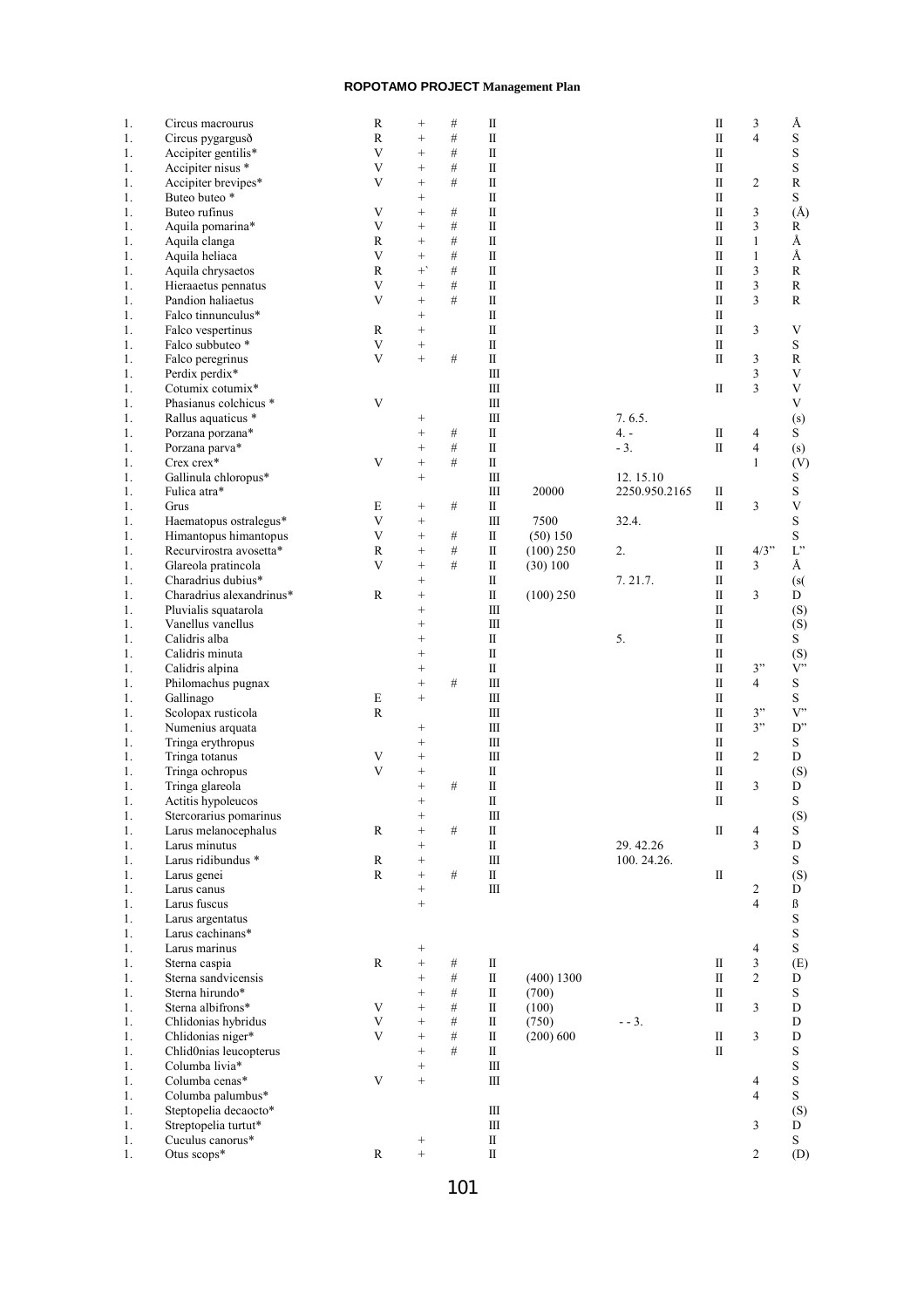| | | | | | | | | | | |
|---|---|---|---|---|---|---|---|---|---|---|
| 1. | Circus macrourus | R | + | # | II | | | II | 3 | Å |
| 1. | Circus pygargusð | R | + | # | II | | | II | 4 | S |
| 1. | Accipiter gentilis* | V | + | # | II | | | II | | S |
| 1. | Accipiter nisus * | V | + | # | II | | | II | | S |
| 1. | Accipiter brevipes* | V | + | # | II | | | II | 2 | R |
| 1. | Buteo buteo * | | + | | II | | | II | | S |
| 1. | Buteo rufinus | V | + | # | II | | | II | 3 | (Å) |
| 1. | Aquila pomarina* | V | + | # | II | | | II | 3 | R |
| 1. | Aquila clanga | R | + | # | II | | | II | 1 | Å |
| 1. | Aquila heliaca | V | + | # | II | | | II | 1 | Å |
| 1. | Aquila chrysaetos | R | +` | # | II | | | II | 3 | R |
| 1. | Hieraaetus pennatus | V | + | # | II | | | II | 3 | R |
| 1. | Pandion haliaetus | V | + | # | II | | | II | 3 | R |
| 1. | Falco tinnunculus* | | + | | II | | | II | | |
| 1. | Falco vespertinus | R | + | | II | | | II | 3 | V |
| 1. | Falco subbuteo * | V | + | | II | | | II | | S |
| 1. | Falco peregrinus | V | + | # | II | | | II | 3 | R |
| 1. | Perdix perdix* | | | | III | | | | 3 | V |
| 1. | Cotumix cotumix* | | | | III | | | II | 3 | V |
| 1. | Phasianus colchicus * | V | | | III | | | | | V |
| 1. | Rallus aquaticus * | | + | | III | | 7. 6.5. | | | (s) |
| 1. | Porzana porzana* | | + | # | II | | 4. - | II | 4 | S |
| 1. | Porzana parva* | | + | # | II | | - 3. | II | 4 | (s) |
| 1. | Crex crex* | V | + | # | II | | | | 1 | (V) |
| 1. | Gallinula chloropus* | | + | | III | | 12. 15.10 | | | S |
| 1. | Fulica atra* | | | | III | 20000 | 2250.950.2165 | II | | S |
| 1. | Grus | E | + | # | II | | | II | 3 | V |
| 1. | Haematopus ostralegus* | V | + | | III | 7500 | 32.4. | | | S |
| 1. | Himantopus himantopus | V | + | # | II | (50) 150 | | | | S |
| 1. | Recurvirostra avosetta* | R | + | # | II | (100) 250 | 2. | II | 4/3” | L” |
| 1. | Glareola pratincola | V | + | # | II | (30) 100 | | II | 3 | Å |
| 1. | Charadrius dubius* | | + | | II | | 7. 21.7. | II | | (s( |
| 1. | Charadrius alexandrinus* | R | + | | II | (100) 250 | | II | 3 | D |
| 1. | Pluvialis squatarola | | + | | III | | | II | | (S) |
| 1. | Vanellus vanellus | | + | | III | | | II | | (S) |
| 1. | Calidris alba | | + | | II | | 5. | II | | S |
| 1. | Calidris minuta | | + | | II | | | II | | (S) |
| 1. | Calidris alpina | | + | | II | | | II | 3” | V” |
| 1. | Philomachus pugnax | | + | # | III | | | II | 4 | S |
| 1. | Gallinago | E | + | | III | | | II | | S |
| 1. | Scolopax rusticola | R | | | III | | | II | 3” | V” |
| 1. | Numenius arquata | | + | | III | | | II | 3” | D” |
| 1. | Tringa erythropus | | + | | III | | | II | | S |
| 1. | Tringa totanus | V | + | | III | | | II | 2 | D |
| 1. | Tringa ochropus | V | + | | II | | | II | | (S) |
| 1. | Tringa glareola | | + | # | II | | | II | 3 | D |
| 1. | Actitis hypoleucos | | + | | II | | | II | | S |
| 1. | Stercorarius pomarinus | | + | | III | | | | | (S) |
| 1. | Larus melanocephalus | R | + | # | II | | | II | 4 | S |
| 1. | Larus minutus | | + | | II | | 29. 42.26 | | 3 | D |
| 1. | Larus ridibundus * | R | + | | III | | 100. 24.26. | | | S |
| 1. | Larus genei | R | + | # | II | | | II | | (S) |
| 1. | Larus canus | | + | | III | | | | 2 | D |
| 1. | Larus fuscus | | + | | | | | | 4 | ß |
| 1. | Larus argentatus | | | | | | | | | S |
| 1. | Larus cachinans* | | | | | | | | | S |
| 1. | Larus marinus | | + | | | | | | 4 | S |
| 1. | Sterna caspia | R | + | # | II | | | II | 3 | (E) |
| 1. | Sterna sandvicensis | | + | # | II | (400) 1300 | | II | 2 | D |
| 1. | Sterna hirundo* | | + | # | II | (700) | | II | | S |
| 1. | Sterna albifrons* | V | + | # | II | (100) | | II | 3 | D |
| 1. | Chlidonias hybridus | V | + | # | II | (750) | - - 3. | | | D |
| 1. | Chlidonias niger* | V | + | # | II | (200) 600 | | II | 3 | D |
| 1. | Chlid0nias leucopterus | | + | # | II | | | II | | S |
| 1. | Columba livia* | | + | | III | | | | | S |
| 1. | Columba cenas* | V | + | | III | | | | 4 | S |
| 1. | Columba palumbus* | | | | | | | | 4 | S |
| 1. | Steptopelia decaocto* | | | | III | | | | | (S) |
| 1. | Streptopelia turtut* | | | | III | | | | 3 | D |
| 1. | Cuculus canorus* | | + | | II | | | | | S |
| 1. | Otus scops* | R | + | | II | | | | 2 | (D) |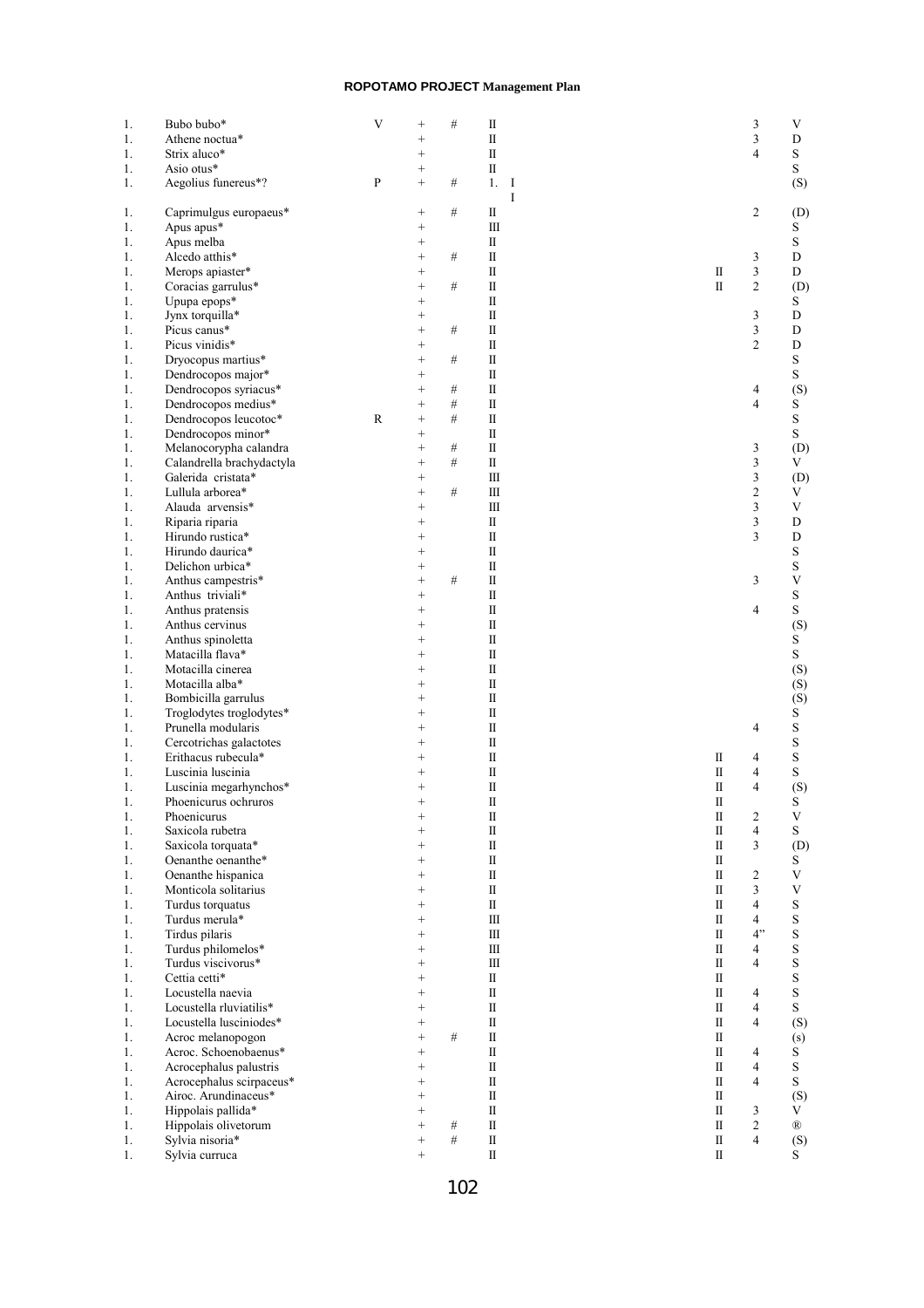| | | | | | | | | | |
|---|---|---|---|---|---|---|---|---|---|
| 1. | Bubo bubo* | V | + | # | II | | | 3 | V |
| 1. | Athene noctua* | | + | | II | | | 3 | D |
| 1. | Strix aluco* | | + | | II | | | 4 | S |
| 1. | Asio otus* | | + | | II | | | | S |
| 1. | Aegolius funereus*? | P | + | # | 1. I I | | | | (S) |
| 1. | Caprimulgus europaeus* | | + | # | II | | | 2 | (D) |
| 1. | Apus apus* | | + | | III | | | | S |
| 1. | Apus melba | | + | | II | | | | S |
| 1. | Alcedo atthis* | | + | # | II | | | 3 | D |
| 1. | Merops apiaster* | | + | | II | | II | 3 | D |
| 1. | Coracias garrulus* | | + | # | II | | II | 2 | (D) |
| 1. | Upupa epops* | | + | | II | | | | S |
| 1. | Jynx torquilla* | | + | | II | | | 3 | D |
| 1. | Picus canus* | | + | # | II | | | 3 | D |
| 1. | Picus vinidis* | | + | | II | | | 2 | D |
| 1. | Dryocopus martius* | | + | # | II | | | | S |
| 1. | Dendrocopos major* | | + | | II | | | | S |
| 1. | Dendrocopos syriacus* | | + | # | II | | | 4 | (S) |
| 1. | Dendrocopos medius* | | + | # | II | | | 4 | S |
| 1. | Dendrocopos leucotoc* | R | + | # | II | | | | S |
| 1. | Dendrocopos minor* | | + | | II | | | | S |
| 1. | Melanocorypha calandra | | + | # | II | | | 3 | (D) |
| 1. | Calandrella brachydactyla | | + | # | II | | | 3 | V |
| 1. | Galerida cristata* | | + | | III | | | 3 | (D) |
| 1. | Lullula arborea* | | + | # | III | | | 2 | V |
| 1. | Alauda arvensis* | | + | | III | | | 3 | V |
| 1. | Riparia riparia | | + | | II | | | 3 | D |
| 1. | Hirundo rustica* | | + | | II | | | 3 | D |
| 1. | Hirundo daurica* | | + | | II | | | | S |
| 1. | Delichon urbica* | | + | | II | | | | S |
| 1. | Anthus campestris* | | + | # | II | | | 3 | V |
| 1. | Anthus triviali* | | + | | II | | | | S |
| 1. | Anthus pratensis | | + | | II | | | 4 | S |
| 1. | Anthus cervinus | | + | | II | | | | (S) |
| 1. | Anthus spinoletta | | + | | II | | | | S |
| 1. | Matacilla flava* | | + | | II | | | | S |
| 1. | Motacilla cinerea | | + | | II | | | | (S) |
| 1. | Motacilla alba* | | + | | II | | | | (S) |
| 1. | Bombicilla garrulus | | + | | II | | | | (S) |
| 1. | Troglodytes troglodytes* | | + | | II | | | | S |
| 1. | Prunella modularis | | + | | II | | | 4 | S |
| 1. | Cercotrichas galactotes | | + | | II | | | | S |
| 1. | Erithacus rubecula* | | + | | II | | II | 4 | S |
| 1. | Luscinia luscinia | | + | | II | | II | 4 | S |
| 1. | Luscinia megarhynchos* | | + | | II | | II | 4 | (S) |
| 1. | Phoenicurus ochruros | | + | | II | | II | | S |
| 1. | Phoenicurus | | + | | II | | II | 2 | V |
| 1. | Saxicola rubetra | | + | | II | | II | 4 | S |
| 1. | Saxicola torquata* | | + | | II | | II | 3 | (D) |
| 1. | Oenanthe oenanthe* | | + | | II | | II | | S |
| 1. | Oenanthe hispanica | | + | | II | | II | 2 | V |
| 1. | Monticola solitarius | | + | | II | | II | 3 | V |
| 1. | Turdus torquatus | | + | | II | | II | 4 | S |
| 1. | Turdus merula* | | + | | III | | II | 4 | S |
| 1. | Tirdus pilaris | | + | | III | | II | 4" | S |
| 1. | Turdus philomelos* | | + | | III | | II | 4 | S |
| 1. | Turdus viscivorus* | | + | | III | | II | 4 | S |
| 1. | Cettia cetti* | | + | | II | | II | | S |
| 1. | Locustella naevia | | + | | II | | II | 4 | S |
| 1. | Locustella rluviatilis* | | + | | II | | II | 4 | S |
| 1. | Locustella lusciniodes* | | + | | II | | II | 4 | (S) |
| 1. | Acroc melanopogon | | + | # | II | | II | | (s) |
| 1. | Acroc. Schoenobaenus* | | + | | II | | II | 4 | S |
| 1. | Acrocephalus palustris | | + | | II | | II | 4 | S |
| 1. | Acrocephalus scirpaceus* | | + | | II | | II | 4 | S |
| 1. | Airoc. Arundinaceus* | | + | | II | | II | | (S) |
| 1. | Hippolais pallida* | | + | | II | | II | 3 | V |
| 1. | Hippolais olivetorum | | + | # | II | | II | 2 | ® |
| 1. | Sylvia nisoria* | | + | # | II | | II | 4 | (S) |
| 1. | Sylvia curruca | | + | | II | | II | | S |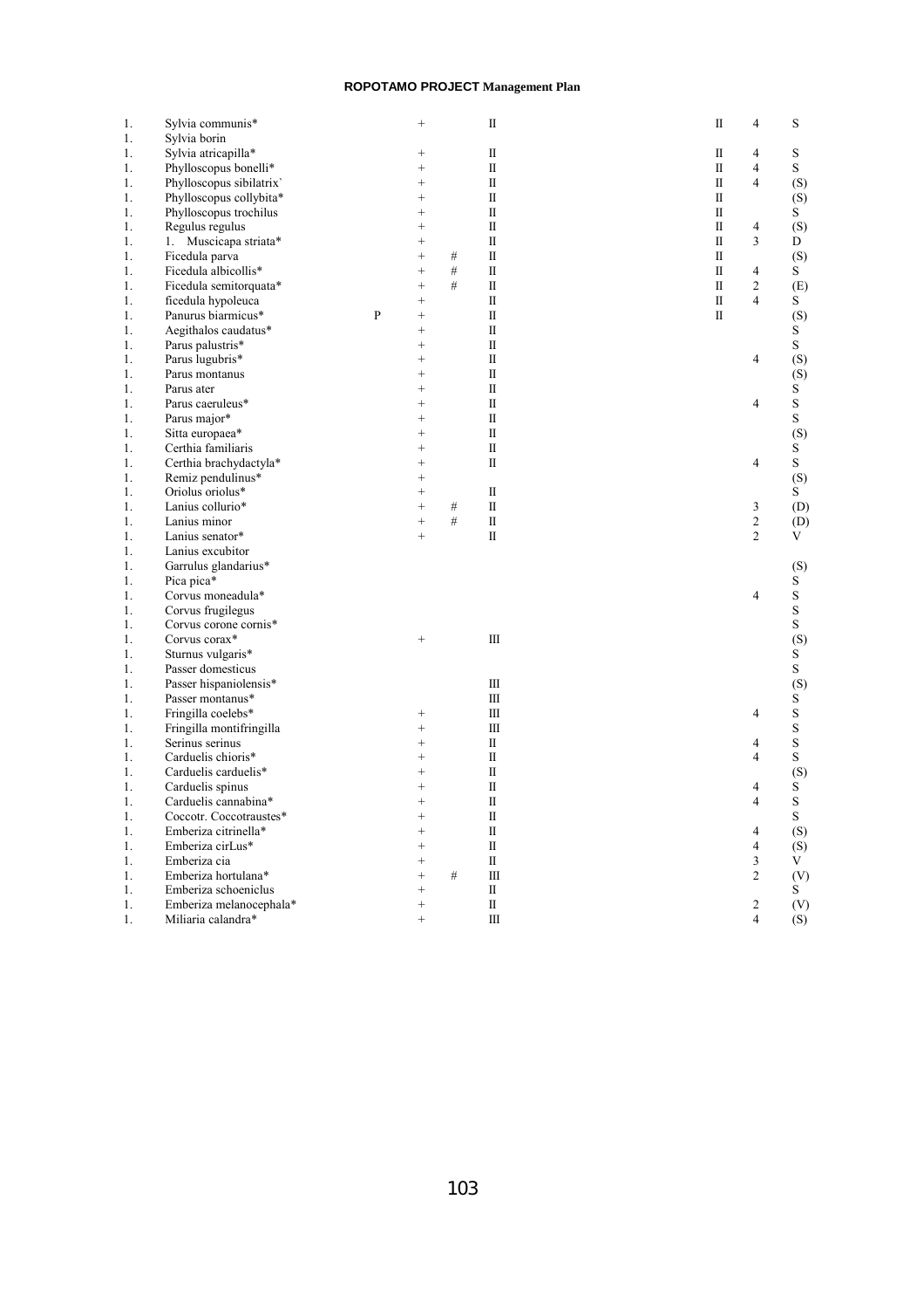| | | | | | | | | |
|---|---|---|---|---|---|---|---|---|
| 1. | Sylvia communis* | | + | | II | II | 4 | S |
| 1. | Sylvia borin | | | | | | | |
| 1. | Sylvia atricapilla* | | + | | II | II | 4 | S |
| 1. | Phylloscopus bonelli* | | + | | II | II | 4 | S |
| 1. | Phylloscopus sibilatrix` | | + | | II | II | 4 | (S) |
| 1. | Phylloscopus collybita* | | + | | II | II | | (S) |
| 1. | Phylloscopus trochilus | | + | | II | II | | S |
| 1. | Regulus regulus | | + | | II | II | 4 | (S) |
| 1. | 1. Muscicapa striata* | | + | | II | II | 3 | D |
| 1. | Ficedula parva | | + | # | II | II | | (S) |
| 1. | Ficedula albicollis* | | + | # | II | II | 4 | S |
| 1. | Ficedula semitorquata* | | + | # | II | II | 2 | (E) |
| 1. | ficedula hypoleuca | | + | | II | II | 4 | S |
| 1. | Panurus biarmicus* | P | + | | II | II | | (S) |
| 1. | Aegithalos caudatus* | | + | | II | | | S |
| 1. | Parus palustris* | | + | | II | | | S |
| 1. | Parus lugubris* | | + | | II | | 4 | (S) |
| 1. | Parus montanus | | + | | II | | | (S) |
| 1. | Parus ater | | + | | II | | | S |
| 1. | Parus caeruleus* | | + | | II | | 4 | S |
| 1. | Parus major* | | + | | II | | | S |
| 1. | Sitta europaea* | | + | | II | | | (S) |
| 1. | Certhia familiaris | | + | | II | | | S |
| 1. | Certhia brachydactyla* | | + | | II | | 4 | S |
| 1. | Remiz pendulinus* | | + | | | | | (S) |
| 1. | Oriolus oriolus* | | + | | II | | | S |
| 1. | Lanius collurio* | | + | # | II | | 3 | (D) |
| 1. | Lanius minor | | + | # | II | | 2 | (D) |
| 1. | Lanius senator* | | + | | II | | 2 | V |
| 1. | Lanius excubitor | | | | | | | |
| 1. | Garrulus glandarius* | | | | | | | (S) |
| 1. | Pica pica* | | | | | | | S |
| 1. | Corvus moneadula* | | | | | | 4 | S |
| 1. | Corvus frugilegus | | | | | | | S |
| 1. | Corvus corone cornis* | | | | | | | S |
| 1. | Corvus corax* | | + | | III | | | (S) |
| 1. | Sturnus vulgaris* | | | | | | | S |
| 1. | Passer domesticus | | | | | | | S |
| 1. | Passer hispaniolensis* | | | | III | | | (S) |
| 1. | Passer montanus* | | | | III | | | S |
| 1. | Fringilla coelebs* | | + | | III | | 4 | S |
| 1. | Fringilla montifringilla | | + | | III | | | S |
| 1. | Serinus serinus | | + | | II | | 4 | S |
| 1. | Carduelis chioris* | | + | | II | | 4 | S |
| 1. | Carduelis carduelis* | | + | | II | | | (S) |
| 1. | Carduelis spinus | | + | | II | | 4 | S |
| 1. | Carduelis cannabina* | | + | | II | | 4 | S |
| 1. | Coccotr. Coccotraustes* | | + | | II | | | S |
| 1. | Emberiza citrinella* | | + | | II | | 4 | (S) |
| 1. | Emberiza cirLus* | | + | | II | | 4 | (S) |
| 1. | Emberiza cia | | + | | II | | 3 | V |
| 1. | Emberiza hortulana* | | + | # | III | | 2 | (V) |
| 1. | Emberiza schoeniclus | | + | | II | | | S |
| 1. | Emberiza melanocephala* | | + | | II | | 2 | (V) |
| 1. | Miliaria calandra* | | + | | III | | 4 | (S) |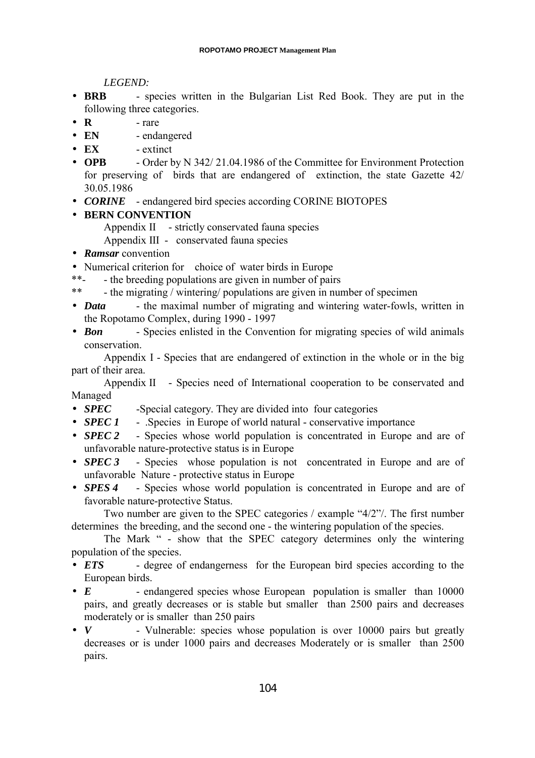*LEGEND:*

- **BRB** - species written in the Bulgarian List Red Book. They are put in the following three categories.
- **R** - rare
- **EN** - endangered
- **EX** - extinct
- **OPB** - Order by N 342/ 21.04.1986 of the Committee for Environment Protection for preserving of birds that are endangered of extinction, the state Gazette 42/ 30.05.1986
- ***CORINE*** - endangered bird species according CORINE BIOTOPES
- **BERN CONVENTION**

  Appendix II - strictly conservated fauna species

  Appendix III - conservated fauna species
- ***Ramsar*** convention
- Numerical criterion for choice of water birds in Europe

**- - the breeding populations are given in number of pairs

** - the migrating / wintering/ populations are given in number of specimen

- ***Data*** - the maximal number of migrating and wintering water-fowls, written in the Ropotamo Complex, during 1990 - 1997
- ***Bon*** - Species enlisted in the Convention for migrating species of wild animals conservation.

Appendix I - Species that are endangered of extinction in the whole or in the big part of their area.

Appendix II - Species need of International cooperation to be conservated and Managed

- ***SPEC*** -Special category. They are divided into four categories
- ***SPEC 1*** - .Species in Europe of world natural - conservative importance
- ***SPEC 2*** - Species whose world population is concentrated in Europe and are of unfavorable nature-protective status is in Europe
- ***SPEC 3*** - Species whose population is not concentrated in Europe and are of unfavorable Nature - protective status in Europe
- ***SPES 4*** - Species whose world population is concentrated in Europe and are of favorable nature-protective Status.

Two number are given to the SPEC categories / example "4/2"/. The first number determines the breeding, and the second one - the wintering population of the species.

The Mark " - show that the SPEC category determines only the wintering population of the species.

- ***ETS*** - degree of endangerness for the European bird species according to the European birds.
- ***E*** - endangered species whose European population is smaller than 10000 pairs, and greatly decreases or is stable but smaller than 2500 pairs and decreases moderately or is smaller than 250 pairs
- ***V*** - Vulnerable: species whose population is over 10000 pairs but greatly decreases or is under 1000 pairs and decreases Moderately or is smaller than 2500 pairs.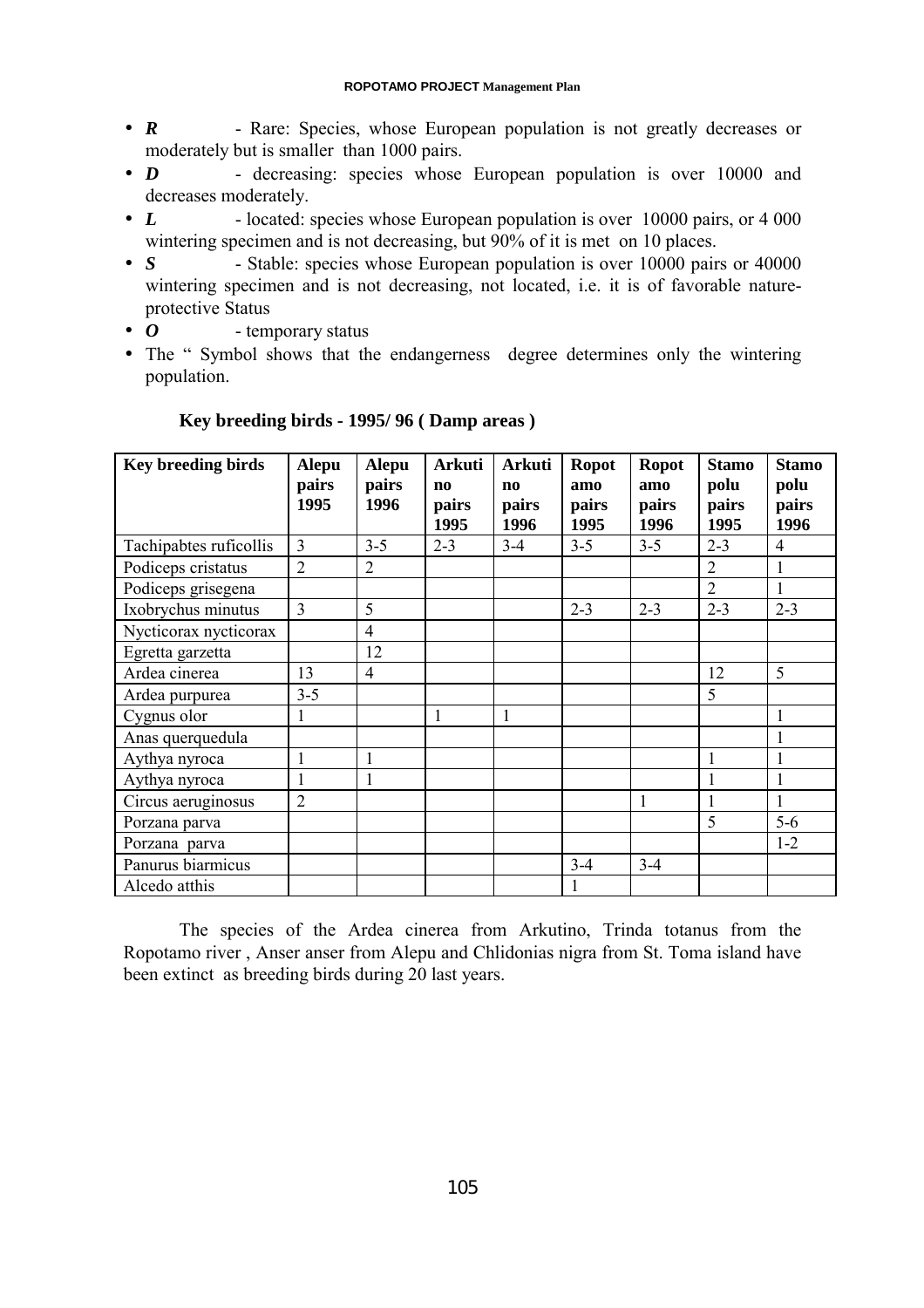- ***R*** - Rare: Species, whose European population is not greatly decreases or moderately but is smaller than 1000 pairs.
- ***D*** - decreasing: species whose European population is over 10000 and decreases moderately.
- ***L*** - located: species whose European population is over 10000 pairs, or 4 000 wintering specimen and is not decreasing, but 90% of it is met on 10 places.
- ***S*** - Stable: species whose European population is over 10000 pairs or 40000 wintering specimen and is not decreasing, not located, i.e. it is of favorable nature-protective Status
- ***O*** - temporary status
- The " Symbol shows that the endangerness degree determines only the wintering population.

**Key breeding birds - 1995/ 96 ( Damp areas )**

| Key breeding birds | Alepu pairs 1995 | Alepu pairs 1996 | Arkutino pairs 1995 | Arkutino pairs 1996 | Ropotamo pairs 1995 | Ropotamo pairs 1996 | Stamopolu pairs 1995 | Stamopolu pairs 1996 |
|---|---|---|---|---|---|---|---|---|
| Tachipabtes ruficollis | 3 | 3-5 | 2-3 | 3-4 | 3-5 | 3-5 | 2-3 | 4 |
| Podiceps cristatus | 2 | 2 | | | | | 2 | 1 |
| Podiceps grisegena | | | | | | | 2 | 1 |
| Ixobrychus minutus | 3 | 5 | | | 2-3 | 2-3 | 2-3 | 2-3 |
| Nycticorax nycticorax | | 4 | | | | | | |
| Egretta garzetta | | 12 | | | | | | |
| Ardea cinerea | 13 | 4 | | | | | 12 | 5 |
| Ardea purpurea | 3-5 | | | | | | 5 | |
| Cygnus olor | 1 | | 1 | 1 | | | | 1 |
| Anas querquedula | | | | | | | | 1 |
| Aythya nyroca | 1 | 1 | | | | | 1 | 1 |
| Aythya nyroca | 1 | 1 | | | | | 1 | 1 |
| Circus aeruginosus | 2 | | | | | 1 | 1 | 1 |
| Porzana parva | | | | | | | 5 | 5-6 |
| Porzana parva | | | | | | | | 1-2 |
| Panurus biarmicus | | | | | 3-4 | 3-4 | | |
| Alcedo atthis | | | | | 1 | | | |

The species of the Ardea cinerea from Arkutino, Trinda totanus from the Ropotamo river , Anser anser from Alepu and Chlidonias nigra from St. Toma island have been extinct as breeding birds during 20 last years.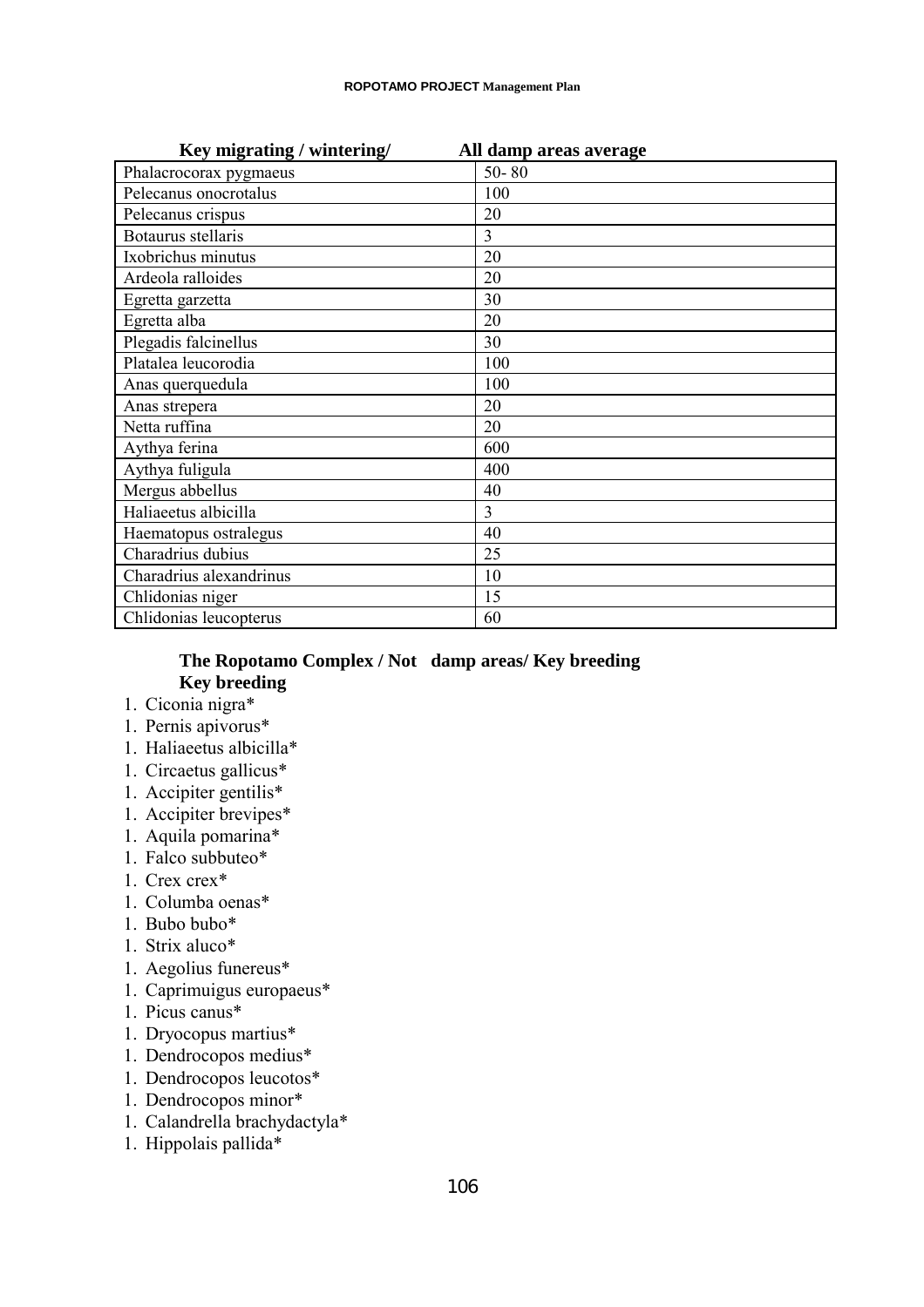| Key migrating / wintering/ | All damp areas average |
|---|---|
| Phalacrocorax pygmaeus | 50- 80 |
| Pelecanus onocrotalus | 100 |
| Pelecanus crispus | 20 |
| Botaurus stellaris | 3 |
| Ixobrichus minutus | 20 |
| Ardeola ralloides | 20 |
| Egretta garzetta | 30 |
| Egretta alba | 20 |
| Plegadis falcinellus | 30 |
| Platalea leucorodia | 100 |
| Anas querquedula | 100 |
| Anas strepera | 20 |
| Netta ruffina | 20 |
| Aythya ferina | 600 |
| Aythya fuligula | 400 |
| Mergus abbellus | 40 |
| Haliaeetus albicilla | 3 |
| Haematopus ostralegus | 40 |
| Charadrius dubius | 25 |
| Charadrius alexandrinus | 10 |
| Chlidonias niger | 15 |
| Chlidonias leucopterus | 60 |

**The Ropotamo Complex / Not damp areas/ Key breeding**
**Key breeding**

1. Ciconia nigra*
1. Pernis apivorus*
1. Haliaeetus albicilla*
1. Circaetus gallicus*
1. Accipiter gentilis*
1. Accipiter brevipes*
1. Aquila pomarina*
1. Falco subbuteo*
1. Crex crex*
1. Columba oenas*
1. Bubo bubo*
1. Strix aluco*
1. Aegolius funereus*
1. Caprimuigus europaeus*
1. Picus canus*
1. Dryocopus martius*
1. Dendrocopos medius*
1. Dendrocopos leucotos*
1. Dendrocopos minor*
1. Calandrella brachydactyla*
1. Hippolais pallida*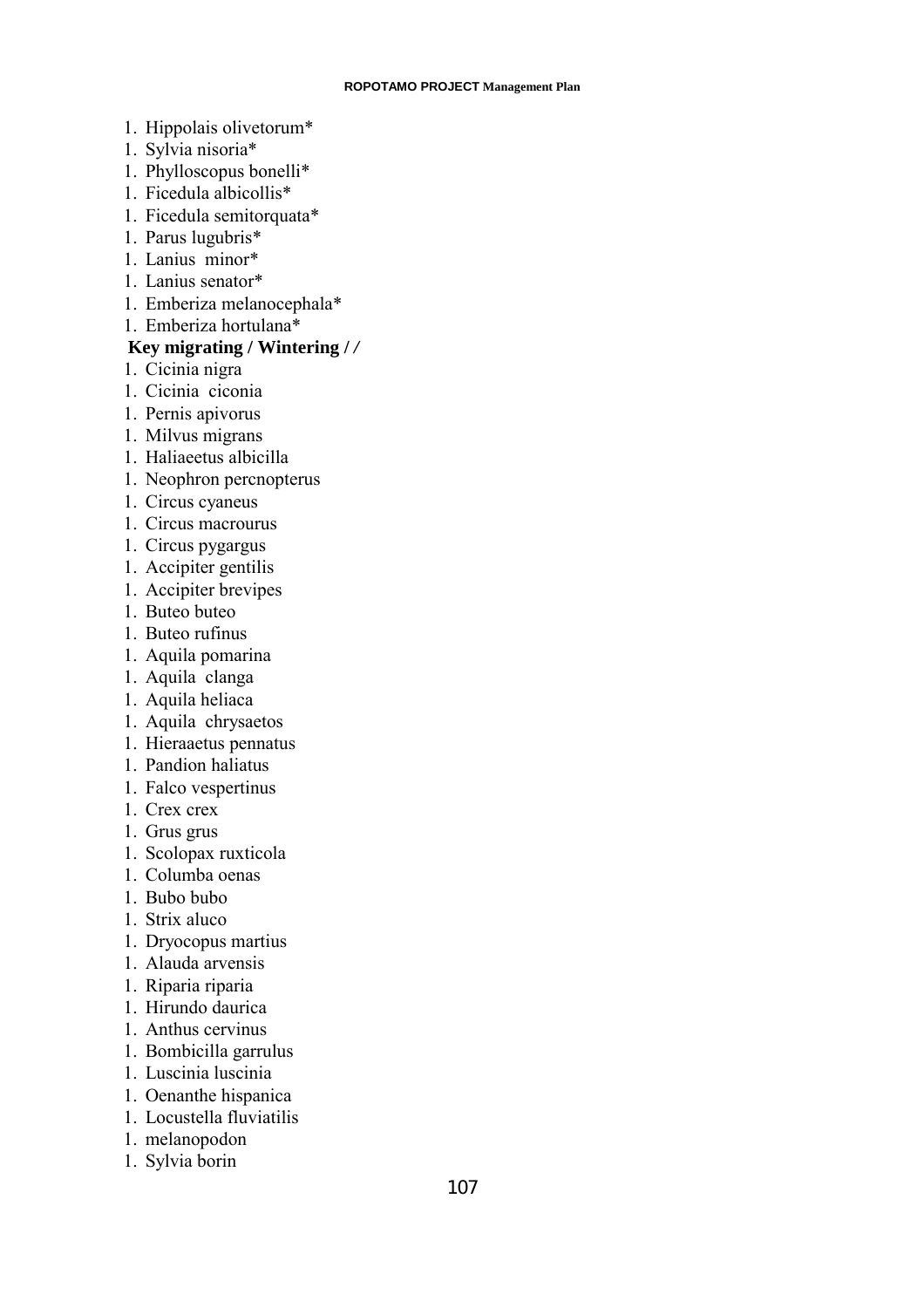1. Hippolais olivetorum*
1. Sylvia nisoria*
1. Phylloscopus bonelli*
1. Ficedula albicollis*
1. Ficedula semitorquata*
1. Parus lugubris*
1. Lanius  minor*
1. Lanius senator*
1. Emberiza melanocephala*
1. Emberiza hortulana*

**Key migrating / Wintering / /**

1. Cicinia nigra
1. Cicinia  ciconia
1. Pernis apivorus
1. Milvus migrans
1. Haliaeetus albicilla
1. Neophron percnopterus
1. Circus cyaneus
1. Circus macrourus
1. Circus pygargus
1. Accipiter gentilis
1. Accipiter brevipes
1. Buteo buteo
1. Buteo rufinus
1. Aquila pomarina
1. Aquila  clanga
1. Aquila heliaca
1. Aquila  chrysaetos
1. Hieraaetus pennatus
1. Pandion haliatus
1. Falco vespertinus
1. Crex crex
1. Grus grus
1. Scolopax ruxticola
1. Columba oenas
1. Bubo bubo
1. Strix aluco
1. Dryocopus martius
1. Alauda arvensis
1. Riparia riparia
1. Hirundo daurica
1. Anthus cervinus
1. Bombicilla garrulus
1. Luscinia luscinia
1. Oenanthe hispanica
1. Locustella fluviatilis
1. melanopodon
1. Sylvia borin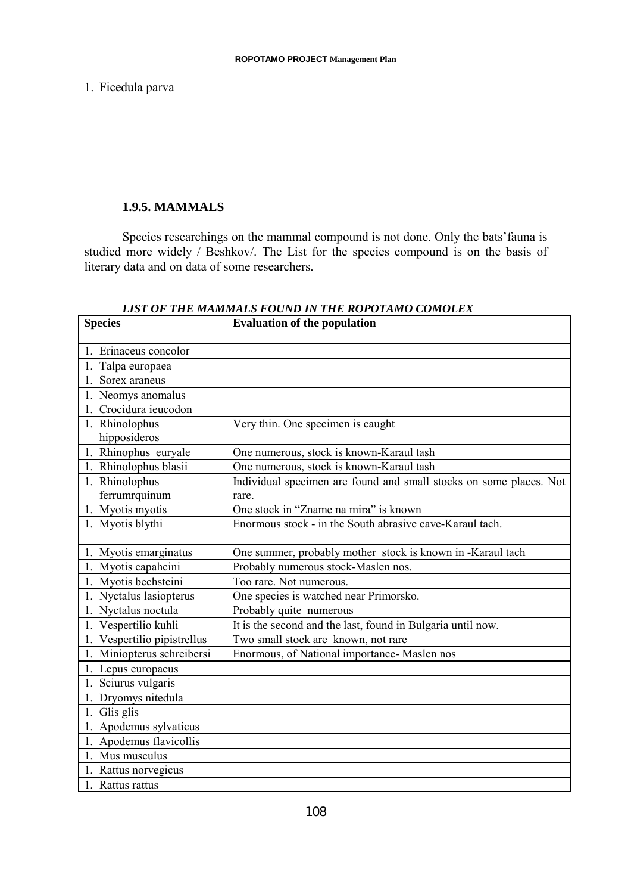1. Ficedula parva

### 1.9.5. MAMMALS

Species researchings on the mammal compound is not done. Only the bats'fauna is studied more widely / Beshkov/. The List for the species compound is on the basis of literary data and on data of some researchers.

***LIST OF THE MAMMALS FOUND IN THE ROPOTAMO COMOLEX***

| Species | Evaluation of the population |
|---|---|
| 1. Erinaceus concolor | |
| 1. Talpa europaea | |
| 1. Sorex araneus | |
| 1. Neomys anomalus | |
| 1. Crocidura ieucodon | |
| 1. Rhinolophus hipposideros | Very thin. One specimen is caught |
| 1. Rhinophus euryale | One numerous, stock is known-Karaul tash |
| 1. Rhinolophus blasii | One numerous, stock is known-Karaul tash |
| 1. Rhinolophus ferrumrquinum | Individual specimen are found and small stocks on some places. Not rare. |
| 1. Myotis myotis | One stock in "Zname na mira" is known |
| 1. Myotis blythi | Enormous stock - in the South abrasive cave-Karaul tach. |
| 1. Myotis emarginatus | One summer, probably mother stock is known in -Karaul tach |
| 1. Myotis capahcini | Probably numerous stock-Maslen nos. |
| 1. Myotis bechsteini | Too rare. Not numerous. |
| 1. Nyctalus lasiopterus | One species is watched near Primorsko. |
| 1. Nyctalus noctula | Probably quite numerous |
| 1. Vespertilio kuhli | It is the second and the last, found in Bulgaria until now. |
| 1. Vespertilio pipistrellus | Two small stock are known, not rare |
| 1. Miniopterus schreibersi | Enormous, of National importance- Maslen nos |
| 1. Lepus europaeus | |
| 1. Sciurus vulgaris | |
| 1. Dryomys nitedula | |
| 1. Glis glis | |
| 1. Apodemus sylvaticus | |
| 1. Apodemus flavicollis | |
| 1. Mus musculus | |
| 1. Rattus norvegicus | |
| 1. Rattus rattus | |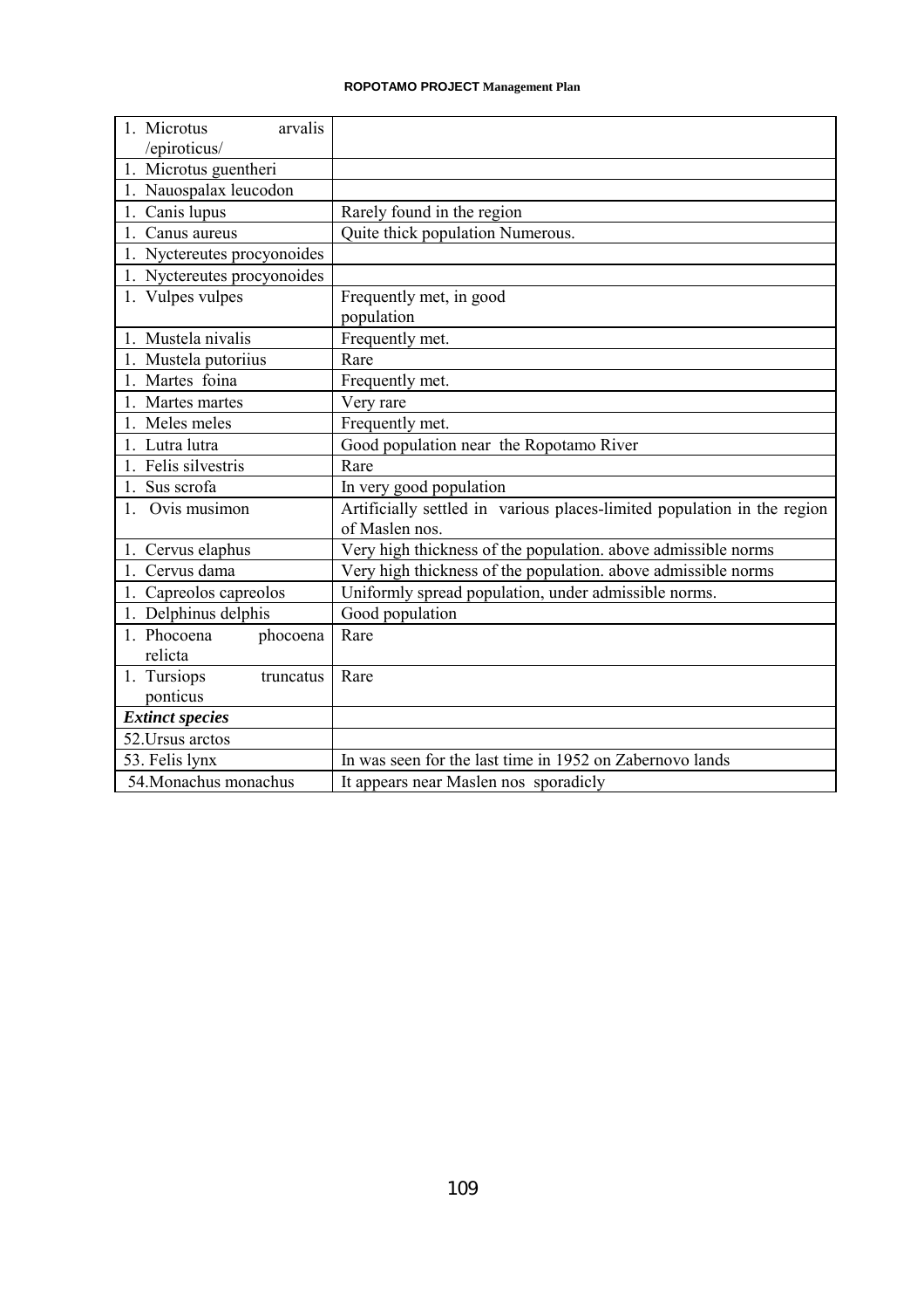| | |
|---|---|
| 1. Microtus arvalis /epiroticus/ | |
| 1. Microtus guentheri | |
| 1. Nauospalax leucodon | |
| 1. Canis lupus | Rarely found in the region |
| 1. Canus aureus | Quite thick population Numerous. |
| 1. Nyctereutes procyonoides | |
| 1. Nyctereutes procyonoides | |
| 1. Vulpes vulpes | Frequently met, in good population |
| 1. Mustela nivalis | Frequently met. |
| 1. Mustela putoriius | Rare |
| 1. Martes foina | Frequently met. |
| 1. Martes martes | Very rare |
| 1. Meles meles | Frequently met. |
| 1. Lutra lutra | Good population near the Ropotamo River |
| 1. Felis silvestris | Rare |
| 1. Sus scrofa | In very good population |
| 1. Ovis musimon | Artificially settled in various places-limited population in the region of Maslen nos. |
| 1. Cervus elaphus | Very high thickness of the population. above admissible norms |
| 1. Cervus dama | Very high thickness of the population. above admissible norms |
| 1. Capreolos capreolos | Uniformly spread population, under admissible norms. |
| 1. Delphinus delphis | Good population |
| 1. Phocoena phocoena relicta | Rare |
| 1. Tursiops truncatus ponticus | Rare |
| ***Extinct species*** | |
| 52.Ursus arctos | |
| 53. Felis lynx | In was seen for the last time in 1952 on Zabernovo lands |
| 54.Monachus monachus | It appears near Maslen nos sporadicly |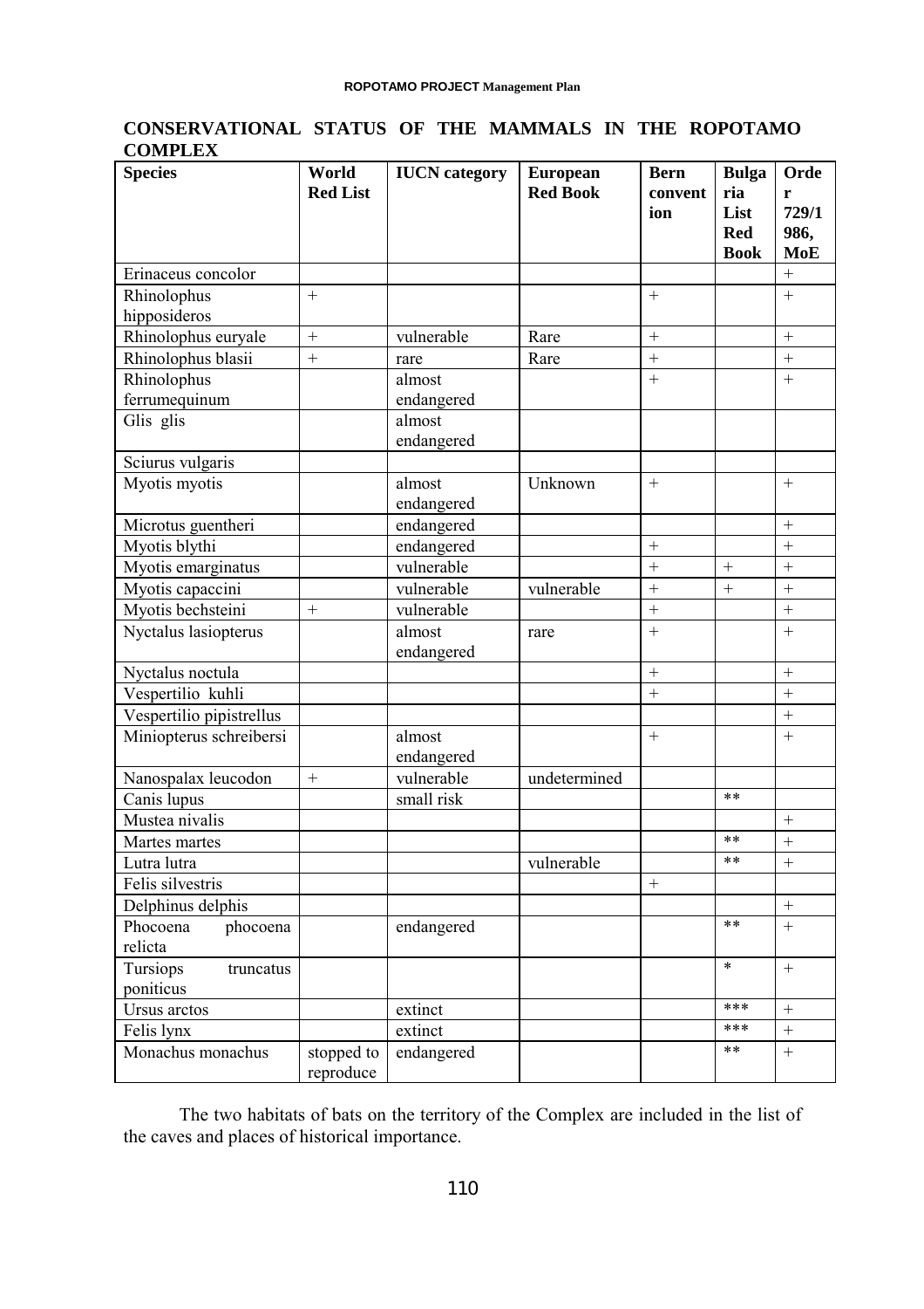## CONSERVATIONAL STATUS OF THE MAMMALS IN THE ROPOTAMO COMPLEX

| Species | World Red List | IUCN category | European Red Book | Bern convention | Bulgaria List Red Book | Order 729/1986, MoE |
|---|---|---|---|---|---|---|
| Erinaceus concolor | | | | | | + |
| Rhinolophus hipposideros | + | | | + | | + |
| Rhinolophus euryale | + | vulnerable | Rare | + | | + |
| Rhinolophus blasii | + | rare | Rare | + | | + |
| Rhinolophus ferrumequinum | | almost endangered | | + | | + |
| Glis glis | | almost endangered | | | | |
| Sciurus vulgaris | | | | | | |
| Myotis myotis | | almost endangered | Unknown | + | | + |
| Microtus guentheri | | endangered | | | | + |
| Myotis blythi | | endangered | | + | | + |
| Myotis emarginatus | | vulnerable | | + | + | + |
| Myotis capaccini | | vulnerable | vulnerable | + | + | + |
| Myotis bechsteini | + | vulnerable | | + | | + |
| Nyctalus lasiopterus | | almost endangered | rare | + | | + |
| Nyctalus noctula | | | | + | | + |
| Vespertilio kuhli | | | | + | | + |
| Vespertilio pipistrellus | | | | | | + |
| Miniopterus schreibersi | | almost endangered | | + | | + |
| Nanospalax leucodon | + | vulnerable | undetermined | | | |
| Canis lupus | | small risk | | | ** | |
| Mustea nivalis | | | | | | + |
| Martes martes | | | | | ** | + |
| Lutra lutra | | | vulnerable | | ** | + |
| Felis silvestris | | | | + | | |
| Delphinus delphis | | | | | | + |
| Phocoena phocoena relicta | | endangered | | | ** | + |
| Tursiops truncatus poniticus | | | | | * | + |
| Ursus arctos | | extinct | | | *** | + |
| Felis lynx | | extinct | | | *** | + |
| Monachus monachus | stopped to reproduce | endangered | | | ** | + |

The two habitats of bats on the territory of the Complex are included in the list of the caves and places of historical importance.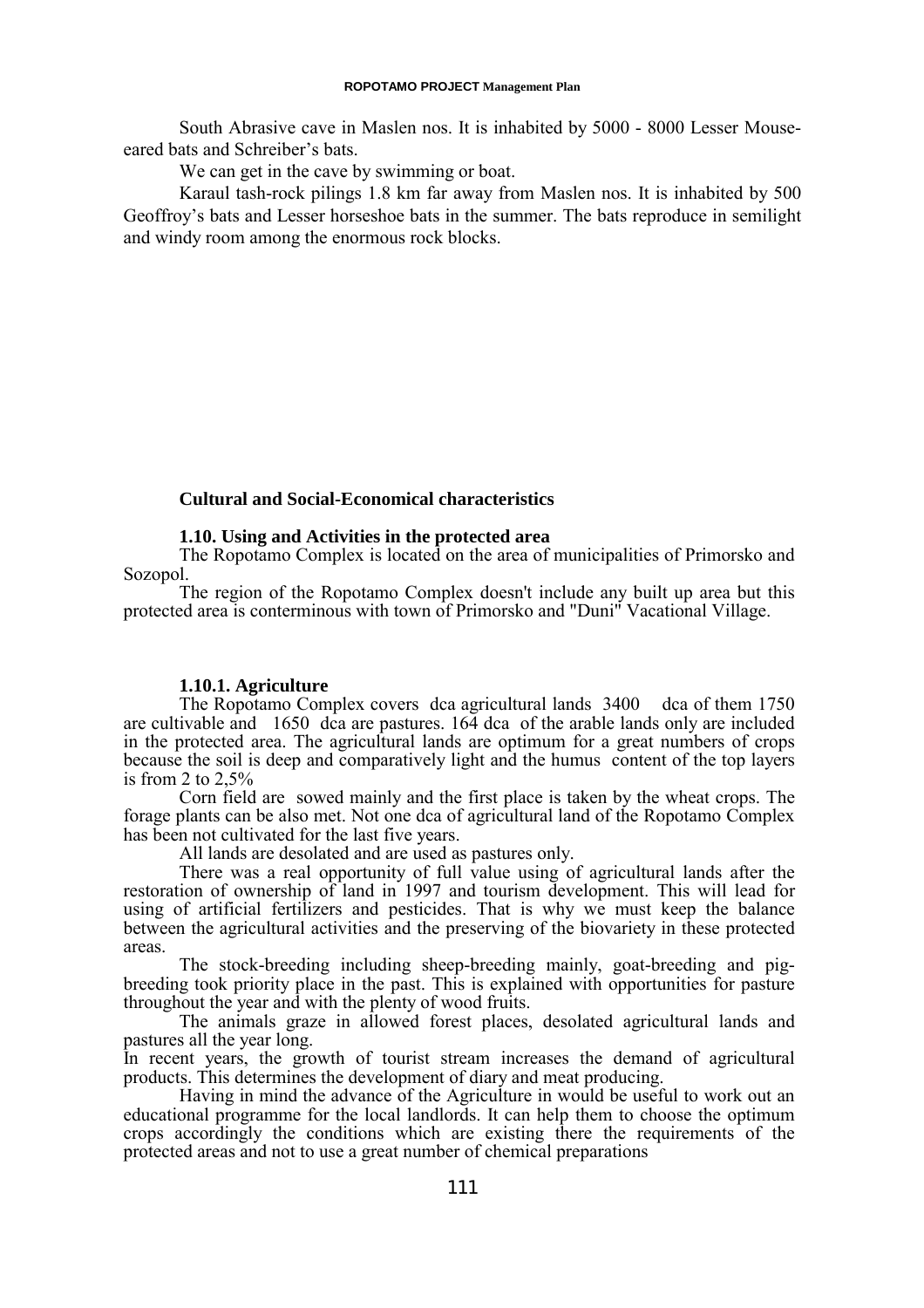South Abrasive cave in Maslen nos. It is inhabited by 5000 - 8000 Lesser Mouse-eared bats and Schreiber's bats.

We can get in the cave by swimming or boat.

Karaul tash-rock pilings 1.8 km far away from Maslen nos. It is inhabited by 500 Geoffroy's bats and Lesser horseshoe bats in the summer. The bats reproduce in semilight and windy room among the enormous rock blocks.

## Cultural and Social-Economical characteristics

### 1.10. Using and Activities in the protected area

The Ropotamo Complex is located on the area of municipalities of Primorsko and Sozopol.

The region of the Ropotamo Complex doesn't include any built up area but this protected area is conterminous with town of Primorsko and "Duni" Vacational Village.

#### 1.10.1. Agriculture

The Ropotamo Complex covers dca agricultural lands 3400 dca of them 1750 are cultivable and 1650 dca are pastures. 164 dca of the arable lands only are included in the protected area. The agricultural lands are optimum for a great numbers of crops because the soil is deep and comparatively light and the humus content of the top layers is from 2 to 2,5%

Corn field are sowed mainly and the first place is taken by the wheat crops. The forage plants can be also met. Not one dca of agricultural land of the Ropotamo Complex has been not cultivated for the last five years.

All lands are desolated and are used as pastures only.

There was a real opportunity of full value using of agricultural lands after the restoration of ownership of land in 1997 and tourism development. This will lead for using of artificial fertilizers and pesticides. That is why we must keep the balance between the agricultural activities and the preserving of the biovariety in these protected areas.

The stock-breeding including sheep-breeding mainly, goat-breeding and pig-breeding took priority place in the past. This is explained with opportunities for pasture throughout the year and with the plenty of wood fruits.

The animals graze in allowed forest places, desolated agricultural lands and pastures all the year long.

In recent years, the growth of tourist stream increases the demand of agricultural products. This determines the development of diary and meat producing.

Having in mind the advance of the Agriculture in would be useful to work out an educational programme for the local landlords. It can help them to choose the optimum crops accordingly the conditions which are existing there the requirements of the protected areas and not to use a great number of chemical preparations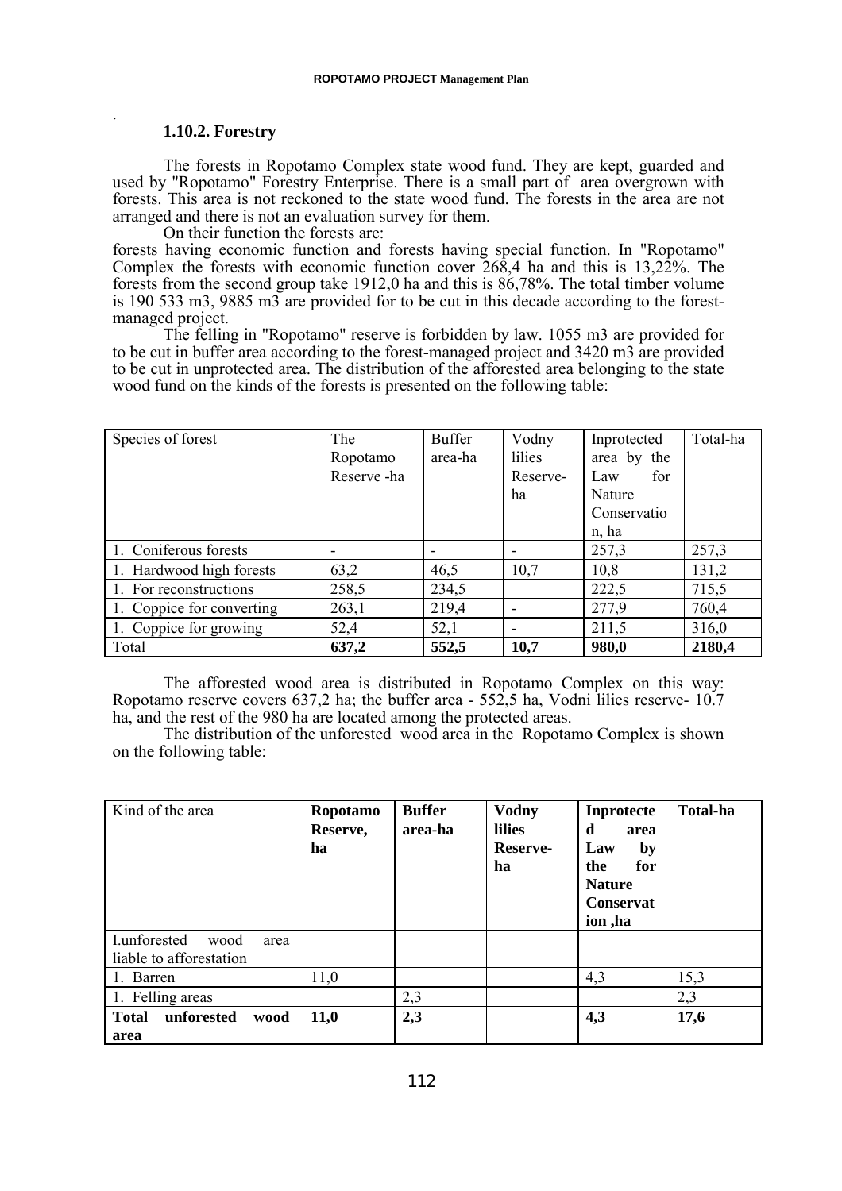### 1.10.2. Forestry

The forests in Ropotamo Complex state wood fund. They are kept, guarded and used by "Ropotamo" Forestry Enterprise. There is a small part of area overgrown with forests. This area is not reckoned to the state wood fund. The forests in the area are not arranged and there is not an evaluation survey for them.

On their function the forests are:
forests having economic function and forests having special function. In "Ropotamo" Complex the forests with economic function cover 268,4 ha and this is 13,22%. The forests from the second group take 1912,0 ha and this is 86,78%. The total timber volume is 190 533 m3, 9885 m3 are provided for to be cut in this decade according to the forest-managed project.

The felling in "Ropotamo" reserve is forbidden by law. 1055 m3 are provided for to be cut in buffer area according to the forest-managed project and 3420 m3 are provided to be cut in unprotected area. The distribution of the afforested area belonging to the state wood fund on the kinds of the forests is presented on the following table:

| Species of forest | The Ropotamo Reserve -ha | Buffer area-ha | Vodny lilies Reserve-ha | Inprotected area by the Law for Nature Conservation, ha | Total-ha |
|---|---|---|---|---|---|
| 1. Coniferous forests | - | - | - | 257,3 | 257,3 |
| 1. Hardwood high forests | 63,2 | 46,5 | 10,7 | 10,8 | 131,2 |
| 1. For reconstructions | 258,5 | 234,5 | | 222,5 | 715,5 |
| 1. Coppice for converting | 263,1 | 219,4 | - | 277,9 | 760,4 |
| 1. Coppice for growing | 52,4 | 52,1 | - | 211,5 | 316,0 |
| Total | **637,2** | **552,5** | **10,7** | **980,0** | **2180,4** |

The afforested wood area is distributed in Ropotamo Complex on this way: Ropotamo reserve covers 637,2 ha; the buffer area - 552,5 ha, Vodni lilies reserve- 10.7 ha, and the rest of the 980 ha are located among the protected areas.

The distribution of the unforested wood area in the Ropotamo Complex is shown on the following table:

| Kind of the area | **Ropotamo Reserve, ha** | **Buffer area-ha** | **Vodny lilies Reserve-ha** | **Inprotected area by the Law for the Nature Conservation ,ha** | **Total-ha** |
|---|---|---|---|---|---|
| I.unforested wood area liable to afforestation | | | | | |
| 1. Barren | 11,0 | | | 4,3 | 15,3 |
| 1. Felling areas | | 2,3 | | | 2,3 |
| **Total unforested wood area** | **11,0** | **2,3** | | **4,3** | **17,6** |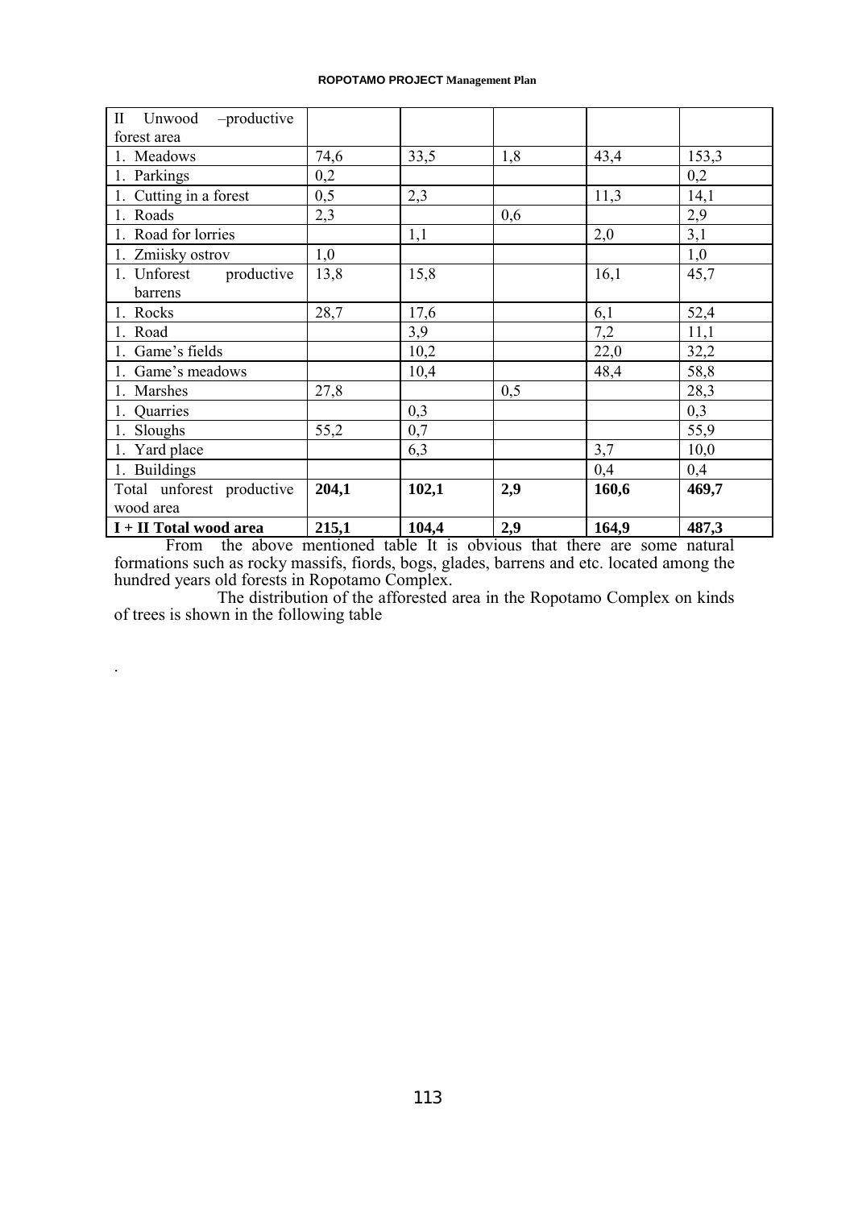| II Unwood –productive forest area | | | | | |
|---|---|---|---|---|---|
| 1. Meadows | 74,6 | 33,5 | 1,8 | 43,4 | 153,3 |
| 1. Parkings | 0,2 | | | | 0,2 |
| 1. Cutting in a forest | 0,5 | 2,3 | | 11,3 | 14,1 |
| 1. Roads | 2,3 | | 0,6 | | 2,9 |
| 1. Road for lorries | | 1,1 | | 2,0 | 3,1 |
| 1. Zmiisky ostrov | 1,0 | | | | 1,0 |
| 1. Unforest productive barrens | 13,8 | 15,8 | | 16,1 | 45,7 |
| 1. Rocks | 28,7 | 17,6 | | 6,1 | 52,4 |
| 1. Road | | 3,9 | | 7,2 | 11,1 |
| 1. Game's fields | | 10,2 | | 22,0 | 32,2 |
| 1. Game's meadows | | 10,4 | | 48,4 | 58,8 |
| 1. Marshes | 27,8 | | 0,5 | | 28,3 |
| 1. Quarries | | 0,3 | | | 0,3 |
| 1. Sloughs | 55,2 | 0,7 | | | 55,9 |
| 1. Yard place | | 6,3 | | 3,7 | 10,0 |
| 1. Buildings | | | | 0,4 | 0,4 |
| Total unforest productive wood area | **204,1** | **102,1** | **2,9** | **160,6** | **469,7** |
| **I + II Total wood area** | **215,1** | **104,4** | **2,9** | **164,9** | **487,3** |

From the above mentioned table It is obvious that there are some natural formations such as rocky massifs, fiords, bogs, glades, barrens and etc. located among the hundred years old forests in Ropotamo Complex.

The distribution of the afforested area in the Ropotamo Complex on kinds of trees is shown in the following table

.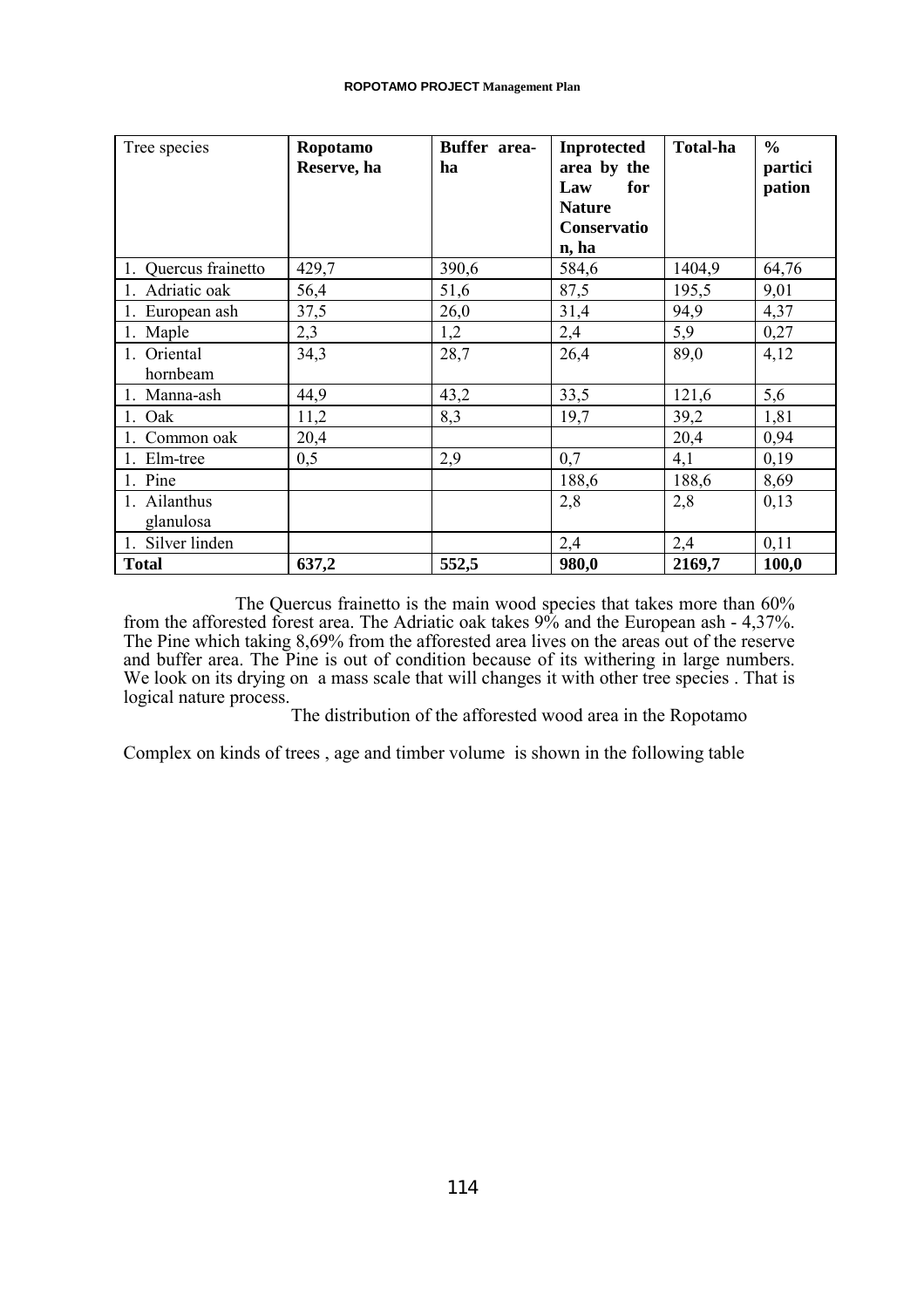| Tree species | **Ropotamo Reserve, ha** | **Buffer area-ha** | **Inprotected area by the Law for Nature Conservation, ha** | **Total-ha** | **% participation** |
|---|---|---|---|---|---|
| 1. Quercus frainetto | 429,7 | 390,6 | 584,6 | 1404,9 | 64,76 |
| 1. Adriatic oak | 56,4 | 51,6 | 87,5 | 195,5 | 9,01 |
| 1. European ash | 37,5 | 26,0 | 31,4 | 94,9 | 4,37 |
| 1. Maple | 2,3 | 1,2 | 2,4 | 5,9 | 0,27 |
| 1. Oriental hornbeam | 34,3 | 28,7 | 26,4 | 89,0 | 4,12 |
| 1. Manna-ash | 44,9 | 43,2 | 33,5 | 121,6 | 5,6 |
| 1. Oak | 11,2 | 8,3 | 19,7 | 39,2 | 1,81 |
| 1. Common oak | 20,4 | | | 20,4 | 0,94 |
| 1. Elm-tree | 0,5 | 2,9 | 0,7 | 4,1 | 0,19 |
| 1. Pine | | | 188,6 | 188,6 | 8,69 |
| 1. Ailanthus glanulosa | | | 2,8 | 2,8 | 0,13 |
| 1. Silver linden | | | 2,4 | 2,4 | 0,11 |
| **Total** | **637,2** | **552,5** | **980,0** | **2169,7** | **100,0** |

The Quercus frainetto is the main wood species that takes more than 60% from the afforested forest area. The Adriatic oak takes 9% and the European ash - 4,37%. The Pine which taking 8,69% from the afforested area lives on the areas out of the reserve and buffer area. The Pine is out of condition because of its withering in large numbers. We look on its drying on a mass scale that will changes it with other tree species . That is logical nature process.

The distribution of the afforested wood area in the Ropotamo

Complex on kinds of trees , age and timber volume is shown in the following table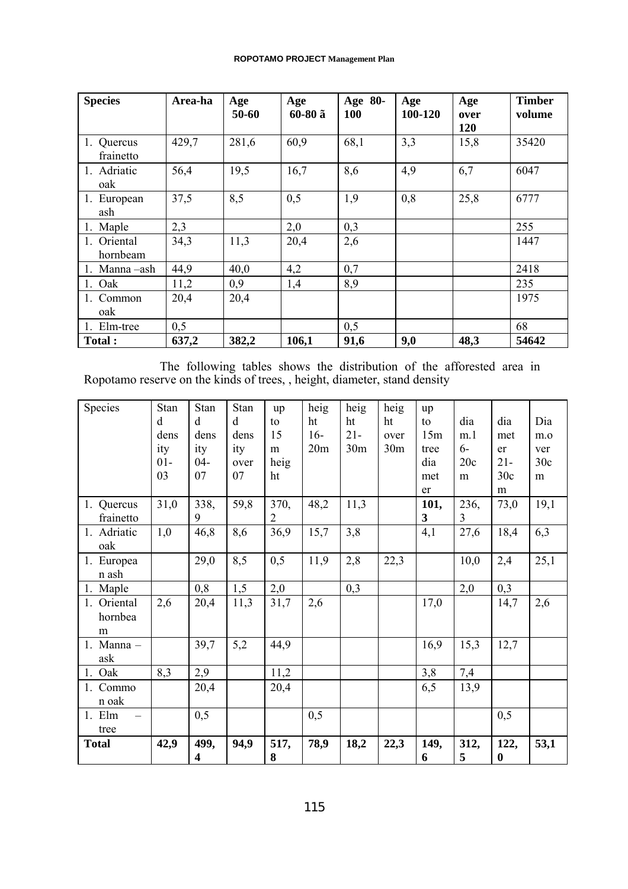| Species | Area-ha | Age 50-60 | Age 60-80 ã | Age 80-100 | Age 100-120 | Age over 120 | Timber volume |
|---|---|---|---|---|---|---|---|
| 1. Quercus frainetto | 429,7 | 281,6 | 60,9 | 68,1 | 3,3 | 15,8 | 35420 |
| 1. Adriatic oak | 56,4 | 19,5 | 16,7 | 8,6 | 4,9 | 6,7 | 6047 |
| 1. European ash | 37,5 | 8,5 | 0,5 | 1,9 | 0,8 | 25,8 | 6777 |
| 1. Maple | 2,3 | | 2,0 | 0,3 | | | 255 |
| 1. Oriental hornbeam | 34,3 | 11,3 | 20,4 | 2,6 | | | 1447 |
| 1. Manna –ash | 44,9 | 40,0 | 4,2 | 0,7 | | | 2418 |
| 1. Oak | 11,2 | 0,9 | 1,4 | 8,9 | | | 235 |
| 1. Common oak | 20,4 | 20,4 | | | | | 1975 |
| 1. Elm-tree | 0,5 | | | 0,5 | | | 68 |
| **Total :** | **637,2** | **382,2** | **106,1** | **91,6** | **9,0** | **48,3** | **54642** |

The following tables shows the distribution of the afforested area in Ropotamo reserve on the kinds of trees, , height, diameter, stand density

| Species | Stand density 01-03 | Stand density 04-07 | Stand density over 07 | up to 15 m height | height 16-20m | height 21-30m | height over 30m | up to 15m tree diameter | diam.16-20cm | diameter 21-30cm | Diam.over 30cm |
|---|---|---|---|---|---|---|---|---|---|---|---|
| 1. Quercus frainetto | 31,0 | 338,9 | 59,8 | 370,2 | 48,2 | 11,3 | | **101,3** | 236,3 | 73,0 | 19,1 |
| 1. Adriatic oak | 1,0 | 46,8 | 8,6 | 36,9 | 15,7 | 3,8 | | 4,1 | 27,6 | 18,4 | 6,3 |
| 1. European ash | | 29,0 | 8,5 | 0,5 | 11,9 | 2,8 | 22,3 | | 10,0 | 2,4 | 25,1 |
| 1. Maple | | 0,8 | 1,5 | 2,0 | | 0,3 | | | 2,0 | 0,3 | |
| 1. Oriental hornbeam | 2,6 | 20,4 | 11,3 | 31,7 | 2,6 | | | 17,0 | | 14,7 | 2,6 |
| 1. Manna – ask | | 39,7 | 5,2 | 44,9 | | | | 16,9 | 15,3 | 12,7 | |
| 1. Oak | 8,3 | 2,9 | | 11,2 | | | | 3,8 | 7,4 | | |
| 1. Common oak | | 20,4 | | 20,4 | | | | 6,5 | 13,9 | | |
| 1. Elm – tree | | 0,5 | | | 0,5 | | | | | 0,5 | |
| **Total** | **42,9** | **499,4** | **94,9** | **517,8** | **78,9** | **18,2** | **22,3** | **149,6** | **312,5** | **122,0** | **53,1** |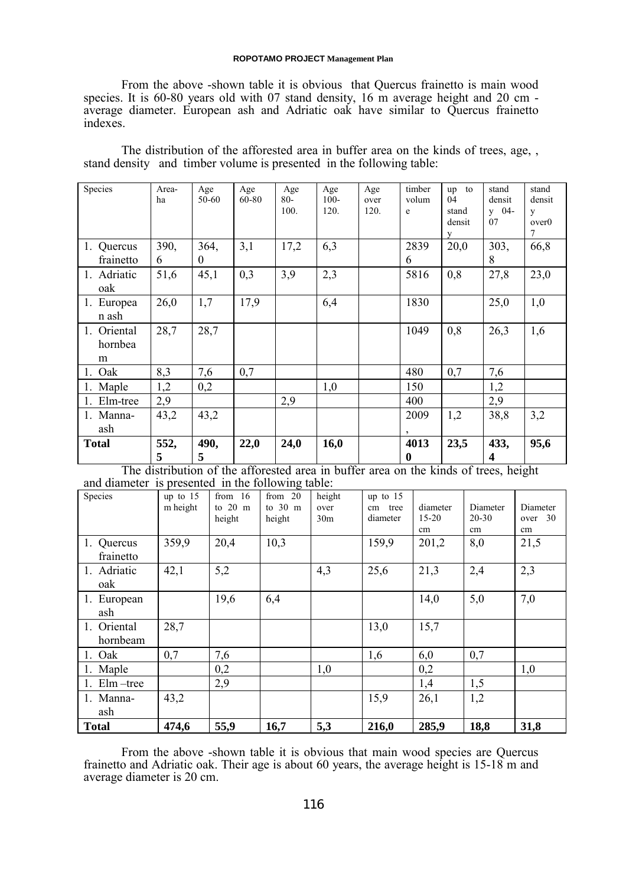From the above -shown table it is obvious that Quercus frainetto is main wood species. It is 60-80 years old with 07 stand density, 16 m average height and 20 cm - average diameter. European ash and Adriatic oak have similar to Quercus frainetto indexes.

The distribution of the afforested area in buffer area on the kinds of trees, age, , stand density and timber volume is presented in the following table:

| Species | Area-ha | Age 50-60 | Age 60-80 | Age 80-100. | Age 100-120. | Age over 120. | timber volume | up to 04 stand density | stand density 04-07 | stand density over07 |
|---|---|---|---|---|---|---|---|---|---|---|
| 1. Quercus frainetto | 390,6 | 364,0 | 3,1 | 17,2 | 6,3 | | 28396 | 20,0 | 303,8 | 66,8 |
| 1. Adriatic oak | 51,6 | 45,1 | 0,3 | 3,9 | 2,3 | | 5816 | 0,8 | 27,8 | 23,0 |
| 1. European ash | 26,0 | 1,7 | 17,9 | | 6,4 | | 1830 | | 25,0 | 1,0 |
| 1. Oriental hornbeam | 28,7 | 28,7 | | | | | 1049 | 0,8 | 26,3 | 1,6 |
| 1. Oak | 8,3 | 7,6 | 0,7 | | | | 480 | 0,7 | 7,6 | |
| 1. Maple | 1,2 | 0,2 | | | 1,0 | | 150 | | 1,2 | |
| 1. Elm-tree | 2,9 | | | 2,9 | | | 400 | | 2,9 | |
| 1. Manna-ash | 43,2 | 43,2 | | | | | 2009, | 1,2 | 38,8 | 3,2 |
| **Total** | **552,5** | **490,5** | **22,0** | **24,0** | **16,0** | | **40130** | **23,5** | **433,4** | **95,6** |

The distribution of the afforested area in buffer area on the kinds of trees, height and diameter is presented in the following table:

| Species | up to 15 m height | from 16 to 20 m height | from 20 to 30 m height | height over 30m | up to 15 cm tree diameter | diameter 15-20 cm | Diameter 20-30 cm | Diameter over 30 cm |
|---|---|---|---|---|---|---|---|---|
| 1. Quercus frainetto | 359,9 | 20,4 | 10,3 | | 159,9 | 201,2 | 8,0 | 21,5 |
| 1. Adriatic oak | 42,1 | 5,2 | | 4,3 | 25,6 | 21,3 | 2,4 | 2,3 |
| 1. European ash | | 19,6 | 6,4 | | | 14,0 | 5,0 | 7,0 |
| 1. Oriental hornbeam | 28,7 | | | | 13,0 | 15,7 | | |
| 1. Oak | 0,7 | 7,6 | | | 1,6 | 6,0 | 0,7 | |
| 1. Maple | | 0,2 | | 1,0 | | 0,2 | | 1,0 |
| 1. Elm –tree | | 2,9 | | | | 1,4 | 1,5 | |
| 1. Manna-ash | 43,2 | | | | 15,9 | 26,1 | 1,2 | |
| **Total** | **474,6** | **55,9** | **16,7** | **5,3** | **216,0** | **285,9** | **18,8** | **31,8** |

From the above -shown table it is obvious that main wood species are Quercus frainetto and Adriatic oak. Their age is about 60 years, the average height is 15-18 m and average diameter is 20 cm.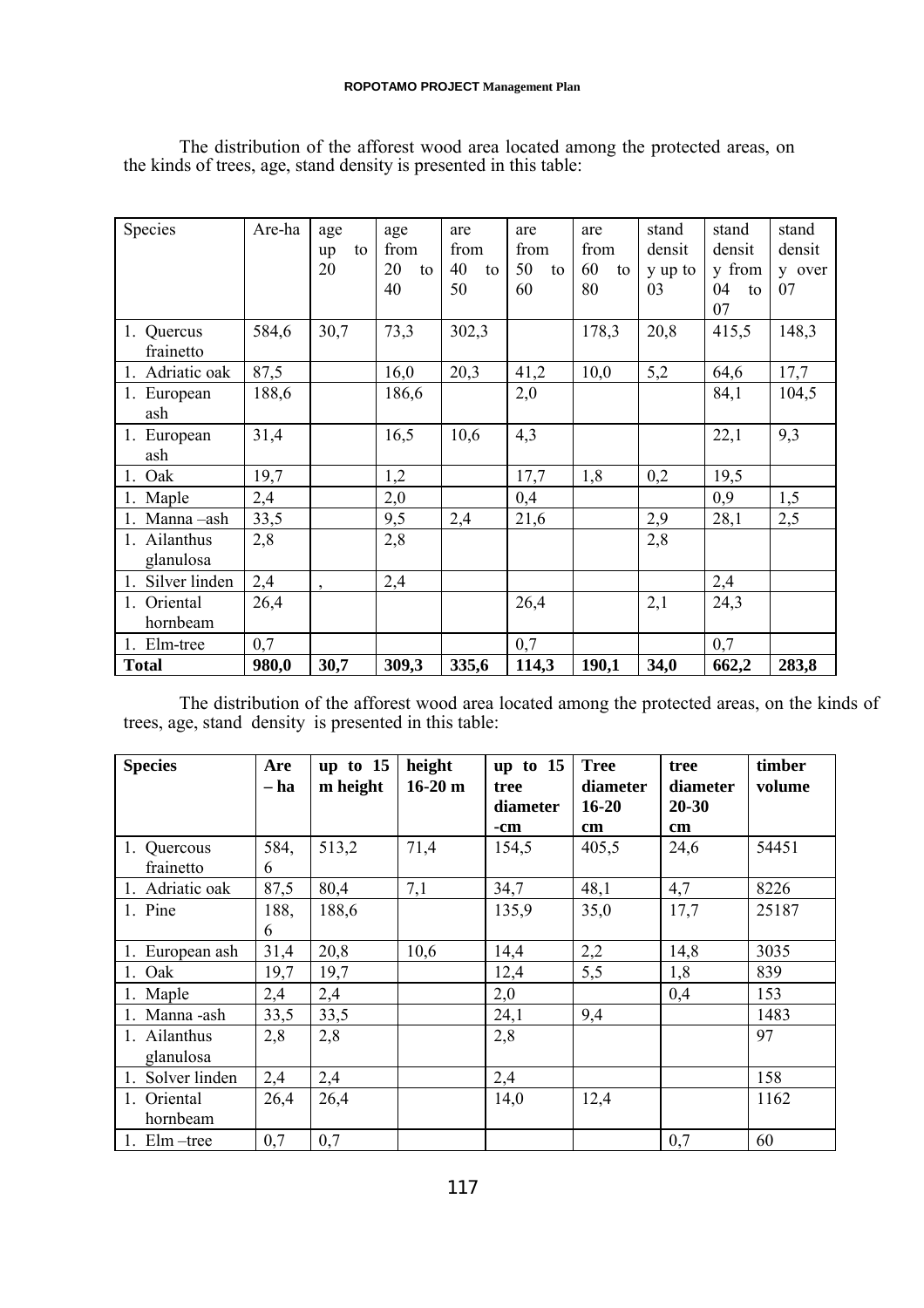The distribution of the afforest wood area located among the protected areas, on the kinds of trees, age, stand density is presented in this table:

| Species | Are-ha | age up to 20 | age from 20 to 40 | are from 40 to 50 | are from 50 to 60 | are from 60 to 80 | stand density up to 03 | stand density from 04 to 07 | stand density over 07 |
|---|---|---|---|---|---|---|---|---|---|
| 1. Quercus frainetto | 584,6 | 30,7 | 73,3 | 302,3 | | 178,3 | 20,8 | 415,5 | 148,3 |
| 1. Adriatic oak | 87,5 | | 16,0 | 20,3 | 41,2 | 10,0 | 5,2 | 64,6 | 17,7 |
| 1. European ash | 188,6 | | 186,6 | | 2,0 | | | 84,1 | 104,5 |
| 1. European ash | 31,4 | | 16,5 | 10,6 | 4,3 | | | 22,1 | 9,3 |
| 1. Oak | 19,7 | | 1,2 | | 17,7 | 1,8 | 0,2 | 19,5 | |
| 1. Maple | 2,4 | | 2,0 | | 0,4 | | | 0,9 | 1,5 |
| 1. Manna –ash | 33,5 | | 9,5 | 2,4 | 21,6 | | 2,9 | 28,1 | 2,5 |
| 1. Ailanthus glanulosa | 2,8 | | 2,8 | | | | 2,8 | | |
| 1. Silver linden | 2,4 | , | 2,4 | | | | | 2,4 | |
| 1. Oriental hornbeam | 26,4 | | | | 26,4 | | 2,1 | 24,3 | |
| 1. Elm-tree | 0,7 | | | | 0,7 | | | 0,7 | |
| **Total** | **980,0** | **30,7** | **309,3** | **335,6** | **114,3** | **190,1** | **34,0** | **662,2** | **283,8** |

The distribution of the afforest wood area located among the protected areas, on the kinds of trees, age, stand density is presented in this table:

| **Species** | **Are – ha** | **up to 15 m height** | **height 16-20 m** | **up to 15 tree diameter -cm** | **Tree diameter 16-20 cm** | **tree diameter 20-30 cm** | **timber volume** |
|---|---|---|---|---|---|---|---|
| 1. Quercous frainetto | 584,6 | 513,2 | 71,4 | 154,5 | 405,5 | 24,6 | 54451 |
| 1. Adriatic oak | 87,5 | 80,4 | 7,1 | 34,7 | 48,1 | 4,7 | 8226 |
| 1. Pine | 188,6 | 188,6 | | 135,9 | 35,0 | 17,7 | 25187 |
| 1. European ash | 31,4 | 20,8 | 10,6 | 14,4 | 2,2 | 14,8 | 3035 |
| 1. Oak | 19,7 | 19,7 | | 12,4 | 5,5 | 1,8 | 839 |
| 1. Maple | 2,4 | 2,4 | | 2,0 | | 0,4 | 153 |
| 1. Manna -ash | 33,5 | 33,5 | | 24,1 | 9,4 | | 1483 |
| 1. Ailanthus glanulosa | 2,8 | 2,8 | | 2,8 | | | 97 |
| 1. Solver linden | 2,4 | 2,4 | | 2,4 | | | 158 |
| 1. Oriental hornbeam | 26,4 | 26,4 | | 14,0 | 12,4 | | 1162 |
| 1. Elm –tree | 0,7 | 0,7 | | | | 0,7 | 60 |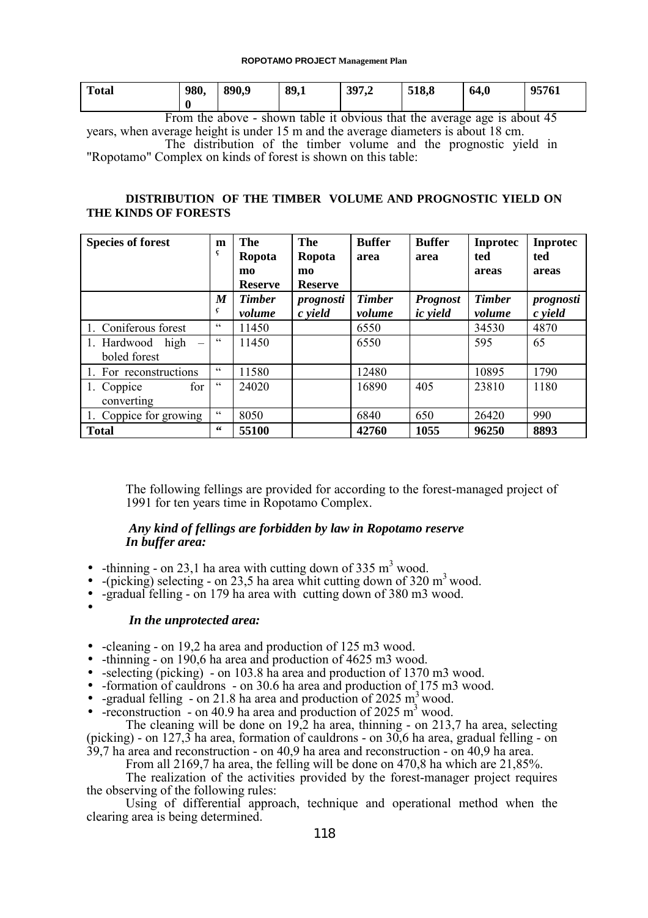| Total | 980,0 | 890,9 | 89,1 | 397,2 | 518,8 | 64,0 | 95761 |
|---|---|---|---|---|---|---|---|

From the above - shown table it obvious that the average age is about 45 years, when average height is under 15 m and the average diameters is about 18 cm.

The distribution of the timber volume and the prognostic yield in "Ropotamo" Complex on kinds of forest is shown on this table:

**DISTRIBUTION OF THE TIMBER VOLUME AND PROGNOSTIC YIELD ON THE KINDS OF FORESTS**

| Species of forest | m ͨ | The Ropotamo Reserve | The Ropotamo Reserve | Buffer area | Buffer area | Inprotected areas | Inprotected areas |
|---|---|---|---|---|---|---|---|
| | ***M ͨ*** | ***Timber volume*** | ***prognostic yield*** | ***Timber volume*** | ***Prognostic yield*** | ***Timber volume*** | ***prognostic yield*** |
| 1. Coniferous forest | " | 11450 | | 6550 | | 34530 | 4870 |
| 1. Hardwood high – boled forest | " | 11450 | | 6550 | | 595 | 65 |
| 1. For reconstructions | " | 11580 | | 12480 | | 10895 | 1790 |
| 1. Coppice for converting | " | 24020 | | 16890 | 405 | 23810 | 1180 |
| 1. Coppice for growing | " | 8050 | | 6840 | 650 | 26420 | 990 |
| **Total** | **"** | **55100** | | **42760** | **1055** | **96250** | **8893** |

The following fellings are provided for according to the forest-managed project of 1991 for ten years time in Ropotamo Complex.

***Any kind of fellings are forbidden by law in Ropotamo reserve***
***In buffer area:***

- -thinning - on 23,1 ha area with cutting down of 335 $m^3$ wood.
- -(picking) selecting - on 23,5 ha area whit cutting down of 320 $m^3$ wood.
- -gradual felling - on 179 ha area with cutting down of 380 m3 wood.

***In the unprotected area:***

- -cleaning - on 19,2 ha area and production of 125 m3 wood.
- -thinning - on 190,6 ha area and production of 4625 m3 wood.
- -selecting (picking) - on 103.8 ha area and production of 1370 m3 wood.
- -formation of cauldrons - on 30.6 ha area and production of 175 m3 wood.
- -gradual felling - on 21.8 ha area and production of 2025 $m^3$ wood.
- -reconstruction - on 40.9 ha area and production of 2025 $m^3$ wood.

The cleaning will be done on 19,2 ha area, thinning - on 213,7 ha area, selecting (picking) - on 127,3 ha area, formation of cauldrons - on 30,6 ha area, gradual felling - on 39,7 ha area and reconstruction - on 40,9 ha area and reconstruction - on 40,9 ha area.

From all 2169,7 ha area, the felling will be done on 470,8 ha which are 21,85%.

The realization of the activities provided by the forest-manager project requires the observing of the following rules:

Using of differential approach, technique and operational method when the clearing area is being determined.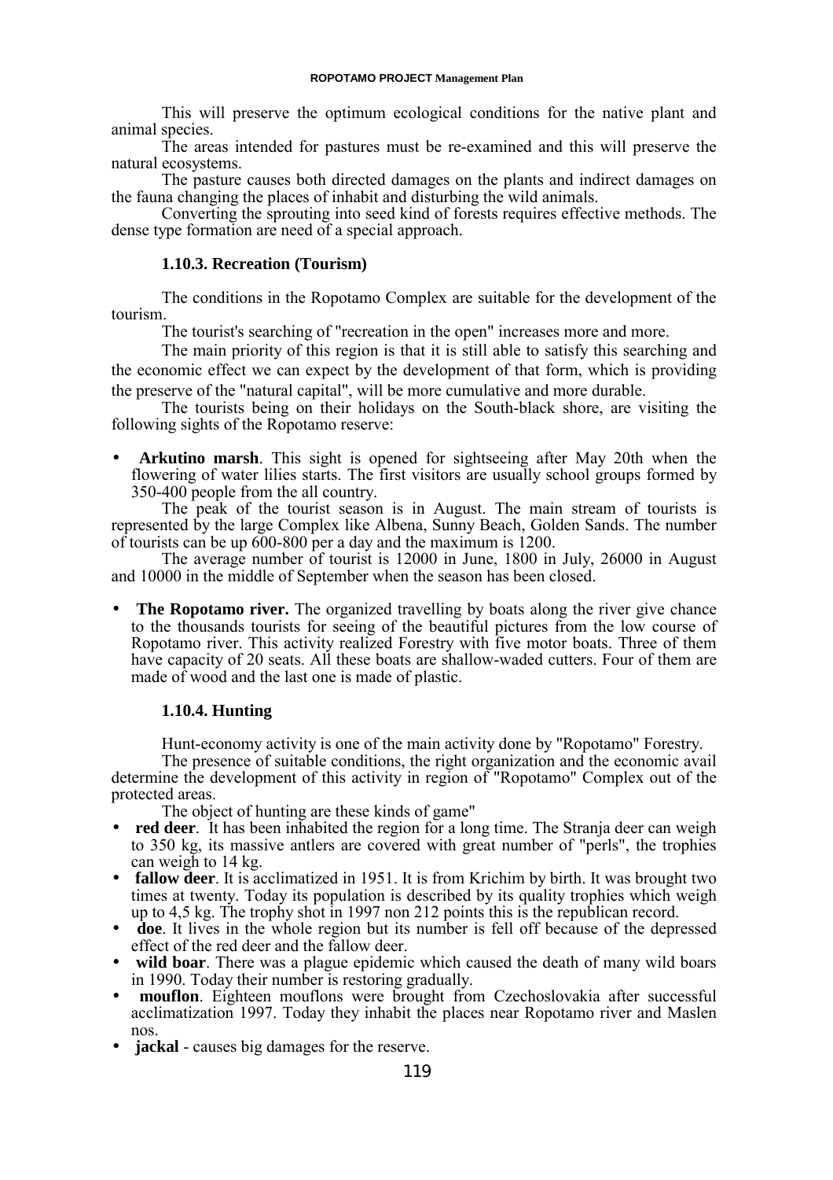This will preserve the optimum ecological conditions for the native plant and animal species.

The areas intended for pastures must be re-examined and this will preserve the natural ecosystems.

The pasture causes both directed damages on the plants and indirect damages on the fauna changing the places of inhabit and disturbing the wild animals.

Converting the sprouting into seed kind of forests requires effective methods. The dense type formation are need of a special approach.

### 1.10.3. Recreation (Tourism)

The conditions in the Ropotamo Complex are suitable for the development of the tourism.

The tourist's searching of "recreation in the open" increases more and more.

The main priority of this region is that it is still able to satisfy this searching and the economic effect we can expect by the development of that form, which is providing the preserve of the "natural capital", will be more cumulative and more durable.

The tourists being on their holidays on the South-black shore, are visiting the following sights of the Ropotamo reserve:

- **Arkutino marsh**. This sight is opened for sightseeing after May 20th when the flowering of water lilies starts. The first visitors are usually school groups formed by 350-400 people from the all country.

The peak of the tourist season is in August. The main stream of tourists is represented by the large Complex like Albena, Sunny Beach, Golden Sands. The number of tourists can be up 600-800 per a day and the maximum is 1200.

The average number of tourist is 12000 in June, 1800 in July, 26000 in August and 10000 in the middle of September when the season has been closed.

- **The Ropotamo river.** The organized travelling by boats along the river give chance to the thousands tourists for seeing of the beautiful pictures from the low course of Ropotamo river. This activity realized Forestry with five motor boats. Three of them have capacity of 20 seats. All these boats are shallow-waded cutters. Four of them are made of wood and the last one is made of plastic.

### 1.10.4. Hunting

Hunt-economy activity is one of the main activity done by "Ropotamo" Forestry.

The presence of suitable conditions, the right organization and the economic avail determine the development of this activity in region of "Ropotamo" Complex out of the protected areas.

The object of hunting are these kinds of game"

- **red deer**. It has been inhabited the region for a long time. The Stranja deer can weigh to 350 kg, its massive antlers are covered with great number of "perls", the trophies can weigh to 14 kg.
- **fallow deer**. It is acclimatized in 1951. It is from Krichim by birth. It was brought two times at twenty. Today its population is described by its quality trophies which weigh up to 4,5 kg. The trophy shot in 1997 non 212 points this is the republican record.
- **doe**. It lives in the whole region but its number is fell off because of the depressed effect of the red deer and the fallow deer.
- **wild boar**. There was a plague epidemic which caused the death of many wild boars in 1990. Today their number is restoring gradually.
- **mouflon**. Eighteen mouflons were brought from Czechoslovakia after successful acclimatization 1997. Today they inhabit the places near Ropotamo river and Maslen nos.
- **jackal** - causes big damages for the reserve.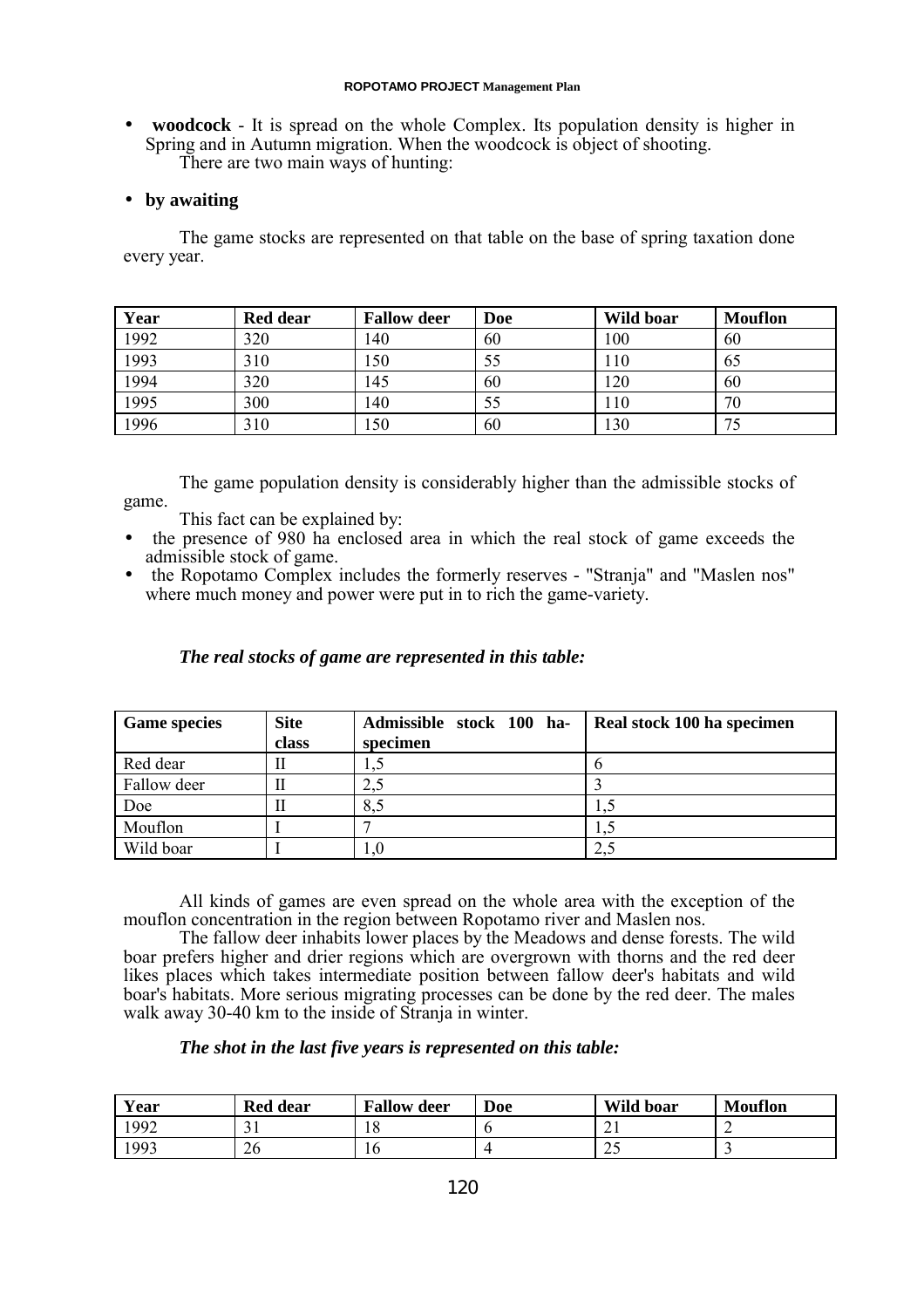- **woodcock** - It is spread on the whole Complex. Its population density is higher in Spring and in Autumn migration. When the woodcock is object of shooting.
  There are two main ways of hunting:

- **by awaiting**

The game stocks are represented on that table on the base of spring taxation done every year.

| Year | Red dear | Fallow deer | Doe | Wild boar | Mouflon |
|---|---|---|---|---|---|
| 1992 | 320 | 140 | 60 | 100 | 60 |
| 1993 | 310 | 150 | 55 | 110 | 65 |
| 1994 | 320 | 145 | 60 | 120 | 60 |
| 1995 | 300 | 140 | 55 | 110 | 70 |
| 1996 | 310 | 150 | 60 | 130 | 75 |

The game population density is considerably higher than the admissible stocks of game.

This fact can be explained by:

- the presence of 980 ha enclosed area in which the real stock of game exceeds the admissible stock of game.
- the Ropotamo Complex includes the formerly reserves - "Stranja" and "Maslen nos" where much money and power were put in to rich the game-variety.

***The real stocks of game are represented in this table:***

| Game species | Site class | Admissible stock 100 ha-specimen | Real stock 100 ha specimen |
|---|---|---|---|
| Red dear | II | 1,5 | 6 |
| Fallow deer | II | 2,5 | 3 |
| Doe | II | 8,5 | 1,5 |
| Mouflon | I | 7 | 1,5 |
| Wild boar | I | 1,0 | 2,5 |

All kinds of games are even spread on the whole area with the exception of the mouflon concentration in the region between Ropotamo river and Maslen nos.

The fallow deer inhabits lower places by the Meadows and dense forests. The wild boar prefers higher and drier regions which are overgrown with thorns and the red deer likes places which takes intermediate position between fallow deer's habitats and wild boar's habitats. More serious migrating processes can be done by the red deer. The males walk away 30-40 km to the inside of Stranja in winter.

***The shot in the last five years is represented on this table:***

| Year | Red dear | Fallow deer | Doe | Wild boar | Mouflon |
|---|---|---|---|---|---|
| 1992 | 31 | 18 | 6 | 21 | 2 |
| 1993 | 26 | 16 | 4 | 25 | 3 |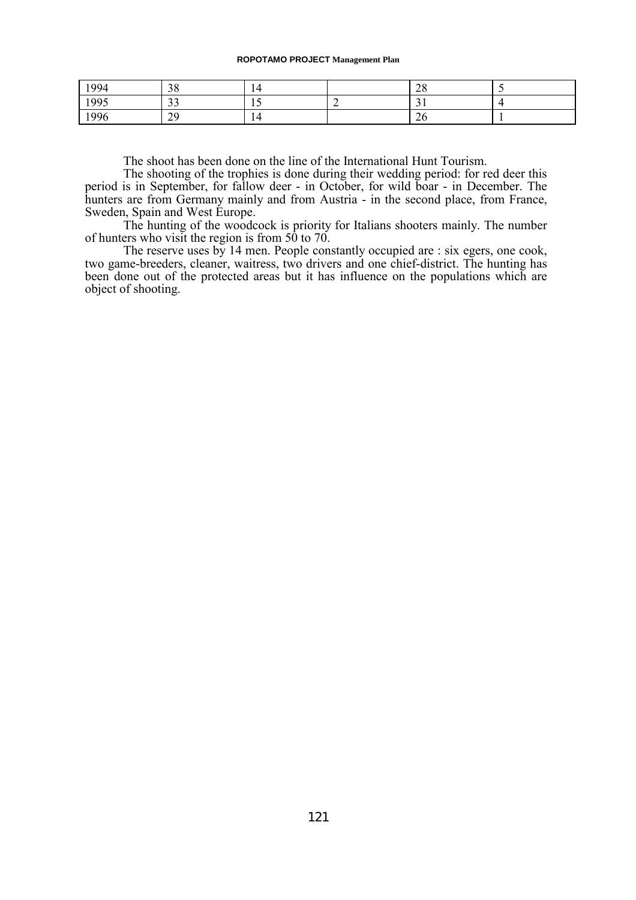| | | | | | |
|---|---|---|---|---|---|
| 1994 | 38 | 14 | | 28 | 5 |
| 1995 | 33 | 15 | 2 | 31 | 4 |
| 1996 | 29 | 14 | | 26 | 1 |

The shoot has been done on the line of the International Hunt Tourism.

The shooting of the trophies is done during their wedding period: for red deer this period is in September, for fallow deer - in October, for wild boar - in December. The hunters are from Germany mainly and from Austria - in the second place, from France, Sweden, Spain and West Europe.

The hunting of the woodcock is priority for Italians shooters mainly. The number of hunters who visit the region is from 50 to 70.

The reserve uses by 14 men. People constantly occupied are : six egers, one cook, two game-breeders, cleaner, waitress, two drivers and one chief-district. The hunting has been done out of the protected areas but it has influence on the populations which are object of shooting.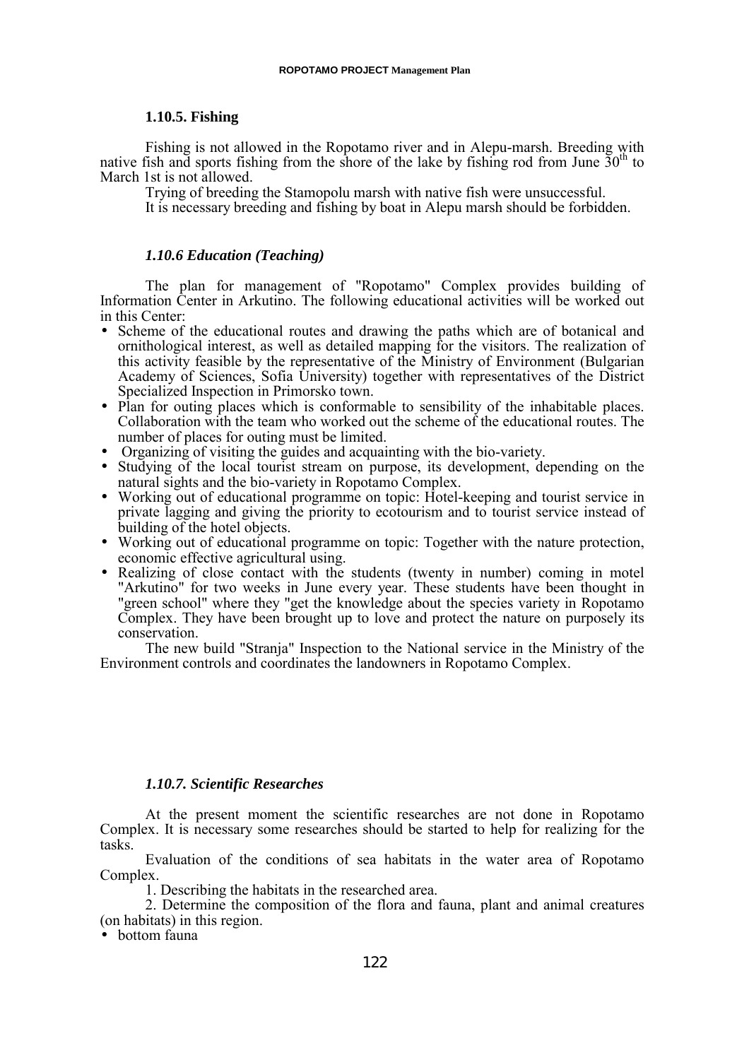### 1.10.5. Fishing

Fishing is not allowed in the Ropotamo river and in Alepu-marsh. Breeding with native fish and sports fishing from the shore of the lake by fishing rod from June 30th to March 1st is not allowed.

Trying of breeding the Stamopolu marsh with native fish were unsuccessful.

It is necessary breeding and fishing by boat in Alepu marsh should be forbidden.

### *1.10.6 Education (Teaching)*

The plan for management of "Ropotamo" Complex provides building of Information Center in Arkutino. The following educational activities will be worked out in this Center:

- Scheme of the educational routes and drawing the paths which are of botanical and ornithological interest, as well as detailed mapping for the visitors. The realization of this activity feasible by the representative of the Ministry of Environment (Bulgarian Academy of Sciences, Sofia University) together with representatives of the District Specialized Inspection in Primorsko town.
- Plan for outing places which is conformable to sensibility of the inhabitable places. Collaboration with the team who worked out the scheme of the educational routes. The number of places for outing must be limited.
- Organizing of visiting the guides and acquainting with the bio-variety.
- Studying of the local tourist stream on purpose, its development, depending on the natural sights and the bio-variety in Ropotamo Complex.
- Working out of educational programme on topic: Hotel-keeping and tourist service in private lagging and giving the priority to ecotourism and to tourist service instead of building of the hotel objects.
- Working out of educational programme on topic: Together with the nature protection, economic effective agricultural using.
- Realizing of close contact with the students (twenty in number) coming in motel "Arkutino" for two weeks in June every year. These students have been thought in "green school" where they "get the knowledge about the species variety in Ropotamo Complex. They have been brought up to love and protect the nature on purposely its conservation.

The new build "Stranja" Inspection to the National service in the Ministry of the Environment controls and coordinates the landowners in Ropotamo Complex.

### *1.10.7. Scientific Researches*

At the present moment the scientific researches are not done in Ropotamo Complex. It is necessary some researches should be started to help for realizing for the tasks.

Evaluation of the conditions of sea habitats in the water area of Ropotamo Complex.

1. Describing the habitats in the researched area.
2. Determine the composition of the flora and fauna, plant and animal creatures (on habitats) in this region.

- bottom fauna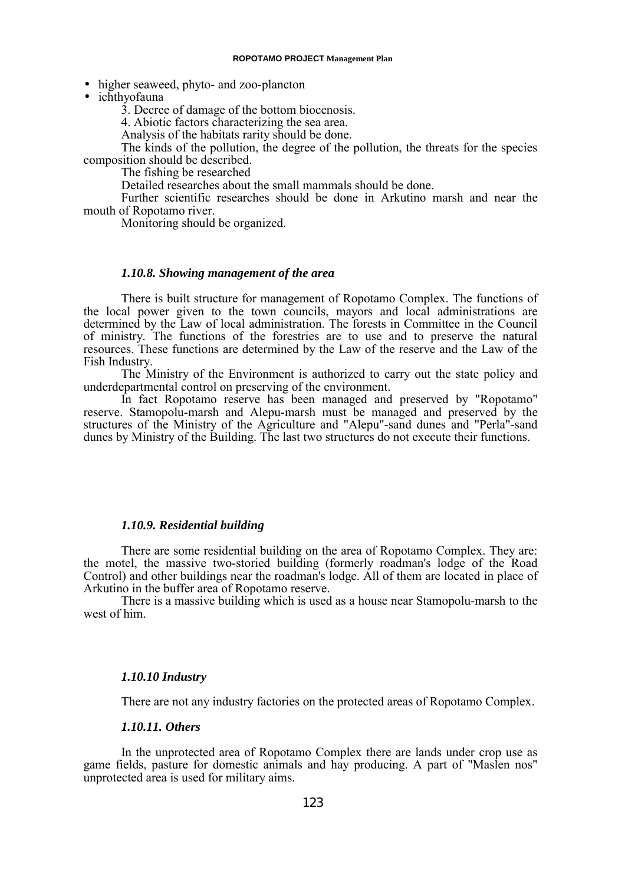- higher seaweed, phyto- and zoo-plancton
- ichthyofauna

3. Decree of damage of the bottom biocenosis.

4. Abiotic factors characterizing the sea area.

Analysis of the habitats rarity should be done.

The kinds of the pollution, the degree of the pollution, the threats for the species composition should be described.

The fishing be researched

Detailed researches about the small mammals should be done.

Further scientific researches should be done in Arkutino marsh and near the mouth of Ropotamo river.

Monitoring should be organized.

#### *1.10.8. Showing management of the area*

There is built structure for management of Ropotamo Complex. The functions of the local power given to the town councils, mayors and local administrations are determined by the Law of local administration. The forests in Committee in the Council of ministry. The functions of the forestries are to use and to preserve the natural resources. These functions are determined by the Law of the reserve and the Law of the Fish Industry.

The Ministry of the Environment is authorized to carry out the state policy and underdepartmental control on preserving of the environment.

In fact Ropotamo reserve has been managed and preserved by "Ropotamo" reserve. Stamopolu-marsh and Alepu-marsh must be managed and preserved by the structures of the Ministry of the Agriculture and "Alepu"-sand dunes and "Perla"-sand dunes by Ministry of the Building. The last two structures do not execute their functions.

#### *1.10.9. Residential building*

There are some residential building on the area of Ropotamo Complex. They are: the motel, the massive two-storied building (formerly roadman's lodge of the Road Control) and other buildings near the roadman's lodge. All of them are located in place of Arkutino in the buffer area of Ropotamo reserve.

There is a massive building which is used as a house near Stamopolu-marsh to the west of him.

#### *1.10.10 Industry*

There are not any industry factories on the protected areas of Ropotamo Complex.

#### *1.10.11. Others*

In the unprotected area of Ropotamo Complex there are lands under crop use as game fields, pasture for domestic animals and hay producing. A part of "Maslen nos" unprotected area is used for military aims.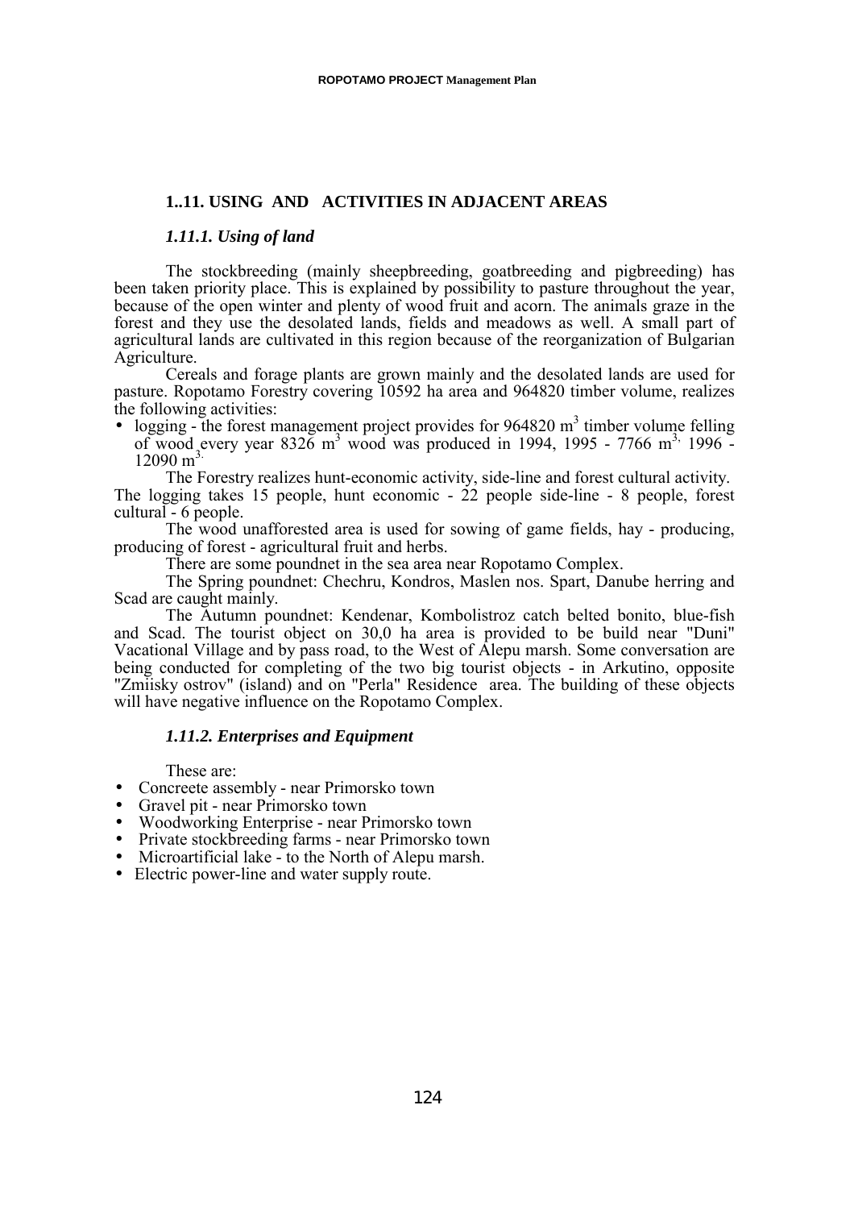## 1..11. USING AND ACTIVITIES IN ADJACENT AREAS

### *1.11.1. Using of land*

The stockbreeding (mainly sheepbreeding, goatbreeding and pigbreeding) has been taken priority place. This is explained by possibility to pasture throughout the year, because of the open winter and plenty of wood fruit and acorn. The animals graze in the forest and they use the desolated lands, fields and meadows as well. A small part of agricultural lands are cultivated in this region because of the reorganization of Bulgarian Agriculture.

Cereals and forage plants are grown mainly and the desolated lands are used for pasture. Ropotamo Forestry covering 10592 ha area and 964820 timber volume, realizes the following activities:

- logging - the forest management project provides for 964820 $m^3$ timber volume felling of wood every year 8326 $m^3$ wood was produced in 1994, 1995 - 7766 $m^3$, 1996 - 12090 $m^3$.

The Forestry realizes hunt-economic activity, side-line and forest cultural activity. The logging takes 15 people, hunt economic - 22 people side-line - 8 people, forest cultural - 6 people.

The wood unafforested area is used for sowing of game fields, hay - producing, producing of forest - agricultural fruit and herbs.

There are some poundnet in the sea area near Ropotamo Complex.

The Spring poundnet: Chechru, Kondros, Maslen nos. Spart, Danube herring and Scad are caught mainly.

The Autumn poundnet: Kendenar, Kombolistroz catch belted bonito, blue-fish and Scad. The tourist object on 30,0 ha area is provided to be build near "Duni" Vacational Village and by pass road, to the West of Alepu marsh. Some conversation are being conducted for completing of the two big tourist objects - in Arkutino, opposite "Zmiisky ostrov" (island) and on "Perla" Residence area. The building of these objects will have negative influence on the Ropotamo Complex.

### *1.11.2. Enterprises and Equipment*

These are:

- Concreete assembly - near Primorsko town
- Gravel pit - near Primorsko town
- Woodworking Enterprise - near Primorsko town
- Private stockbreeding farms - near Primorsko town
- Microartificial lake - to the North of Alepu marsh.
- Electric power-line and water supply route.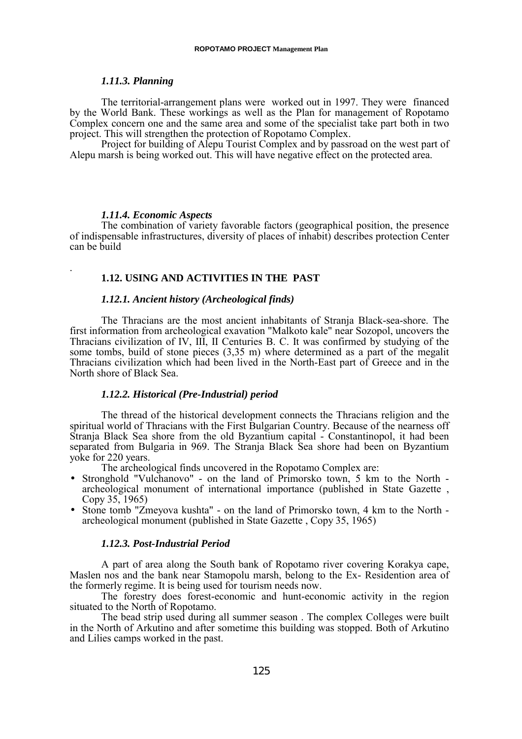### *1.11.3. Planning*

The territorial-arrangement plans were worked out in 1997. They were financed by the World Bank. These workings as well as the Plan for management of Ropotamo Complex concern one and the same area and some of the specialist take part both in two project. This will strengthen the protection of Ropotamo Complex.

Project for building of Alepu Tourist Complex and by passroad on the west part of Alepu marsh is being worked out. This will have negative effect on the protected area.

### *1.11.4. Economic Aspects*

The combination of variety favorable factors (geographical position, the presence of indispensable infrastructures, diversity of places of inhabit) describes protection Center can be build

.

## 1.12. USING AND ACTIVITIES IN THE PAST

### *1.12.1. Ancient history (Archeological finds)*

The Thracians are the most ancient inhabitants of Stranja Black-sea-shore. The first information from archeological exavation "Malkoto kale" near Sozopol, uncovers the Thracians civilization of IV, III, II Centuries B. C. It was confirmed by studying of the some tombs, build of stone pieces (3,35 m) where determined as a part of the megalit Thracians civilization which had been lived in the North-East part of Greece and in the North shore of Black Sea.

### *1.12.2. Historical (Pre-Industrial) period*

The thread of the historical development connects the Thracians religion and the spiritual world of Thracians with the First Bulgarian Country. Because of the nearness off Stranja Black Sea shore from the old Byzantium capital - Constantinopol, it had been separated from Bulgaria in 969. The Stranja Black Sea shore had been on Byzantium yoke for 220 years.

The archeological finds uncovered in the Ropotamo Complex are:

- Stronghold "Vulchanovo" - on the land of Primorsko town, 5 km to the North - archeological monument of international importance (published in State Gazette , Copy 35, 1965)
- Stone tomb "Zmeyova kushta" - on the land of Primorsko town, 4 km to the North - archeological monument (published in State Gazette , Copy 35, 1965)

### *1.12.3. Post-Industrial Period*

A part of area along the South bank of Ropotamo river covering Korakya cape, Maslen nos and the bank near Stamopolu marsh, belong to the Ex- Residention area of the formerly regime. It is being used for tourism needs now.

The forestry does forest-economic and hunt-economic activity in the region situated to the North of Ropotamo.

The bead strip used during all summer season . The complex Colleges were built in the North of Arkutino and after sometime this building was stopped. Both of Arkutino and Lilies camps worked in the past.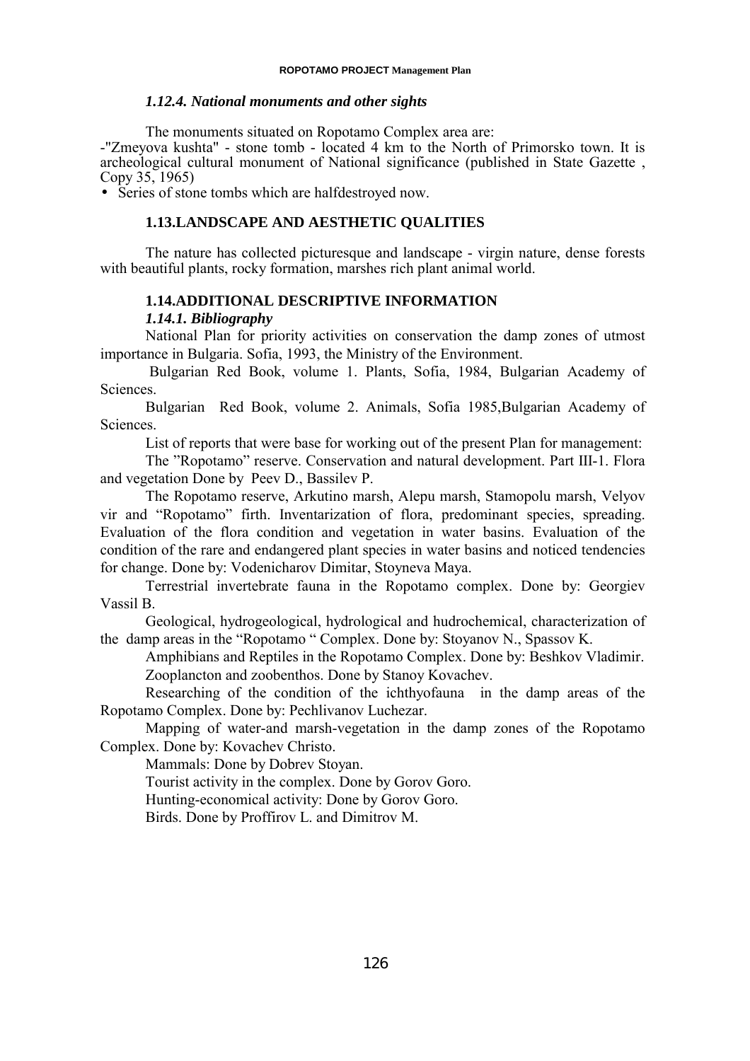### *1.12.4. National monuments and other sights*

The monuments situated on Ropotamo Complex area are:

-"Zmeyova kushta" - stone tomb - located 4 km to the North of Primorsko town. It is archeological cultural monument of National significance (published in State Gazette , Copy 35, 1965)

- Series of stone tombs which are halfdestroyed now.

## 1.13.LANDSCAPE AND AESTHETIC QUALITIES

The nature has collected picturesque and landscape - virgin nature, dense forests with beautiful plants, rocky formation, marshes rich plant animal world.

## 1.14.ADDITIONAL DESCRIPTIVE INFORMATION

### *1.14.1. Bibliography*

National Plan for priority activities on conservation the damp zones of utmost importance in Bulgaria. Sofia, 1993, the Ministry of the Environment.

Bulgarian Red Book, volume 1. Plants, Sofia, 1984, Bulgarian Academy of Sciences.

Bulgarian Red Book, volume 2. Animals, Sofia 1985,Bulgarian Academy of Sciences.

List of reports that were base for working out of the present Plan for management:

The "Ropotamo" reserve. Conservation and natural development. Part III-1. Flora and vegetation Done by Peev D., Bassilev P.

The Ropotamo reserve, Arkutino marsh, Alepu marsh, Stamopolu marsh, Velyov vir and "Ropotamo" firth. Inventarization of flora, predominant species, spreading. Evaluation of the flora condition and vegetation in water basins. Evaluation of the condition of the rare and endangered plant species in water basins and noticed tendencies for change. Done by: Vodenicharov Dimitar, Stoyneva Maya.

Terrestrial invertebrate fauna in the Ropotamo complex. Done by: Georgiev Vassil B.

Geological, hydrogeological, hydrological and hudrochemical, characterization of the damp areas in the "Ropotamo " Complex. Done by: Stoyanov N., Spassov K.

Amphibians and Reptiles in the Ropotamo Complex. Done by: Beshkov Vladimir.

Zooplancton and zoobenthos. Done by Stanoy Kovachev.

Researching of the condition of the ichthyofauna in the damp areas of the Ropotamo Complex. Done by: Pechlivanov Luchezar.

Mapping of water-and marsh-vegetation in the damp zones of the Ropotamo Complex. Done by: Kovachev Christo.

Mammals: Done by Dobrev Stoyan.

Tourist activity in the complex. Done by Gorov Goro.

Hunting-economical activity: Done by Gorov Goro.

Birds. Done by Proffirov L. and Dimitrov M.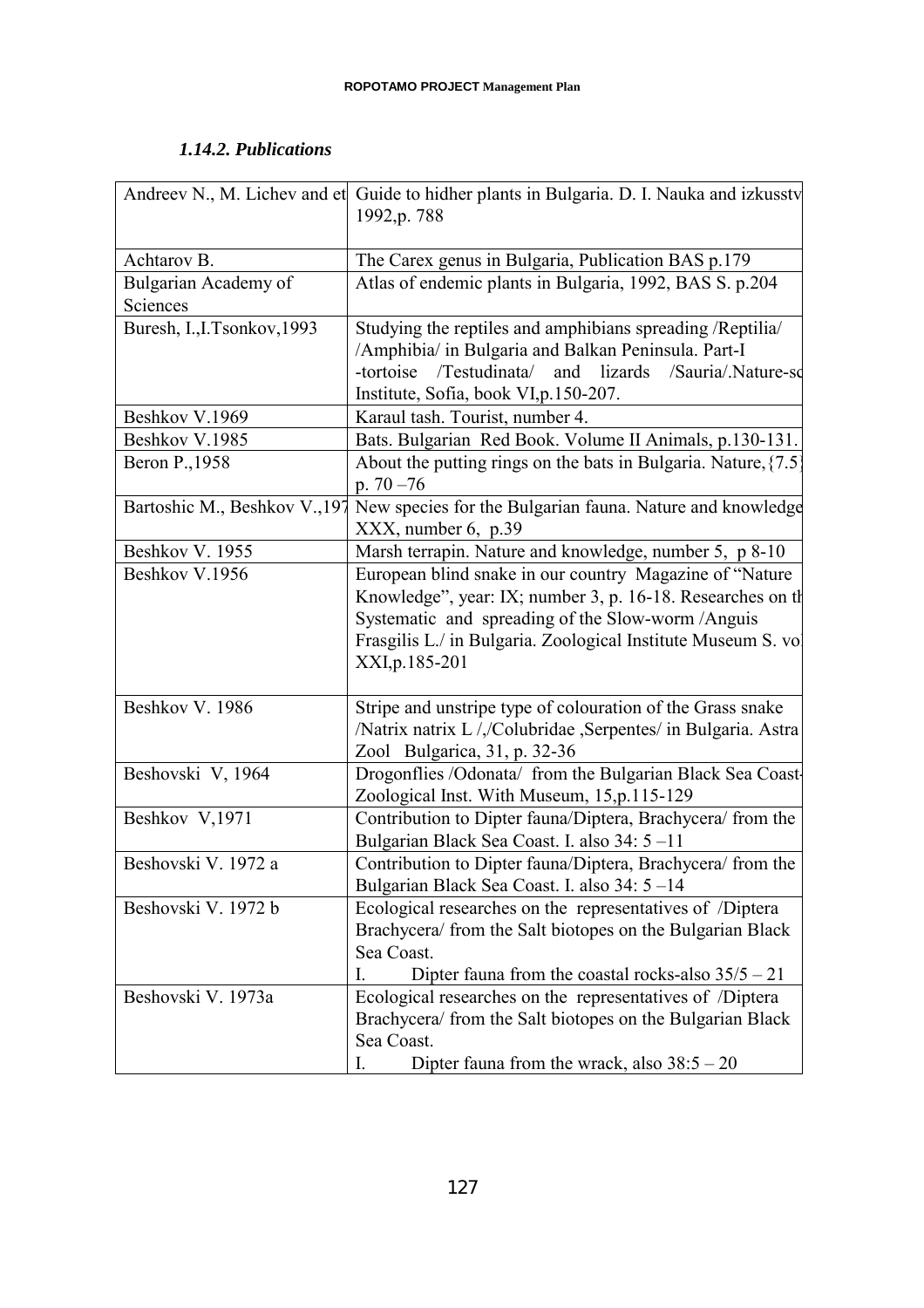### *1.14.2. Publications*

| | |
|---|---|
| Andreev N., M. Lichev and et | Guide to hidher plants in Bulgaria. D. I. Nauka and izkusstv 1992,p. 788 |
| Achtarov B. | The Carex genus in Bulgaria, Publication BAS p.179 |
| Bulgarian Academy of Sciences | Atlas of endemic plants in Bulgaria, 1992, BAS S. p.204 |
| Buresh, I.,I.Tsonkov,1993 | Studying the reptiles and amphibians spreading /Reptilia/ /Amphibia/ in Bulgaria and Balkan Peninsula. Part-I -tortoise /Testudinata/ and lizards /Sauria/.Nature-sc Institute, Sofia, book VI,p.150-207. |
| Beshkov V.1969 | Karaul tash. Tourist, number 4. |
| Beshkov V.1985 | Bats. Bulgarian Red Book. Volume II Animals, p.130-131. |
| Beron P.,1958 | About the putting rings on the bats in Bulgaria. Nature,{7.5} p. 70 –76 |
| Bartoshic M., Beshkov V.,197 | New species for the Bulgarian fauna. Nature and knowledge XXX, number 6, p.39 |
| Beshkov V. 1955 | Marsh terrapin. Nature and knowledge, number 5, p 8-10 |
| Beshkov V.1956 | European blind snake in our country Magazine of "Nature Knowledge", year: IX; number 3, p. 16-18. Researches on th Systematic and spreading of the Slow-worm /Anguis Frasgilis L./ in Bulgaria. Zoological Institute Museum S. vo XXI,p.185-201 |
| Beshkov V. 1986 | Stripe and unstripe type of colouration of the Grass snake /Natrix natrix L /,/Colubridae ,Serpentes/ in Bulgaria. Astra Zool Bulgarica, 31, p. 32-36 |
| Beshovski V, 1964 | Drogonflies /Odonata/ from the Bulgarian Black Sea Coast- Zoological Inst. With Museum, 15,p.115-129 |
| Beshkov V,1971 | Contribution to Dipter fauna/Diptera, Brachycera/ from the Bulgarian Black Sea Coast. I. also 34: 5 –11 |
| Beshovski V. 1972 a | Contribution to Dipter fauna/Diptera, Brachycera/ from the Bulgarian Black Sea Coast. I. also 34: 5 –14 |
| Beshovski V. 1972 b | Ecological researches on the representatives of /Diptera Brachycera/ from the Salt biotopes on the Bulgarian Black Sea Coast. I. Dipter fauna from the coastal rocks-also 35/5 – 21 |
| Beshovski V. 1973a | Ecological researches on the representatives of /Diptera Brachycera/ from the Salt biotopes on the Bulgarian Black Sea Coast. I. Dipter fauna from the wrack, also 38:5 – 20 |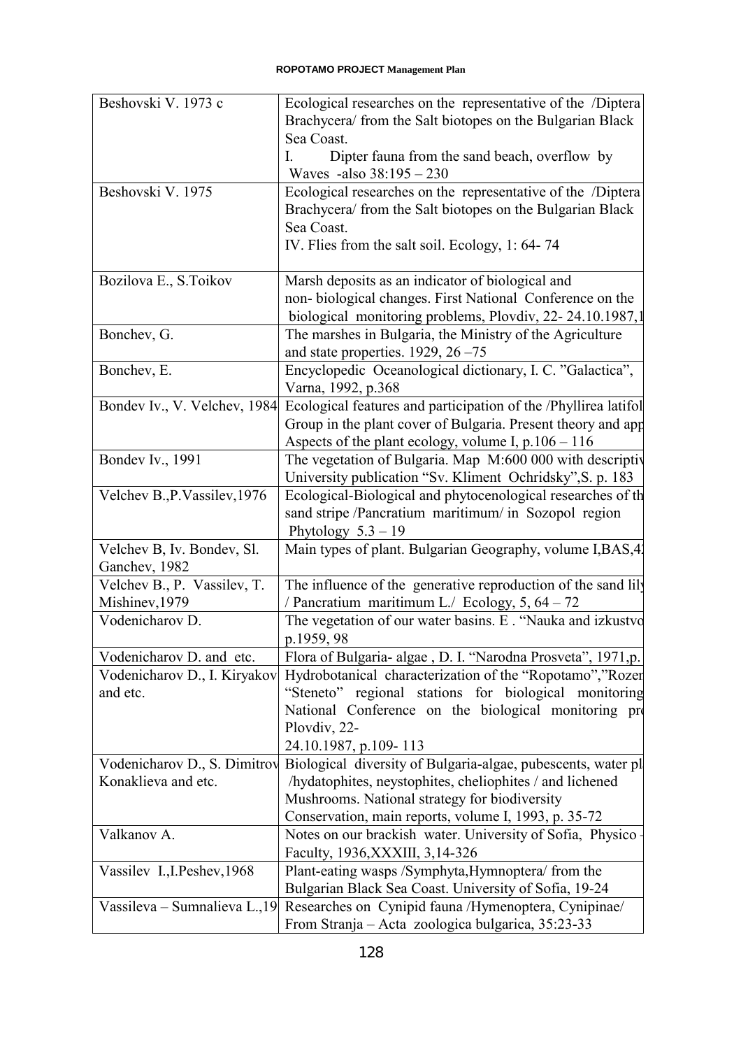| | |
|---|---|
| Beshovski V. 1973 c | Ecological researches on the representative of the /Diptera Brachycera/ from the Salt biotopes on the Bulgarian Black Sea Coast.<br>I. Dipter fauna from the sand beach, overflow by Waves -also 38:195 – 230 |
| Beshovski V. 1975 | Ecological researches on the representative of the /Diptera Brachycera/ from the Salt biotopes on the Bulgarian Black Sea Coast.<br>IV. Flies from the salt soil. Ecology, 1: 64- 74 |
| Bozilova E., S.Toikov | Marsh deposits as an indicator of biological and non- biological changes. First National Conference on the biological monitoring problems, Plovdiv, 22- 24.10.1987,1 |
| Bonchev, G. | The marshes in Bulgaria, the Ministry of the Agriculture and state properties. 1929, 26 –75 |
| Bonchev, E. | Encyclopedic Oceanological dictionary, I. C. "Galactica", Varna, 1992, p.368 |
| Bondev Iv., V. Velchev, 1984 | Ecological features and participation of the /Phyllirea latifol Group in the plant cover of Bulgaria. Present theory and app Aspects of the plant ecology, volume I, p.106 – 116 |
| Bondev Iv., 1991 | The vegetation of Bulgaria. Map M:600 000 with descriptiv University publication "Sv. Kliment Ochridsky",S. p. 183 |
| Velchev B.,P.Vassilev,1976 | Ecological-Biological and phytocenological researches of th sand stripe /Pancratium maritimum/ in Sozopol region Phytology 5.3 – 19 |
| Velchev B, Iv. Bondev, Sl. Ganchev, 1982 | Main types of plant. Bulgarian Geography, volume I,BAS,4 |
| Velchev B., P. Vassilev, T. Mishinev,1979 | The influence of the generative reproduction of the sand lily / Pancratium maritimum L./ Ecology, 5, 64 – 72 |
| Vodenicharov D. | The vegetation of our water basins. E . "Nauka and izkustvo p.1959, 98 |
| Vodenicharov D. and etc. | Flora of Bulgaria- algae , D. I. "Narodna Prosveta", 1971,p. |
| Vodenicharov D., I. Kiryakov and etc. | Hydrobotanical characterization of the "Ropotamo","Rozen "Steneto" regional stations for biological monitoring National Conference on the biological monitoring pr Plovdiv, 22-<br>24.10.1987, p.109- 113 |
| Vodenicharov D., S. Dimitrov Konaklieva and etc. | Biological diversity of Bulgaria-algae, pubescents, water pl /hydatophites, neystophites, cheliophites / and lichened Mushrooms. National strategy for biodiversity Conservation, main reports, volume I, 1993, p. 35-72 |
| Valkanov A. | Notes on our brackish water. University of Sofia, Physico - Faculty, 1936,XXXIII, 3,14-326 |
| Vassilev I.,I.Peshev,1968 | Plant-eating wasps /Symphyta,Hymnoptera/ from the Bulgarian Black Sea Coast. University of Sofia, 19-24 |
| Vassileva – Sumnalieva L.,19 | Researches on Cynipid fauna /Hymenoptera, Cynipinae/ From Stranja – Acta zoologica bulgarica, 35:23-33 |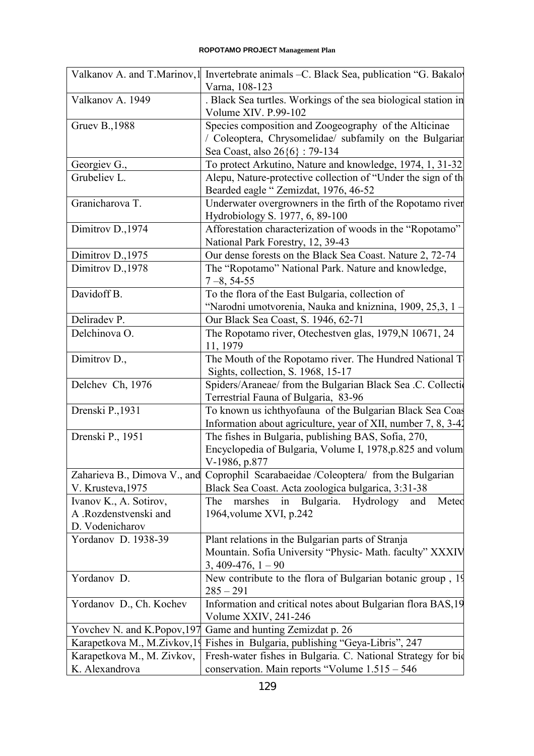| | |
|---|---|
| Valkanov A. and T.Marinov,1 | Invertebrate animals –C. Black Sea, publication "G. Bakalo Varna, 108-123 |
| Valkanov A. 1949 | . Black Sea turtles. Workings of the sea biological station in Volume XIV. P.99-102 |
| Gruev B.,1988 | Species composition and Zoogeography of the Alticinae / Coleoptera, Chrysomelidae/ subfamily on the Bulgarian Sea Coast, also 26{6} : 79-134 |
| Georgiev G., | To protect Arkutino, Nature and knowledge, 1974, 1, 31-32 |
| Grubeliev L. | Alepu, Nature-protective collection of "Under the sign of th Bearded eagle " Zemizdat, 1976, 46-52 |
| Granicharova T. | Underwater overgrowners in the firth of the Ropotamo river Hydrobiology S. 1977, 6, 89-100 |
| Dimitrov D.,1974 | Afforestation characterization of woods in the "Ropotamo" National Park Forestry, 12, 39-43 |
| Dimitrov D.,1975 | Our dense forests on the Black Sea Coast. Nature 2, 72-74 |
| Dimitrov D.,1978 | The "Ropotamo" National Park. Nature and knowledge, 7 –8, 54-55 |
| Davidoff B. | To the flora of the East Bulgaria, collection of "Narodni umotvorenia, Nauka and kniznina, 1909, 25,3, 1 – |
| Deliradev P. | Our Black Sea Coast, S. 1946, 62-71 |
| Delchinova O. | The Ropotamo river, Otechestven glas, 1979,N 10671, 24 11, 1979 |
| Dimitrov D., | The Mouth of the Ropotamo river. The Hundred National T Sights, collection, S. 1968, 15-17 |
| Delchev Ch, 1976 | Spiders/Araneae/ from the Bulgarian Black Sea .C. Collecti Terrestrial Fauna of Bulgaria, 83-96 |
| Drenski P.,1931 | To known us ichthyofauna of the Bulgarian Black Sea Coas Information about agriculture, year of XII, number 7, 8, 3-4 |
| Drenski P., 1951 | The fishes in Bulgaria, publishing BAS, Sofia, 270, Encyclopedia of Bulgaria, Volume I, 1978,p.825 and volum V-1986, p.877 |
| Zaharieva B., Dimova V., and V. Krusteva,1975 | Coprophil Scarabaeidae /Coleoptera/ from the Bulgarian Black Sea Coast. Acta zoologica bulgarica, 3:31-38 |
| Ivanov K., A. Sotirov, A .Rozdenstvenski and D. Vodenicharov | The marshes in Bulgaria. Hydrology and Meteo 1964,volume XVI, p.242 |
| Yordanov D. 1938-39 | Plant relations in the Bulgarian parts of Stranja Mountain. Sofia University "Physic- Math. faculty" XXXIV 3, 409-476, 1 – 90 |
| Yordanov D. | New contribute to the flora of Bulgarian botanic group , 19 285 – 291 |
| Yordanov D., Ch. Kochev | Information and critical notes about Bulgarian flora BAS,19 Volume XXIV, 241-246 |
| Yovchev N. and K.Popov,197 | Game and hunting Zemizdat p. 26 |
| Karapetkova M., M.Zivkov,19 | Fishes in Bulgaria, publishing "Geya-Libris", 247 |
| Karapetkova M., M. Zivkov, K. Alexandrova | Fresh-water fishes in Bulgaria. C. National Strategy for bio conservation. Main reports "Volume 1.515 – 546 |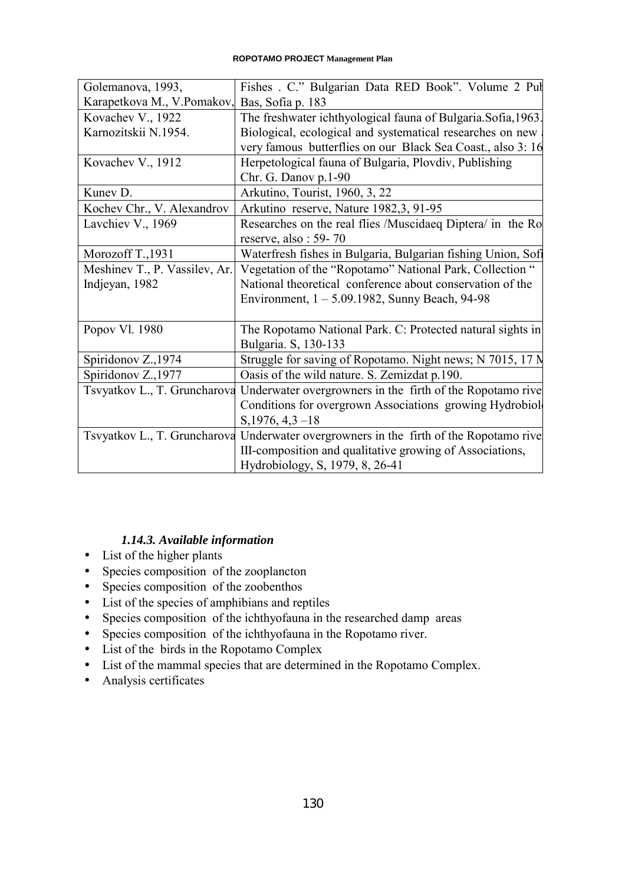| | |
|---|---|
| Golemanova, 1993, Karapetkova M., V.Pomakov, | Fishes . C." Bulgarian Data RED Book". Volume 2 Pub Bas, Sofia p. 183 |
| Kovachev V., 1922 Karnozitskii N.1954. | The freshwater ichthyological fauna of Bulgaria.Sofia,1963. Biological, ecological and systematical researches on new very famous butterflies on our Black Sea Coast., also 3: 16 |
| Kovachev V., 1912 | Herpetological fauna of Bulgaria, Plovdiv, Publishing Chr. G. Danov p.1-90 |
| Kunev D. | Arkutino, Tourist, 1960, 3, 22 |
| Kochev Chr., V. Alexandrov | Arkutino reserve, Nature 1982,3, 91-95 |
| Lavchiev V., 1969 | Researches on the real flies /Muscidaeq Diptera/ in the Ro reserve, also : 59- 70 |
| Morozoff T.,1931 | Waterfresh fishes in Bulgaria, Bulgarian fishing Union, Sofi |
| Meshinev T., P. Vassilev, Ar. Indjeyan, 1982 | Vegetation of the "Ropotamo" National Park, Collection " National theoretical conference about conservation of the Environment, 1 – 5.09.1982, Sunny Beach, 94-98 |
| Popov Vl. 1980 | The Ropotamo National Park. C: Protected natural sights in Bulgaria. S, 130-133 |
| Spiridonov Z.,1974 | Struggle for saving of Ropotamo. Night news; N 7015, 17 M |
| Spiridonov Z.,1977 | Oasis of the wild nature. S. Zemizdat p.190. |
| Tsvyatkov L., T. Gruncharova | Underwater overgrowners in the firth of the Ropotamo rive Conditions for overgrown Associations growing Hydrobiol S,1976, 4,3 –18 |
| Tsvyatkov L., T. Gruncharova | Underwater overgrowners in the firth of the Ropotamo rive III-composition and qualitative growing of Associations, Hydrobiology, S, 1979, 8, 26-41 |

### *1.14.3. Available information*

- List of the higher plants
- Species composition of the zooplancton
- Species composition of the zoobenthos
- List of the species of amphibians and reptiles
- Species composition of the ichthyofauna in the researched damp areas
- Species composition of the ichthyofauna in the Ropotamo river.
- List of the birds in the Ropotamo Complex
- List of the mammal species that are determined in the Ropotamo Complex.
- Analysis certificates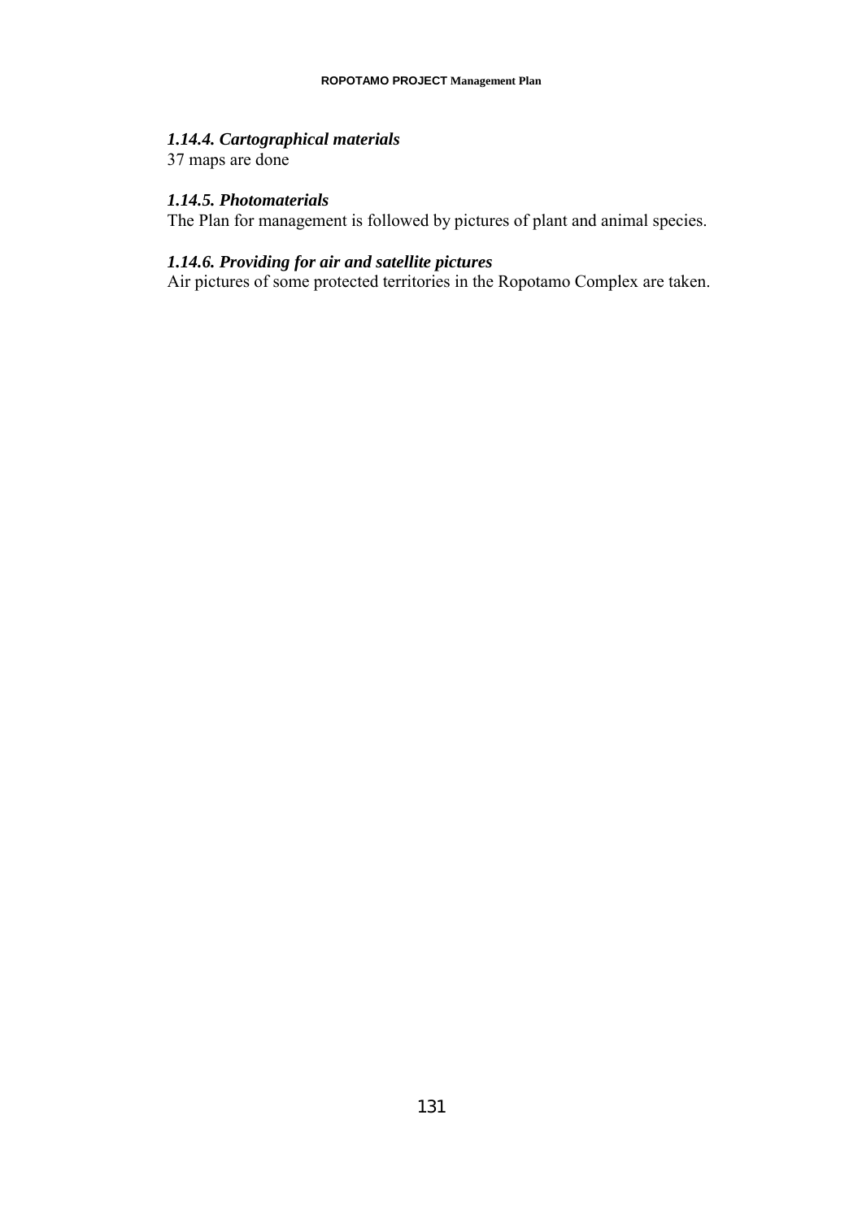#### *1.14.4. Cartographical materials*

37 maps are done

#### *1.14.5. Photomaterials*

The Plan for management is followed by pictures of plant and animal species.

#### *1.14.6. Providing for air and satellite pictures*

Air pictures of some protected territories in the Ropotamo Complex are taken.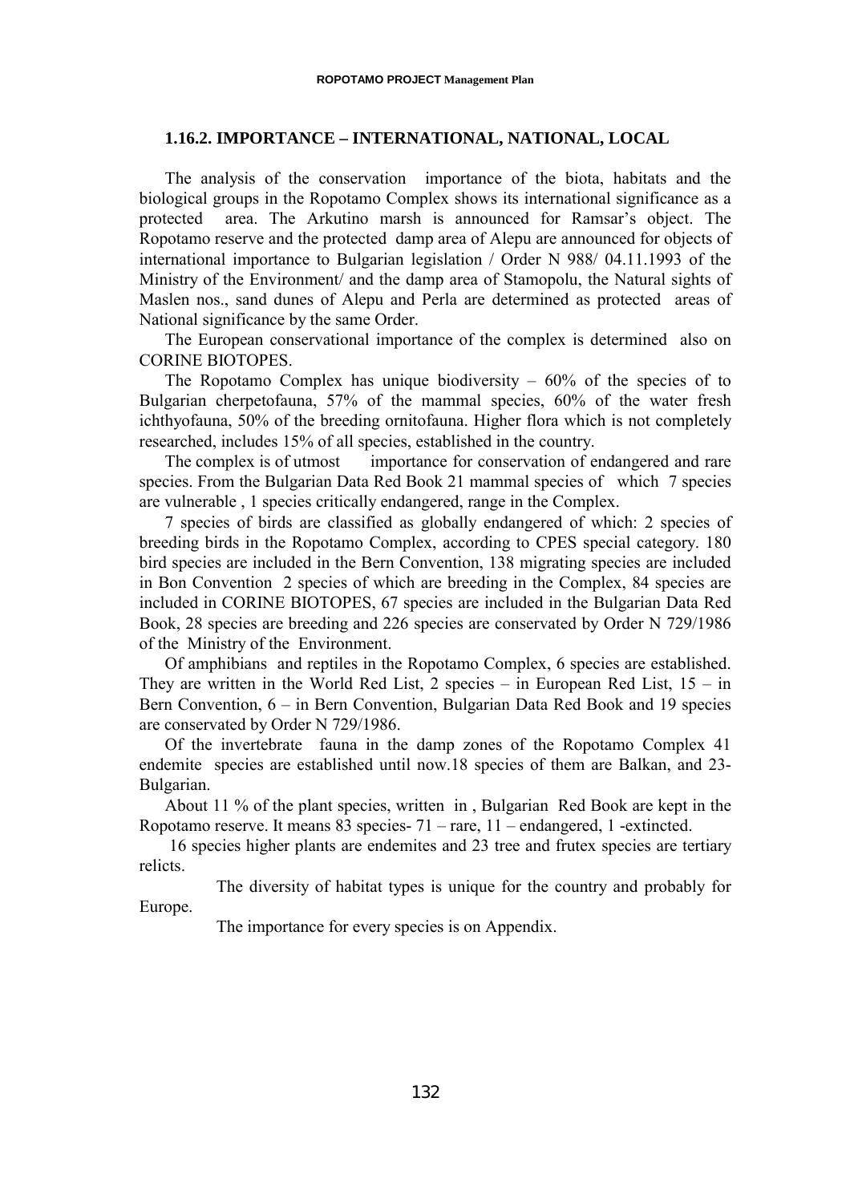### 1.16.2. IMPORTANCE – INTERNATIONAL, NATIONAL, LOCAL

The analysis of the conservation importance of the biota, habitats and the biological groups in the Ropotamo Complex shows its international significance as a protected area. The Arkutino marsh is announced for Ramsar's object. The Ropotamo reserve and the protected damp area of Alepu are announced for objects of international importance to Bulgarian legislation / Order N 988/ 04.11.1993 of the Ministry of the Environment/ and the damp area of Stamopolu, the Natural sights of Maslen nos., sand dunes of Alepu and Perla are determined as protected areas of National significance by the same Order.

The European conservational importance of the complex is determined also on CORINE BIOTOPES.

The Ropotamo Complex has unique biodiversity – 60% of the species of to Bulgarian cherpetofauna, 57% of the mammal species, 60% of the water fresh ichthyofauna, 50% of the breeding ornitofauna. Higher flora which is not completely researched, includes 15% of all species, established in the country.

The complex is of utmost importance for conservation of endangered and rare species. From the Bulgarian Data Red Book 21 mammal species of which 7 species are vulnerable , 1 species critically endangered, range in the Complex.

7 species of birds are classified as globally endangered of which: 2 species of breeding birds in the Ropotamo Complex, according to CPES special category. 180 bird species are included in the Bern Convention, 138 migrating species are included in Bon Convention 2 species of which are breeding in the Complex, 84 species are included in CORINE BIOTOPES, 67 species are included in the Bulgarian Data Red Book, 28 species are breeding and 226 species are conservated by Order N 729/1986 of the Ministry of the Environment.

Of amphibians and reptiles in the Ropotamo Complex, 6 species are established. They are written in the World Red List, 2 species – in European Red List, 15 – in Bern Convention, 6 – in Bern Convention, Bulgarian Data Red Book and 19 species are conservated by Order N 729/1986.

Of the invertebrate fauna in the damp zones of the Ropotamo Complex 41 endemite species are established until now.18 species of them are Balkan, and 23- Bulgarian.

About 11 % of the plant species, written in , Bulgarian Red Book are kept in the Ropotamo reserve. It means 83 species- 71 – rare, 11 – endangered, 1 -extincted.

16 species higher plants are endemites and 23 tree and frutex species are tertiary relicts.

The diversity of habitat types is unique for the country and probably for Europe.

The importance for every species is on Appendix.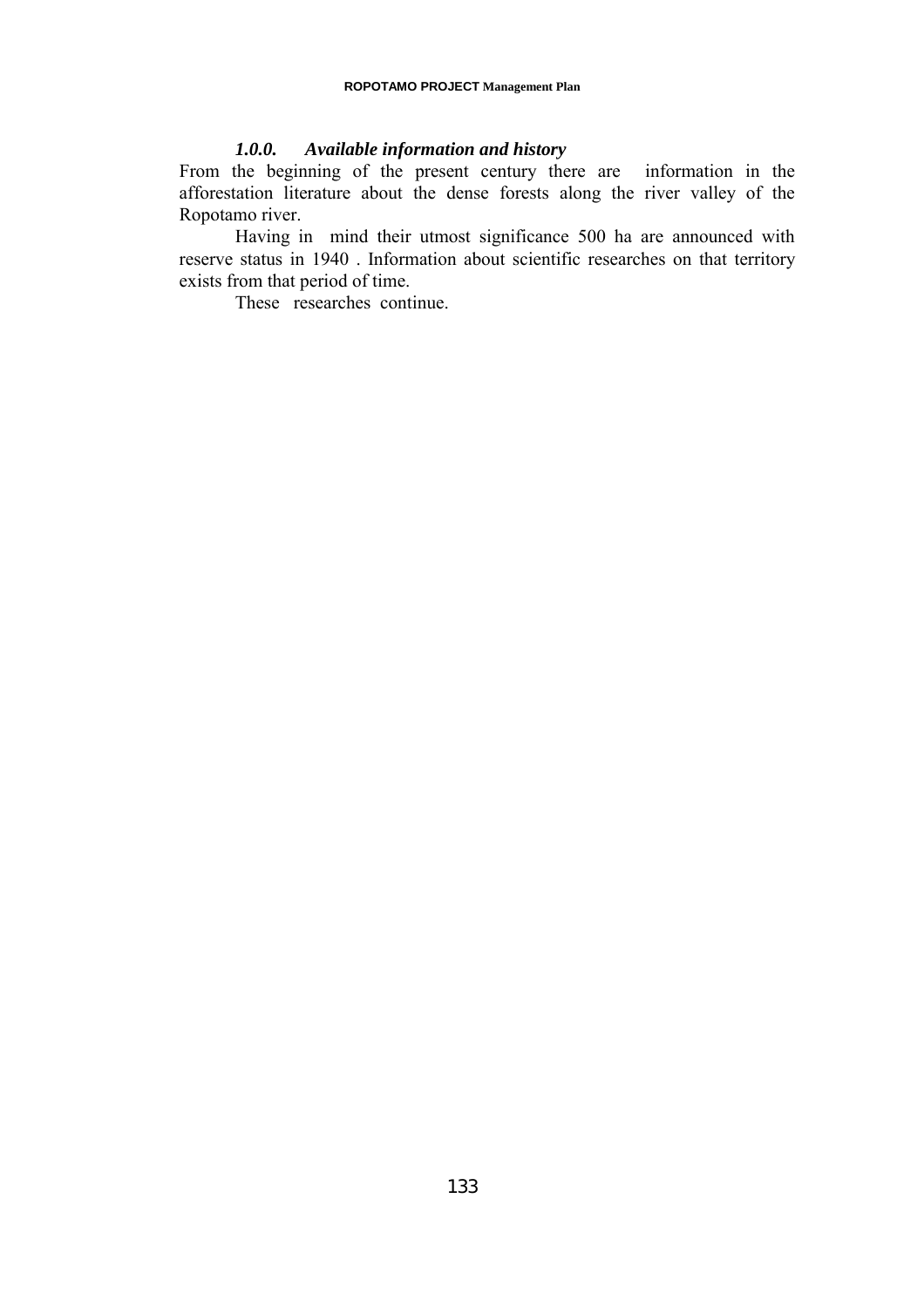### *1.0.0. Available information and history*

From the beginning of the present century there are information in the afforestation literature about the dense forests along the river valley of the Ropotamo river.

Having in mind their utmost significance 500 ha are announced with reserve status in 1940 . Information about scientific researches on that territory exists from that period of time.

These researches continue.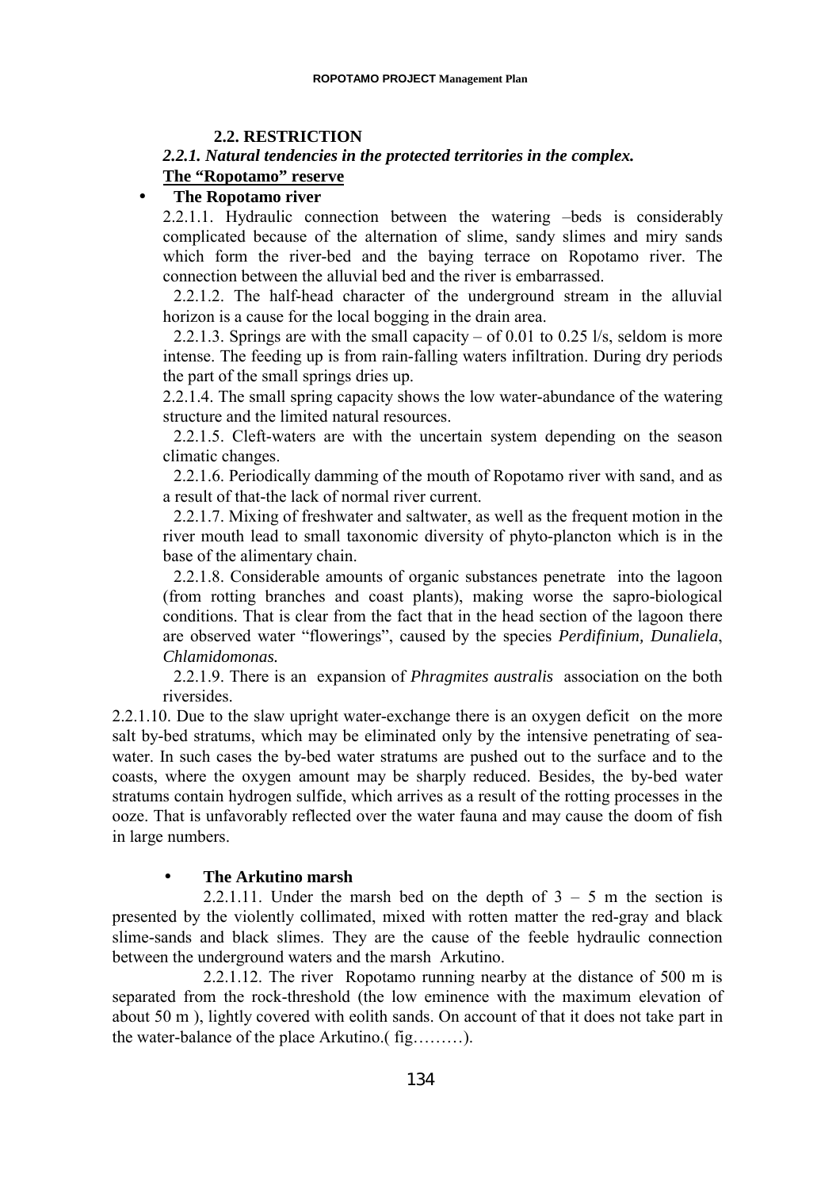## 2.2. RESTRICTION

### *2.2.1. Natural tendencies in the protected territories in the complex.*

**The "Ropotamo" reserve**

- **The Ropotamo river**

2.2.1.1. Hydraulic connection between the watering –beds is considerably complicated because of the alternation of slime, sandy slimes and miry sands which form the river-bed and the baying terrace on Ropotamo river. The connection between the alluvial bed and the river is embarrassed.

2.2.1.2. The half-head character of the underground stream in the alluvial horizon is a cause for the local bogging in the drain area.

2.2.1.3. Springs are with the small capacity – of 0.01 to 0.25 l/s, seldom is more intense. The feeding up is from rain-falling waters infiltration. During dry periods the part of the small springs dries up.

2.2.1.4. The small spring capacity shows the low water-abundance of the watering structure and the limited natural resources.

2.2.1.5. Cleft-waters are with the uncertain system depending on the season climatic changes.

2.2.1.6. Periodically damming of the mouth of Ropotamo river with sand, and as a result of that-the lack of normal river current.

2.2.1.7. Mixing of freshwater and saltwater, as well as the frequent motion in the river mouth lead to small taxonomic diversity of phyto-plancton which is in the base of the alimentary chain.

2.2.1.8. Considerable amounts of organic substances penetrate into the lagoon (from rotting branches and coast plants), making worse the sapro-biological conditions. That is clear from the fact that in the head section of the lagoon there are observed water "flowerings", caused by the species *Perdifinium, Dunaliela*, *Chlamidomonas.*

2.2.1.9. There is an expansion of *Phragmites australis* association on the both riversides.

2.2.1.10. Due to the slaw upright water-exchange there is an oxygen deficit on the more salt by-bed stratums, which may be eliminated only by the intensive penetrating of sea-water. In such cases the by-bed water stratums are pushed out to the surface and to the coasts, where the oxygen amount may be sharply reduced. Besides, the by-bed water stratums contain hydrogen sulfide, which arrives as a result of the rotting processes in the ooze. That is unfavorably reflected over the water fauna and may cause the doom of fish in large numbers.

- **The Arkutino marsh**

2.2.1.11. Under the marsh bed on the depth of 3 – 5 m the section is presented by the violently collimated, mixed with rotten matter the red-gray and black slime-sands and black slimes. They are the cause of the feeble hydraulic connection between the underground waters and the marsh Arkutino.

2.2.1.12. The river Ropotamo running nearby at the distance of 500 m is separated from the rock-threshold (the low eminence with the maximum elevation of about 50 m ), lightly covered with eolith sands. On account of that it does not take part in the water-balance of the place Arkutino.( fig………).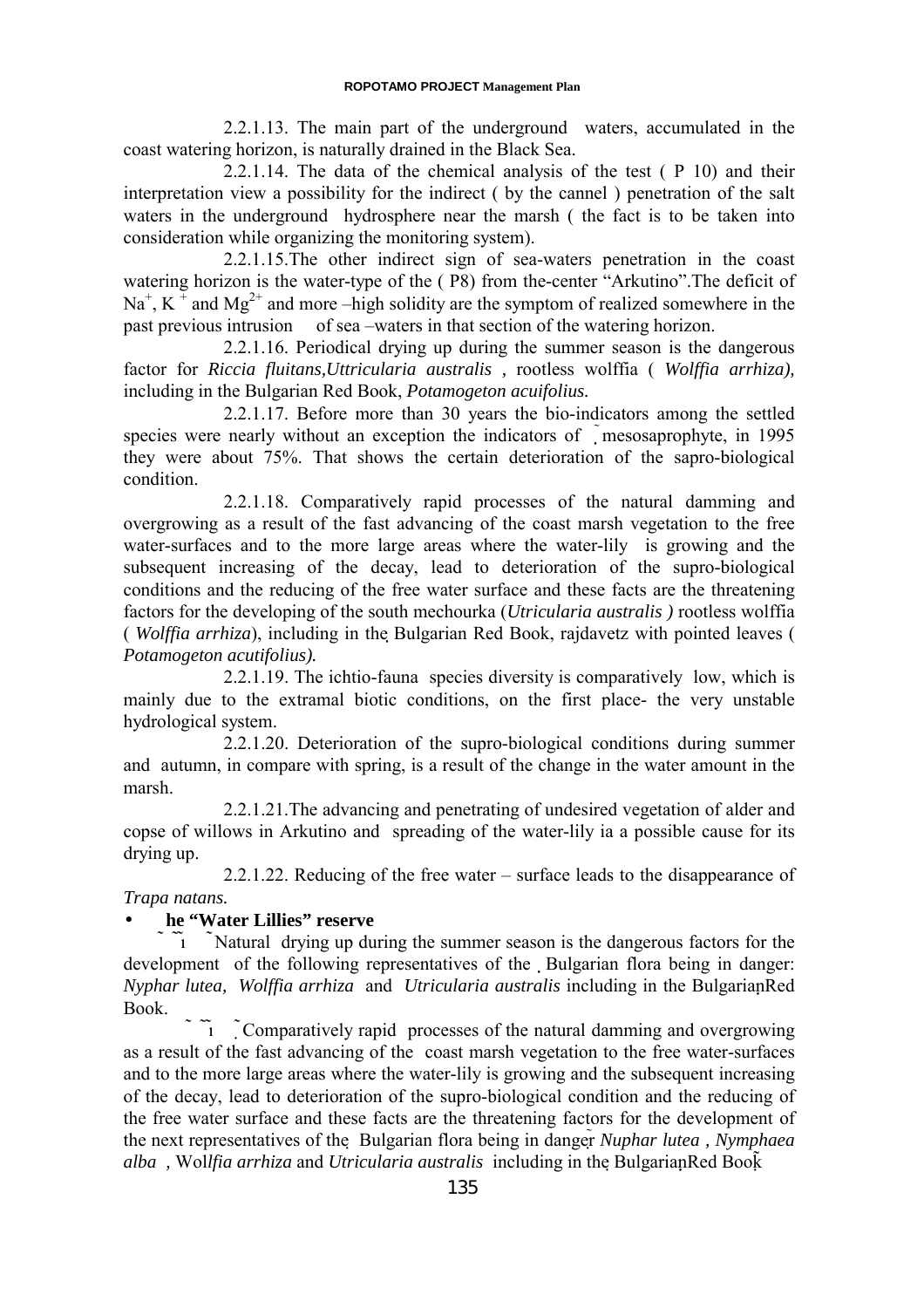2.2.1.13. The main part of the underground waters, accumulated in the coast watering horizon, is naturally drained in the Black Sea.

2.2.1.14. The data of the chemical analysis of the test ( P 10) and their interpretation view a possibility for the indirect ( by the cannel ) penetration of the salt waters in the underground hydrosphere near the marsh ( the fact is to be taken into consideration while organizing the monitoring system).

2.2.1.15.The other indirect sign of sea-waters penetration in the coast watering horizon is the water-type of the ( P8) from the-center "Arkutino".The deficit of $Na^{+}$, $K^{+}$ and $Mg^{2+}$ and more –high solidity are the symptom of realized somewhere in the past previous intrusion of sea –waters in that section of the watering horizon.

2.2.1.16. Periodical drying up during the summer season is the dangerous factor for *Riccia fluitans,Uttricularia australis* , rootless wolffia ( *Wolffia arrhiza),* including in the Bulgarian Red Book, *Potamogeton acuifolius.*

2.2.1.17. Before more than 30 years the bio-indicators among the settled species were nearly without an exception the indicators of ˜ mesosaprophyte, in 1995 they were about 75%. That shows the certain deterioration of the sapro-biological condition.

2.2.1.18. Comparatively rapid processes of the natural damming and overgrowing as a result of the fast advancing of the coast marsh vegetation to the free water-surfaces and to the more large areas where the water-lily is growing and the subsequent increasing of the decay, lead to deterioration of the supro-biological conditions and the reducing of the free water surface and these facts are the threatening factors for the developing of the south mechourka (*Utricularia australis )* rootless wolffia ( *Wolffia arrhiza*), including in the Bulgarian Red Book, rajdavetz with pointed leaves ( *Potamogeton acutifolius).*

2.2.1.19. The ichtio-fauna species diversity is comparatively low, which is mainly due to the extramal biotic conditions, on the first place- the very unstable hydrological system.

2.2.1.20. Deterioration of the supro-biological conditions during summer and autumn, in compare with spring, is a result of the change in the water amount in the marsh.

2.2.1.21.The advancing and penetrating of undesired vegetation of alder and copse of willows in Arkutino and spreading of the water-lily ia a possible cause for its drying up.

2.2.1.22. Reducing of the free water – surface leads to the disappearance of *Trapa natans.*

- **he "Water Lillies" reserve**

˜ ˜˜ 1 ˜Natural drying up during the summer season is the dangerous factors for the development of the following representatives of the Bulgarian flora being in danger: *Nyphar lutea, Wolffia arrhiza* and *Utricularia australis* including in the Bulgarian Red Book.

˜ ˜˜ 1 ˜Comparatively rapid processes of the natural damming and overgrowing as a result of the fast advancing of the coast marsh vegetation to the free water-surfaces and to the more large areas where the water-lily is growing and the subsequent increasing of the decay, lead to deterioration of the supro-biological condition and the reducing of the free water surface and these facts are the threatening factors for the development of the next representatives of the Bulgarian flora being in danger *Nuphar lutea , Nymphaea alba* , Wol*lfia arrhiza* and *Utricularia australis* including in the Bulgarian Red Book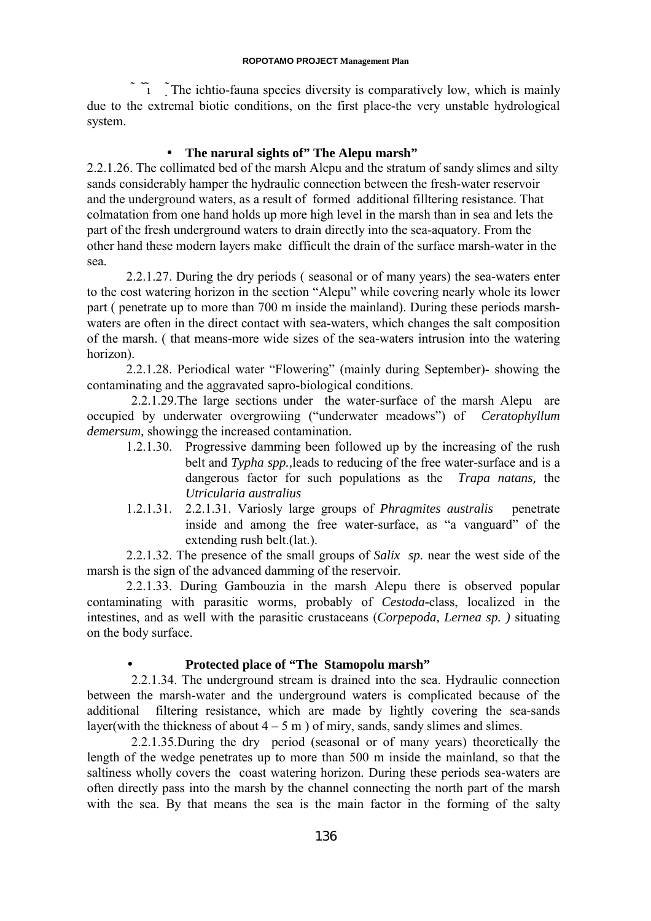˜ ˜˜1 ˜. The ichtio-fauna species diversity is comparatively low, which is mainly due to the extremal biotic conditions, on the first place-the very unstable hydrological system.

- **The narural sights of" The Alepu marsh"**

2.2.1.26. The collimated bed of the marsh Alepu and the stratum of sandy slimes and silty sands considerably hamper the hydraulic connection between the fresh-water reservoir and the underground waters, as a result of formed additional filltering resistance. That colmatation from one hand holds up more high level in the marsh than in sea and lets the part of the fresh underground waters to drain directly into the sea-aquatory. From the other hand these modern layers make difficult the drain of the surface marsh-water in the sea.

2.2.1.27. During the dry periods ( seasonal or of many years) the sea-waters enter to the cost watering horizon in the section "Alepu" while covering nearly whole its lower part ( penetrate up to more than 700 m inside the mainland). During these periods marsh-waters are often in the direct contact with sea-waters, which changes the salt composition of the marsh. ( that means-more wide sizes of the sea-waters intrusion into the watering horizon).

2.2.1.28. Periodical water "Flowering" (mainly during September)- showing the contaminating and the aggravated sapro-biological conditions.

2.2.1.29.The large sections under the water-surface of the marsh Alepu are occupied by underwater overgrowiing ("underwater meadows") of *Ceratophyllum demersum,* showingg the increased contamination.

1.2.1.30. Progressive damming been followed up by the increasing of the rush belt and *Typha spp.,*leads to reducing of the free water-surface and is a dangerous factor for such populations as the *Trapa natans,* the *Utricularia australius*

1.2.1.31. 2.2.1.31. Variosly large groups of *Phragmites australis* penetrate inside and among the free water-surface, as "a vanguard" of the extending rush belt.(lat.).

2.2.1.32. The presence of the small groups of *Salix sp.* near the west side of the marsh is the sign of the advanced damming of the reservoir.

2.2.1.33. During Gambouzia in the marsh Alepu there is observed popular contaminating with parasitic worms, probably of *Cestoda*-class, localized in the intestines, and as well with the parasitic crustaceans (*Corpepoda, Lernea sp. )* situating on the body surface.

- **Protected place of "The Stamopolu marsh"**

2.2.1.34. The underground stream is drained into the sea. Hydraulic connection between the marsh-water and the underground waters is complicated because of the additional filtering resistance, which are made by lightly covering the sea-sands layer(with the thickness of about 4 – 5 m ) of miry, sands, sandy slimes and slimes.

2.2.1.35.During the dry period (seasonal or of many years) theoretically the length of the wedge penetrates up to more than 500 m inside the mainland, so that the saltiness wholly covers the coast watering horizon. During these periods sea-waters are often directly pass into the marsh by the channel connecting the north part of the marsh with the sea. By that means the sea is the main factor in the forming of the salty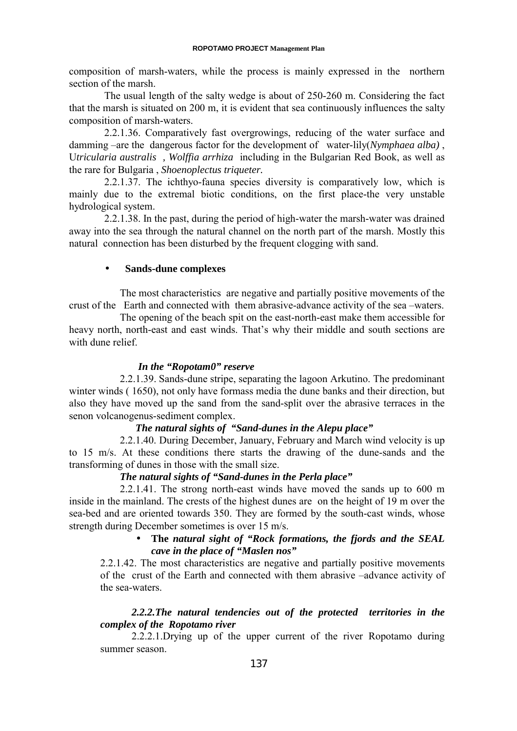composition of marsh-waters, while the process is mainly expressed in the northern section of the marsh.

The usual length of the salty wedge is about of 250-260 m. Considering the fact that the marsh is situated on 200 m, it is evident that sea continuously influences the salty composition of marsh-waters.

2.2.1.36. Comparatively fast overgrowings, reducing of the water surface and damming –are the dangerous factor for the development of water-lily(*Nymphaea alba)* , U*tricularia australis* , *Wolffia arrhiza* including in the Bulgarian Red Book, as well as the rare for Bulgaria , *Shoenoplectus triqueter.*

2.2.1.37. The ichthyo-fauna species diversity is comparatively low, which is mainly due to the extremal biotic conditions, on the first place-the very unstable hydrological system.

2.2.1.38. In the past, during the period of high-water the marsh-water was drained away into the sea through the natural channel on the north part of the marsh. Mostly this natural connection has been disturbed by the frequent clogging with sand.

- **Sands-dune complexes**

The most characteristics are negative and partially positive movements of the crust of the Earth and connected with them abrasive-advance activity of the sea –waters.

The opening of the beach spit on the east-north-east make them accessible for heavy north, north-east and east winds. That's why their middle and south sections are with dune relief.

***In the "Ropotam0" reserve***

2.2.1.39. Sands-dune stripe, separating the lagoon Arkutino. The predominant winter winds ( 1650), not only have formass media the dune banks and their direction, but also they have moved up the sand from the sand-split over the abrasive terraces in the senon volcanogenus-sediment complex.

***The natural sights of "Sand-dunes in the Alepu place"***

2.2.1.40. During December, January, February and March wind velocity is up to 15 m/s. At these conditions there starts the drawing of the dune-sands and the transforming of dunes in those with the small size.

***The natural sights of "Sand-dunes in the Perla place"***

2.2.1.41. The strong north-east winds have moved the sands up to 600 m inside in the mainland. The crests of the highest dunes are on the height of 19 m over the sea-bed and are oriented towards 350. They are formed by the south-cast winds, whose strength during December sometimes is over 15 m/s.

- **The** ***natural sight of "Rock formations, the fjords and the SEAL cave in the place of "Maslen nos"***

2.2.1.42. The most characteristics are negative and partially positive movements of the crust of the Earth and connected with them abrasive –advance activity of the sea-waters.

***2.2.2.The natural tendencies out of the protected territories in the complex of the Ropotamo river***

2.2.2.1.Drying up of the upper current of the river Ropotamo during summer season.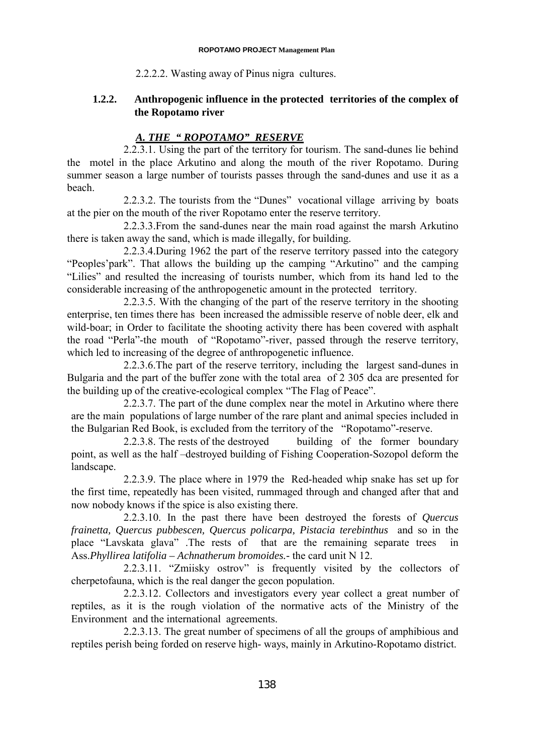2.2.2.2. Wasting away of Pinus nigra cultures.

## 1.2.2. Anthropogenic influence in the protected territories of the complex of the Ropotamo river

### *A. THE " ROPOTAMO" RESERVE*

2.2.3.1. Using the part of the territory for tourism. The sand-dunes lie behind the motel in the place Arkutino and along the mouth of the river Ropotamo. During summer season a large number of tourists passes through the sand-dunes and use it as a beach.

2.2.3.2. The tourists from the "Dunes" vocational village arriving by boats at the pier on the mouth of the river Ropotamo enter the reserve territory.

2.2.3.3.From the sand-dunes near the main road against the marsh Arkutino there is taken away the sand, which is made illegally, for building.

2.2.3.4.During 1962 the part of the reserve territory passed into the category "Peoples'park". That allows the building up the camping "Arkutino" and the camping "Lilies" and resulted the increasing of tourists number, which from its hand led to the considerable increasing of the anthropogenetic amount in the protected territory.

2.2.3.5. With the changing of the part of the reserve territory in the shooting enterprise, ten times there has been increased the admissible reserve of noble deer, elk and wild-boar; in Order to facilitate the shooting activity there has been covered with asphalt the road "Perla"-the mouth of "Ropotamo"-river, passed through the reserve territory, which led to increasing of the degree of anthropogenetic influence.

2.2.3.6.The part of the reserve territory, including the largest sand-dunes in Bulgaria and the part of the buffer zone with the total area of 2 305 dca are presented for the building up of the creative-ecological complex "The Flag of Peace".

2.2.3.7. The part of the dune complex near the motel in Arkutino where there are the main populations of large number of the rare plant and animal species included in the Bulgarian Red Book, is excluded from the territory of the "Ropotamo"-reserve.

2.2.3.8. The rests of the destroyed building of the former boundary point, as well as the half –destroyed building of Fishing Cooperation-Sozopol deform the landscape.

2.2.3.9. The place where in 1979 the Red-headed whip snake has set up for the first time, repeatedly has been visited, rummaged through and changed after that and now nobody knows if the spice is also existing there.

2.2.3.10. In the past there have been destroyed the forests of *Quercus frainetta, Quercus pubbescen, Quercus policarpa, Pistacia terebinthus* and so in the place "Lavskata glava" .The rests of that are the remaining separate trees in Ass.*Phyllirea latifolia – Achnatherum bromoides.*- the card unit N 12.

2.2.3.11. "Zmiisky ostrov" is frequently visited by the collectors of cherpetofauna, which is the real danger the gecon population.

2.2.3.12. Collectors and investigators every year collect a great number of reptiles, as it is the rough violation of the normative acts of the Ministry of the Environment and the international agreements.

2.2.3.13. The great number of specimens of all the groups of amphibious and reptiles perish being forded on reserve high- ways, mainly in Arkutino-Ropotamo district.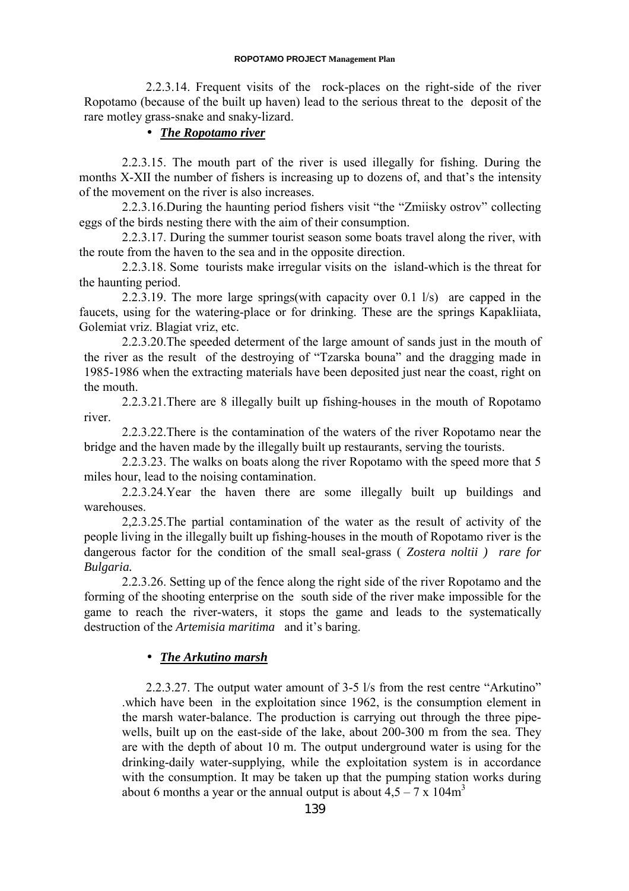2.2.3.14. Frequent visits of the rock-places on the right-side of the river Ropotamo (because of the built up haven) lead to the serious threat to the deposit of the rare motley grass-snake and snaky-lizard.

- ***The Ropotamo river***

2.2.3.15. The mouth part of the river is used illegally for fishing. During the months X-XII the number of fishers is increasing up to dozens of, and that's the intensity of the movement on the river is also increases.

2.2.3.16.During the haunting period fishers visit "the "Zmiisky ostrov" collecting eggs of the birds nesting there with the aim of their consumption.

2.2.3.17. During the summer tourist season some boats travel along the river, with the route from the haven to the sea and in the opposite direction.

2.2.3.18. Some tourists make irregular visits on the island-which is the threat for the haunting period.

2.2.3.19. The more large springs(with capacity over 0.1 l/s) are capped in the faucets, using for the watering-place or for drinking. These are the springs Kapakliiata, Golemiat vriz. Blagiat vriz, etc.

2.2.3.20.The speeded determent of the large amount of sands just in the mouth of the river as the result of the destroying of "Tzarska bouna" and the dragging made in 1985-1986 when the extracting materials have been deposited just near the coast, right on the mouth.

2.2.3.21.There are 8 illegally built up fishing-houses in the mouth of Ropotamo river.

2.2.3.22.There is the contamination of the waters of the river Ropotamo near the bridge and the haven made by the illegally built up restaurants, serving the tourists.

2.2.3.23. The walks on boats along the river Ropotamo with the speed more that 5 miles hour, lead to the noising contamination.

2.2.3.24.Year the haven there are some illegally built up buildings and warehouses.

2,2.3.25.The partial contamination of the water as the result of activity of the people living in the illegally built up fishing-houses in the mouth of Ropotamo river is the dangerous factor for the condition of the small seal-grass ( *Zostera noltii )  rare for Bulgaria.*

2.2.3.26. Setting up of the fence along the right side of the river Ropotamo and the forming of the shooting enterprise on the south side of the river make impossible for the game to reach the river-waters, it stops the game and leads to the systematically destruction of the *Artemisia maritima* and it's baring.

- ***The Arkutino marsh***

2.2.3.27. The output water amount of 3-5 l/s from the rest centre "Arkutino" .which have been in the exploitation since 1962, is the consumption element in the marsh water-balance. The production is carrying out through the three pipe-wells, built up on the east-side of the lake, about 200-300 m from the sea. They are with the depth of about 10 m. The output underground water is using for the drinking-daily water-supplying, while the exploitation system is in accordance with the consumption. It may be taken up that the pumping station works during about 6 months a year or the annual output is about $4,5 – 7 \text{ x } 104\text{m}^3$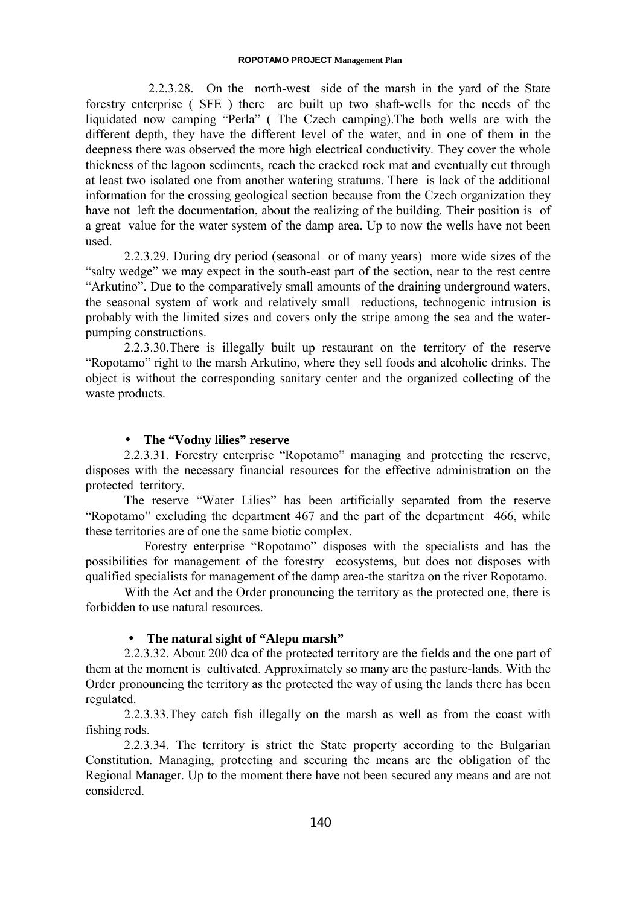2.2.3.28. On the north-west side of the marsh in the yard of the State forestry enterprise ( SFE ) there are built up two shaft-wells for the needs of the liquidated now camping "Perla" ( The Czech camping).The both wells are with the different depth, they have the different level of the water, and in one of them in the deepness there was observed the more high electrical conductivity. They cover the whole thickness of the lagoon sediments, reach the cracked rock mat and eventually cut through at least two isolated one from another watering stratums. There is lack of the additional information for the crossing geological section because from the Czech organization they have not left the documentation, about the realizing of the building. Their position is of a great value for the water system of the damp area. Up to now the wells have not been used.

2.2.3.29. During dry period (seasonal or of many years) more wide sizes of the "salty wedge" we may expect in the south-east part of the section, near to the rest centre "Arkutino". Due to the comparatively small amounts of the draining underground waters, the seasonal system of work and relatively small reductions, technogenic intrusion is probably with the limited sizes and covers only the stripe among the sea and the water-pumping constructions.

2.2.3.30.There is illegally built up restaurant on the territory of the reserve "Ropotamo" right to the marsh Arkutino, where they sell foods and alcoholic drinks. The object is without the corresponding sanitary center and the organized collecting of the waste products.

- **The "Vodny lilies" reserve**

2.2.3.31. Forestry enterprise "Ropotamo" managing and protecting the reserve, disposes with the necessary financial resources for the effective administration on the protected territory.

The reserve "Water Lilies" has been artificially separated from the reserve "Ropotamo" excluding the department 467 and the part of the department 466, while these territories are of one the same biotic complex.

Forestry enterprise "Ropotamo" disposes with the specialists and has the possibilities for management of the forestry ecosystems, but does not disposes with qualified specialists for management of the damp area-the staritza on the river Ropotamo.

With the Act and the Order pronouncing the territory as the protected one, there is forbidden to use natural resources.

- **The natural sight of "Alepu marsh"**

2.2.3.32. About 200 dca of the protected territory are the fields and the one part of them at the moment is cultivated. Approximately so many are the pasture-lands. With the Order pronouncing the territory as the protected the way of using the lands there has been regulated.

2.2.3.33.They catch fish illegally on the marsh as well as from the coast with fishing rods.

2.2.3.34. The territory is strict the State property according to the Bulgarian Constitution. Managing, protecting and securing the means are the obligation of the Regional Manager. Up to the moment there have not been secured any means and are not considered.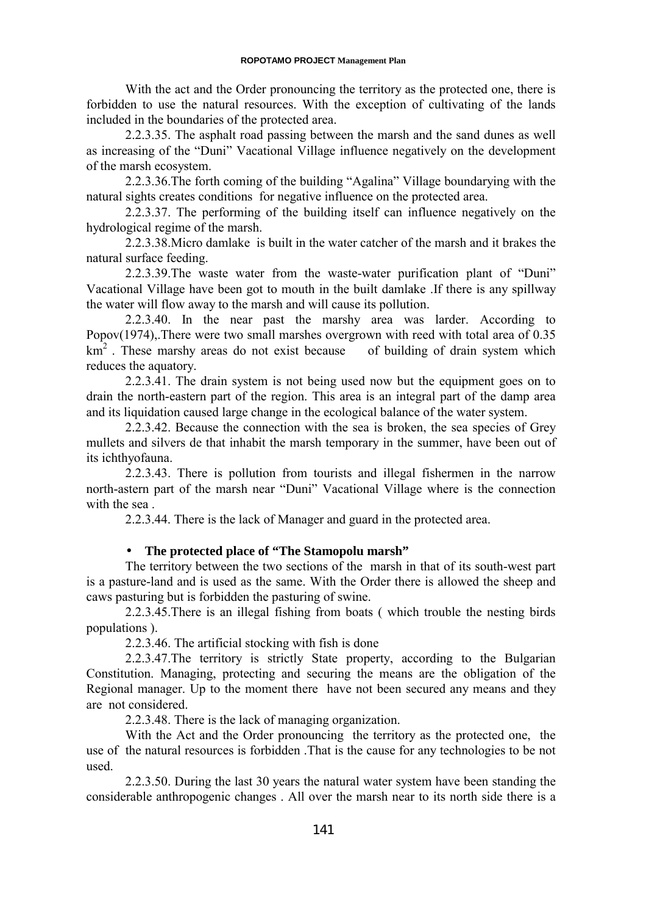With the act and the Order pronouncing the territory as the protected one, there is forbidden to use the natural resources. With the exception of cultivating of the lands included in the boundaries of the protected area.

2.2.3.35. The asphalt road passing between the marsh and the sand dunes as well as increasing of the "Duni" Vacational Village influence negatively on the development of the marsh ecosystem.

2.2.3.36.The forth coming of the building "Agalina" Village boundarying with the natural sights creates conditions for negative influence on the protected area.

2.2.3.37. The performing of the building itself can influence negatively on the hydrological regime of the marsh.

2.2.3.38.Micro damlake is built in the water catcher of the marsh and it brakes the natural surface feeding.

2.2.3.39.The waste water from the waste-water purification plant of "Duni" Vacational Village have been got to mouth in the built damlake .If there is any spillway the water will flow away to the marsh and will cause its pollution.

2.2.3.40. In the near past the marshy area was larder. According to Popov(1974),.There were two small marshes overgrown with reed with total area of 0.35 $km^2$ . These marshy areas do not exist because of building of drain system which reduces the aquatory.

2.2.3.41. The drain system is not being used now but the equipment goes on to drain the north-eastern part of the region. This area is an integral part of the damp area and its liquidation caused large change in the ecological balance of the water system.

2.2.3.42. Because the connection with the sea is broken, the sea species of Grey mullets and silvers de that inhabit the marsh temporary in the summer, have been out of its ichthyofauna.

2.2.3.43. There is pollution from tourists and illegal fishermen in the narrow north-astern part of the marsh near "Duni" Vacational Village where is the connection with the sea .

2.2.3.44. There is the lack of Manager and guard in the protected area.

- **The protected place of "The Stamopolu marsh"**

The territory between the two sections of the marsh in that of its south-west part is a pasture-land and is used as the same. With the Order there is allowed the sheep and caws pasturing but is forbidden the pasturing of swine.

2.2.3.45.There is an illegal fishing from boats ( which trouble the nesting birds populations ).

2.2.3.46. The artificial stocking with fish is done

2.2.3.47.The territory is strictly State property, according to the Bulgarian Constitution. Managing, protecting and securing the means are the obligation of the Regional manager. Up to the moment there have not been secured any means and they are not considered.

2.2.3.48. There is the lack of managing organization.

With the Act and the Order pronouncing the territory as the protected one, the use of the natural resources is forbidden .That is the cause for any technologies to be not used.

2.2.3.50. During the last 30 years the natural water system have been standing the considerable anthropogenic changes . All over the marsh near to its north side there is a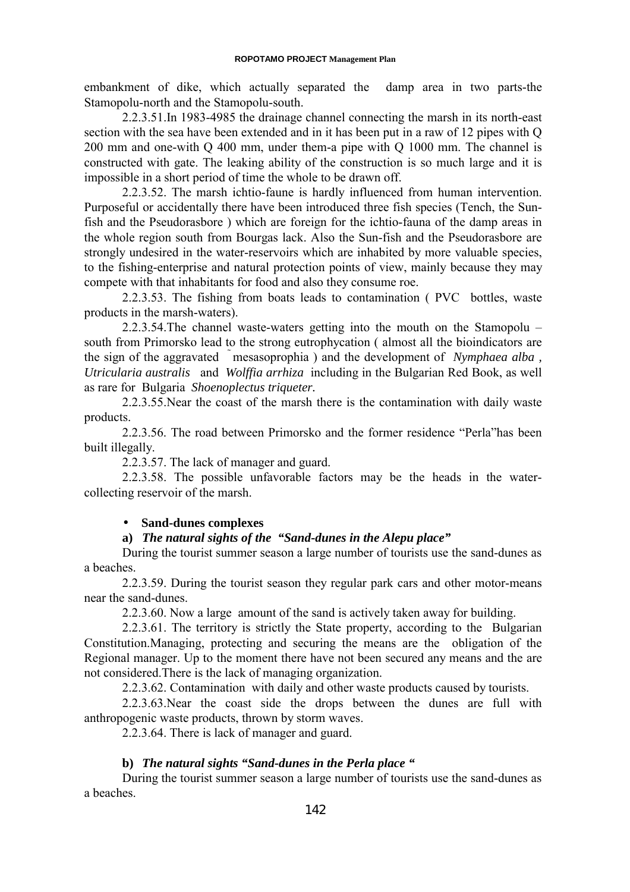embankment of dike, which actually separated the damp area in two parts-the Stamopolu-north and the Stamopolu-south.

2.2.3.51.In 1983-4985 the drainage channel connecting the marsh in its north-east section with the sea have been extended and in it has been put in a raw of 12 pipes with Q 200 mm and one-with Q 400 mm, under them-a pipe with Q 1000 mm. The channel is constructed with gate. The leaking ability of the construction is so much large and it is impossible in a short period of time the whole to be drawn off.

2.2.3.52. The marsh ichtio-faune is hardly influenced from human intervention. Purposeful or accidentally there have been introduced three fish species (Tench, the Sun-fish and the Pseudorasbore ) which are foreign for the ichtio-fauna of the damp areas in the whole region south from Bourgas lack. Also the Sun-fish and the Pseudorasbore are strongly undesired in the water-reservoirs which are inhabited by more valuable species, to the fishing-enterprise and natural protection points of view, mainly because they may compete with that inhabitants for food and also they consume roe.

2.2.3.53. The fishing from boats leads to contamination ( PVC bottles, waste products in the marsh-waters).

2.2.3.54.The channel waste-waters getting into the mouth on the Stamopolu – south from Primorsko lead to the strong eutrophycation ( almost all the bioindicators are the sign of the aggravated ˜mesasoprophia ) and the development of *Nymphaea alba , Utricularia australis* and *Wolffia arrhiza* including in the Bulgarian Red Book, as well as rare for Bulgaria *Shoenoplectus triqueter*.

2.2.3.55.Near the coast of the marsh there is the contamination with daily waste products.

2.2.3.56. The road between Primorsko and the former residence "Perla"has been built illegally.

2.2.3.57. The lack of manager and guard.

2.2.3.58. The possible unfavorable factors may be the heads in the water-collecting reservoir of the marsh.

- **Sand-dunes complexes**

**a)** ***The natural sights of the "Sand-dunes in the Alepu place"***

During the tourist summer season a large number of tourists use the sand-dunes as a beaches.

2.2.3.59. During the tourist season they regular park cars and other motor-means near the sand-dunes.

2.2.3.60. Now a large amount of the sand is actively taken away for building.

2.2.3.61. The territory is strictly the State property, according to the Bulgarian Constitution.Managing, protecting and securing the means are the obligation of the Regional manager. Up to the moment there have not been secured any means and the are not considered.There is the lack of managing organization.

2.2.3.62. Contamination with daily and other waste products caused by tourists.

2.2.3.63.Near the coast side the drops between the dunes are full with anthropogenic waste products, thrown by storm waves.

2.2.3.64. There is lack of manager and guard.

**b)** ***The natural sights "Sand-dunes in the Perla place "***

During the tourist summer season a large number of tourists use the sand-dunes as a beaches.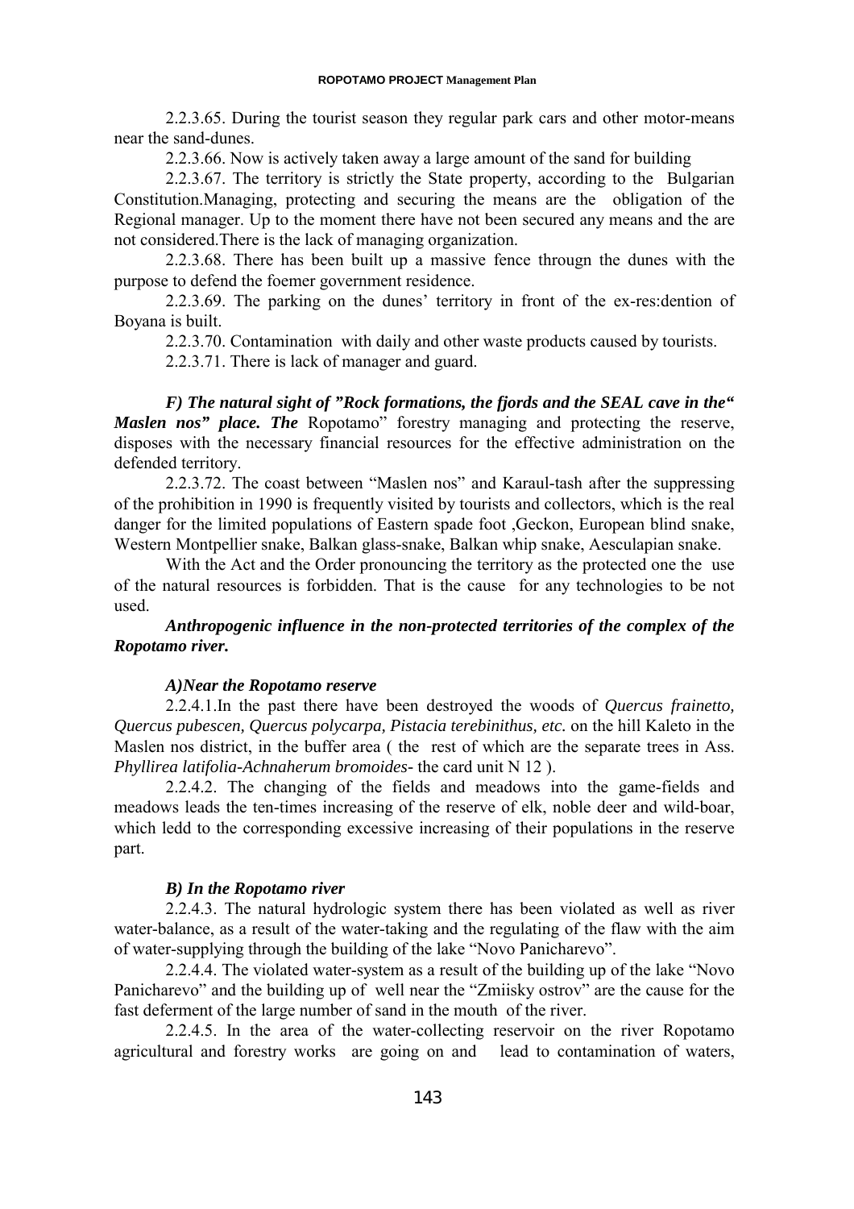2.2.3.65. During the tourist season they regular park cars and other motor-means near the sand-dunes.

2.2.3.66. Now is actively taken away a large amount of the sand for building

2.2.3.67. The territory is strictly the State property, according to the Bulgarian Constitution.Managing, protecting and securing the means are the obligation of the Regional manager. Up to the moment there have not been secured any means and the are not considered.There is the lack of managing organization.

2.2.3.68. There has been built up a massive fence througn the dunes with the purpose to defend the foemer government residence.

2.2.3.69. The parking on the dunes' territory in front of the ex-res:dention of Boyana is built.

2.2.3.70. Contamination with daily and other waste products caused by tourists.

2.2.3.71. There is lack of manager and guard.

***F) The natural sight of "Rock formations, the fjords and the SEAL cave in the" Maslen nos" place. The*** Ropotamo" forestry managing and protecting the reserve, disposes with the necessary financial resources for the effective administration on the defended territory.

2.2.3.72. The coast between "Maslen nos" and Karaul-tash after the suppressing of the prohibition in 1990 is frequently visited by tourists and collectors, which is the real danger for the limited populations of Eastern spade foot ,Geckon, European blind snake, Western Montpellier snake, Balkan glass-snake, Balkan whip snake, Aesculapian snake.

With the Act and the Order pronouncing the territory as the protected one the use of the natural resources is forbidden. That is the cause for any technologies to be not used.

***Anthropogenic influence in the non-protected territories of the complex of the Ropotamo river.***

***A)Near the Ropotamo reserve***

2.2.4.1.In the past there have been destroyed the woods of *Quercus frainetto, Quercus pubescen, Quercus polycarpa, Pistacia terebinithus, etc.* on the hill Kaleto in the Maslen nos district, in the buffer area ( the rest of which are the separate trees in Ass. *Phyllirea latifolia-Achnaherum bromoides*- the card unit N 12 ).

2.2.4.2. The changing of the fields and meadows into the game-fields and meadows leads the ten-times increasing of the reserve of elk, noble deer and wild-boar, which ledd to the corresponding excessive increasing of their populations in the reserve part.

***B) In the Ropotamo river***

2.2.4.3. The natural hydrologic system there has been violated as well as river water-balance, as a result of the water-taking and the regulating of the flaw with the aim of water-supplying through the building of the lake "Novo Panicharevo".

2.2.4.4. The violated water-system as a result of the building up of the lake "Novo Panicharevo" and the building up of well near the "Zmiisky ostrov" are the cause for the fast deferment of the large number of sand in the mouth of the river.

2.2.4.5. In the area of the water-collecting reservoir on the river Ropotamo agricultural and forestry works are going on and lead to contamination of waters,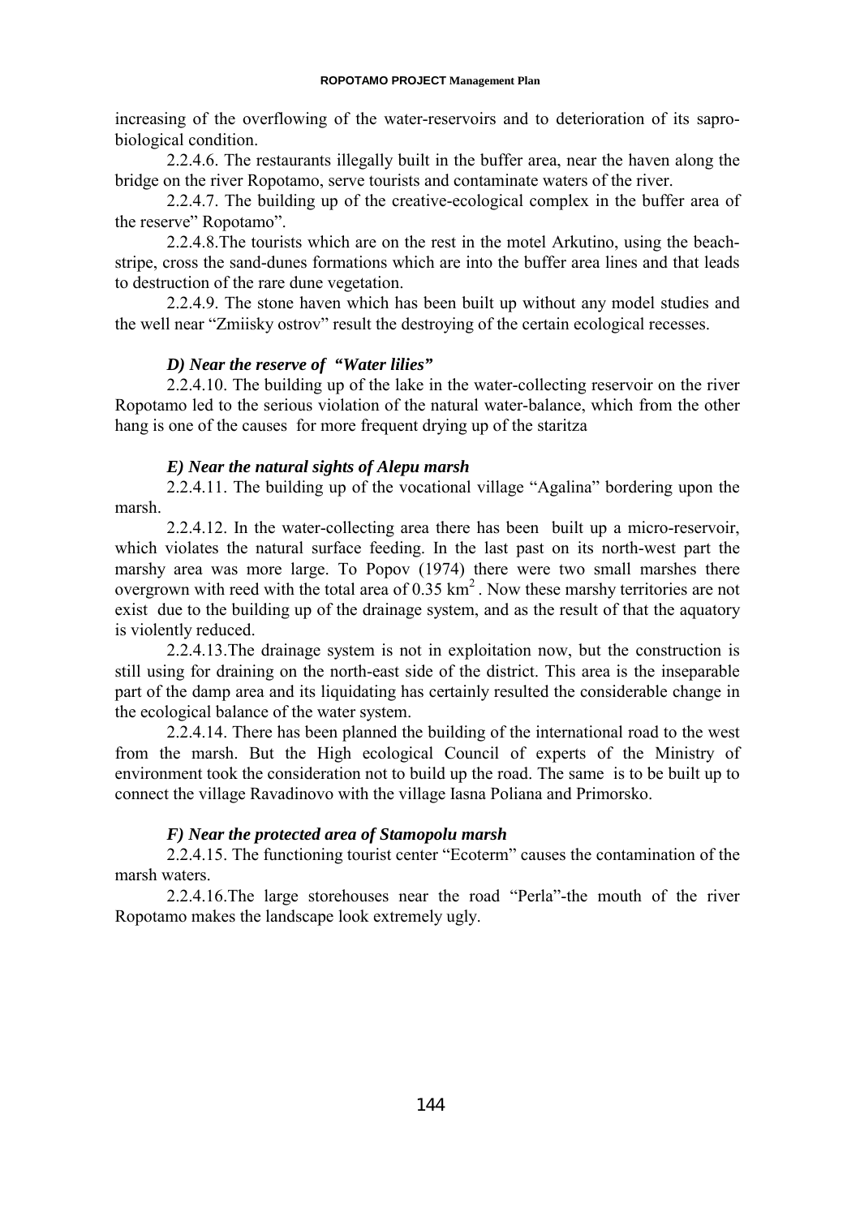increasing of the overflowing of the water-reservoirs and to deterioration of its sapro-biological condition.

2.2.4.6. The restaurants illegally built in the buffer area, near the haven along the bridge on the river Ropotamo, serve tourists and contaminate waters of the river.

2.2.4.7. The building up of the creative-ecological complex in the buffer area of the reserve" Ropotamo".

2.2.4.8.The tourists which are on the rest in the motel Arkutino, using the beach-stripe, cross the sand-dunes formations which are into the buffer area lines and that leads to destruction of the rare dune vegetation.

2.2.4.9. The stone haven which has been built up without any model studies and the well near "Zmiisky ostrov" result the destroying of the certain ecological recesses.

### *D) Near the reserve of "Water lilies"*

2.2.4.10. The building up of the lake in the water-collecting reservoir on the river Ropotamo led to the serious violation of the natural water-balance, which from the other hang is one of the causes for more frequent drying up of the staritza

### *E) Near the natural sights of Alepu marsh*

2.2.4.11. The building up of the vocational village "Agalina" bordering upon the marsh.

2.2.4.12. In the water-collecting area there has been built up a micro-reservoir, which violates the natural surface feeding. In the last past on its north-west part the marshy area was more large. To Popov (1974) there were two small marshes there overgrown with reed with the total area of 0.35 $km^2$ . Now these marshy territories are not exist due to the building up of the drainage system, and as the result of that the aquatory is violently reduced.

2.2.4.13.The drainage system is not in exploitation now, but the construction is still using for draining on the north-east side of the district. This area is the inseparable part of the damp area and its liquidating has certainly resulted the considerable change in the ecological balance of the water system.

2.2.4.14. There has been planned the building of the international road to the west from the marsh. But the High ecological Council of experts of the Ministry of environment took the consideration not to build up the road. The same is to be built up to connect the village Ravadinovo with the village Iasna Poliana and Primorsko.

### *F) Near the protected area of Stamopolu marsh*

2.2.4.15. The functioning tourist center "Ecoterm" causes the contamination of the marsh waters.

2.2.4.16.The large storehouses near the road "Perla"-the mouth of the river Ropotamo makes the landscape look extremely ugly.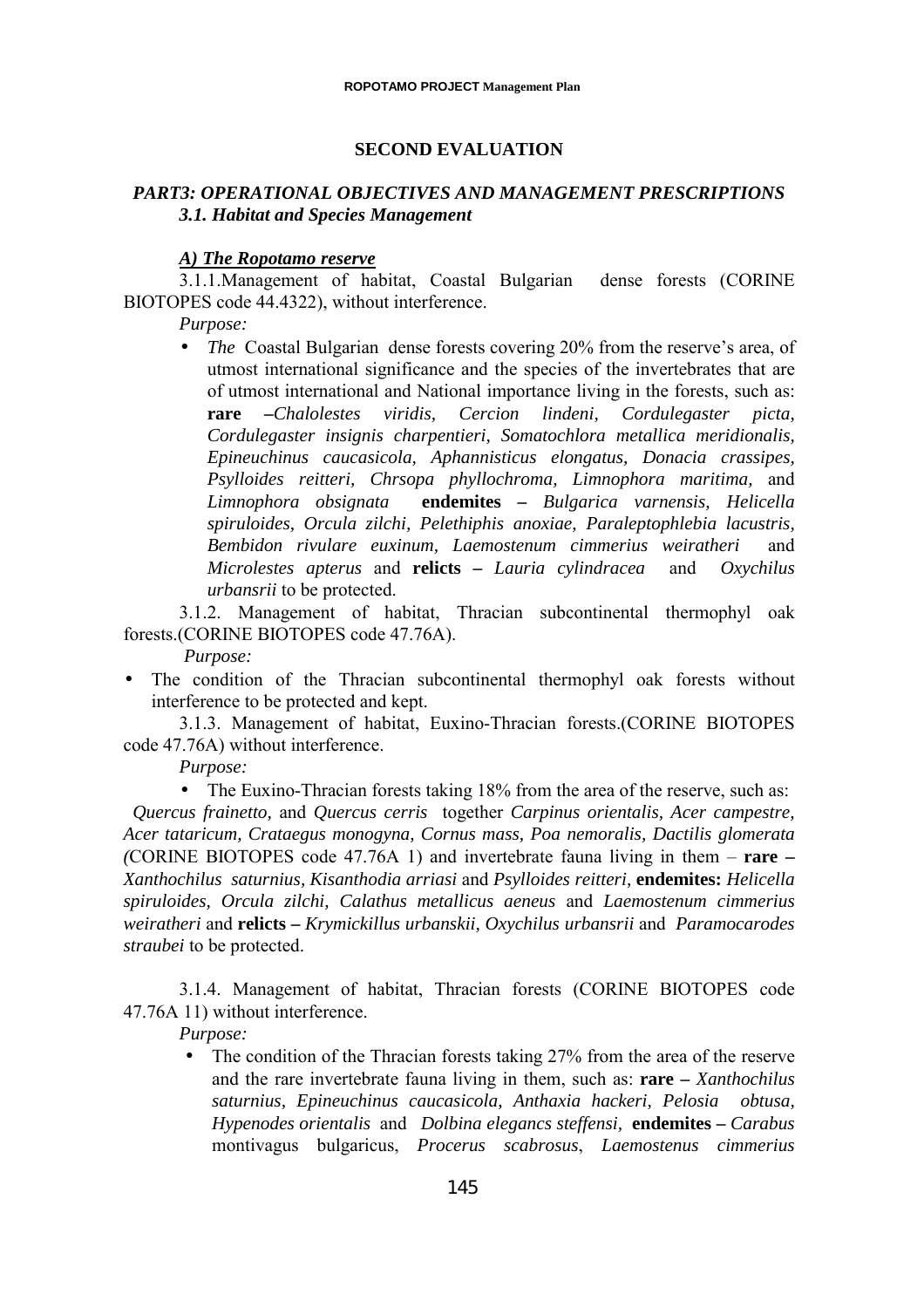## SECOND EVALUATION

### *PART3: OPERATIONAL OBJECTIVES AND MANAGEMENT PRESCRIPTIONS*
#### *3.1. Habitat and Species Management*

***A) The Ropotamo reserve***

3.1.1.Management of habitat, Coastal Bulgarian dense forests (CORINE BIOTOPES code 44.4322), without interference.

*Purpose:*

- *The* Coastal Bulgarian dense forests covering 20% from the reserve's area, of utmost international significance and the species of the invertebrates that are of utmost international and National importance living in the forests, such as: **rare** –*Chalolestes viridis, Cercion lindeni, Cordulegaster picta, Cordulegaster insignis charpentieri, Somatochlora metallica meridionalis, Epineuchinus caucasicola, Aphannisticus elongatus, Donacia crassipes, Psylloides reitteri, Chrsopa phyllochroma, Limnophora maritima,* and *Limnophora obsignata* **endemites –** *Bulgarica varnensis, Helicella spiruloides, Orcula zilchi, Pelethiphis anoxiae, Paraleptophlebia lacustris, Bembidon rivulare euxinum, Laemostenum cimmerius weiratheri* and *Microlestes apterus* and **relicts –** *Lauria cylindracea* and *Oxychilus urbansrii* to be protected.

3.1.2. Management of habitat, Thracian subcontinental thermophyl oak forests.(CORINE BIOTOPES code 47.76A).

*Purpose:*

- The condition of the Thracian subcontinental thermophyl oak forests without interference to be protected and kept.

3.1.3. Management of habitat, Euxino-Thracian forests.(CORINE BIOTOPES code 47.76A) without interference.

*Purpose:*

- The Euxino-Thracian forests taking 18% from the area of the reserve, such as: *Quercus frainetto*, and *Quercus cerris* together *Carpinus orientalis, Acer campestre, Acer tataricum, Crataegus monogyna, Cornus mass, Poa nemoralis, Dactilis glomerata (*CORINE BIOTOPES code 47.76A 1) and invertebrate fauna living in them – **rare –** *Xanthochilus saturnius, Kisanthodia arriasi* and *Psylloides reitteri,* **endemites:** *Helicella spiruloides, Orcula zilchi, Calathus metallicus aeneus* and *Laemostenum cimmerius weiratheri* and **relicts –** *Krymickillus urbanskii, Oxychilus urbansrii* and *Paramocarodes straubei* to be protected.

3.1.4. Management of habitat, Thracian forests (CORINE BIOTOPES code 47.76A 11) without interference.

*Purpose:*

- The condition of the Thracian forests taking 27% from the area of the reserve and the rare invertebrate fauna living in them, such as: **rare –** *Xanthochilus saturnius, Epineuchinus caucasicola, Anthaxia hackeri, Pelosia obtusa, Hypenodes orientalis* and *Dolbina elegancs steffensi,* **endemites –** *Carabus* montivagus bulgaricus, *Procerus scabrosus*, *Laemostenus cimmerius*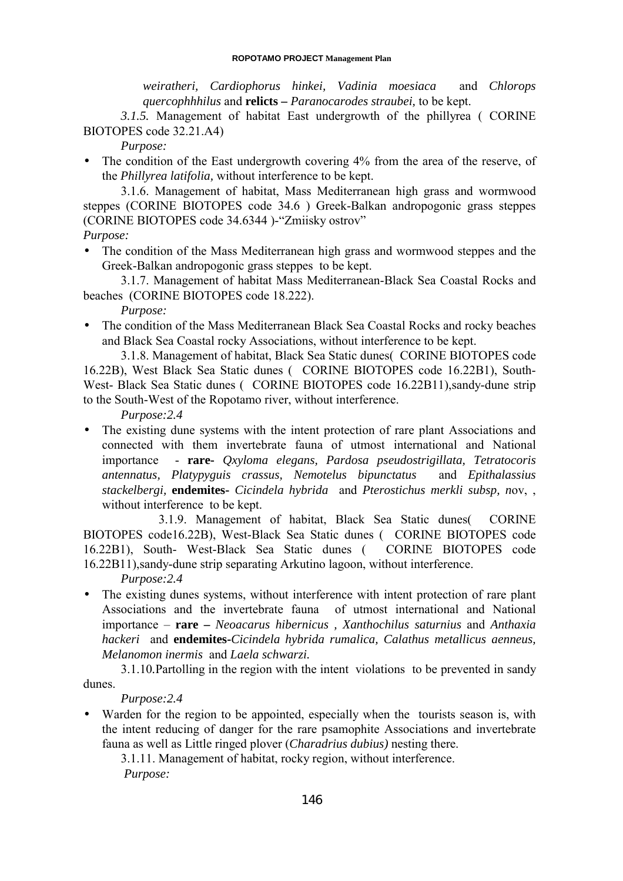*weiratheri, Cardiophorus hinkei, Vadinia moesiaca* and *Chlorops quercophhhilus* and **relicts –** *Paranocarodes straubei,* to be kept.

*3.1.5.* Management of habitat East undergrowth of the phillyrea ( CORINE BIOTOPES code 32.21.A4)

*Purpose:*

- The condition of the East undergrowth covering 4% from the area of the reserve, of the *Phillyrea latifolia,* without interference to be kept.

3.1.6. Management of habitat, Mass Mediterranean high grass and wormwood steppes (CORINE BIOTOPES code 34.6 ) Greek-Balkan andropogonic grass steppes (CORINE BIOTOPES code 34.6344 )-"Zmiisky ostrov"

*Purpose:*

- The condition of the Mass Mediterranean high grass and wormwood steppes and the Greek-Balkan andropogonic grass steppes to be kept.

3.1.7. Management of habitat Mass Mediterranean-Black Sea Coastal Rocks and beaches (CORINE BIOTOPES code 18.222).

*Purpose:*

- The condition of the Mass Mediterranean Black Sea Coastal Rocks and rocky beaches and Black Sea Coastal rocky Associations, without interference to be kept.

3.1.8. Management of habitat, Black Sea Static dunes( CORINE BIOTOPES code 16.22B), West Black Sea Static dunes ( CORINE BIOTOPES code 16.22B1), South-West- Black Sea Static dunes ( CORINE BIOTOPES code 16.22B11),sandy-dune strip to the South-West of the Ropotamo river, without interference.

*Purpose:2.4*

- The existing dune systems with the intent protection of rare plant Associations and connected with them invertebrate fauna of utmost international and National importance - **rare-** *Qxyloma elegans, Pardosa pseudostrigillata, Tetratocoris antennatus, Platypyguis crassus, Nemotelus bipunctatus* and *Epithalassius stackelbergi,* **endemites-** *Cicindela hybrida* and *Pterostichus merkli subsp, n*ov, , without interference to be kept.

3.1.9. Management of habitat, Black Sea Static dunes( CORINE BIOTOPES code16.22B), West-Black Sea Static dunes ( CORINE BIOTOPES code 16.22B1), South- West-Black Sea Static dunes ( CORINE BIOTOPES code 16.22B11),sandy-dune strip separating Arkutino lagoon, without interference.

*Purpose:2.4*

- The existing dunes systems, without interference with intent protection of rare plant Associations and the invertebrate fauna of utmost international and National importance – **rare –** *Neoacarus hibernicus , Xanthochilus saturnius* and *Anthaxia hackeri* and **endemites-***Cicindela hybrida rumalica, Calathus metallicus aenneus, Melanomon inermis* and *Laela schwarzi.*

3.1.10.Partolling in the region with the intent violations to be prevented in sandy dunes.

*Purpose:2.4*

- Warden for the region to be appointed, especially when the tourists season is, with the intent reducing of danger for the rare psamophite Associations and invertebrate fauna as well as Little ringed plover (*Charadrius dubius)* nesting there.

3.1.11. Management of habitat, rocky region, without interference.

*Purpose:*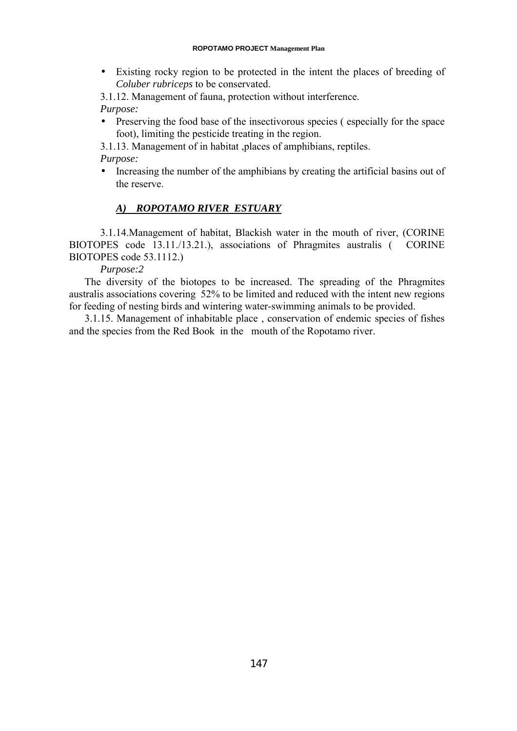- Existing rocky region to be protected in the intent the places of breeding of *Coluber rubriceps* to be conservated.

3.1.12. Management of fauna, protection without interference.

*Purpose:*

- Preserving the food base of the insectivorous species ( especially for the space foot), limiting the pesticide treating in the region.

3.1.13. Management of in habitat ,places of amphibians, reptiles.

*Purpose:*

- Increasing the number of the amphibians by creating the artificial basins out of the reserve.

### ***A) ROPOTAMO RIVER ESTUARY***

3.1.14.Management of habitat, Blackish water in the mouth of river, (CORINE BIOTOPES code 13.11./13.21.), associations of Phragmites australis ( CORINE BIOTOPES code 53.1112.)

*Purpose:2*

The diversity of the biotopes to be increased. The spreading of the Phragmites australis associations covering 52% to be limited and reduced with the intent new regions for feeding of nesting birds and wintering water-swimming animals to be provided.

3.1.15. Management of inhabitable place , conservation of endemic species of fishes and the species from the Red Book in the mouth of the Ropotamo river.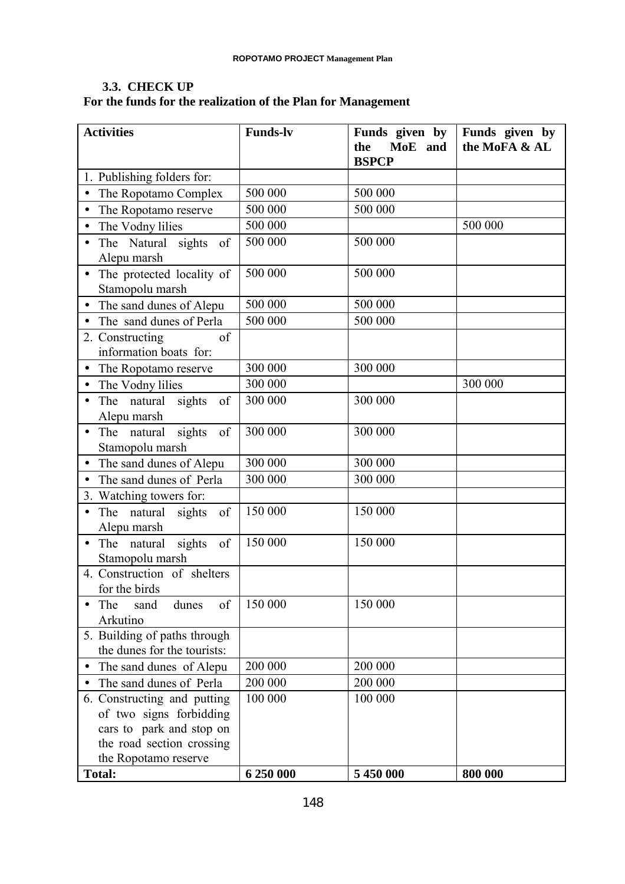### 3.3. CHECK UP

**For the funds for the realization of the Plan for Management**

| Activities | Funds-lv | Funds given by the MoE and BSPCP | Funds given by the MoFA & AL |
|---|---|---|---|
| 1. Publishing folders for: | | | |
| • The Ropotamo Complex | 500 000 | 500 000 | |
| • The Ropotamo reserve | 500 000 | 500 000 | |
| • The Vodny lilies | 500 000 | | 500 000 |
| • The Natural sights of Alepu marsh | 500 000 | 500 000 | |
| • The protected locality of Stamopolu marsh | 500 000 | 500 000 | |
| • The sand dunes of Alepu | 500 000 | 500 000 | |
| • The sand dunes of Perla | 500 000 | 500 000 | |
| 2. Constructing of information boats for: | | | |
| • The Ropotamo reserve | 300 000 | 300 000 | |
| • The Vodny lilies | 300 000 | | 300 000 |
| • The natural sights of Alepu marsh | 300 000 | 300 000 | |
| • The natural sights of Stamopolu marsh | 300 000 | 300 000 | |
| • The sand dunes of Alepu | 300 000 | 300 000 | |
| • The sand dunes of Perla | 300 000 | 300 000 | |
| 3. Watching towers for: | | | |
| • The natural sights of Alepu marsh | 150 000 | 150 000 | |
| • The natural sights of Stamopolu marsh | 150 000 | 150 000 | |
| 4. Construction of shelters for the birds | | | |
| • The sand dunes of Arkutino | 150 000 | 150 000 | |
| 5. Building of paths through the dunes for the tourists: | | | |
| • The sand dunes of Alepu | 200 000 | 200 000 | |
| • The sand dunes of Perla | 200 000 | 200 000 | |
| 6. Constructing and putting of two signs forbidding cars to park and stop on the road section crossing the Ropotamo reserve | 100 000 | 100 000 | |
| **Total:** | **6 250 000** | **5 450 000** | **800 000** |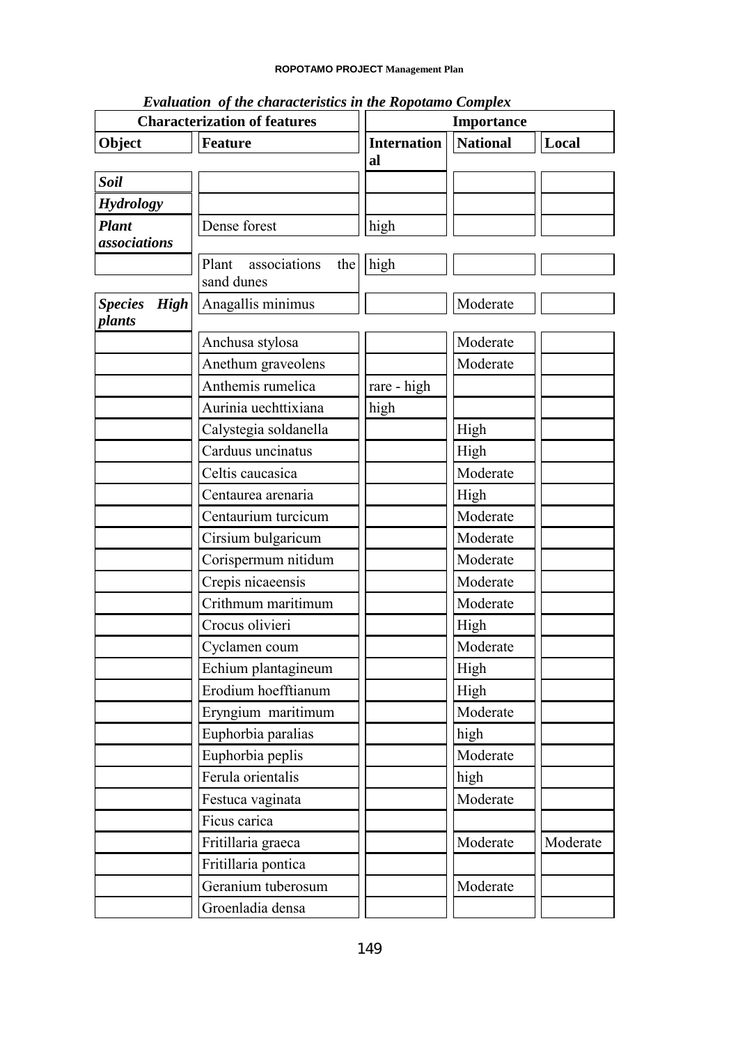*Evaluation of the characteristics in the Ropotamo Complex*

| Characterization of features | | Importance | | |
|---|---|---|---|---|
| **Object** | **Feature** | **International** | **National** | **Local** |
| ***Soil*** | | | | |
| ***Hydrology*** | | | | |
| ***Plant associations*** | Dense forest | high | | |
| | Plant associations the sand dunes | high | | |
| ***Species High plants*** | Anagallis minimus | | Moderate | |
| | Anchusa stylosa | | Moderate | |
| | Anethum graveolens | | Moderate | |
| | Anthemis rumelica | rare - high | | |
| | Aurinia uechttixiana | high | | |
| | Calystegia soldanella | | High | |
| | Carduus uncinatus | | High | |
| | Celtis caucasica | | Moderate | |
| | Centaurea arenaria | | High | |
| | Centaurium turcicum | | Moderate | |
| | Cirsium bulgaricum | | Moderate | |
| | Corispermum nitidum | | Moderate | |
| | Crepis nicaeensis | | Moderate | |
| | Crithmum maritimum | | Moderate | |
| | Crocus olivieri | | High | |
| | Cyclamen coum | | Moderate | |
| | Echium plantagineum | | High | |
| | Erodium hoefftianum | | High | |
| | Eryngium maritimum | | Moderate | |
| | Euphorbia paralias | | high | |
| | Euphorbia peplis | | Moderate | |
| | Ferula orientalis | | high | |
| | Festuca vaginata | | Moderate | |
| | Ficus carica | | | |
| | Fritillaria graeca | | Moderate | Moderate |
| | Fritillaria pontica | | | |
| | Geranium tuberosum | | Moderate | |
| | Groenladia densa | | | |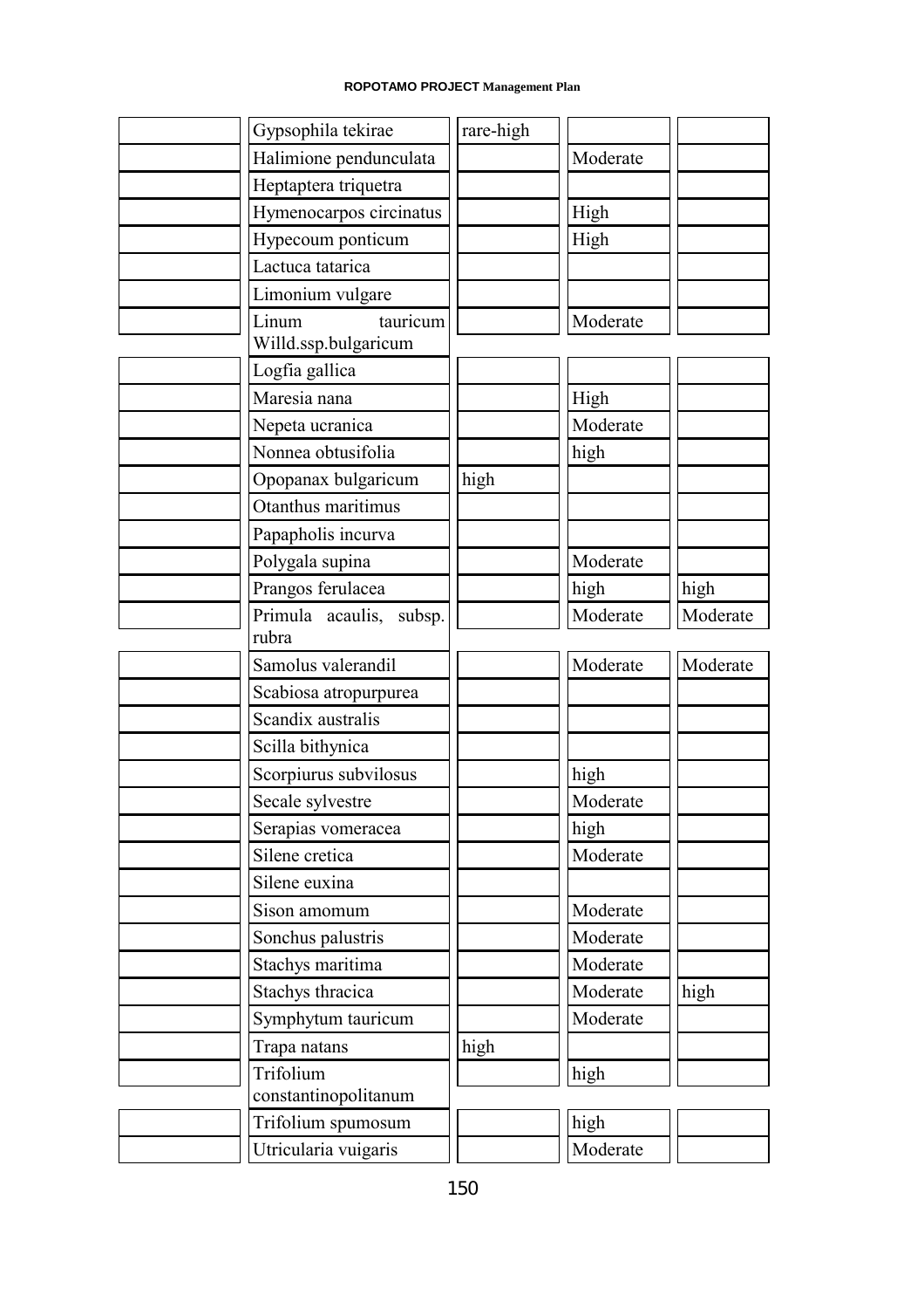| | | | | |
|---|---|---|---|---|
| | Gypsophila tekirae | rare-high | | |
| | Halimione penduncu­lata | | Moderate | |
| | Heptaptera triquetra | | | |
| | Hymenocarpos circinatus | | High | |
| | Hypecoum ponticum | | High | |
| | Lactuca tatarica | | | |
| | Limonium vulgare | | | |
| | Linum tauricum Willd.ssp.bulgaricum | | Moderate | |
| | Logfia gallica | | | |
| | Maresia nana | | High | |
| | Nepeta ucranica | | Moderate | |
| | Nonnea obtusifolia | | high | |
| | Opopanax bulgaricum | high | | |
| | Otanthus maritimus | | | |
| | Papapholis incurva | | | |
| | Polygala supina | | Moderate | |
| | Prangos ferulacea | | high | high |
| | Primula acaulis, subsp. rubra | | Moderate | Moderate |
| | Samolus valerandil | | Moderate | Moderate |
| | Scabiosa atropurpurea | | | |
| | Scandix australis | | | |
| | Scilla bithynica | | | |
| | Scorpiurus subvilosus | | high | |
| | Secale sylvestre | | Moderate | |
| | Serapias vomeracea | | high | |
| | Silene cretica | | Moderate | |
| | Silene euxina | | | |
| | Sison amomum | | Moderate | |
| | Sonchus palustris | | Moderate | |
| | Stachys maritima | | Moderate | |
| | Stachys thracica | | Moderate | high |
| | Symphytum tauricum | | Moderate | |
| | Trapa natans | high | | |
| | Trifolium constantinopolitanum | | high | |
| | Trifolium spumosum | | high | |
| | Utricularia vuigaris | | Moderate | |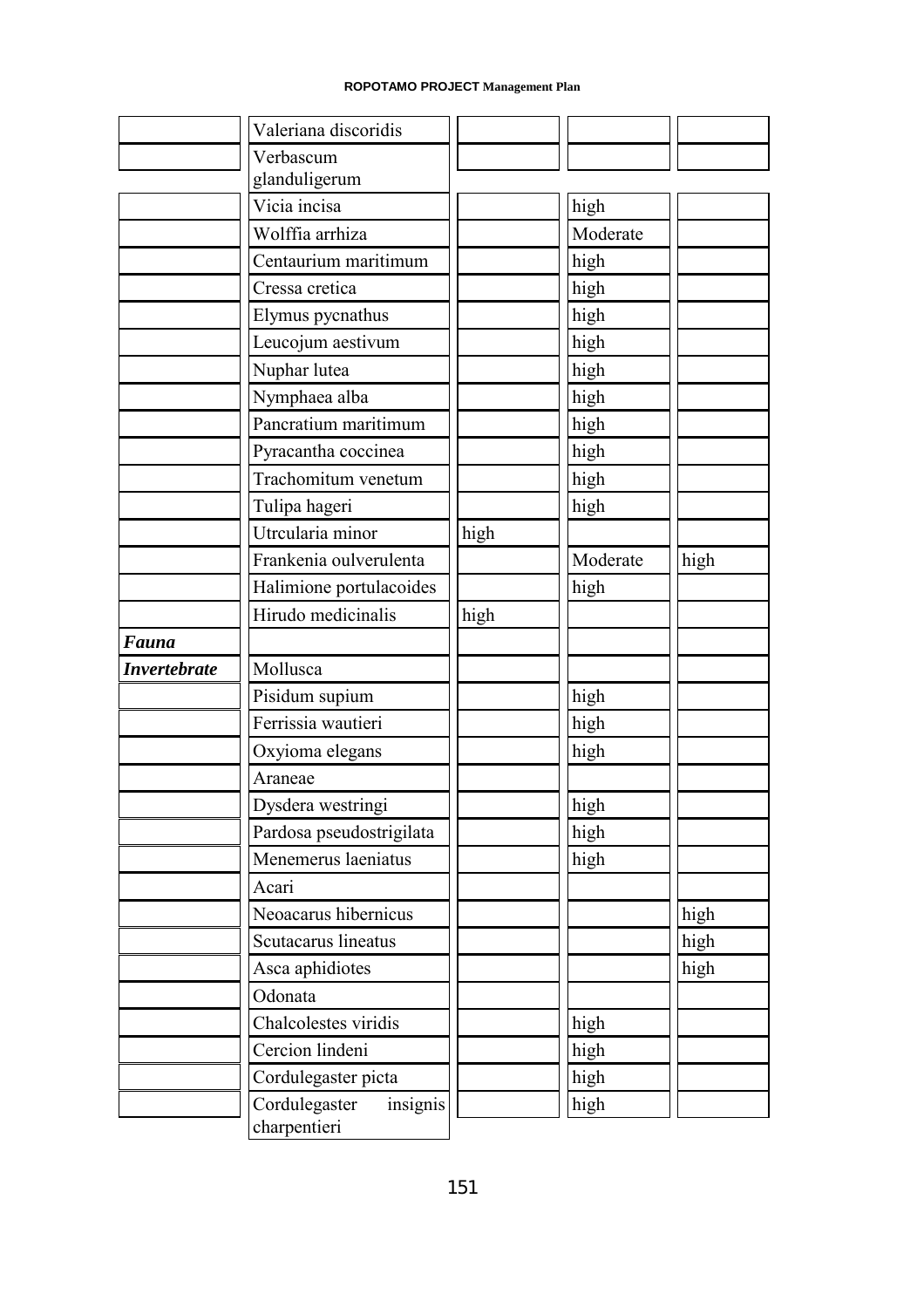| | | | | |
|---|---|---|---|---|
| | Valeriana discoridis | | | |
| | Verbascum glanduligerum | | | |
| | Vicia incisa | | high | |
| | Wolffia arrhiza | | Moderate | |
| | Centaurium maritimum | | high | |
| | Cressa cretica | | high | |
| | Elymus pycnathus | | high | |
| | Leucojum aestivum | | high | |
| | Nuphar lutea | | high | |
| | Nymphaea alba | | high | |
| | Pancratium maritimum | | high | |
| | Pyracantha coccinea | | high | |
| | Trachomitum venetum | | high | |
| | Tulipa hageri | | high | |
| | Utrcularia minor | high | | |
| | Frankenia oulverulenta | | Moderate | high |
| | Halimione portulacoides | | high | |
| | Hirudo medicinalis | high | | |
| ***Fauna*** | | | | |
| ***Invertebrate*** | Mollusca | | | |
| | Pisidum supium | | high | |
| | Ferrissia wautieri | | high | |
| | Oxyioma elegans | | high | |
| | Araneae | | | |
| | Dysdera westringi | | high | |
| | Pardosa pseudostrigilata | | high | |
| | Menemerus laeniatus | | high | |
| | Acari | | | |
| | Neoacarus hibernicus | | | high |
| | Scutacarus lineatus | | | high |
| | Asca aphidiotes | | | high |
| | Odonata | | | |
| | Chalcolestes viridis | | high | |
| | Cercion lindeni | | high | |
| | Cordulegaster picta | | high | |
| | Cordulegaster insignis charpentieri | | high | |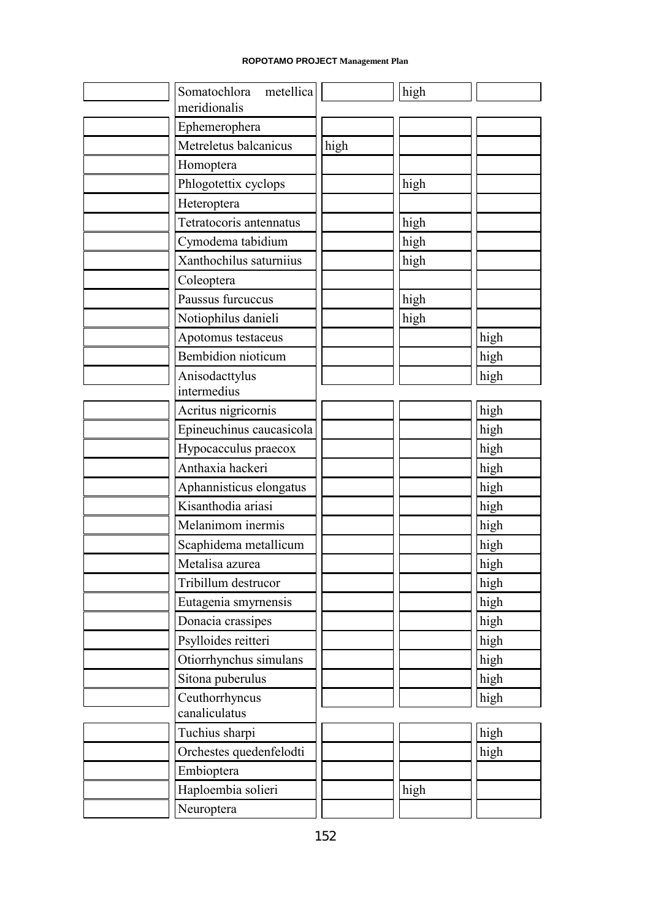| | | | | |
|---|---|---|---|---|
| | Somatochlora metellica meridionalis | | high | |
| | Ephemerophera | | | |
| | Metreletus balcanicus | high | | |
| | Homoptera | | | |
| | Phlogotettix cyclops | | high | |
| | Heteroptera | | | |
| | Tetratocoris antennatus | | high | |
| | Cymodema tabidium | | high | |
| | Xanthochilus saturniius | | high | |
| | Coleoptera | | | |
| | Paussus furcuccus | | high | |
| | Notiophilus danieli | | high | |
| | Apotomus testaceus | | | high |
| | Bembidion nioticum | | | high |
| | Anisodacttylus intermedius | | | high |
| | Acritus nigricornis | | | high |
| | Epineuchinus caucasicola | | | high |
| | Hypocacculus praecox | | | high |
| | Anthaxia hackeri | | | high |
| | Aphannisticus elongatus | | | high |
| | Kisanthodia ariasi | | | high |
| | Melanimom inermis | | | high |
| | Scaphidema metallicum | | | high |
| | Metalisa azurea | | | high |
| | Tribillum destrucor | | | high |
| | Eutagenia smyrnensis | | | high |
| | Donacia crassipes | | | high |
| | Psylloides reitteri | | | high |
| | Otiorrhynchus simulans | | | high |
| | Sitona puberulus | | | high |
| | Ceuthorrhyncus canaliculatus | | | high |
| | Tuchius sharpi | | | high |
| | Orchestes quedenfelodti | | | high |
| | Embioptera | | | |
| | Haploembia solieri | | high | |
| | Neuroptera | | | |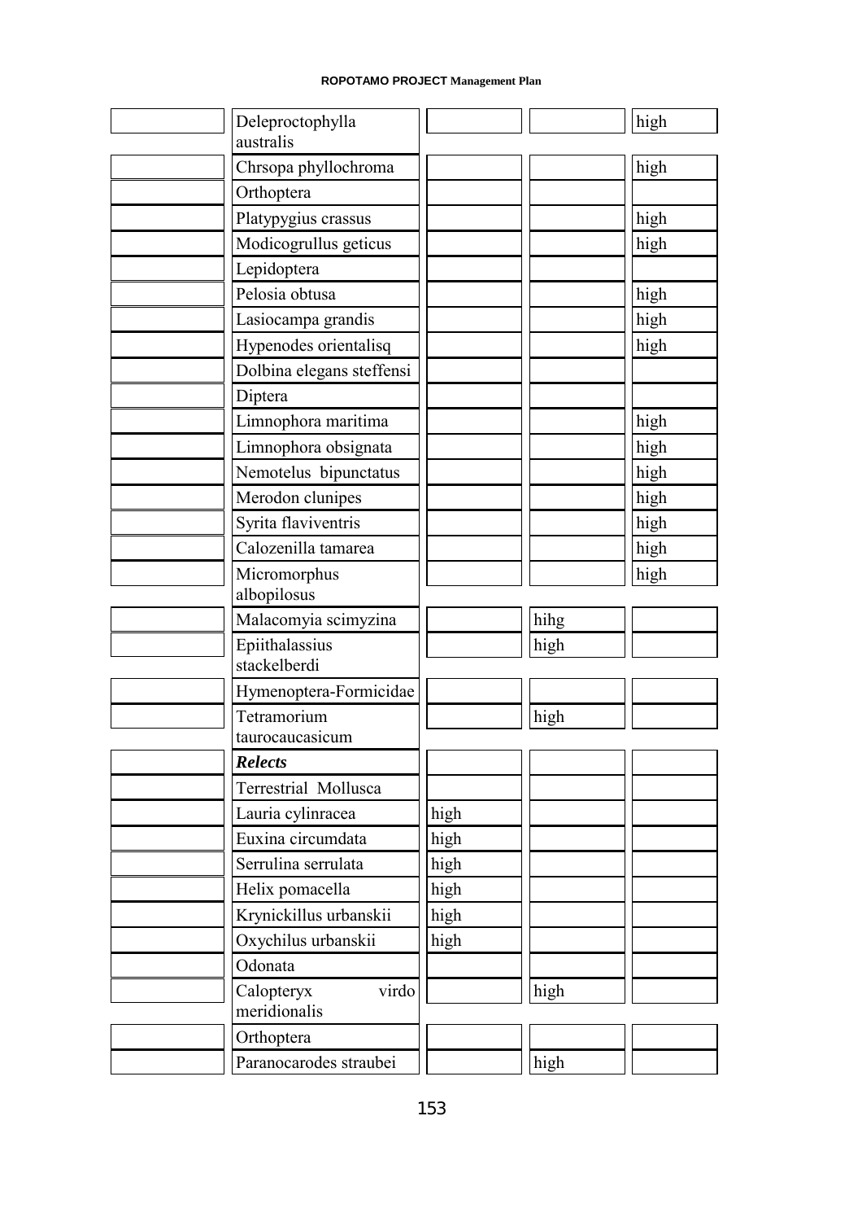| | | | | |
|---|---|---|---|---|
| | Deleproctophylla australis | | | high |
| | Chrsopa phyllochroma | | | high |
| | Orthoptera | | | |
| | Platypygius crassus | | | high |
| | Modicogrullus geticus | | | high |
| | Lepidoptera | | | |
| | Pelosia obtusa | | | high |
| | Lasiocampa grandis | | | high |
| | Hypenodes orientalisq | | | high |
| | Dolbina elegans steffensi | | | |
| | Diptera | | | |
| | Limnophora maritima | | | high |
| | Limnophora obsignata | | | high |
| | Nemotelus bipunctatus | | | high |
| | Merodon clunipes | | | high |
| | Syrita flaviventris | | | high |
| | Calozenilla tamarea | | | high |
| | Micromorphus albopilosus | | | high |
| | Malacomyia scimyzina | | hihg | |
| | Epiithalassius stackelberdi | | high | |
| | Hymenoptera-Formicidae | | | |
| | Tetramorium taurocaucasicum | | high | |
| | ***Relects*** | | | |
| | Terrestrial Mollusca | | | |
| | Lauria cylinracea | high | | |
| | Euxina circumdata | high | | |
| | Serrulina serrulata | high | | |
| | Helix pomacella | high | | |
| | Krynickillus urbanskii | high | | |
| | Oxychilus urbanskii | high | | |
| | Odonata | | | |
| | Calopteryx virdo meridionalis | | high | |
| | Orthoptera | | | |
| | Paranocarodes straubei | | high | |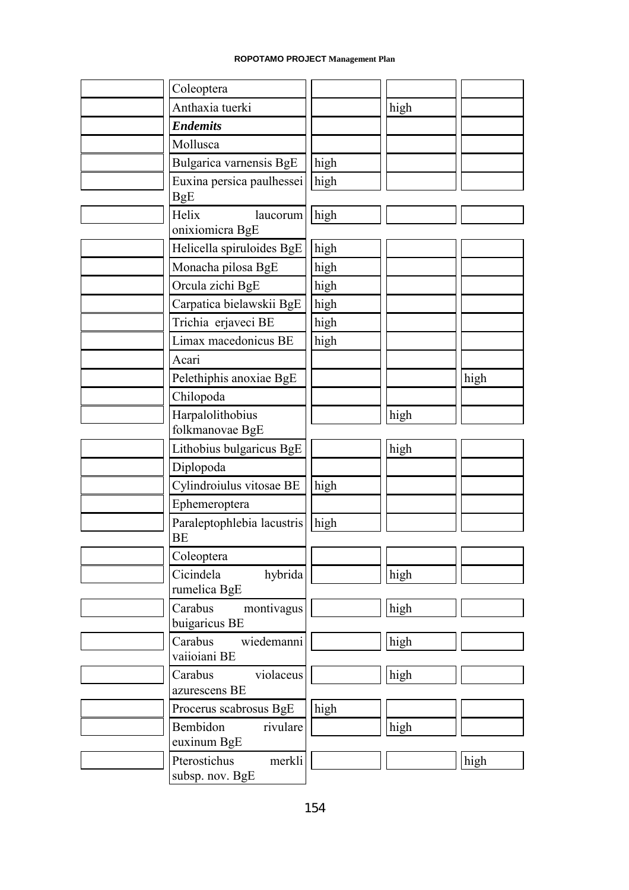| | | | | |
|---|---|---|---|---|
| | Coleoptera | | | |
| | Anthaxia tuerki | | high | |
| | ***Endemits*** | | | |
| | Mollusca | | | |
| | Bulgarica varnensis BgE | high | | |
| | Euxina persica paulhessei BgE | high | | |
| | Helix laucorum onixiomicra BgE | high | | |
| | Helicella spiruloides BgE | high | | |
| | Monacha pilosa BgE | high | | |
| | Orcula zichi BgE | high | | |
| | Carpatica bielawskii BgE | high | | |
| | Trichia erjaveci BE | high | | |
| | Limax macedonicus BE | high | | |
| | Acari | | | |
| | Pelethiphis anoxiae BgE | | | high |
| | Chilopoda | | | |
| | Harpalolithobius folkmanovae BgE | | high | |
| | Lithobius bulgaricus BgE | | high | |
| | Diplopoda | | | |
| | Cylindroiulus vitosae BE | high | | |
| | Ephemeroptera | | | |
| | Paraleptophlebia lacustris BE | high | | |
| | Coleoptera | | | |
| | Cicindela hybrida rumelica BgE | | high | |
| | Carabus montivagus buigaricus BE | | high | |
| | Carabus wiedemanni vaiioiani BE | | high | |
| | Carabus violaceus azurescens BE | | high | |
| | Procerus scabrosus BgE | high | | |
| | Bembidon rivulare euxinum BgE | | high | |
| | Pterostichus merkli subsp. nov. BgE | | | high |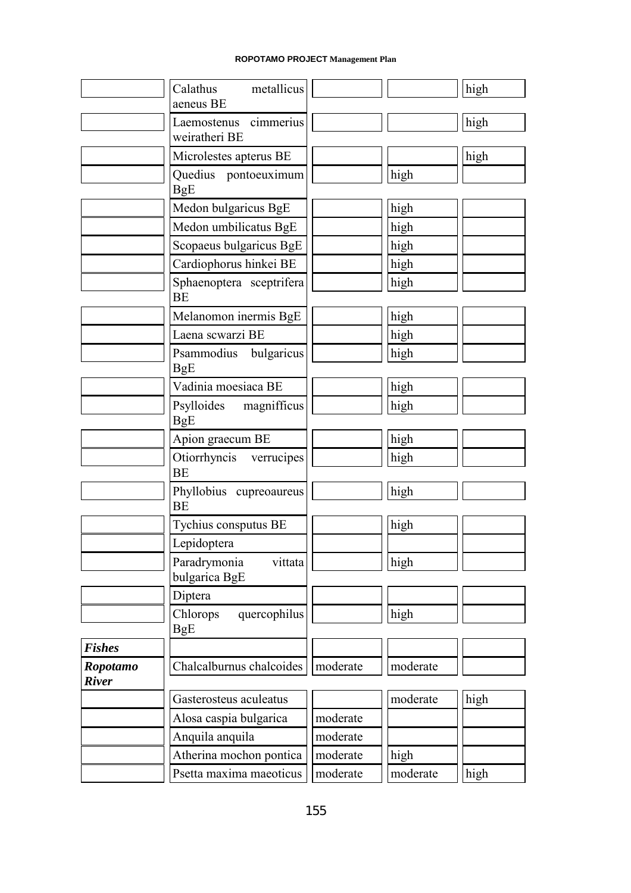| | | | | |
|---|---|---|---|---|
| | Calathus metallicus aeneus BE | | | high |
| | Laemostenus cimmerius weiratheri BE | | | high |
| | Microlestes apterus BE | | | high |
| | Quedius pontoeuximum BgE | | high | |
| | Medon bulgaricus BgE | | high | |
| | Medon umbilicatus BgE | | high | |
| | Scopaeus bulgaricus BgE | | high | |
| | Cardiophorus hinkei BE | | high | |
| | Sphaenoptera sceptrifera BE | | high | |
| | Melanomon inermis BgE | | high | |
| | Laena scwarzi BE | | high | |
| | Psammodius bulgaricus BgE | | high | |
| | Vadinia moesiaca BE | | high | |
| | Psylloides magnifficus BgE | | high | |
| | Apion graecum BE | | high | |
| | Otiorrhyncis verrucipes BE | | high | |
| | Phyllobius cupreoaureus BE | | high | |
| | Tychius consputus BE | | high | |
| | Lepidoptera | | | |
| | Paradrymonia vittata bulgarica BgE | | high | |
| | Diptera | | | |
| | Chlorops quercophilus BgE | | high | |
| ***Fishes*** | | | | |
| ***Ropotamo River*** | Chalcalburnus chalcoides | moderate | moderate | |
| | Gasterosteus aculeatus | | moderate | high |
| | Alosa caspia bulgarica | moderate | | |
| | Anquila anquila | moderate | | |
| | Atherina mochon pontica | moderate | high | |
| | Psetta maxima maeoticus | moderate | moderate | high |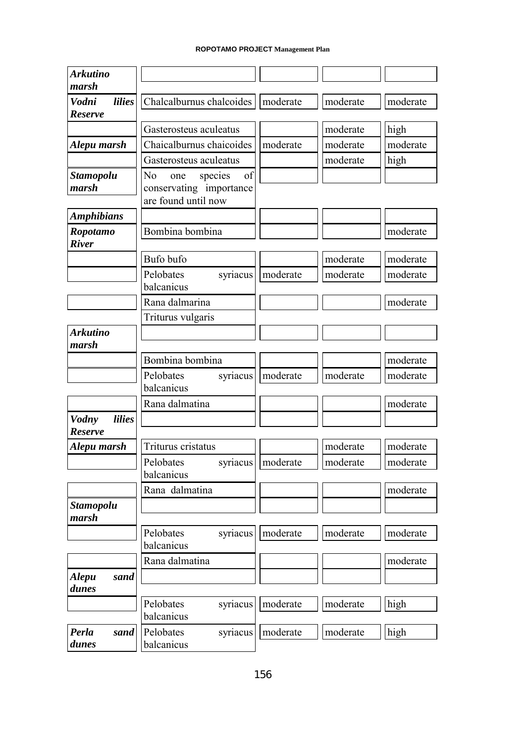| | | | | |
|---|---|---|---|---|
| ***Arkutino marsh*** | | | | |
| ***Vodni lilies Reserve*** | Chalcalburnus chalcoides | moderate | moderate | moderate |
| | Gasterosteus aculeatus | | moderate | high |
| ***Alepu marsh*** | Chaicalburnus chaicoides | moderate | moderate | moderate |
| | Gasterosteus aculeatus | | moderate | high |
| ***Stamopolu marsh*** | No one species of conservating importance are found until now | | | |
| ***Amphibians*** | | | | |
| ***Ropotamo River*** | Bombina bombina | | | moderate |
| | Bufo bufo | | moderate | moderate |
| | Pelobates syriacus balcanicus | moderate | moderate | moderate |
| | Rana dalmarina | | | moderate |
| | Triturus vulgaris | | | |
| ***Arkutino marsh*** | | | | |
| | Bombina bombina | | | moderate |
| | Pelobates syriacus balcanicus | moderate | moderate | moderate |
| | Rana dalmatina | | | moderate |
| ***Vodny lilies Reserve*** | | | | |
| ***Alepu marsh*** | Triturus cristatus | | moderate | moderate |
| | Pelobates syriacus balcanicus | moderate | moderate | moderate |
| | Rana dalmatina | | | moderate |
| ***Stamopolu marsh*** | | | | |
| | Pelobates syriacus balcanicus | moderate | moderate | moderate |
| | Rana dalmatina | | | moderate |
| ***Alepu sand dunes*** | | | | |
| | Pelobates syriacus balcanicus | moderate | moderate | high |
| ***Perla sand dunes*** | Pelobates syriacus balcanicus | moderate | moderate | high |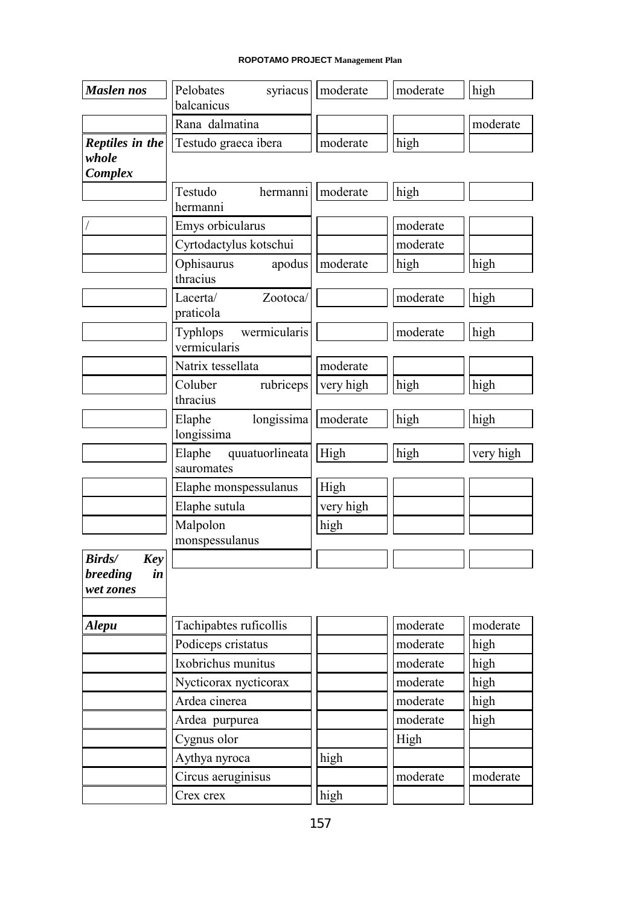| | | | | |
|---|---|---|---|---|
| ***Maslen nos*** | Pelobates syriacus balcanicus | moderate | moderate | high |
| | Rana dalmatina | | | moderate |
| ***Reptiles in the whole Complex*** | Testudo graeca ibera | moderate | high | |
| | Testudo hermanni hermanni | moderate | high | |
| / | Emys orbicularus | | moderate | |
| | Cyrtodactylus kotschui | | moderate | |
| | Ophisaurus apodus thracius | moderate | high | high |
| | Lacerta/ Zootoca/ praticola | | moderate | high |
| | Typhlops wermicularis vermicularis | | moderate | high |
| | Natrix tessellata | moderate | | |
| | Coluber rubriceps thracius | very high | high | high |
| | Elaphe longissima longissima | moderate | high | high |
| | Elaphe quuatuorlineata sauromates | High | high | very high |
| | Elaphe monspessulanus | High | | |
| | Elaphe sutula | very high | | |
| | Malpolon monspessulanus | high | | |
| ***Birds/ Key breeding in wet zones*** | | | | |
| | | | | |
| ***Alepu*** | Tachipabtes ruficollis | | moderate | moderate |
| | Podiceps cristatus | | moderate | high |
| | Ixobrichus munitus | | moderate | high |
| | Nycticorax nycticorax | | moderate | high |
| | Ardea cinerea | | moderate | high |
| | Ardea purpurea | | moderate | high |
| | Cygnus olor | | High | |
| | Aythya nyroca | high | | |
| | Circus aeruginisus | | moderate | moderate |
| | Crex crex | high | | |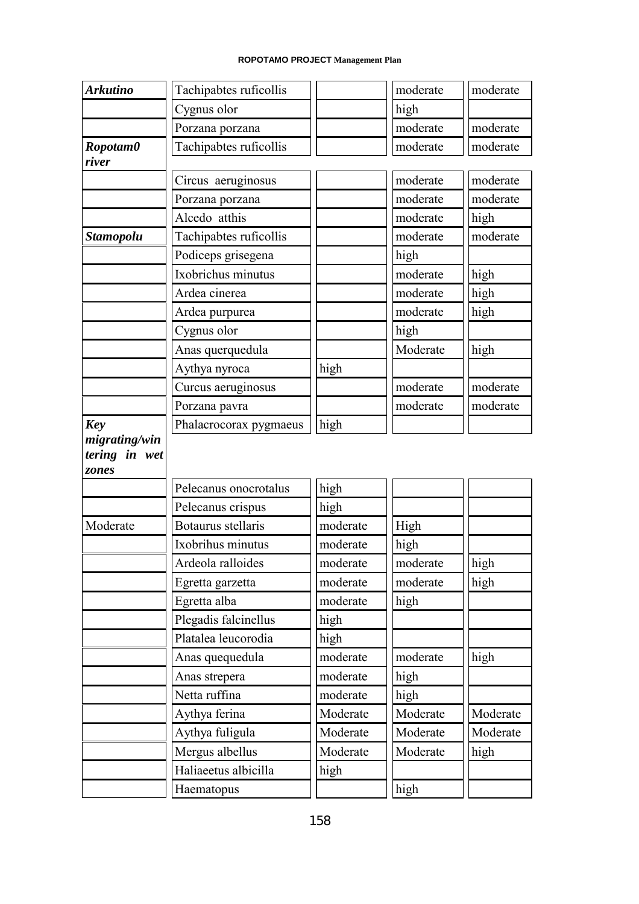| | | | | |
|---|---|---|---|---|
| ***Arkutino*** | Tachipabtes ruficollis | | moderate | moderate |
| | Cygnus olor | | high | |
| | Porzana porzana | | moderate | moderate |
| ***Ropotam0 river*** | Tachipabtes ruficollis | | moderate | moderate |
| | Circus aeruginosus | | moderate | moderate |
| | Porzana porzana | | moderate | moderate |
| | Alcedo atthis | | moderate | high |
| ***Stamopolu*** | Tachipabtes ruficollis | | moderate | moderate |
| | Podiceps grisegena | | high | |
| | Ixobrichus minutus | | moderate | high |
| | Ardea cinerea | | moderate | high |
| | Ardea purpurea | | moderate | high |
| | Cygnus olor | | high | |
| | Anas querquedula | | Moderate | high |
| | Aythya nyroca | high | | |
| | Curcus aeruginosus | | moderate | moderate |
| | Porzana pavra | | moderate | moderate |
| ***Key migrating/wintering in wet zones*** | Phalacrocorax pygmaeus | high | | |
| | Pelecanus onocrotalus | high | | |
| | Pelecanus crispus | high | | |
| Moderate | Botaurus stellaris | moderate | High | |
| | Ixobrihus minutus | moderate | high | |
| | Ardeola ralloides | moderate | moderate | high |
| | Egretta garzetta | moderate | moderate | high |
| | Egretta alba | moderate | high | |
| | Plegadis falcinellus | high | | |
| | Platalea leucorodia | high | | |
| | Anas quequedula | moderate | moderate | high |
| | Anas strepera | moderate | high | |
| | Netta ruffina | moderate | high | |
| | Aythya ferina | Moderate | Moderate | Moderate |
| | Aythya fuligula | Moderate | Moderate | Moderate |
| | Mergus albellus | Moderate | Moderate | high |
| | Haliaeetus albicilla | high | | |
| | Haematopus | | high | |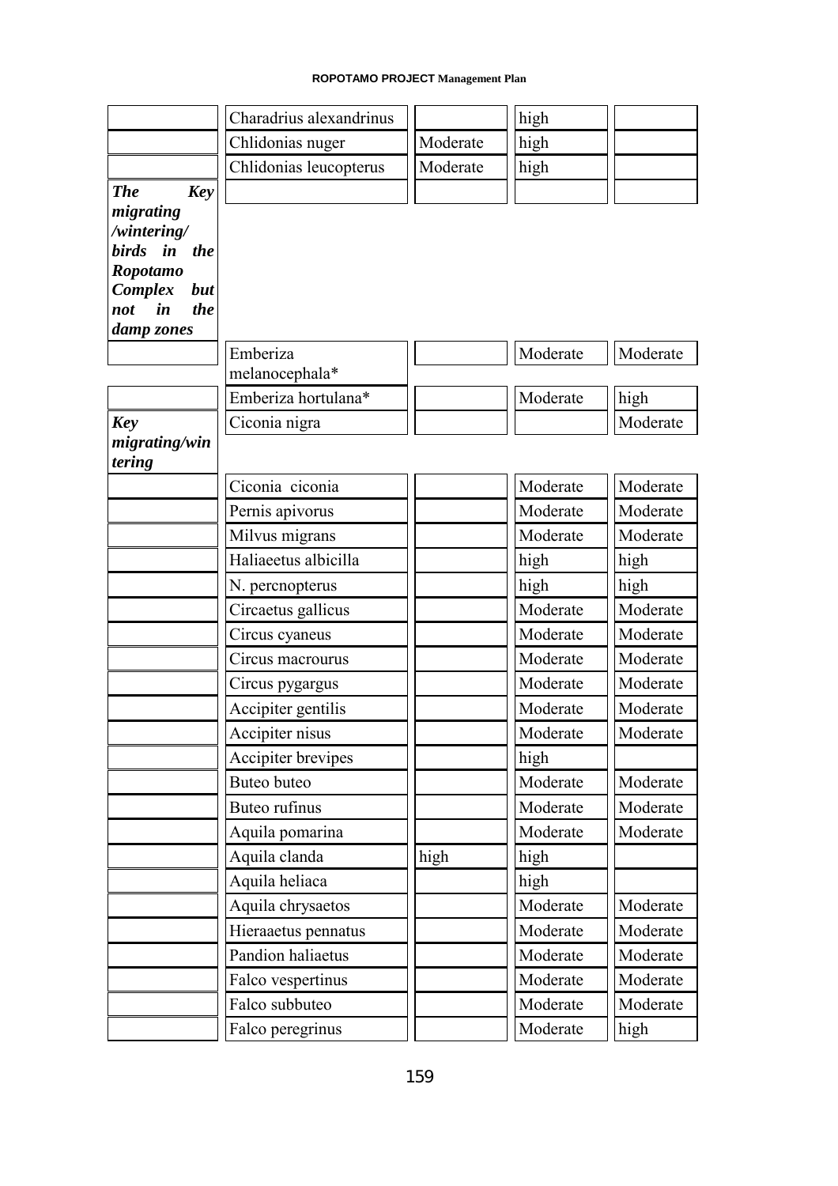| | | | | |
|---|---|---|---|---|
| | Charadrius alexandrinus | | high | |
| | Chlidonias nuger | Moderate | high | |
| | Chlidonias leucopterus | Moderate | high | |
| ***The Key migrating /wintering/ birds in the Ropotamo Complex but not in the damp zones*** | | | | |
| | Emberiza melanocephala* | | Moderate | Moderate |
| | Emberiza hortulana* | | Moderate | high |
| ***Key migrating/wintering*** | Ciconia nigra | | | Moderate |
| | Ciconia ciconia | | Moderate | Moderate |
| | Pernis apivorus | | Moderate | Moderate |
| | Milvus migrans | | Moderate | Moderate |
| | Haliaeetus albicilla | | high | high |
| | N. percnopterus | | high | high |
| | Circaetus gallicus | | Moderate | Moderate |
| | Circus cyaneus | | Moderate | Moderate |
| | Circus macrourus | | Moderate | Moderate |
| | Circus pygargus | | Moderate | Moderate |
| | Accipiter gentilis | | Moderate | Moderate |
| | Accipiter nisus | | Moderate | Moderate |
| | Accipiter brevipes | | high | |
| | Buteo buteo | | Moderate | Moderate |
| | Buteo rufinus | | Moderate | Moderate |
| | Aquila pomarina | | Moderate | Moderate |
| | Aquila clanda | high | high | |
| | Aquila heliaca | | high | |
| | Aquila chrysaetos | | Moderate | Moderate |
| | Hieraaetus pennatus | | Moderate | Moderate |
| | Pandion haliaetus | | Moderate | Moderate |
| | Falco vespertinus | | Moderate | Moderate |
| | Falco subbuteo | | Moderate | Moderate |
| | Falco peregrinus | | Moderate | high |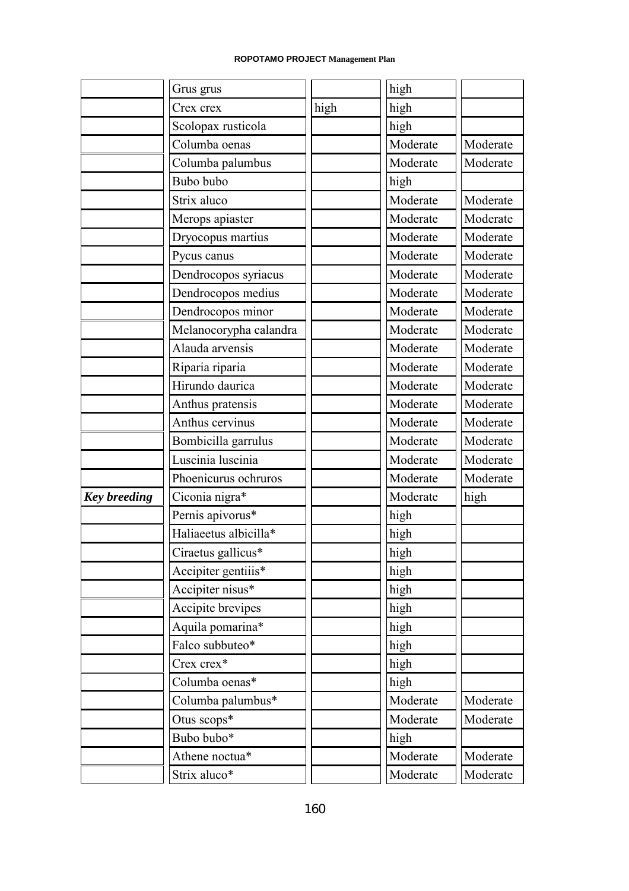| | | | | |
|---|---|---|---|---|
| | Grus grus | | high | |
| | Crex crex | high | high | |
| | Scolopax rusticola | | high | |
| | Columba oenas | | Moderate | Moderate |
| | Columba palumbus | | Moderate | Moderate |
| | Bubo bubo | | high | |
| | Strix aluco | | Moderate | Moderate |
| | Merops apiaster | | Moderate | Moderate |
| | Dryocopus martius | | Moderate | Moderate |
| | Pycus canus | | Moderate | Moderate |
| | Dendrocopos syriacus | | Moderate | Moderate |
| | Dendrocopos medius | | Moderate | Moderate |
| | Dendrocopos minor | | Moderate | Moderate |
| | Melanocorypha calandra | | Moderate | Moderate |
| | Alauda arvensis | | Moderate | Moderate |
| | Riparia riparia | | Moderate | Moderate |
| | Hirundo daurica | | Moderate | Moderate |
| | Anthus pratensis | | Moderate | Moderate |
| | Anthus cervinus | | Moderate | Moderate |
| | Bombicilla garrulus | | Moderate | Moderate |
| | Luscinia luscinia | | Moderate | Moderate |
| | Phoenicurus ochruros | | Moderate | Moderate |
| ***Key breeding*** | Ciconia nigra* | | Moderate | high |
| | Pernis apivorus* | | high | |
| | Haliaeetus albicilla* | | high | |
| | Ciraetus gallicus* | | high | |
| | Accipiter gentiiis* | | high | |
| | Accipiter nisus* | | high | |
| | Accipite brevipes | | high | |
| | Aquila pomarina* | | high | |
| | Falco subbuteo* | | high | |
| | Crex crex* | | high | |
| | Columba oenas* | | high | |
| | Columba palumbus* | | Moderate | Moderate |
| | Otus scops* | | Moderate | Moderate |
| | Bubo bubo* | | high | |
| | Athene noctua* | | Moderate | Moderate |
| | Strix aluco* | | Moderate | Moderate |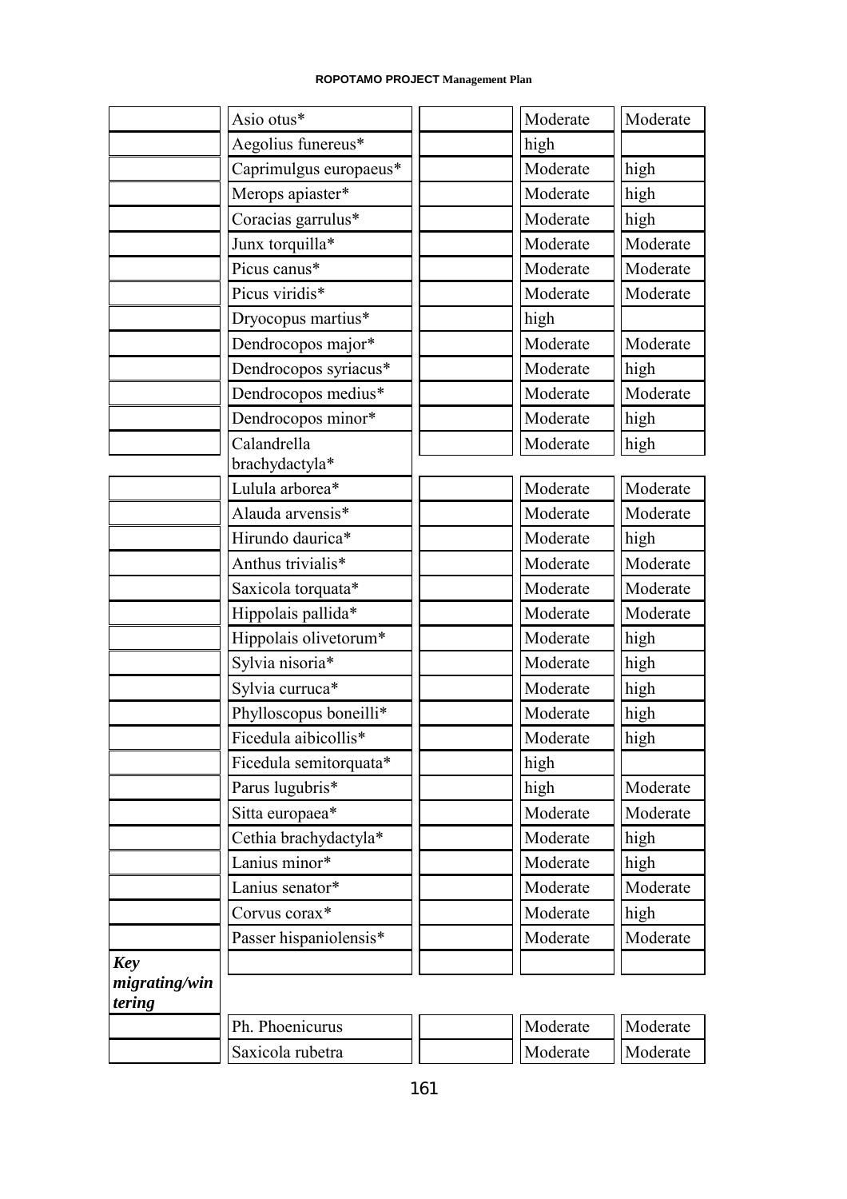| | | | | |
|---|---|---|---|---|
| | Asio otus* | | Moderate | Moderate |
| | Aegolius funereus* | | high | |
| | Caprimulgus europaeus* | | Moderate | high |
| | Merops apiaster* | | Moderate | high |
| | Coracias garrulus* | | Moderate | high |
| | Junx torquilla* | | Moderate | Moderate |
| | Picus canus* | | Moderate | Moderate |
| | Picus viridis* | | Moderate | Moderate |
| | Dryocopus martius* | | high | |
| | Dendrocopos major* | | Moderate | Moderate |
| | Dendrocopos syriacus* | | Moderate | high |
| | Dendrocopos medius* | | Moderate | Moderate |
| | Dendrocopos minor* | | Moderate | high |
| | Calandrella brachydactyla* | | Moderate | high |
| | Lulula arborea* | | Moderate | Moderate |
| | Alauda arvensis* | | Moderate | Moderate |
| | Hirundo daurica* | | Moderate | high |
| | Anthus trivialis* | | Moderate | Moderate |
| | Saxicola torquata* | | Moderate | Moderate |
| | Hippolais pallida* | | Moderate | Moderate |
| | Hippolais olivetorum* | | Moderate | high |
| | Sylvia nisoria* | | Moderate | high |
| | Sylvia curruca* | | Moderate | high |
| | Phylloscopus boneilli* | | Moderate | high |
| | Ficedula aibicollis* | | Moderate | high |
| | Ficedula semitorquata* | | high | |
| | Parus lugubris* | | high | Moderate |
| | Sitta europaea* | | Moderate | Moderate |
| | Cethia brachydactyla* | | Moderate | high |
| | Lanius minor* | | Moderate | high |
| | Lanius senator* | | Moderate | Moderate |
| | Corvus corax* | | Moderate | high |
| | Passer hispaniolensis* | | Moderate | Moderate |
| ***Key migrating/wintering*** | | | | |
| | Ph. Phoenicurus | | Moderate | Moderate |
| | Saxicola rubetra | | Moderate | Moderate |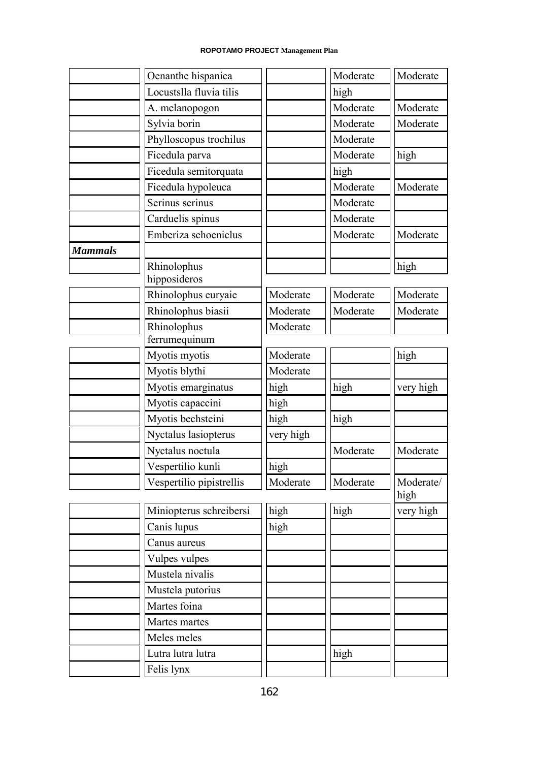| | | | | |
|---|---|---|---|---|
| | Oenanthe hispanica | | Moderate | Moderate |
| | Locustslla fluvia tilis | | high | |
| | A. melanopogon | | Moderate | Moderate |
| | Sylvia borin | | Moderate | Moderate |
| | Phylloscopus trochilus | | Moderate | |
| | Ficedula parva | | Moderate | high |
| | Ficedula semitorquata | | high | |
| | Ficedula hypoleuca | | Moderate | Moderate |
| | Serinus serinus | | Moderate | |
| | Carduelis spinus | | Moderate | |
| | Emberiza schoeniclus | | Moderate | Moderate |
| ***Mammals*** | | | | |
| | Rhinolophus hipposideros | | | high |
| | Rhinolophus euryaie | Moderate | Moderate | Moderate |
| | Rhinolophus biasii | Moderate | Moderate | Moderate |
| | Rhinolophus ferrumequinum | Moderate | | |
| | Myotis myotis | Moderate | | high |
| | Myotis blythi | Moderate | | |
| | Myotis emarginatus | high | high | very high |
| | Myotis capaccini | high | | |
| | Myotis bechsteini | high | high | |
| | Nyctalus lasiopterus | very high | | |
| | Nyctalus noctula | | Moderate | Moderate |
| | Vespertilio kunli | high | | |
| | Vespertilio pipistrellis | Moderate | Moderate | Moderate/ high |
| | Miniopterus schreibersi | high | high | very high |
| | Canis lupus | high | | |
| | Canus aureus | | | |
| | Vulpes vulpes | | | |
| | Mustela nivalis | | | |
| | Mustela putorius | | | |
| | Martes foina | | | |
| | Martes martes | | | |
| | Meles meles | | | |
| | Lutra lutra lutra | | high | |
| | Felis lynx | | | |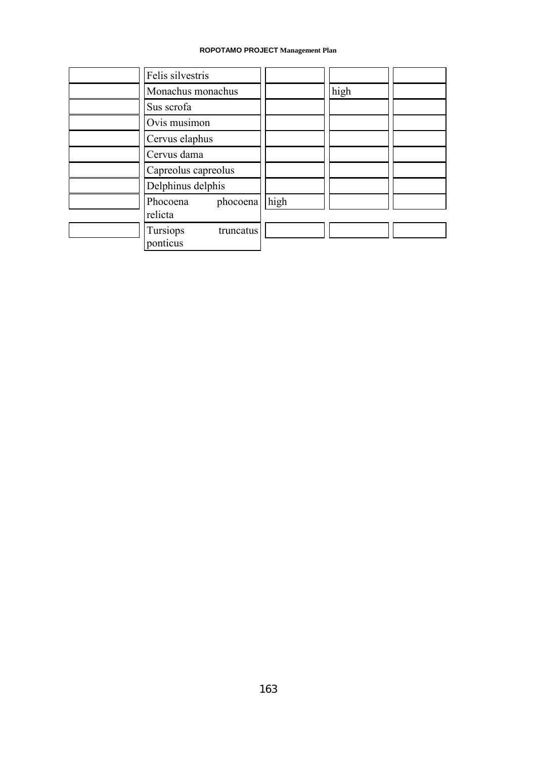| | | | | |
|---|---|---|---|---|
| | Felis silvestris | | | |
| | Monachus monachus | | high | |
| | Sus scrofa | | | |
| | Ovis musimon | | | |
| | Cervus elaphus | | | |
| | Cervus dama | | | |
| | Capreolus capreolus | | | |
| | Delphinus delphis | | | |
| | Phocoena phocoena relicta | high | | |
| | Tursiops truncatus ponticus | | | |